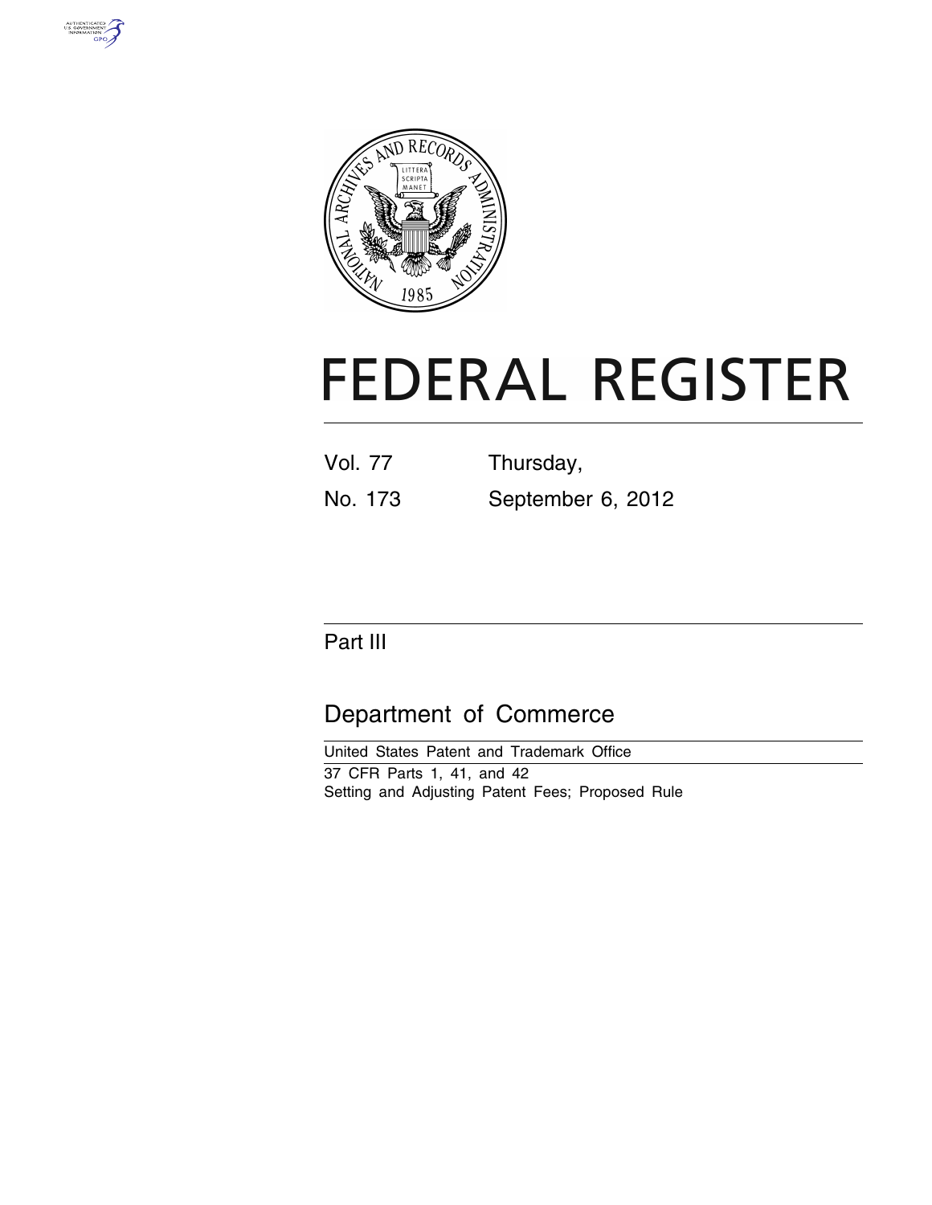# FEDERAL REGISTER

Vol. 77 Thursday,

No. 173 September 6, 2012

## Part III

## Department of Commerce

United States Patent and Trademark Office

37 CFR Parts 1, 41, and 42

Setting and Adjusting Patent Fees; Proposed Rule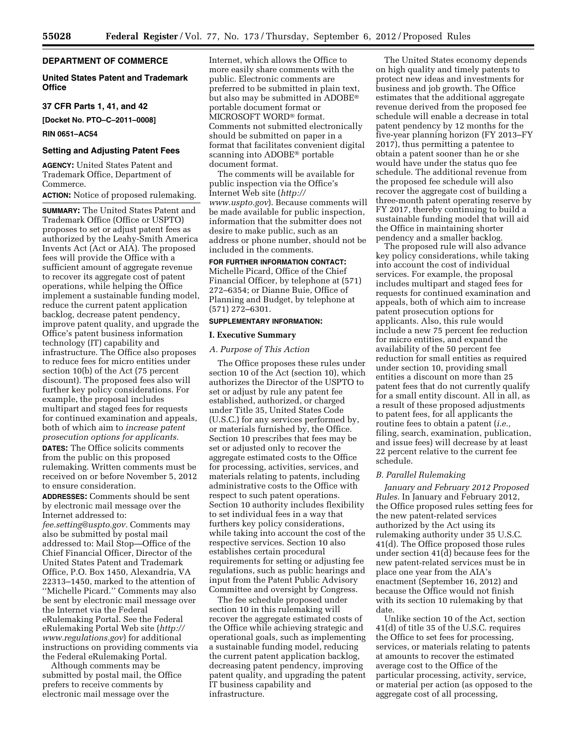## DEPARTMENT OF COMMERCE

### United States Patent and Trademark Office

### 37 CFR Parts 1, 41, and 42

**[Docket No. PTO–C–2011–0008]**

**RIN 0651–AC54**

### Setting and Adjusting Patent Fees

**AGENCY:** United States Patent and Trademark Office, Department of Commerce.

**ACTION:** Notice of proposed rulemaking.

**SUMMARY:** The United States Patent and Trademark Office (Office or USPTO) proposes to set or adjust patent fees as authorized by the Leahy-Smith America Invents Act (Act or AIA). The proposed fees will provide the Office with a sufficient amount of aggregate revenue to recover its aggregate cost of patent operations, while helping the Office implement a sustainable funding model, reduce the current patent application backlog, decrease patent pendency, improve patent quality, and upgrade the Office's patent business information technology (IT) capability and infrastructure. The Office also proposes to reduce fees for micro entities under section 10(b) of the Act (75 percent discount). The proposed fees also will further key policy considerations. For example, the proposal includes multipart and staged fees for requests for continued examination and appeals, both of which aim to *increase patent prosecution options for applicants.*

**DATES:** The Office solicits comments from the public on this proposed rulemaking. Written comments must be received on or before November 5, 2012 to ensure consideration.

**ADDRESSES:** Comments should be sent by electronic mail message over the Internet addressed to: *fee.setting@uspto.gov.* Comments may also be submitted by postal mail addressed to: Mail Stop—Office of the Chief Financial Officer, Director of the United States Patent and Trademark Office, P.O. Box 1450, Alexandria, VA 22313–1450, marked to the attention of ''Michelle Picard.'' Comments may also be sent by electronic mail message over the Internet via the Federal eRulemaking Portal. See the Federal eRulemaking Portal Web site (*http://www.regulations.gov*) for additional instructions on providing comments via the Federal eRulemaking Portal.

Although comments may be submitted by postal mail, the Office prefers to receive comments by electronic mail message over the Internet, which allows the Office to more easily share comments with the public. Electronic comments are preferred to be submitted in plain text, but also may be submitted in ADOBE® portable document format or MICROSOFT WORD® format. Comments not submitted electronically should be submitted on paper in a format that facilitates convenient digital scanning into ADOBE® portable document format.

The comments will be available for public inspection via the Office's Internet Web site (*http://www.uspto.gov*). Because comments will be made available for public inspection, information that the submitter does not desire to make public, such as an address or phone number, should not be included in the comments.

**FOR FURTHER INFORMATION CONTACT:** Michelle Picard, Office of the Chief Financial Officer, by telephone at (571) 272–6354; or Dianne Buie, Office of Planning and Budget, by telephone at (571) 272–6301.

**SUPPLEMENTARY INFORMATION:**

## I. Executive Summary

### *A. Purpose of This Action*

The Office proposes these rules under section 10 of the Act (section 10), which authorizes the Director of the USPTO to set or adjust by rule any patent fee established, authorized, or charged under Title 35, United States Code (U.S.C.) for any services performed by, or materials furnished by, the Office. Section 10 prescribes that fees may be set or adjusted only to recover the aggregate estimated costs to the Office for processing, activities, services, and materials relating to patents, including administrative costs to the Office with respect to such patent operations. Section 10 authority includes flexibility to set individual fees in a way that furthers key policy considerations, while taking into account the cost of the respective services. Section 10 also establishes certain procedural requirements for setting or adjusting fee regulations, such as public hearings and input from the Patent Public Advisory Committee and oversight by Congress.

The fee schedule proposed under section 10 in this rulemaking will recover the aggregate estimated costs of the Office while achieving strategic and operational goals, such as implementing a sustainable funding model, reducing the current patent application backlog, decreasing patent pendency, improving patent quality, and upgrading the patent IT business capability and infrastructure.

The United States economy depends on high quality and timely patents to protect new ideas and investments for business and job growth. The Office estimates that the additional aggregate revenue derived from the proposed fee schedule will enable a decrease in total patent pendency by 12 months for the five-year planning horizon (FY 2013–FY 2017), thus permitting a patentee to obtain a patent sooner than he or she would have under the status quo fee schedule. The additional revenue from the proposed fee schedule will also recover the aggregate cost of building a three-month patent operating reserve by FY 2017, thereby continuing to build a sustainable funding model that will aid the Office in maintaining shorter pendency and a smaller backlog.

The proposed rule will also advance key policy considerations, while taking into account the cost of individual services. For example, the proposal includes multipart and staged fees for requests for continued examination and appeals, both of which aim to increase patent prosecution options for applicants. Also, this rule would include a new 75 percent fee reduction for micro entities, and expand the availability of the 50 percent fee reduction for small entities as required under section 10, providing small entities a discount on more than 25 patent fees that do not currently qualify for a small entity discount. All in all, as a result of these proposed adjustments to patent fees, for all applicants the routine fees to obtain a patent (*i.e.,* filing, search, examination, publication, and issue fees) will decrease by at least 22 percent relative to the current fee schedule.

### *B. Parallel Rulemaking*

*January and February 2012 Proposed Rules.* In January and February 2012, the Office proposed rules setting fees for the new patent-related services authorized by the Act using its rulemaking authority under 35 U.S.C. 41(d). The Office proposed those rules under section 41(d) because fees for the new patent-related services must be in place one year from the AIA's enactment (September 16, 2012) and because the Office would not finish with its section 10 rulemaking by that date.

Unlike section 10 of the Act, section 41(d) of title 35 of the U.S.C. requires the Office to set fees for processing, services, or materials relating to patents at amounts to recover the estimated average cost to the Office of the particular processing, activity, service, or material per action (as opposed to the aggregate cost of all processing,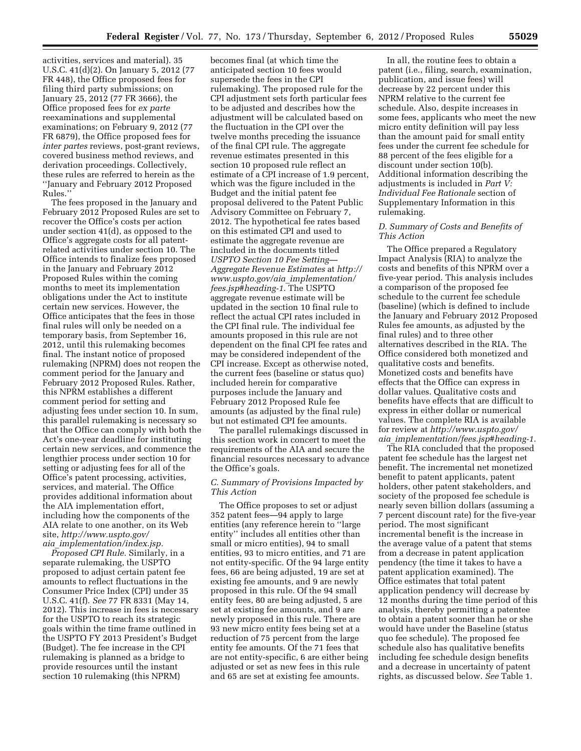activities, services and material). 35 U.S.C. 41(d)(2). On January 5, 2012 (77 FR 448), the Office proposed fees for filing third party submissions; on January 25, 2012 (77 FR 3666), the Office proposed fees for *ex parte* reexaminations and supplemental examinations; on February 9, 2012 (77 FR 6879), the Office proposed fees for *inter partes* reviews, post-grant reviews, covered business method reviews, and derivation proceedings. Collectively, these rules are referred to herein as the ''January and February 2012 Proposed Rules.''

The fees proposed in the January and February 2012 Proposed Rules are set to recover the Office's costs per action under section 41(d), as opposed to the Office's aggregate costs for all patent-related activities under section 10. The Office intends to finalize fees proposed in the January and February 2012 Proposed Rules within the coming months to meet its implementation obligations under the Act to institute certain new services. However, the Office anticipates that the fees in those final rules will only be needed on a temporary basis, from September 16, 2012, until this rulemaking becomes final. The instant notice of proposed rulemaking (NPRM) does not reopen the comment period for the January and February 2012 Proposed Rules. Rather, this NPRM establishes a different comment period for setting and adjusting fees under section 10. In sum, this parallel rulemaking is necessary so that the Office can comply with both the Act's one-year deadline for instituting certain new services, and commence the lengthier process under section 10 for setting or adjusting fees for all of the Office's patent processing, activities, services, and material. The Office provides additional information about the AIA implementation effort, including how the components of the AIA relate to one another, on its Web site, *http://www.uspto.gov/aia_implementation/index.jsp.*

*Proposed CPI Rule.* Similarly, in a separate rulemaking, the USPTO proposed to adjust certain patent fee amounts to reflect fluctuations in the Consumer Price Index (CPI) under 35 U.S.C. 41(f). *See* 77 FR 8331 (May 14, 2012). This increase in fees is necessary for the USPTO to reach its strategic goals within the time frame outlined in the USPTO FY 2013 President's Budget (Budget). The fee increase in the CPI rulemaking is planned as a bridge to provide resources until the instant section 10 rulemaking (this NPRM) becomes final (at which time the anticipated section 10 fees would supersede the fees in the CPI rulemaking). The proposed rule for the CPI adjustment sets forth particular fees to be adjusted and describes how the adjustment will be calculated based on the fluctuation in the CPI over the twelve months preceding the issuance of the final CPI rule. The aggregate revenue estimates presented in this section 10 proposed rule reflect an estimate of a CPI increase of 1.9 percent, which was the figure included in the Budget and the initial patent fee proposal delivered to the Patent Public Advisory Committee on February 7, 2012. The hypothetical fee rates based on this estimated CPI and used to estimate the aggregate revenue are included in the documents titled *USPTO Section 10 Fee Setting—Aggregate Revenue Estimates* at *http://www.uspto.gov/aia_implementation/fees.jsp#heading-1.* The USPTO aggregate revenue estimate will be updated in the section 10 final rule to reflect the actual CPI rates included in the CPI final rule. The individual fee amounts proposed in this rule are not dependent on the final CPI fee rates and may be considered independent of the CPI increase. Except as otherwise noted, the current fees (baseline or status quo) included herein for comparative purposes include the January and February 2012 Proposed Rule fee amounts (as adjusted by the final rule) but not estimated CPI fee amounts.

The parallel rulemakings discussed in this section work in concert to meet the requirements of the AIA and secure the financial resources necessary to advance the Office's goals.

### *C. Summary of Provisions Impacted by This Action*

The Office proposes to set or adjust 352 patent fees—94 apply to large entities (any reference herein to ''large entity'' includes all entities other than small or micro entities), 94 to small entities, 93 to micro entities, and 71 are not entity-specific. Of the 94 large entity fees, 66 are being adjusted, 19 are set at existing fee amounts, and 9 are newly proposed in this rule. Of the 94 small entity fees, 80 are being adjusted, 5 are set at existing fee amounts, and 9 are newly proposed in this rule. There are 93 new micro entity fees being set at a reduction of 75 percent from the large entity fee amounts. Of the 71 fees that are not entity-specific, 6 are either being adjusted or set as new fees in this rule and 65 are set at existing fee amounts.

In all, the routine fees to obtain a patent (i.e., filing, search, examination, publication, and issue fees) will decrease by 22 percent under this NPRM relative to the current fee schedule. Also, despite increases in some fees, applicants who meet the new micro entity definition will pay less than the amount paid for small entity fees under the current fee schedule for 88 percent of the fees eligible for a discount under section 10(b). Additional information describing the adjustments is included in *Part V: Individual Fee Rationale* section of Supplementary Information in this rulemaking.

### *D. Summary of Costs and Benefits of This Action*

The Office prepared a Regulatory Impact Analysis (RIA) to analyze the costs and benefits of this NPRM over a five-year period. This analysis includes a comparison of the proposed fee schedule to the current fee schedule (baseline) (which is defined to include the January and February 2012 Proposed Rules fee amounts, as adjusted by the final rules) and to three other alternatives described in the RIA. The Office considered both monetized and qualitative costs and benefits. Monetized costs and benefits have effects that the Office can express in dollar values. Qualitative costs and benefits have effects that are difficult to express in either dollar or numerical values. The complete RIA is available for review at *http://www.uspto.gov/aia_implementation/fees.jsp#heading-1.*

The RIA concluded that the proposed patent fee schedule has the largest net benefit. The incremental net monetized benefit to patent applicants, patent holders, other patent stakeholders, and society of the proposed fee schedule is nearly seven billion dollars (assuming a 7 percent discount rate) for the five-year period. The most significant incremental benefit is the increase in the average value of a patent that stems from a decrease in patent application pendency (the time it takes to have a patent application examined). The Office estimates that total patent application pendency will decrease by 12 months during the time period of this analysis, thereby permitting a patentee to obtain a patent sooner than he or she would have under the Baseline (status quo fee schedule). The proposed fee schedule also has qualitative benefits including fee schedule design benefits and a decrease in uncertainty of patent rights, as discussed below. *See* Table 1.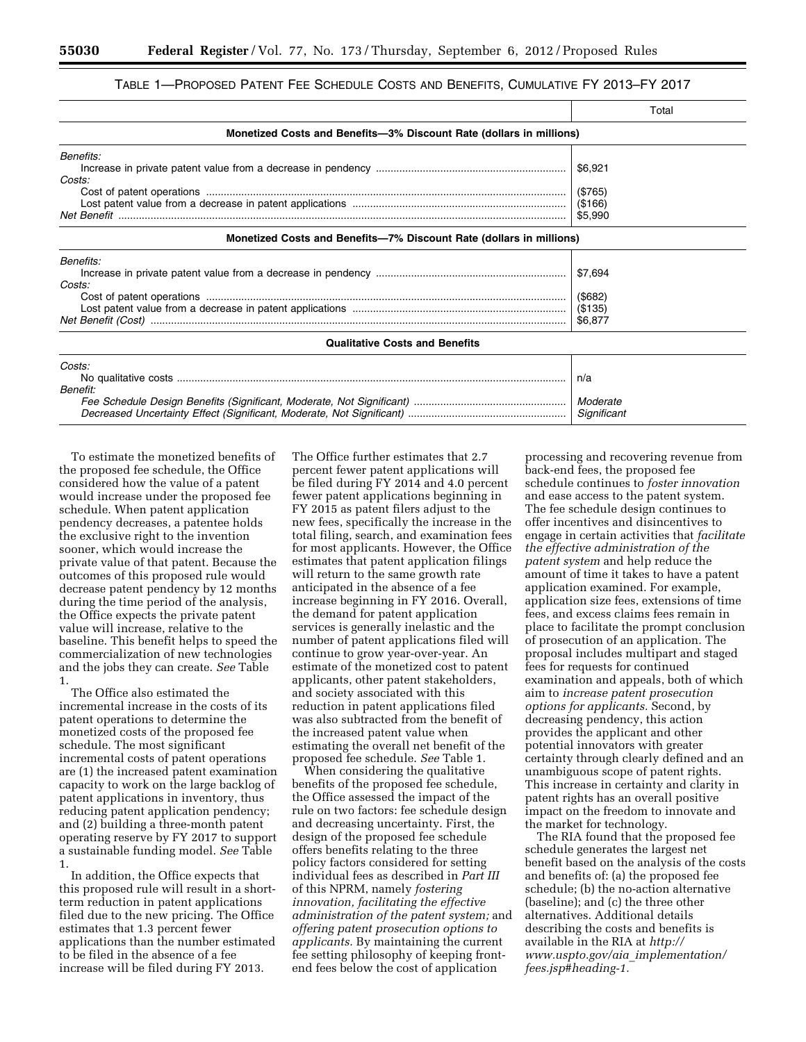TABLE 1—PROPOSED PATENT FEE SCHEDULE COSTS AND BENEFITS, CUMULATIVE FY 2013–FY 2017

| | Total |
|---|---|
| **Monetized Costs and Benefits—3% Discount Rate (dollars in millions)** | |
| *Benefits:* | |
| Increase in private patent value from a decrease in pendency | $6,921 |
| *Costs:* | |
| Cost of patent operations | ($765) |
| Lost patent value from a decrease in patent applications | ($166) |
| *Net Benefit* | $5,990 |
| **Monetized Costs and Benefits—7% Discount Rate (dollars in millions)** | |
| *Benefits:* | |
| Increase in private patent value from a decrease in pendency | $7,694 |
| *Costs:* | |
| Cost of patent operations | ($682) |
| Lost patent value from a decrease in patent applications | ($135) |
| *Net Benefit (Cost)* | $6,877 |
| **Qualitative Costs and Benefits** | |
| *Costs:* | |
| No qualitative costs | n/a |
| *Benefit:* | |
| *Fee Schedule Design Benefits (Significant, Moderate, Not Significant)* | *Moderate* |
| *Decreased Uncertainty Effect (Significant, Moderate, Not Significant)* | *Significant* |

To estimate the monetized benefits of the proposed fee schedule, the Office considered how the value of a patent would increase under the proposed fee schedule. When patent application pendency decreases, a patentee holds the exclusive right to the invention sooner, which would increase the private value of that patent. Because the outcomes of this proposed rule would decrease patent pendency by 12 months during the time period of the analysis, the Office expects the private patent value will increase, relative to the baseline. This benefit helps to speed the commercialization of new technologies and the jobs they can create. *See* Table 1.

The Office also estimated the incremental increase in the costs of its patent operations to determine the monetized costs of the proposed fee schedule. The most significant incremental costs of patent operations are (1) the increased patent examination capacity to work on the large backlog of patent applications in inventory, thus reducing patent application pendency; and (2) building a three-month patent operating reserve by FY 2017 to support a sustainable funding model. *See* Table 1.

In addition, the Office expects that this proposed rule will result in a short-term reduction in patent applications filed due to the new pricing. The Office estimates that 1.3 percent fewer applications than the number estimated to be filed in the absence of a fee increase will be filed during FY 2013. The Office further estimates that 2.7 percent fewer patent applications will be filed during FY 2014 and 4.0 percent fewer patent applications beginning in FY 2015 as patent filers adjust to the new fees, specifically the increase in the total filing, search, and examination fees for most applicants. However, the Office estimates that patent application filings will return to the same growth rate anticipated in the absence of a fee increase beginning in FY 2016. Overall, the demand for patent application services is generally inelastic and the number of patent applications filed will continue to grow year-over-year. An estimate of the monetized cost to patent applicants, other patent stakeholders, and society associated with this reduction in patent applications filed was also subtracted from the benefit of the increased patent value when estimating the overall net benefit of the proposed fee schedule. *See* Table 1.

When considering the qualitative benefits of the proposed fee schedule, the Office assessed the impact of the rule on two factors: fee schedule design and decreasing uncertainty. First, the design of the proposed fee schedule offers benefits relating to the three policy factors considered for setting individual fees as described in *Part III* of this NPRM, namely *fostering innovation, facilitating the effective administration of the patent system;* and *offering patent prosecution options to applicants.* By maintaining the current fee setting philosophy of keeping front-end fees below the cost of application processing and recovering revenue from back-end fees, the proposed fee schedule continues to *foster innovation* and ease access to the patent system. The fee schedule design continues to offer incentives and disincentives to engage in certain activities that *facilitate the effective administration of the patent system* and help reduce the amount of time it takes to have a patent application examined. For example, application size fees, extensions of time fees, and excess claims fees remain in place to facilitate the prompt conclusion of prosecution of an application. The proposal includes multipart and staged fees for requests for continued examination and appeals, both of which aim to *increase patent prosecution options for applicants.* Second, by decreasing pendency, this action provides the applicant and other potential innovators with greater certainty through clearly defined and an unambiguous scope of patent rights. This increase in certainty and clarity in patent rights has an overall positive impact on the freedom to innovate and the market for technology.

The RIA found that the proposed fee schedule generates the largest net benefit based on the analysis of the costs and benefits of: (a) the proposed fee schedule; (b) the no-action alternative (baseline); and (c) the three other alternatives. Additional details describing the costs and benefits is available in the RIA at *http://www.uspto.gov/aia_implementation/fees.jsp#heading-1.*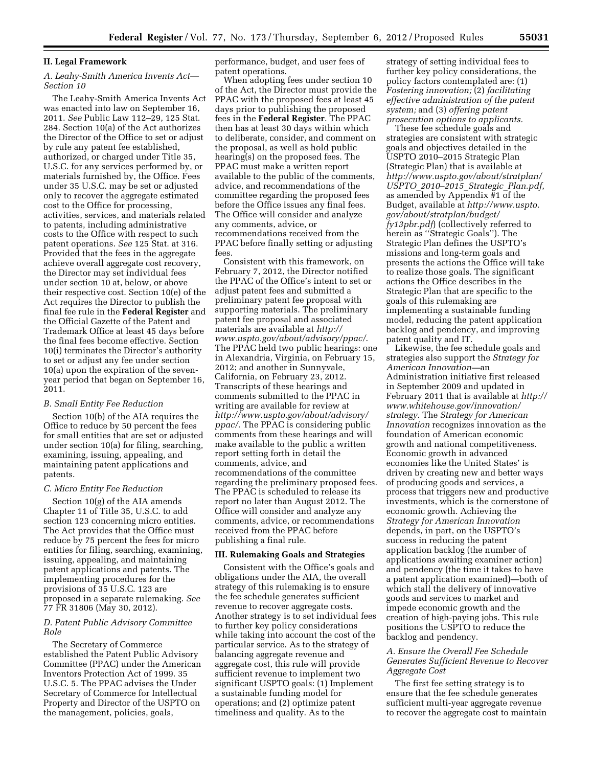## II. Legal Framework

### A. Leahy-Smith America Invents Act—Section 10

The Leahy-Smith America Invents Act was enacted into law on September 16, 2011. *See* Public Law 112–29, 125 Stat. 284. Section 10(a) of the Act authorizes the Director of the Office to set or adjust by rule any patent fee established, authorized, or charged under Title 35, U.S.C. for any services performed by, or materials furnished by, the Office. Fees under 35 U.S.C. may be set or adjusted only to recover the aggregate estimated cost to the Office for processing, activities, services, and materials related to patents, including administrative costs to the Office with respect to such patent operations. *See* 125 Stat. at 316. Provided that the fees in the aggregate achieve overall aggregate cost recovery, the Director may set individual fees under section 10 at, below, or above their respective cost. Section 10(e) of the Act requires the Director to publish the final fee rule in the **Federal Register** and the Official Gazette of the Patent and Trademark Office at least 45 days before the final fees become effective. Section 10(i) terminates the Director's authority to set or adjust any fee under section 10(a) upon the expiration of the seven-year period that began on September 16, 2011.

### B. Small Entity Fee Reduction

Section 10(b) of the AIA requires the Office to reduce by 50 percent the fees for small entities that are set or adjusted under section 10(a) for filing, searching, examining, issuing, appealing, and maintaining patent applications and patents.

### C. Micro Entity Fee Reduction

Section 10(g) of the AIA amends Chapter 11 of Title 35, U.S.C. to add section 123 concerning micro entities. The Act provides that the Office must reduce by 75 percent the fees for micro entities for filing, searching, examining, issuing, appealing, and maintaining patent applications and patents. The implementing procedures for the provisions of 35 U.S.C. 123 are proposed in a separate rulemaking. *See* 77 FR 31806 (May 30, 2012).

### D. Patent Public Advisory Committee Role

The Secretary of Commerce established the Patent Public Advisory Committee (PPAC) under the American Inventors Protection Act of 1999. 35 U.S.C. 5. The PPAC advises the Under Secretary of Commerce for Intellectual Property and Director of the USPTO on the management, policies, goals, performance, budget, and user fees of patent operations.

When adopting fees under section 10 of the Act, the Director must provide the PPAC with the proposed fees at least 45 days prior to publishing the proposed fees in the **Federal Register**. The PPAC then has at least 30 days within which to deliberate, consider, and comment on the proposal, as well as hold public hearing(s) on the proposed fees. The PPAC must make a written report available to the public of the comments, advice, and recommendations of the committee regarding the proposed fees before the Office issues any final fees. The Office will consider and analyze any comments, advice, or recommendations received from the PPAC before finally setting or adjusting fees.

Consistent with this framework, on February 7, 2012, the Director notified the PPAC of the Office's intent to set or adjust patent fees and submitted a preliminary patent fee proposal with supporting materials. The preliminary patent fee proposal and associated materials are available at *http://www.uspto.gov/about/advisory/ppac/*. The PPAC held two public hearings: one in Alexandria, Virginia, on February 15, 2012; and another in Sunnyvale, California, on February 23, 2012. Transcripts of these hearings and comments submitted to the PPAC in writing are available for review at *http://www.uspto.gov/about/advisory/ppac/*. The PPAC is considering public comments from these hearings and will make available to the public a written report setting forth in detail the comments, advice, and recommendations of the committee regarding the preliminary proposed fees. The PPAC is scheduled to release its report no later than August 2012. The Office will consider and analyze any comments, advice, or recommendations received from the PPAC before publishing a final rule.

## III. Rulemaking Goals and Strategies

Consistent with the Office's goals and obligations under the AIA, the overall strategy of this rulemaking is to ensure the fee schedule generates sufficient revenue to recover aggregate costs. Another strategy is to set individual fees to further key policy considerations while taking into account the cost of the particular service. As to the strategy of balancing aggregate revenue and aggregate cost, this rule will provide sufficient revenue to implement two significant USPTO goals: (1) Implement a sustainable funding model for operations; and (2) optimize patent timeliness and quality. As to the strategy of setting individual fees to further key policy considerations, the policy factors contemplated are: (1) *Fostering innovation;* (2) *facilitating effective administration of the patent system;* and (3) *offering patent prosecution options to applicants.*

These fee schedule goals and strategies are consistent with strategic goals and objectives detailed in the USPTO 2010–2015 Strategic Plan (Strategic Plan) that is available at *http://www.uspto.gov/about/stratplan/USPTO_2010–2015_Strategic_Plan.pdf*, as amended by Appendix #1 of the Budget, available at *http://www.uspto.gov/about/stratplan/budget/fy13pbr.pdf*) (collectively referred to herein as "Strategic Goals"). The Strategic Plan defines the USPTO's missions and long-term goals and presents the actions the Office will take to realize those goals. The significant actions the Office describes in the Strategic Plan that are specific to the goals of this rulemaking are implementing a sustainable funding model, reducing the patent application backlog and pendency, and improving patent quality and IT.

Likewise, the fee schedule goals and strategies also support the *Strategy for American Innovation*—an Administration initiative first released in September 2009 and updated in February 2011 that is available at *http://www.whitehouse.gov/innovation/strategy*. The *Strategy for American Innovation* recognizes innovation as the foundation of American economic growth and national competitiveness. Economic growth in advanced economies like the United States' is driven by creating new and better ways of producing goods and services, a process that triggers new and productive investments, which is the cornerstone of economic growth. Achieving the *Strategy for American Innovation* depends, in part, on the USPTO's success in reducing the patent application backlog (the number of applications awaiting examiner action) and pendency (the time it takes to have a patent application examined)—both of which stall the delivery of innovative goods and services to market and impede economic growth and the creation of high-paying jobs. This rule positions the USPTO to reduce the backlog and pendency.

### A. Ensure the Overall Fee Schedule Generates Sufficient Revenue to Recover Aggregate Cost

The first fee setting strategy is to ensure that the fee schedule generates sufficient multi-year aggregate revenue to recover the aggregate cost to maintain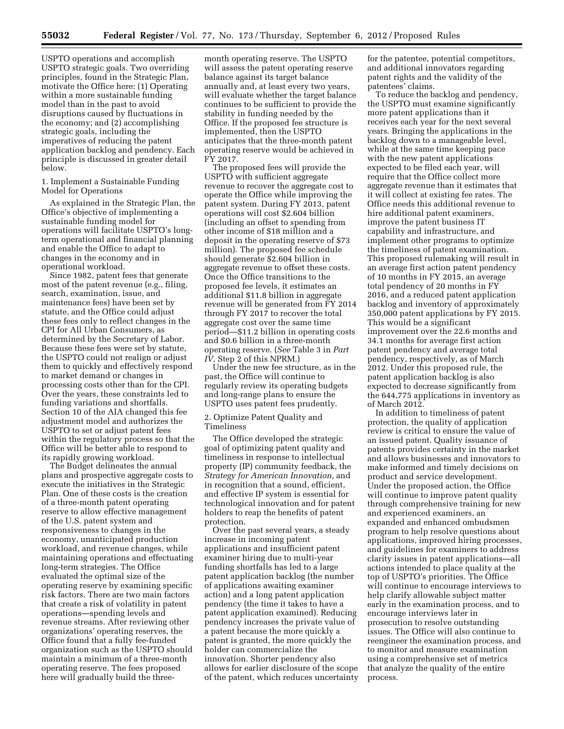USPTO operations and accomplish USPTO strategic goals. Two overriding principles, found in the Strategic Plan, motivate the Office here: (1) Operating within a more sustainable funding model than in the past to avoid disruptions caused by fluctuations in the economy; and (2) accomplishing strategic goals, including the imperatives of reducing the patent application backlog and pendency. Each principle is discussed in greater detail below.

1. Implement a Sustainable Funding Model for Operations

As explained in the Strategic Plan, the Office's objective of implementing a sustainable funding model for operations will facilitate USPTO's long-term operational and financial planning and enable the Office to adapt to changes in the economy and in operational workload.

Since 1982, patent fees that generate most of the patent revenue (e.g., filing, search, examination, issue, and maintenance fees) have been set by statute, and the Office could adjust these fees only to reflect changes in the CPI for All Urban Consumers, as determined by the Secretary of Labor. Because these fees were set by statute, the USPTO could not realign or adjust them to quickly and effectively respond to market demand or changes in processing costs other than for the CPI. Over the years, these constraints led to funding variations and shortfalls. Section 10 of the AIA changed this fee adjustment model and authorizes the USPTO to set or adjust patent fees within the regulatory process so that the Office will be better able to respond to its rapidly growing workload.

The Budget delineates the annual plans and prospective aggregate costs to execute the initiatives in the Strategic Plan. One of these costs is the creation of a three-month patent operating reserve to allow effective management of the U.S. patent system and responsiveness to changes in the economy, unanticipated production workload, and revenue changes, while maintaining operations and effectuating long-term strategies. The Office evaluated the optimal size of the operating reserve by examining specific risk factors. There are two main factors that create a risk of volatility in patent operations—spending levels and revenue streams. After reviewing other organizations' operating reserves, the Office found that a fully fee-funded organization such as the USPTO should maintain a minimum of a three-month operating reserve. The fees proposed here will gradually build the three-month operating reserve. The USPTO will assess the patent operating reserve balance against its target balance annually and, at least every two years, will evaluate whether the target balance continues to be sufficient to provide the stability in funding needed by the Office. If the proposed fee structure is implemented, then the USPTO anticipates that the three-month patent operating reserve would be achieved in FY 2017.

The proposed fees will provide the USPTO with sufficient aggregate revenue to recover the aggregate cost to operate the Office while improving the patent system. During FY 2013, patent operations will cost $2.604 billion (including an offset to spending from other income of $18 million and a deposit in the operating reserve of $73 million). The proposed fee schedule should generate $2.604 billion in aggregate revenue to offset these costs. Once the Office transitions to the proposed fee levels, it estimates an additional $11.8 billion in aggregate revenue will be generated from FY 2014 through FY 2017 to recover the total aggregate cost over the same time period—$11.2 billion in operating costs and $0.6 billion in a three-month operating reserve. (*See* Table 3 in *Part IV*, Step 2 of this NPRM.)

Under the new fee structure, as in the past, the Office will continue to regularly review its operating budgets and long-range plans to ensure the USPTO uses patent fees prudently.

2. Optimize Patent Quality and Timeliness

The Office developed the strategic goal of optimizing patent quality and timeliness in response to intellectual property (IP) community feedback, the *Strategy for American Innovation,* and in recognition that a sound, efficient, and effective IP system is essential for technological innovation and for patent holders to reap the benefits of patent protection.

Over the past several years, a steady increase in incoming patent applications and insufficient patent examiner hiring due to multi-year funding shortfalls has led to a large patent application backlog (the number of applications awaiting examiner action) and a long patent application pendency (the time it takes to have a patent application examined). Reducing pendency increases the private value of a patent because the more quickly a patent is granted, the more quickly the holder can commercialize the innovation. Shorter pendency also allows for earlier disclosure of the scope of the patent, which reduces uncertainty for the patentee, potential competitors, and additional innovators regarding patent rights and the validity of the patentees' claims.

To reduce the backlog and pendency, the USPTO must examine significantly more patent applications than it receives each year for the next several years. Bringing the applications in the backlog down to a manageable level, while at the same time keeping pace with the new patent applications expected to be filed each year, will require that the Office collect more aggregate revenue than it estimates that it will collect at existing fee rates. The Office needs this additional revenue to hire additional patent examiners, improve the patent business IT capability and infrastructure, and implement other programs to optimize the timeliness of patent examination. This proposed rulemaking will result in an average first action patent pendency of 10 months in FY 2015, an average total pendency of 20 months in FY 2016, and a reduced patent application backlog and inventory of approximately 350,000 patent applications by FY 2015. This would be a significant improvement over the 22.6 months and 34.1 months for average first action patent pendency and average total pendency, respectively, as of March 2012. Under this proposed rule, the patent application backlog is also expected to decrease significantly from the 644,775 applications in inventory as of March 2012.

In addition to timeliness of patent protection, the quality of application review is critical to ensure the value of an issued patent. Quality issuance of patents provides certainty in the market and allows businesses and innovators to make informed and timely decisions on product and service development. Under the proposed action, the Office will continue to improve patent quality through comprehensive training for new and experienced examiners, an expanded and enhanced ombudsmen program to help resolve questions about applications, improved hiring processes, and guidelines for examiners to address clarity issues in patent applications—all actions intended to place quality at the top of USPTO's priorities. The Office will continue to encourage interviews to help clarify allowable subject matter early in the examination process, and to encourage interviews later in prosecution to resolve outstanding issues. The Office will also continue to reengineer the examination process, and to monitor and measure examination using a comprehensive set of metrics that analyze the quality of the entire process.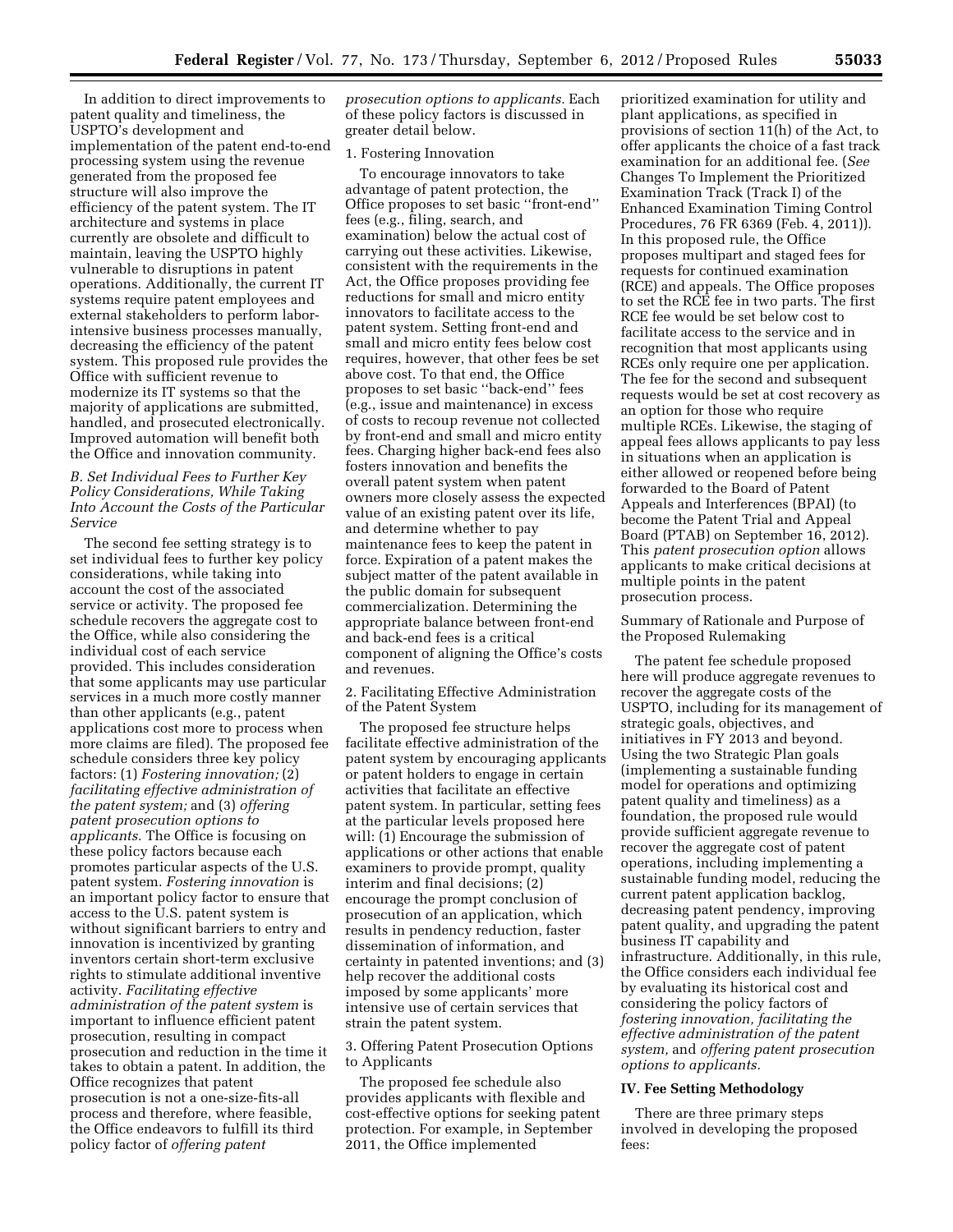In addition to direct improvements to patent quality and timeliness, the USPTO's development and implementation of the patent end-to-end processing system using the revenue generated from the proposed fee structure will also improve the efficiency of the patent system. The IT architecture and systems in place currently are obsolete and difficult to maintain, leaving the USPTO highly vulnerable to disruptions in patent operations. Additionally, the current IT systems require patent employees and external stakeholders to perform labor-intensive business processes manually, decreasing the efficiency of the patent system. This proposed rule provides the Office with sufficient revenue to modernize its IT systems so that the majority of applications are submitted, handled, and prosecuted electronically. Improved automation will benefit both the Office and innovation community.

### *B. Set Individual Fees to Further Key Policy Considerations, While Taking Into Account the Costs of the Particular Service*

The second fee setting strategy is to set individual fees to further key policy considerations, while taking into account the cost of the associated service or activity. The proposed fee schedule recovers the aggregate cost to the Office, while also considering the individual cost of each service provided. This includes consideration that some applicants may use particular services in a much more costly manner than other applicants (e.g., patent applications cost more to process when more claims are filed). The proposed fee schedule considers three key policy factors: (1) *Fostering innovation;* (2) *facilitating effective administration of the patent system;* and (3) *offering patent prosecution options to applicants.* The Office is focusing on these policy factors because each promotes particular aspects of the U.S. patent system. *Fostering innovation* is an important policy factor to ensure that access to the U.S. patent system is without significant barriers to entry and innovation is incentivized by granting inventors certain short-term exclusive rights to stimulate additional inventive activity. *Facilitating effective administration of the patent system* is important to influence efficient patent prosecution, resulting in compact prosecution and reduction in the time it takes to obtain a patent. In addition, the Office recognizes that patent prosecution is not a one-size-fits-all process and therefore, where feasible, the Office endeavors to fulfill its third policy factor of *offering patent prosecution options to applicants.* Each of these policy factors is discussed in greater detail below.

#### 1. Fostering Innovation

To encourage innovators to take advantage of patent protection, the Office proposes to set basic ''front-end'' fees (e.g., filing, search, and examination) below the actual cost of carrying out these activities. Likewise, consistent with the requirements in the Act, the Office proposes providing fee reductions for small and micro entity innovators to facilitate access to the patent system. Setting front-end and small and micro entity fees below cost requires, however, that other fees be set above cost. To that end, the Office proposes to set basic ''back-end'' fees (e.g., issue and maintenance) in excess of costs to recoup revenue not collected by front-end and small and micro entity fees. Charging higher back-end fees also fosters innovation and benefits the overall patent system when patent owners more closely assess the expected value of an existing patent over its life, and determine whether to pay maintenance fees to keep the patent in force. Expiration of a patent makes the subject matter of the patent available in the public domain for subsequent commercialization. Determining the appropriate balance between front-end and back-end fees is a critical component of aligning the Office's costs and revenues.

#### 2. Facilitating Effective Administration of the Patent System

The proposed fee structure helps facilitate effective administration of the patent system by encouraging applicants or patent holders to engage in certain activities that facilitate an effective patent system. In particular, setting fees at the particular levels proposed here will: (1) Encourage the submission of applications or other actions that enable examiners to provide prompt, quality interim and final decisions; (2) encourage the prompt conclusion of prosecution of an application, which results in pendency reduction, faster dissemination of information, and certainty in patented inventions; and (3) help recover the additional costs imposed by some applicants' more intensive use of certain services that strain the patent system.

#### 3. Offering Patent Prosecution Options to Applicants

The proposed fee schedule also provides applicants with flexible and cost-effective options for seeking patent protection. For example, in September 2011, the Office implemented prioritized examination for utility and plant applications, as specified in provisions of section 11(h) of the Act, to offer applicants the choice of a fast track examination for an additional fee. (*See* Changes To Implement the Prioritized Examination Track (Track I) of the Enhanced Examination Timing Control Procedures, 76 FR 6369 (Feb. 4, 2011)). In this proposed rule, the Office proposes multipart and staged fees for requests for continued examination (RCE) and appeals. The Office proposes to set the RCE fee in two parts. The first RCE fee would be set below cost to facilitate access to the service and in recognition that most applicants using RCEs only require one per application. The fee for the second and subsequent requests would be set at cost recovery as an option for those who require multiple RCEs. Likewise, the staging of appeal fees allows applicants to pay less in situations when an application is either allowed or reopened before being forwarded to the Board of Patent Appeals and Interferences (BPAI) (to become the Patent Trial and Appeal Board (PTAB) on September 16, 2012). This *patent prosecution option* allows applicants to make critical decisions at multiple points in the patent prosecution process.

#### Summary of Rationale and Purpose of the Proposed Rulemaking

The patent fee schedule proposed here will produce aggregate revenues to recover the aggregate costs of the USPTO, including for its management of strategic goals, objectives, and initiatives in FY 2013 and beyond. Using the two Strategic Plan goals (implementing a sustainable funding model for operations and optimizing patent quality and timeliness) as a foundation, the proposed rule would provide sufficient aggregate revenue to recover the aggregate cost of patent operations, including implementing a sustainable funding model, reducing the current patent application backlog, decreasing patent pendency, improving patent quality, and upgrading the patent business IT capability and infrastructure. Additionally, in this rule, the Office considers each individual fee by evaluating its historical cost and considering the policy factors of *fostering innovation, facilitating the effective administration of the patent system,* and *offering patent prosecution options to applicants.*

## IV. Fee Setting Methodology

There are three primary steps involved in developing the proposed fees: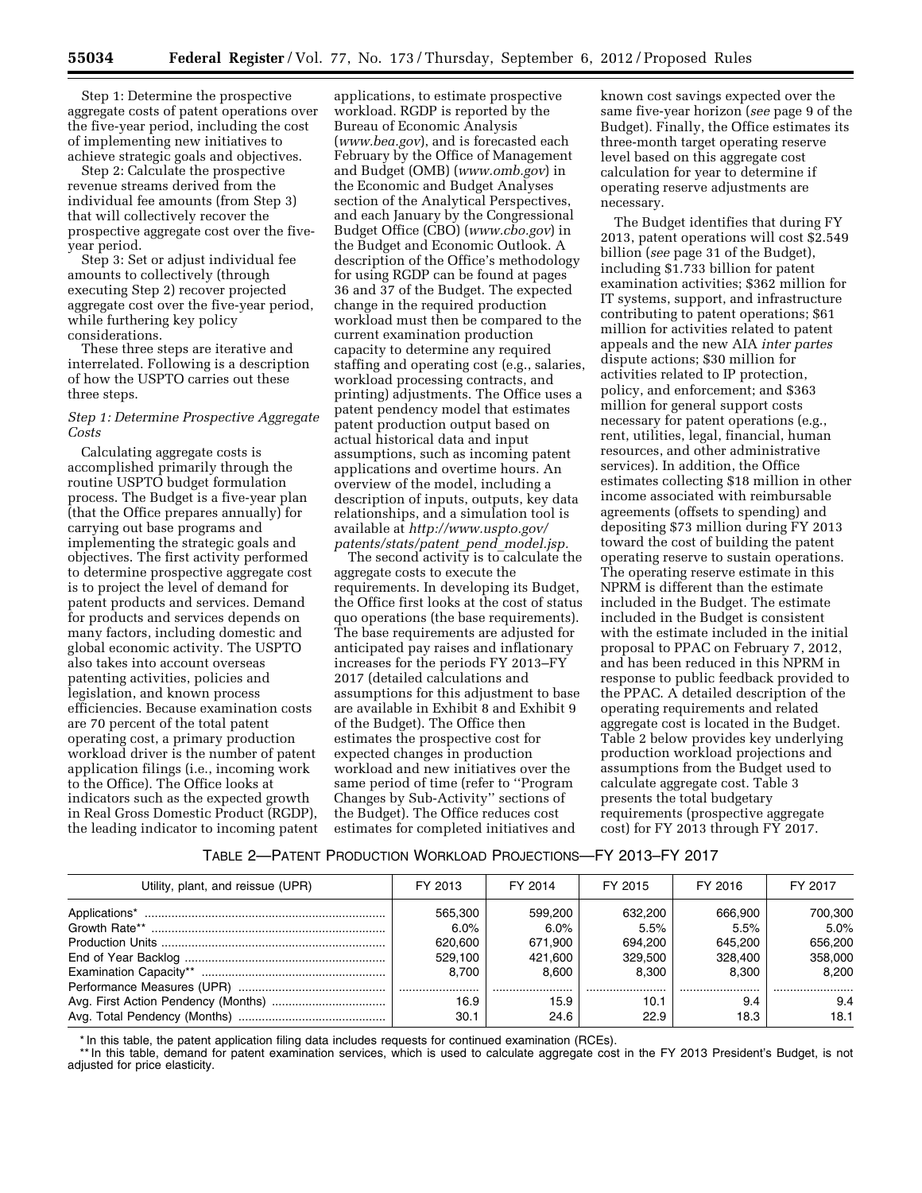Step 1: Determine the prospective aggregate costs of patent operations over the five-year period, including the cost of implementing new initiatives to achieve strategic goals and objectives.

Step 2: Calculate the prospective revenue streams derived from the individual fee amounts (from Step 3) that will collectively recover the prospective aggregate cost over the five-year period.

Step 3: Set or adjust individual fee amounts to collectively (through executing Step 2) recover projected aggregate cost over the five-year period, while furthering key policy considerations.

These three steps are iterative and interrelated. Following is a description of how the USPTO carries out these three steps.

*Step 1: Determine Prospective Aggregate Costs*

Calculating aggregate costs is accomplished primarily through the routine USPTO budget formulation process. The Budget is a five-year plan (that the Office prepares annually) for carrying out base programs and implementing the strategic goals and objectives. The first activity performed to determine prospective aggregate cost is to project the level of demand for patent products and services. Demand for products and services depends on many factors, including domestic and global economic activity. The USPTO also takes into account overseas patenting activities, policies and legislation, and known process efficiencies. Because examination costs are 70 percent of the total patent operating cost, a primary production workload driver is the number of patent application filings (i.e., incoming work to the Office). The Office looks at indicators such as the expected growth in Real Gross Domestic Product (RGDP), the leading indicator to incoming patent applications, to estimate prospective workload. RGDP is reported by the Bureau of Economic Analysis (*www.bea.gov*), and is forecasted each February by the Office of Management and Budget (OMB) (*www.omb.gov*) in the Economic and Budget Analyses section of the Analytical Perspectives, and each January by the Congressional Budget Office (CBO) (*www.cbo.gov*) in the Budget and Economic Outlook. A description of the Office's methodology for using RGDP can be found at pages 36 and 37 of the Budget. The expected change in the required production workload must then be compared to the current examination production capacity to determine any required staffing and operating cost (e.g., salaries, workload processing contracts, and printing) adjustments. The Office uses a patent pendency model that estimates patent production output based on actual historical data and input assumptions, such as incoming patent applications and overtime hours. An overview of the model, including a description of inputs, outputs, key data relationships, and a simulation tool is available at *http://www.uspto.gov/patents/stats/patent_pend_model.jsp*.

The second activity is to calculate the aggregate costs to execute the requirements. In developing its Budget, the Office first looks at the cost of status quo operations (the base requirements). The base requirements are adjusted for anticipated pay raises and inflationary increases for the periods FY 2013–FY 2017 (detailed calculations and assumptions for this adjustment to base are available in Exhibit 8 and Exhibit 9 of the Budget). The Office then estimates the prospective cost for expected changes in production workload and new initiatives over the same period of time (refer to ''Program Changes by Sub-Activity'' sections of the Budget). The Office reduces cost estimates for completed initiatives and known cost savings expected over the same five-year horizon (*see* page 9 of the Budget). Finally, the Office estimates its three-month target operating reserve level based on this aggregate cost calculation for year to determine if operating reserve adjustments are necessary.

The Budget identifies that during FY 2013, patent operations will cost $2.549 billion (*see* page 31 of the Budget), including $1.733 billion for patent examination activities; $362 million for IT systems, support, and infrastructure contributing to patent operations; $61 million for activities related to patent appeals and the new AIA *inter partes* dispute actions; $30 million for activities related to IP protection, policy, and enforcement; and $363 million for general support costs necessary for patent operations (e.g., rent, utilities, legal, financial, human resources, and other administrative services). In addition, the Office estimates collecting $18 million in other income associated with reimbursable agreements (offsets to spending) and depositing $73 million during FY 2013 toward the cost of building the patent operating reserve to sustain operations. The operating reserve estimate in this NPRM is different than the estimate included in the Budget. The estimate included in the Budget is consistent with the estimate included in the initial proposal to PPAC on February 7, 2012, and has been reduced in this NPRM in response to public feedback provided to the PPAC. A detailed description of the operating requirements and related aggregate cost is located in the Budget. Table 2 below provides key underlying production workload projections and assumptions from the Budget used to calculate aggregate cost. Table 3 presents the total budgetary requirements (prospective aggregate cost) for FY 2013 through FY 2017.

TABLE 2—PATENT PRODUCTION WORKLOAD PROJECTIONS—FY 2013–FY 2017

| Utility, plant, and reissue (UPR) | FY 2013 | FY 2014 | FY 2015 | FY 2016 | FY 2017 |
|---|---|---|---|---|---|
| Applications* | 565,300 | 599,200 | 632,200 | 666,900 | 700,300 |
| Growth Rate** | 6.0% | 6.0% | 5.5% | 5.5% | 5.0% |
| Production Units | 620,600 | 671,900 | 694,200 | 645,200 | 656,200 |
| End of Year Backlog | 529,100 | 421,600 | 329,500 | 328,400 | 358,000 |
| Examination Capacity** | 8,700 | 8,600 | 8,300 | 8,300 | 8,200 |
| Performance Measures (UPR) | | | | | |
| Avg. First Action Pendency (Months) | 16.9 | 15.9 | 10.1 | 9.4 | 9.4 |
| Avg. Total Pendency (Months) | 30.1 | 24.6 | 22.9 | 18.3 | 18.1 |

\* In this table, the patent application filing data includes requests for continued examination (RCEs).

\*\* In this table, demand for patent examination services, which is used to calculate aggregate cost in the FY 2013 President's Budget, is not adjusted for price elasticity.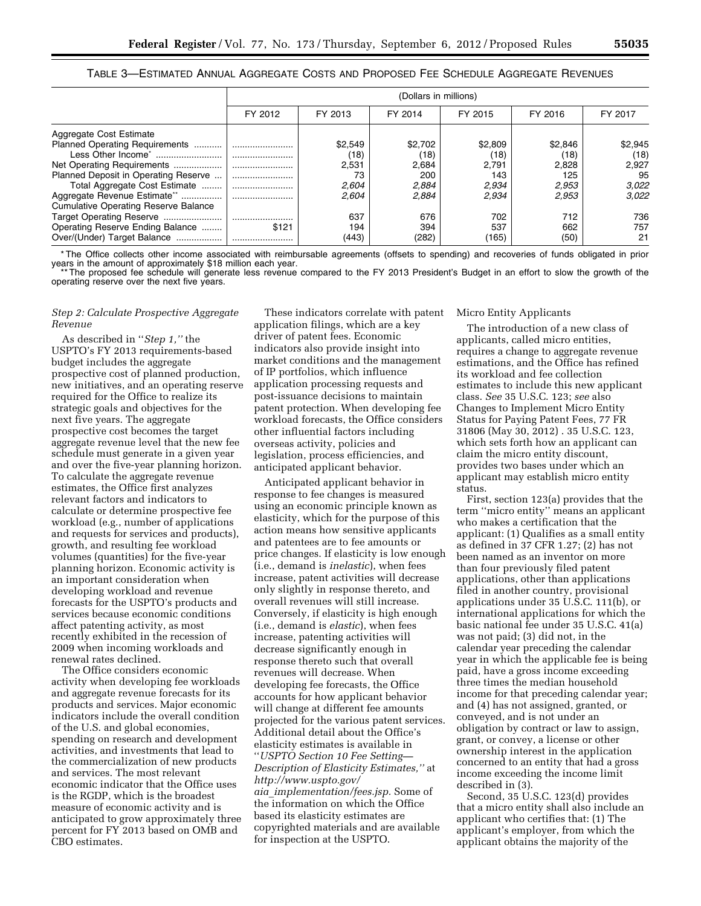TABLE 3—ESTIMATED ANNUAL AGGREGATE COSTS AND PROPOSED FEE SCHEDULE AGGREGATE REVENUES

| | (Dollars in millions) | | | | | |
|---|---|---|---|---|---|---|
| | FY 2012 | FY 2013 | FY 2014 | FY 2015 | FY 2016 | FY 2017 |
| Aggregate Cost Estimate | | | | | | |
| Planned Operating Requirements | | $2,549 | $2,702 | $2,809 | $2,846 | $2,945 |
| Less Other Income* | | (18) | (18) | (18) | (18) | (18) |
| Net Operating Requirements | | 2,531 | 2,684 | 2,791 | 2,828 | 2,927 |
| Planned Deposit in Operating Reserve | | 73 | 200 | 143 | 125 | 95 |
| Total Aggregate Cost Estimate | | *2,604* | *2,884* | *2,934* | *2,953* | *3,022* |
| Aggregate Revenue Estimate** | | *2,604* | *2,884* | *2,934* | *2,953* | *3,022* |
| Cumulative Operating Reserve Balance | | | | | | |
| Target Operating Reserve | | 637 | 676 | 702 | 712 | 736 |
| Operating Reserve Ending Balance | $121 | 194 | 394 | 537 | 662 | 757 |
| Over/(Under) Target Balance | | (443) | (282) | (165) | (50) | 21 |

* The Office collects other income associated with reimbursable agreements (offsets to spending) and recoveries of funds obligated in prior years in the amount of approximately $18 million each year.

** The proposed fee schedule will generate less revenue compared to the FY 2013 President's Budget in an effort to slow the growth of the operating reserve over the next five years.

*Step 2: Calculate Prospective Aggregate Revenue*

As described in ''*Step 1,*'' the USPTO's FY 2013 requirements-based budget includes the aggregate prospective cost of planned production, new initiatives, and an operating reserve required for the Office to realize its strategic goals and objectives for the next five years. The aggregate prospective cost becomes the target aggregate revenue level that the new fee schedule must generate in a given year and over the five-year planning horizon. To calculate the aggregate revenue estimates, the Office first analyzes relevant factors and indicators to calculate or determine prospective fee workload (e.g., number of applications and requests for services and products), growth, and resulting fee workload volumes (quantities) for the five-year planning horizon. Economic activity is an important consideration when developing workload and revenue forecasts for the USPTO's products and services because economic conditions affect patenting activity, as most recently exhibited in the recession of 2009 when incoming workloads and renewal rates declined.

The Office considers economic activity when developing fee workloads and aggregate revenue forecasts for its products and services. Major economic indicators include the overall condition of the U.S. and global economies, spending on research and development activities, and investments that lead to the commercialization of new products and services. The most relevant economic indicator that the Office uses is the RGDP, which is the broadest measure of economic activity and is anticipated to grow approximately three percent for FY 2013 based on OMB and CBO estimates.

These indicators correlate with patent application filings, which are a key driver of patent fees. Economic indicators also provide insight into market conditions and the management of IP portfolios, which influence application processing requests and post-issuance decisions to maintain patent protection. When developing fee workload forecasts, the Office considers other influential factors including overseas activity, policies and legislation, process efficiencies, and anticipated applicant behavior.

Anticipated applicant behavior in response to fee changes is measured using an economic principle known as elasticity, which for the purpose of this action means how sensitive applicants and patentees are to fee amounts or price changes. If elasticity is low enough (i.e., demand is *inelastic*), when fees increase, patent activities will decrease only slightly in response thereto, and overall revenues will still increase. Conversely, if elasticity is high enough (i.e., demand is *elastic*), when fees increase, patenting activities will decrease significantly enough in response thereto such that overall revenues will decrease. When developing fee forecasts, the Office accounts for how applicant behavior will change at different fee amounts projected for the various patent services. Additional detail about the Office's elasticity estimates is available in ''*USPTO Section 10 Fee Setting—Description of Elasticity Estimates,*'' at *http://www.uspto.gov/aia_implementation/fees.jsp.* Some of the information on which the Office based its elasticity estimates are copyrighted materials and are available for inspection at the USPTO.

Micro Entity Applicants

The introduction of a new class of applicants, called micro entities, requires a change to aggregate revenue estimations, and the Office has refined its workload and fee collection estimates to include this new applicant class. *See* 35 U.S.C. 123; *see* also Changes to Implement Micro Entity Status for Paying Patent Fees, 77 FR 31806 (May 30, 2012) . 35 U.S.C. 123, which sets forth how an applicant can claim the micro entity discount, provides two bases under which an applicant may establish micro entity status.

First, section 123(a) provides that the term ''micro entity'' means an applicant who makes a certification that the applicant: (1) Qualifies as a small entity as defined in 37 CFR 1.27; (2) has not been named as an inventor on more than four previously filed patent applications, other than applications filed in another country, provisional applications under 35 U.S.C. 111(b), or international applications for which the basic national fee under 35 U.S.C. 41(a) was not paid; (3) did not, in the calendar year preceding the calendar year in which the applicable fee is being paid, have a gross income exceeding three times the median household income for that preceding calendar year; and (4) has not assigned, granted, or conveyed, and is not under an obligation by contract or law to assign, grant, or convey, a license or other ownership interest in the application concerned to an entity that had a gross income exceeding the income limit described in (3).

Second, 35 U.S.C. 123(d) provides that a micro entity shall also include an applicant who certifies that: (1) The applicant's employer, from which the applicant obtains the majority of the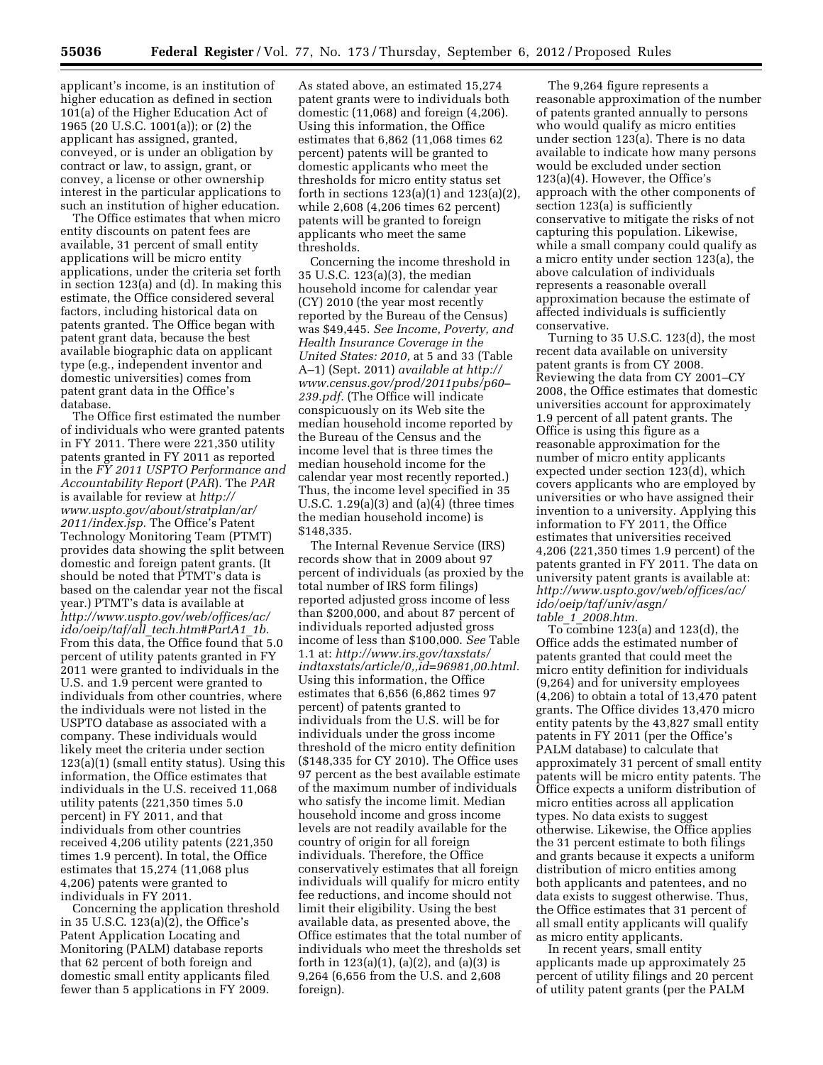applicant's income, is an institution of higher education as defined in section 101(a) of the Higher Education Act of 1965 (20 U.S.C. 1001(a)); or (2) the applicant has assigned, granted, conveyed, or is under an obligation by contract or law, to assign, grant, or convey, a license or other ownership interest in the particular applications to such an institution of higher education.

The Office estimates that when micro entity discounts on patent fees are available, 31 percent of small entity applications will be micro entity applications, under the criteria set forth in section 123(a) and (d). In making this estimate, the Office considered several factors, including historical data on patents granted. The Office began with patent grant data, because the best available biographic data on applicant type (e.g., independent inventor and domestic universities) comes from patent grant data in the Office's database.

The Office first estimated the number of individuals who were granted patents in FY 2011. There were 221,350 utility patents granted in FY 2011 as reported in the *FY 2011 USPTO Performance and Accountability Report* (*PAR*). The *PAR* is available for review at *http://www.uspto.gov/about/stratplan/ar/2011/index.jsp.* The Office's Patent Technology Monitoring Team (PTMT) provides data showing the split between domestic and foreign patent grants. (It should be noted that PTMT's data is based on the calendar year not the fiscal year.) PTMT's data is available at *http://www.uspto.gov/web/offices/ac/ido/oeip/taf/all_tech.htm#PartA1_1b.* From this data, the Office found that 5.0 percent of utility patents granted in FY 2011 were granted to individuals in the U.S. and 1.9 percent were granted to individuals from other countries, where the individuals were not listed in the USPTO database as associated with a company. These individuals would likely meet the criteria under section 123(a)(1) (small entity status). Using this information, the Office estimates that individuals in the U.S. received 11,068 utility patents (221,350 times 5.0 percent) in FY 2011, and that individuals from other countries received 4,206 utility patents (221,350 times 1.9 percent). In total, the Office estimates that 15,274 (11,068 plus 4,206) patents were granted to individuals in FY 2011.

Concerning the application threshold in 35 U.S.C. 123(a)(2), the Office's Patent Application Locating and Monitoring (PALM) database reports that 62 percent of both foreign and domestic small entity applicants filed fewer than 5 applications in FY 2009.

As stated above, an estimated 15,274 patent grants were to individuals both domestic (11,068) and foreign (4,206). Using this information, the Office estimates that 6,862 (11,068 times 62 percent) patents will be granted to domestic applicants who meet the thresholds for micro entity status set forth in sections 123(a)(1) and 123(a)(2), while 2,608 (4,206 times 62 percent) patents will be granted to foreign applicants who meet the same thresholds.

Concerning the income threshold in 35 U.S.C. 123(a)(3), the median household income for calendar year (CY) 2010 (the year most recently reported by the Bureau of the Census) was $49,445. *See Income, Poverty, and Health Insurance Coverage in the United States: 2010,* at 5 and 33 (Table A–1) (Sept. 2011) *available at http://www.census.gov/prod/2011pubs/p60–239.pdf.* (The Office will indicate conspicuously on its Web site the median household income reported by the Bureau of the Census and the income level that is three times the median household income for the calendar year most recently reported.) Thus, the income level specified in 35 U.S.C. 1.29(a)(3) and (a)(4) (three times the median household income) is $148,335.

The Internal Revenue Service (IRS) records show that in 2009 about 97 percent of individuals (as proxied by the total number of IRS form filings) reported adjusted gross income of less than $200,000, and about 87 percent of individuals reported adjusted gross income of less than $100,000. *See* Table 1.1 at: *http://www.irs.gov/taxstats/indtaxstats/article/0,,id=96981,00.html.* Using this information, the Office estimates that 6,656 (6,862 times 97 percent) of patents granted to individuals from the U.S. will be for individuals under the gross income threshold of the micro entity definition ($148,335 for CY 2010). The Office uses 97 percent as the best available estimate of the maximum number of individuals who satisfy the income limit. Median household income and gross income levels are not readily available for the country of origin for all foreign individuals. Therefore, the Office conservatively estimates that all foreign individuals will qualify for micro entity fee reductions, and income should not limit their eligibility. Using the best available data, as presented above, the Office estimates that the total number of individuals who meet the thresholds set forth in 123(a)(1), (a)(2), and (a)(3) is 9,264 (6,656 from the U.S. and 2,608 foreign).

The 9,264 figure represents a reasonable approximation of the number of patents granted annually to persons who would qualify as micro entities under section 123(a). There is no data available to indicate how many persons would be excluded under section 123(a)(4). However, the Office's approach with the other components of section 123(a) is sufficiently conservative to mitigate the risks of not capturing this population. Likewise, while a small company could qualify as a micro entity under section 123(a), the above calculation of individuals represents a reasonable overall approximation because the estimate of affected individuals is sufficiently conservative.

Turning to 35 U.S.C. 123(d), the most recent data available on university patent grants is from CY 2008. Reviewing the data from CY 2001–CY 2008, the Office estimates that domestic universities account for approximately 1.9 percent of all patent grants. The Office is using this figure as a reasonable approximation for the number of micro entity applicants expected under section 123(d), which covers applicants who are employed by universities or who have assigned their invention to a university. Applying this information to FY 2011, the Office estimates that universities received 4,206 (221,350 times 1.9 percent) of the patents granted in FY 2011. The data on university patent grants is available at: *http://www.uspto.gov/web/offices/ac/ido/oeip/taf/univ/asgn/table_1_2008.htm.*

To combine 123(a) and 123(d), the Office adds the estimated number of patents granted that could meet the micro entity definition for individuals (9,264) and for university employees (4,206) to obtain a total of 13,470 patent grants. The Office divides 13,470 micro entity patents by the 43,827 small entity patents in FY 2011 (per the Office's PALM database) to calculate that approximately 31 percent of small entity patents will be micro entity patents. The Office expects a uniform distribution of micro entities across all application types. No data exists to suggest otherwise. Likewise, the Office applies the 31 percent estimate to both filings and grants because it expects a uniform distribution of micro entities among both applicants and patentees, and no data exists to suggest otherwise. Thus, the Office estimates that 31 percent of all small entity applicants will qualify as micro entity applicants.

In recent years, small entity applicants made up approximately 25 percent of utility filings and 20 percent of utility patent grants (per the PALM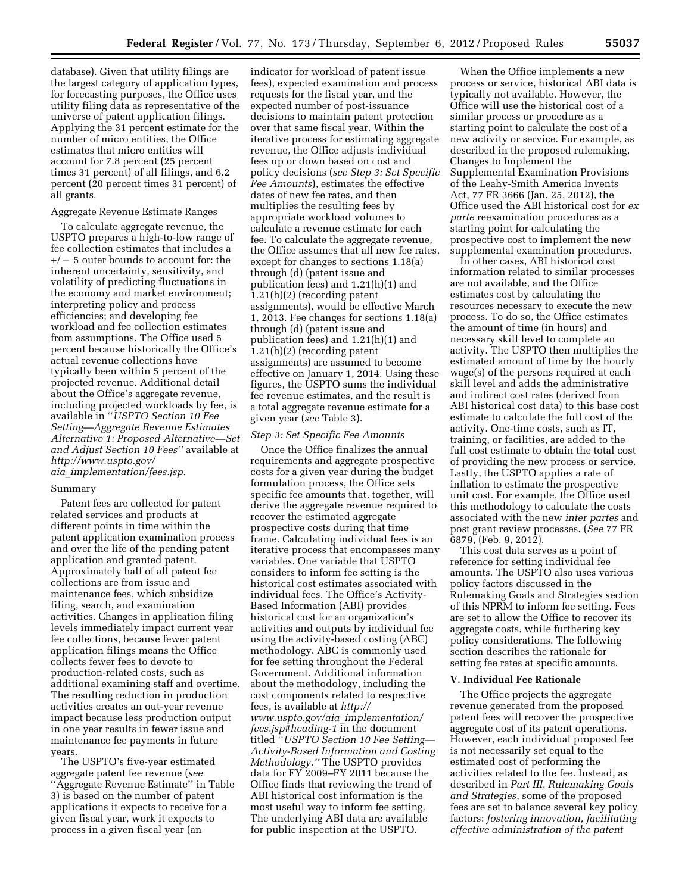database). Given that utility filings are the largest category of application types, for forecasting purposes, the Office uses utility filing data as representative of the universe of patent application filings. Applying the 31 percent estimate for the number of micro entities, the Office estimates that micro entities will account for 7.8 percent (25 percent times 31 percent) of all filings, and 6.2 percent (20 percent times 31 percent) of all grants.

Aggregate Revenue Estimate Ranges

To calculate aggregate revenue, the USPTO prepares a high-to-low range of fee collection estimates that includes a +/− 5 outer bounds to account for: the inherent uncertainty, sensitivity, and volatility of predicting fluctuations in the economy and market environment; interpreting policy and process efficiencies; and developing fee workload and fee collection estimates from assumptions. The Office used 5 percent because historically the Office's actual revenue collections have typically been within 5 percent of the projected revenue. Additional detail about the Office's aggregate revenue, including projected workloads by fee, is available in "*USPTO Section 10 Fee Setting—Aggregate Revenue Estimates Alternative 1: Proposed Alternative—Set and Adjust Section 10 Fees*" available at *http://www.uspto.gov/aia_implementation/fees.jsp.*

Summary

Patent fees are collected for patent related services and products at different points in time within the patent application examination process and over the life of the pending patent application and granted patent. Approximately half of all patent fee collections are from issue and maintenance fees, which subsidize filing, search, and examination activities. Changes in application filing levels immediately impact current year fee collections, because fewer patent application filings means the Office collects fewer fees to devote to production-related costs, such as additional examining staff and overtime. The resulting reduction in production activities creates an out-year revenue impact because less production output in one year results in fewer issue and maintenance fee payments in future years.

The USPTO's five-year estimated aggregate patent fee revenue (*see* "Aggregate Revenue Estimate" in Table 3) is based on the number of patent applications it expects to receive for a given fiscal year, work it expects to process in a given fiscal year (an indicator for workload of patent issue fees), expected examination and process requests for the fiscal year, and the expected number of post-issuance decisions to maintain patent protection over that same fiscal year. Within the iterative process for estimating aggregate revenue, the Office adjusts individual fees up or down based on cost and policy decisions (*see Step 3: Set Specific Fee Amounts*), estimates the effective dates of new fee rates, and then multiplies the resulting fees by appropriate workload volumes to calculate a revenue estimate for each fee. To calculate the aggregate revenue, the Office assumes that all new fee rates, except for changes to sections 1.18(a) through (d) (patent issue and publication fees) and 1.21(h)(1) and 1.21(h)(2) (recording patent assignments), would be effective March 1, 2013. Fee changes for sections 1.18(a) through (d) (patent issue and publication fees) and 1.21(h)(1) and 1.21(h)(2) (recording patent assignments) are assumed to become effective on January 1, 2014. Using these figures, the USPTO sums the individual fee revenue estimates, and the result is a total aggregate revenue estimate for a given year (*see* Table 3).

*Step 3: Set Specific Fee Amounts*

Once the Office finalizes the annual requirements and aggregate prospective costs for a given year during the budget formulation process, the Office sets specific fee amounts that, together, will derive the aggregate revenue required to recover the estimated aggregate prospective costs during that time frame. Calculating individual fees is an iterative process that encompasses many variables. One variable that USPTO considers to inform fee setting is the historical cost estimates associated with individual fees. The Office's Activity-Based Information (ABI) provides historical cost for an organization's activities and outputs by individual fee using the activity-based costing (ABC) methodology. ABC is commonly used for fee setting throughout the Federal Government. Additional information about the methodology, including the cost components related to respective fees, is available at *http://www.uspto.gov/aia_implementation/fees.jsp#heading-1* in the document titled "*USPTO Section 10 Fee Setting—Activity-Based Information and Costing Methodology.*" The USPTO provides data for FY 2009–FY 2011 because the Office finds that reviewing the trend of ABI historical cost information is the most useful way to inform fee setting. The underlying ABI data are available for public inspection at the USPTO.

When the Office implements a new process or service, historical ABI data is typically not available. However, the Office will use the historical cost of a similar process or procedure as a starting point to calculate the cost of a new activity or service. For example, as described in the proposed rulemaking, Changes to Implement the Supplemental Examination Provisions of the Leahy-Smith America Invents Act, 77 FR 3666 (Jan. 25, 2012), the Office used the ABI historical cost for *ex parte* reexamination procedures as a starting point for calculating the prospective cost to implement the new supplemental examination procedures.

In other cases, ABI historical cost information related to similar processes are not available, and the Office estimates cost by calculating the resources necessary to execute the new process. To do so, the Office estimates the amount of time (in hours) and necessary skill level to complete an activity. The USPTO then multiplies the estimated amount of time by the hourly wage(s) of the persons required at each skill level and adds the administrative and indirect cost rates (derived from ABI historical cost data) to this base cost estimate to calculate the full cost of the activity. One-time costs, such as IT, training, or facilities, are added to the full cost estimate to obtain the total cost of providing the new process or service. Lastly, the USPTO applies a rate of inflation to estimate the prospective unit cost. For example, the Office used this methodology to calculate the costs associated with the new *inter partes* and post grant review processes. (*See* 77 FR 6879, (Feb. 9, 2012).

This cost data serves as a point of reference for setting individual fee amounts. The USPTO also uses various policy factors discussed in the Rulemaking Goals and Strategies section of this NPRM to inform fee setting. Fees are set to allow the Office to recover its aggregate costs, while furthering key policy considerations. The following section describes the rationale for setting fee rates at specific amounts.

## V. Individual Fee Rationale

The Office projects the aggregate revenue generated from the proposed patent fees will recover the prospective aggregate cost of its patent operations. However, each individual proposed fee is not necessarily set equal to the estimated cost of performing the activities related to the fee. Instead, as described in *Part III. Rulemaking Goals and Strategies,* some of the proposed fees are set to balance several key policy factors: *fostering innovation, facilitating effective administration of the patent*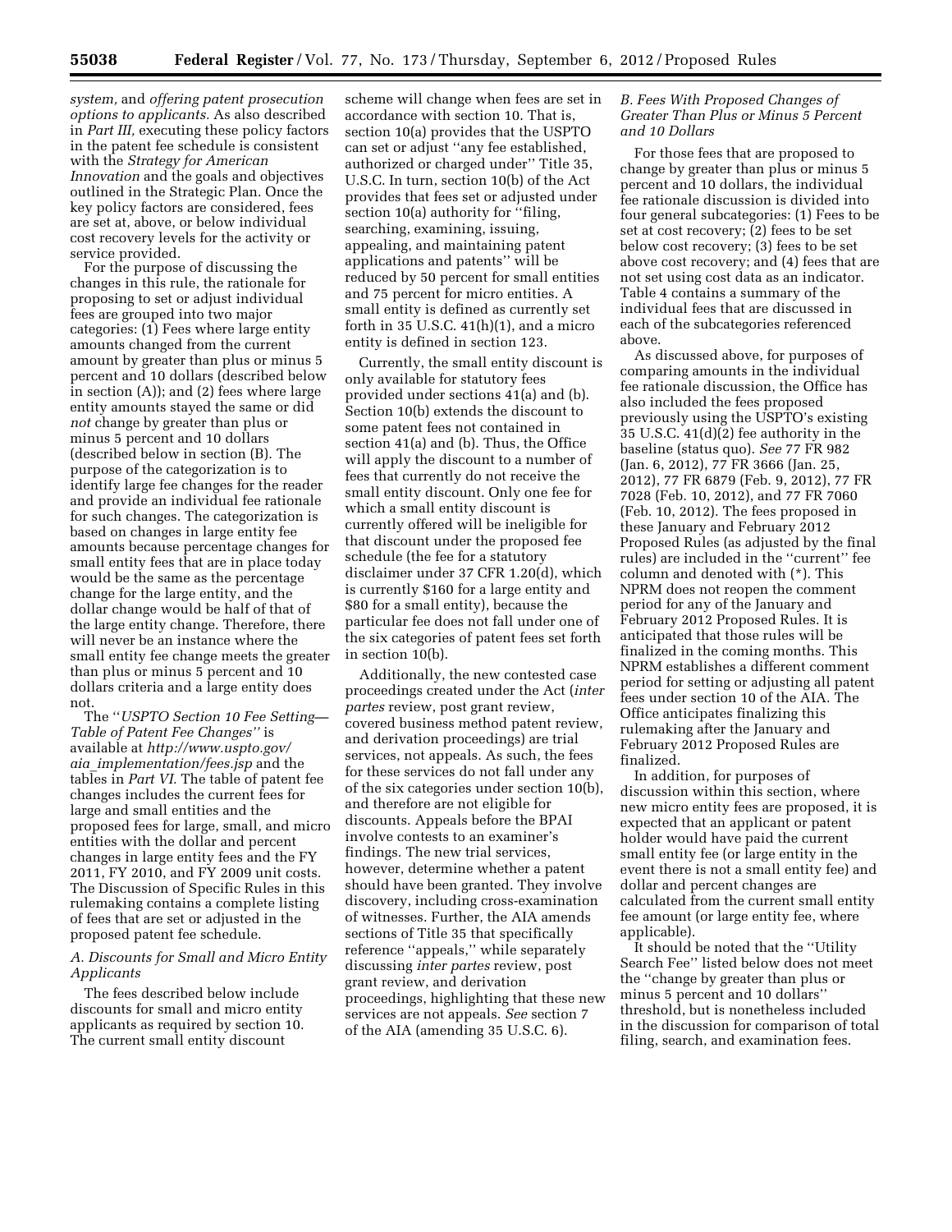*system,* and *offering patent prosecution options to applicants.* As also described in *Part III,* executing these policy factors in the patent fee schedule is consistent with the *Strategy for American Innovation* and the goals and objectives outlined in the Strategic Plan. Once the key policy factors are considered, fees are set at, above, or below individual cost recovery levels for the activity or service provided.

For the purpose of discussing the changes in this rule, the rationale for proposing to set or adjust individual fees are grouped into two major categories: (1) Fees where large entity amounts changed from the current amount by greater than plus or minus 5 percent and 10 dollars (described below in section (A)); and (2) fees where large entity amounts stayed the same or did *not* change by greater than plus or minus 5 percent and 10 dollars (described below in section (B). The purpose of the categorization is to identify large fee changes for the reader and provide an individual fee rationale for such changes. The categorization is based on changes in large entity fee amounts because percentage changes for small entity fees that are in place today would be the same as the percentage change for the large entity, and the dollar change would be half of that of the large entity change. Therefore, there will never be an instance where the small entity fee change meets the greater than plus or minus 5 percent and 10 dollars criteria and a large entity does not.

The ''*USPTO Section 10 Fee Setting—Table of Patent Fee Changes''* is available at *http://www.uspto.gov/aia_implementation/fees.jsp* and the tables in *Part VI.* The table of patent fee changes includes the current fees for large and small entities and the proposed fees for large, small, and micro entities with the dollar and percent changes in large entity fees and the FY 2011, FY 2010, and FY 2009 unit costs. The Discussion of Specific Rules in this rulemaking contains a complete listing of fees that are set or adjusted in the proposed patent fee schedule.

### *A. Discounts for Small and Micro Entity Applicants*

The fees described below include discounts for small and micro entity applicants as required by section 10. The current small entity discount scheme will change when fees are set in accordance with section 10. That is, section 10(a) provides that the USPTO can set or adjust ''any fee established, authorized or charged under'' Title 35, U.S.C. In turn, section 10(b) of the Act provides that fees set or adjusted under section 10(a) authority for ''filing, searching, examining, issuing, appealing, and maintaining patent applications and patents'' will be reduced by 50 percent for small entities and 75 percent for micro entities. A small entity is defined as currently set forth in 35 U.S.C. 41(h)(1), and a micro entity is defined in section 123.

Currently, the small entity discount is only available for statutory fees provided under sections 41(a) and (b). Section 10(b) extends the discount to some patent fees not contained in section 41(a) and (b). Thus, the Office will apply the discount to a number of fees that currently do not receive the small entity discount. Only one fee for which a small entity discount is currently offered will be ineligible for that discount under the proposed fee schedule (the fee for a statutory disclaimer under 37 CFR 1.20(d), which is currently $160 for a large entity and $80 for a small entity), because the particular fee does not fall under one of the six categories of patent fees set forth in section 10(b).

Additionally, the new contested case proceedings created under the Act (*inter partes* review, post grant review, covered business method patent review, and derivation proceedings) are trial services, not appeals. As such, the fees for these services do not fall under any of the six categories under section 10(b), and therefore are not eligible for discounts. Appeals before the BPAI involve contests to an examiner's findings. The new trial services, however, determine whether a patent should have been granted. They involve discovery, including cross-examination of witnesses. Further, the AIA amends sections of Title 35 that specifically reference ''appeals,'' while separately discussing *inter partes* review, post grant review, and derivation proceedings, highlighting that these new services are not appeals. *See* section 7 of the AIA (amending 35 U.S.C. 6).

### *B. Fees With Proposed Changes of Greater Than Plus or Minus 5 Percent and 10 Dollars*

For those fees that are proposed to change by greater than plus or minus 5 percent and 10 dollars, the individual fee rationale discussion is divided into four general subcategories: (1) Fees to be set at cost recovery; (2) fees to be set below cost recovery; (3) fees to be set above cost recovery; and (4) fees that are not set using cost data as an indicator. Table 4 contains a summary of the individual fees that are discussed in each of the subcategories referenced above.

As discussed above, for purposes of comparing amounts in the individual fee rationale discussion, the Office has also included the fees proposed previously using the USPTO's existing 35 U.S.C. 41(d)(2) fee authority in the baseline (status quo). *See* 77 FR 982 (Jan. 6, 2012), 77 FR 3666 (Jan. 25, 2012), 77 FR 6879 (Feb. 9, 2012), 77 FR 7028 (Feb. 10, 2012), and 77 FR 7060 (Feb. 10, 2012). The fees proposed in these January and February 2012 Proposed Rules (as adjusted by the final rules) are included in the ''current'' fee column and denoted with (*). This NPRM does not reopen the comment period for any of the January and February 2012 Proposed Rules. It is anticipated that those rules will be finalized in the coming months. This NPRM establishes a different comment period for setting or adjusting all patent fees under section 10 of the AIA. The Office anticipates finalizing this rulemaking after the January and February 2012 Proposed Rules are finalized.

In addition, for purposes of discussion within this section, where new micro entity fees are proposed, it is expected that an applicant or patent holder would have paid the current small entity fee (or large entity in the event there is not a small entity fee) and dollar and percent changes are calculated from the current small entity fee amount (or large entity fee, where applicable).

It should be noted that the ''Utility Search Fee'' listed below does not meet the ''change by greater than plus or minus 5 percent and 10 dollars'' threshold, but is nonetheless included in the discussion for comparison of total filing, search, and examination fees.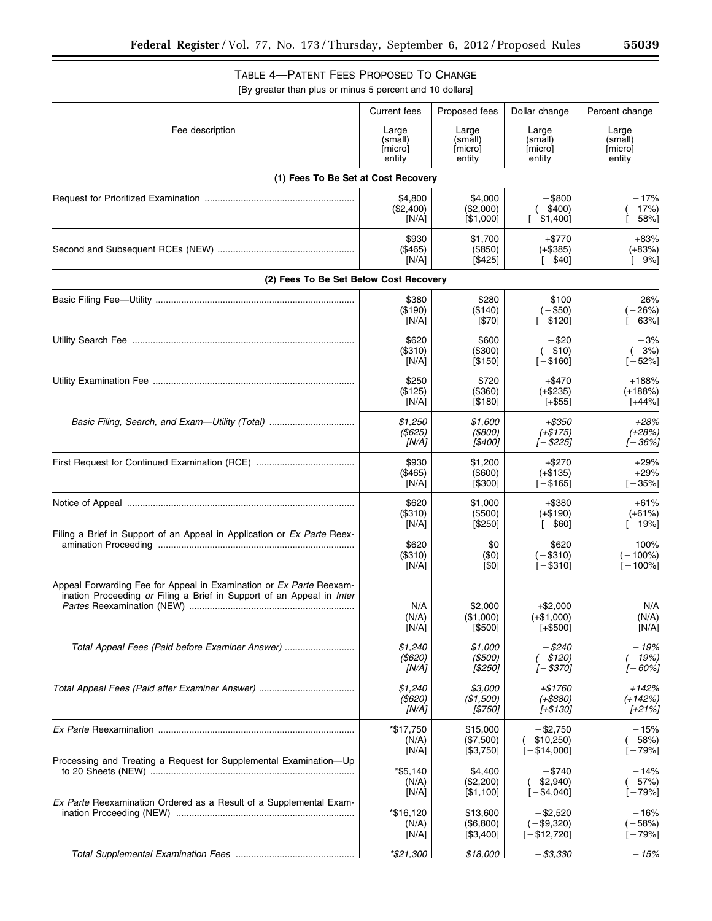TABLE 4—PATENT FEES PROPOSED TO CHANGE

[By greater than plus or minus 5 percent and 10 dollars]

| Fee description | Current fees<br>Large (small) [micro] entity | Proposed fees<br>Large (small) [micro] entity | Dollar change<br>Large (small) [micro] entity | Percent change<br>Large (small) [micro] entity |
|---|---|---|---|---|
| **(1) Fees To Be Set at Cost Recovery** | | | | |
| Request for Prioritized Examination | $4,800<br>($2,400)<br>[N/A] | $4,000<br>($2,000)<br>[$1,000] | −$800<br>(−$400)<br>[−$1,400] | −17%<br>(−17%)<br>[−58%] |
| Second and Subsequent RCEs (NEW) | $930<br>($465)<br>[N/A] | $1,700<br>($850)<br>[$425] | +$770<br>(+$385)<br>[−$40] | +83%<br>(+83%)<br>[−9%] |
| **(2) Fees To Be Set Below Cost Recovery** | | | | |
| Basic Filing Fee—Utility | $380<br>($190)<br>[N/A] | $280<br>($140)<br>[$70] | −$100<br>(−$50)<br>[−$120] | −26%<br>(−26%)<br>[−63%] |
| Utility Search Fee | $620<br>($310)<br>[N/A] | $600<br>($300)<br>[$150] | −$20<br>(−$10)<br>[−$160] | −3%<br>(−3%)<br>[−52%] |
| Utility Examination Fee | $250<br>($125)<br>[N/A] | $720<br>($360)<br>[$180] | +$470<br>(+$235)<br>[+$55] | +188%<br>(+188%)<br>[+44%] |
| *Basic Filing, Search, and Exam—Utility (Total)* | *$1,250*<br>*($625)*<br>*[N/A]* | *$1,600*<br>*($800)*<br>*[$400]* | *+$350*<br>*(+$175)*<br>*[−$225]* | *+28%*<br>*(+28%)*<br>*[−36%]* |
| First Request for Continued Examination (RCE) | $930<br>($465)<br>[N/A] | $1,200<br>($600)<br>[$300] | +$270<br>(+$135)<br>[−$165] | +29%<br>+29%<br>[−35%] |
| Notice of Appeal | $620<br>($310)<br>[N/A] | $1,000<br>($500)<br>[$250] | +$380<br>(+$190)<br>[−$60] | +61%<br>(+61%)<br>[−19%] |
| Filing a Brief in Support of an Appeal in Application or *Ex Parte* Reexamination Proceeding | $620<br>($310)<br>[N/A] | $0<br>($0)<br>[$0] | −$620<br>(−$310)<br>[−$310] | −100%<br>(−100%)<br>[−100%] |
| Appeal Forwarding Fee for Appeal in Examination or *Ex Parte* Reexamination Proceeding *or* Filing a Brief in Support of an Appeal in *Inter Partes* Reexamination (NEW) | N/A<br>(N/A)<br>[N/A] | $2,000<br>($1,000)<br>[$500] | +$2,000<br>(+$1,000)<br>[+$500] | N/A<br>(N/A)<br>[N/A] |
| *Total Appeal Fees (Paid before Examiner Answer)* | *$1,240*<br>*($620)*<br>*[N/A]* | *$1,000*<br>*($500)*<br>*[$250]* | *−$240*<br>*(−$120)*<br>*[−$370]* | *−19%*<br>*(−19%)*<br>*[−60%]* |
| *Total Appeal Fees (Paid after Examiner Answer)* | *$1,240*<br>*($620)*<br>*[N/A]* | *$3,000*<br>*($1,500)*<br>*[$750]* | *+$1760*<br>*(+$880)*<br>*[+$130]* | *+142%*<br>*(+142%)*<br>*[+21%]* |
| *Ex Parte* Reexamination | *$17,750<br>(N/A)<br>[N/A] | $15,000<br>($7,500)<br>[$3,750] | −$2,750<br>(−$10,250)<br>[−$14,000] | −15%<br>(−58%)<br>[−79%] |
| Processing and Treating a Request for Supplemental Examination—Up to 20 Sheets (NEW) | *$5,140<br>(N/A)<br>[N/A] | $4,400<br>($2,200)<br>[$1,100] | −$740<br>(−$2,940)<br>[−$4,040] | −14%<br>(−57%)<br>[−79%] |
| *Ex Parte* Reexamination Ordered as a Result of a Supplemental Examination Proceeding (NEW) | *$16,120<br>(N/A)<br>[N/A] | $13,600<br>($6,800)<br>[$3,400] | −$2,520<br>(−$9,320)<br>[−$12,720] | −16%<br>(−58%)<br>[−79%] |
| *Total Supplemental Examination Fees* | *\*$21,300* | *$18,000* | *−$3,330* | *−15%* |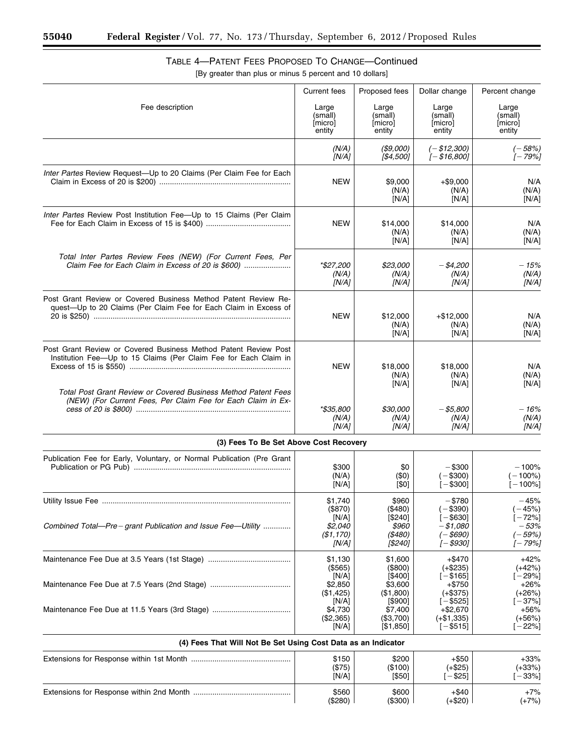## TABLE 4—PATENT FEES PROPOSED TO CHANGE—Continued

[By greater than plus or minus 5 percent and 10 dollars]

| Fee description | Current fees | Proposed fees | Dollar change | Percent change |
|---|---|---|---|---|
| | Large (small) [micro] entity | Large (small) [micro] entity | Large (small) [micro] entity | Large (small) [micro] entity |
| | *(N/A)* *[N/A]* | *($9,000)* *[$4,500]* | *(−$12,300)* *[−$16,800]* | *(−58%)* *[−79%]* |
| *Inter Partes* Review Request—Up to 20 Claims (Per Claim Fee for Each Claim in Excess of 20 is $200) | NEW | $9,000 (N/A) [N/A] | +$9,000 (N/A) [N/A] | N/A (N/A) [N/A] |
| *Inter Partes* Review Post Institution Fee—Up to 15 Claims (Per Claim Fee for Each Claim in Excess of 15 is $400) | NEW | $14,000 (N/A) [N/A] | $14,000 (N/A) [N/A] | N/A (N/A) [N/A] |
| *Total Inter Partes Review Fees (NEW) (For Current Fees, Per Claim Fee for Each Claim in Excess of 20 is $600)* | *\*$27,200 (N/A) [N/A]* | *$23,000 (N/A) [N/A]* | *−$4,200 (N/A) [N/A]* | *−15% (N/A) [N/A]* |
| Post Grant Review or Covered Business Method Patent Review Request—Up to 20 Claims (Per Claim Fee for Each Claim in Excess of 20 is $250) | NEW | $12,000 (N/A) [N/A] | +$12,000 (N/A) [N/A] | N/A (N/A) [N/A] |
| Post Grant Review or Covered Business Method Patent Review Post Institution Fee—Up to 15 Claims (Per Claim Fee for Each Claim in Excess of 15 is $550) | NEW | $18,000 (N/A) [N/A] | $18,000 (N/A) [N/A] | N/A (N/A) [N/A] |
| *Total Post Grant Review or Covered Business Method Patent Fees (NEW) (For Current Fees, Per Claim Fee for Each Claim in Excess of 20 is $800)* | *\*$35,800 (N/A) [N/A]* | *$30,000 (N/A) [N/A]* | *−$5,800 (N/A) [N/A]* | *−16% (N/A) [N/A]* |
| **(3) Fees To Be Set Above Cost Recovery** | | | | |
| Publication Fee for Early, Voluntary, or Normal Publication (Pre Grant Publication or PG Pub) | $300 (N/A) [N/A] | $0 ($0) [$0] | −$300 (−$300) [−$300] | −100% (−100%) [−100%] |
| Utility Issue Fee | $1,740 ($870) [N/A] | $960 ($480) [$240] | −$780 (−$390) [−$630] | −45% (−45%) [−72%] |
| *Combined Total—Pre-grant Publication and Issue Fee—Utility* | *$2,040 ($1,170) [N/A]* | *$960 ($480) [$240]* | *−$1,080 (−$690) [−$930]* | *−53% (−59%) [−79%]* |
| Maintenance Fee Due at 3.5 Years (1st Stage) | $1,130 ($565) [N/A] | $1,600 ($800) [$400] | +$470 (+$235) [−$165] | +42% (+42%) [−29%] |
| Maintenance Fee Due at 7.5 Years (2nd Stage) | $2,850 ($1,425) [N/A] | $3,600 ($1,800) [$900] | +$750 (+$375) [−$525] | +26% (+26%) [−37%] |
| Maintenance Fee Due at 11.5 Years (3rd Stage) | $4,730 ($2,365) [N/A] | $7,400 ($3,700) [$1,850] | +$2,670 (+$1,335) [−$515] | +56% (+56%) [−22%] |
| **(4) Fees That Will Not Be Set Using Cost Data as an Indicator** | | | | |
| Extensions for Response within 1st Month | $150 ($75) [N/A] | $200 ($100) [$50] | +$50 (+$25) [−$25] | +33% (+33%) [−33%] |
| Extensions for Response within 2nd Month | $560 ($280) | $600 ($300) | +$40 (+$20) | +7% (+7%) |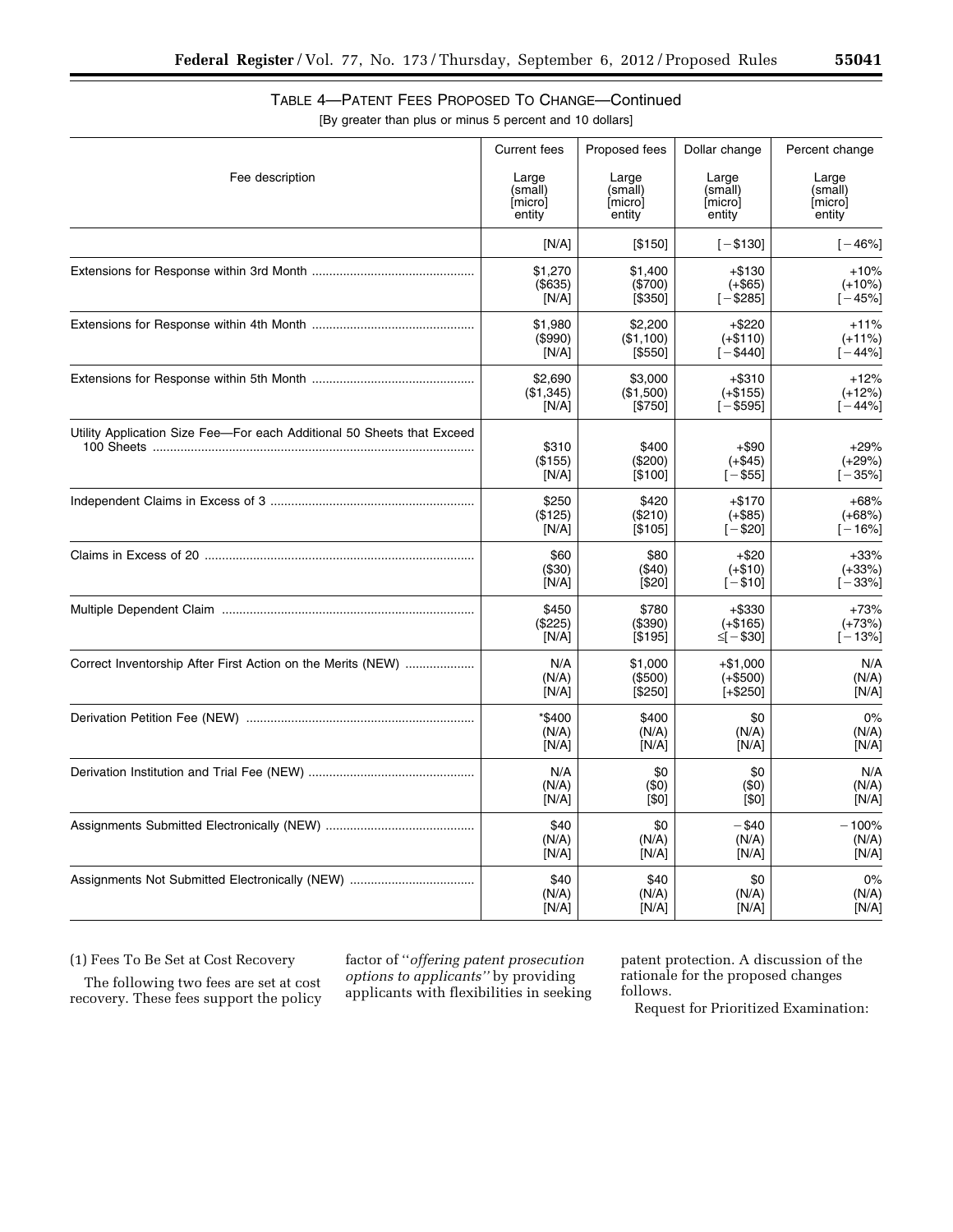### TABLE 4—PATENT FEES PROPOSED TO CHANGE—Continued

[By greater than plus or minus 5 percent and 10 dollars]

| Fee description | Current fees<br>Large (small) [micro] entity | Proposed fees<br>Large (small) [micro] entity | Dollar change<br>Large (small) [micro] entity | Percent change<br>Large (small) [micro] entity |
|---|---|---|---|---|
| | [N/A] | [$150] | [−$130] | [−46%] |
| Extensions for Response within 3rd Month | $1,270<br>($635)<br>[N/A] | $1,400<br>($700)<br>[$350] | +$130<br>(+$65)<br>[−$285] | +10%<br>(+10%)<br>[−45%] |
| Extensions for Response within 4th Month | $1,980<br>($990)<br>[N/A] | $2,200<br>($1,100)<br>[$550] | +$220<br>(+$110)<br>[−$440] | +11%<br>(+11%)<br>[−44%] |
| Extensions for Response within 5th Month | $2,690<br>($1,345)<br>[N/A] | $3,000<br>($1,500)<br>[$750] | +$310<br>(+$155)<br>[−$595] | +12%<br>(+12%)<br>[−44%] |
| Utility Application Size Fee—For each Additional 50 Sheets that Exceed 100 Sheets | $310<br>($155)<br>[N/A] | $400<br>($200)<br>[$100] | +$90<br>(+$45)<br>[−$55] | +29%<br>(+29%)<br>[−35%] |
| Independent Claims in Excess of 3 | $250<br>($125)<br>[N/A] | $420<br>($210)<br>[$105] | +$170<br>(+$85)<br>[−$20] | +68%<br>(+68%)<br>[−16%] |
| Claims in Excess of 20 | $60<br>($30)<br>[N/A] | $80<br>($40)<br>[$20] | +$20<br>(+$10)<br>[−$10] | +33%<br>(+33%)<br>[−33%] |
| Multiple Dependent Claim | $450<br>($225)<br>[N/A] | $780<br>($390)<br>[$195] | +$330<br>(+$165)<br>≤[−$30] | +73%<br>(+73%)<br>[−13%] |
| Correct Inventorship After First Action on the Merits (NEW) | N/A<br>(N/A)<br>[N/A] | $1,000<br>($500)<br>[$250] | +$1,000<br>(+$500)<br>[+$250] | N/A<br>(N/A)<br>[N/A] |
| Derivation Petition Fee (NEW) | *$400<br>(N/A)<br>[N/A] | $400<br>(N/A)<br>[N/A] | $0<br>(N/A)<br>[N/A] | 0%<br>(N/A)<br>[N/A] |
| Derivation Institution and Trial Fee (NEW) | N/A<br>(N/A)<br>[N/A] | $0<br>($0)<br>[$0] | $0<br>($0)<br>[$0] | N/A<br>(N/A)<br>[N/A] |
| Assignments Submitted Electronically (NEW) | $40<br>(N/A)<br>[N/A] | $0<br>(N/A)<br>[N/A] | −$40<br>(N/A)<br>[N/A] | −100%<br>(N/A)<br>[N/A] |
| Assignments Not Submitted Electronically (NEW) | $40<br>(N/A)<br>[N/A] | $40<br>(N/A)<br>[N/A] | $0<br>(N/A)<br>[N/A] | 0%<br>(N/A)<br>[N/A] |

(1) Fees To Be Set at Cost Recovery

The following two fees are set at cost recovery. These fees support the policy factor of ''*offering patent prosecution options to applicants''* by providing applicants with flexibilities in seeking patent protection. A discussion of the rationale for the proposed changes follows.

Request for Prioritized Examination: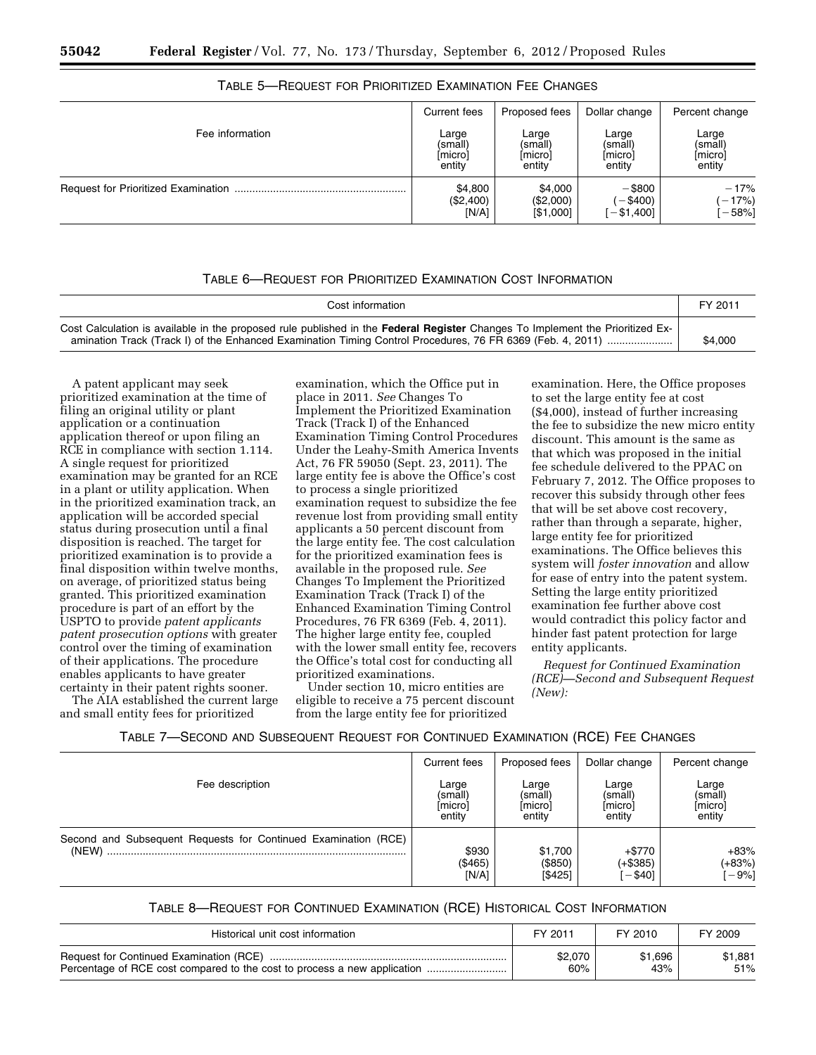### TABLE 5—REQUEST FOR PRIORITIZED EXAMINATION FEE CHANGES

| Fee information | Current fees<br>Large (small) [micro] entity | Proposed fees<br>Large (small) [micro] entity | Dollar change<br>Large (small) [micro] entity | Percent change<br>Large (small) [micro] entity |
|---|---|---|---|---|
| Request for Prioritized Examination | $4,800<br>($2,400)<br>[N/A] | $4,000<br>($2,000)<br>[$1,000] | −$800<br>(−$400)<br>[−$1,400] | −17%<br>(−17%)<br>[−58%] |

### TABLE 6—REQUEST FOR PRIORITIZED EXAMINATION COST INFORMATION

| Cost information | FY 2011 |
|---|---|
| Cost Calculation is available in the proposed rule published in the **Federal Register** Changes To Implement the Prioritized Examination Track (Track I) of the Enhanced Examination Timing Control Procedures, 76 FR 6369 (Feb. 4, 2011) | $4,000 |

A patent applicant may seek prioritized examination at the time of filing an original utility or plant application or a continuation application thereof or upon filing an RCE in compliance with section 1.114. A single request for prioritized examination may be granted for an RCE in a plant or utility application. When in the prioritized examination track, an application will be accorded special status during prosecution until a final disposition is reached. The target for prioritized examination is to provide a final disposition within twelve months, on average, of prioritized status being granted. This prioritized examination procedure is part of an effort by the USPTO to provide *patent applicants patent prosecution options* with greater control over the timing of examination of their applications. The procedure enables applicants to have greater certainty in their patent rights sooner.

The AIA established the current large and small entity fees for prioritized examination, which the Office put in place in 2011. *See* Changes To Implement the Prioritized Examination Track (Track I) of the Enhanced Examination Timing Control Procedures Under the Leahy-Smith America Invents Act, 76 FR 59050 (Sept. 23, 2011). The large entity fee is above the Office's cost to process a single prioritized examination request to subsidize the fee revenue lost from providing small entity applicants a 50 percent discount from the large entity fee. The cost calculation for the prioritized examination fees is available in the proposed rule. *See* Changes To Implement the Prioritized Examination Track (Track I) of the Enhanced Examination Timing Control Procedures, 76 FR 6369 (Feb. 4, 2011). The higher large entity fee, coupled with the lower small entity fee, recovers the Office's total cost for conducting all prioritized examinations.

Under section 10, micro entities are eligible to receive a 75 percent discount from the large entity fee for prioritized examination. Here, the Office proposes to set the large entity fee at cost ($4,000), instead of further increasing the fee to subsidize the new micro entity discount. This amount is the same as that which was proposed in the initial fee schedule delivered to the PPAC on February 7, 2012. The Office proposes to recover this subsidy through other fees that will be set above cost recovery, rather than through a separate, higher, large entity fee for prioritized examinations. The Office believes this system will *foster innovation* and allow for ease of entry into the patent system. Setting the large entity prioritized examination fee further above cost would contradict this policy factor and hinder fast patent protection for large entity applicants.

*Request for Continued Examination (RCE)—Second and Subsequent Request (New):*

### TABLE 7—SECOND AND SUBSEQUENT REQUEST FOR CONTINUED EXAMINATION (RCE) FEE CHANGES

| Fee description | Current fees<br>Large (small) [micro] entity | Proposed fees<br>Large (small) [micro] entity | Dollar change<br>Large (small) [micro] entity | Percent change<br>Large (small) [micro] entity |
|---|---|---|---|---|
| Second and Subsequent Requests for Continued Examination (RCE) (NEW) | $930<br>($465)<br>[N/A] | $1,700<br>($850)<br>[$425] | +$770<br>(+$385)<br>[−$40] | +83%<br>(+83%)<br>[−9%] |

### TABLE 8—REQUEST FOR CONTINUED EXAMINATION (RCE) HISTORICAL COST INFORMATION

| Historical unit cost information | FY 2011 | FY 2010 | FY 2009 |
|---|---|---|---|
| Request for Continued Examination (RCE) | $2,070 | $1,696 | $1,881 |
| Percentage of RCE cost compared to the cost to process a new application | 60% | 43% | 51% |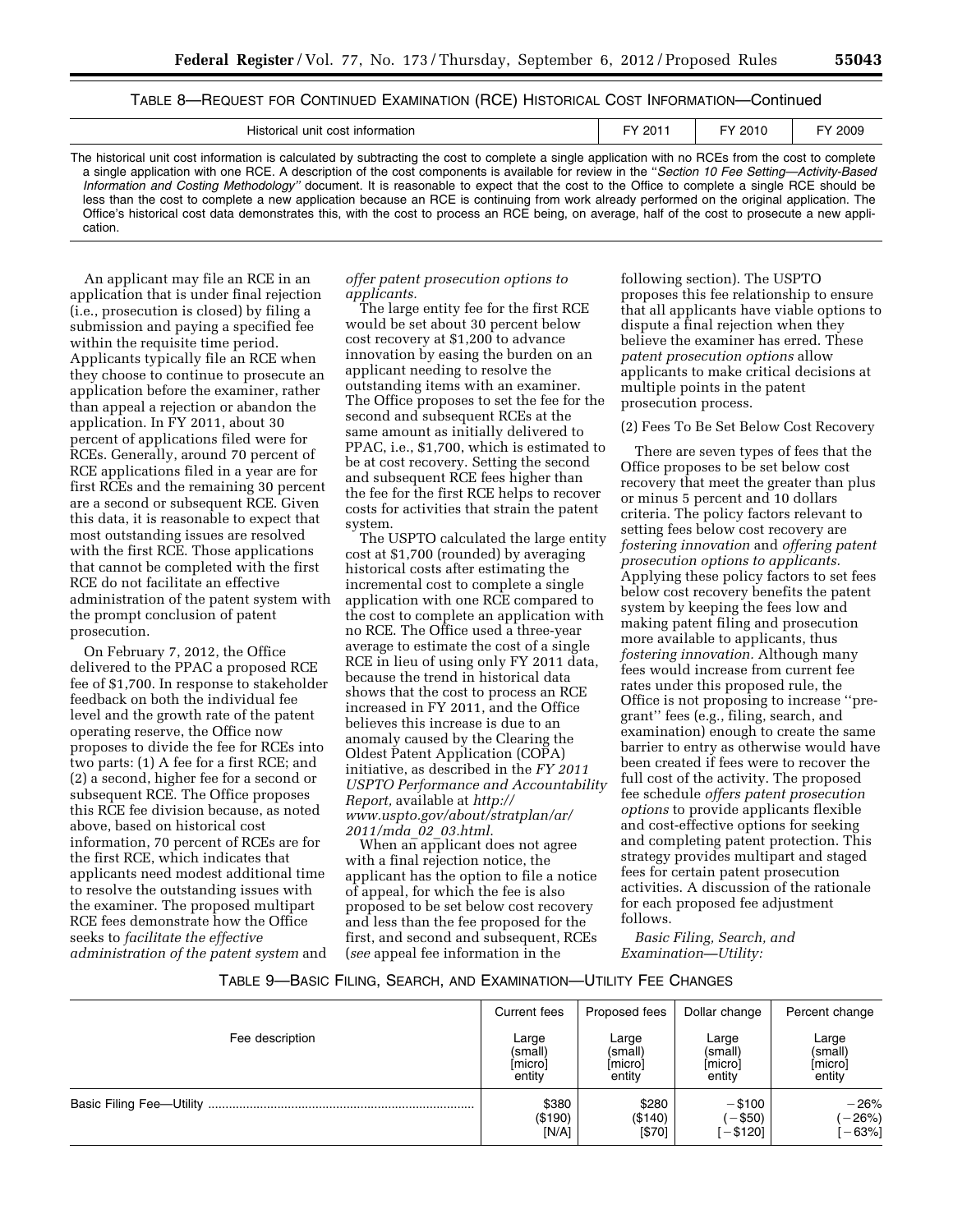TABLE 8—REQUEST FOR CONTINUED EXAMINATION (RCE) HISTORICAL COST INFORMATION—Continued

| Historical unit cost information | FY 2011 | FY 2010 | FY 2009 |
| --- | --- | --- | --- |

The historical unit cost information is calculated by subtracting the cost to complete a single application with no RCEs from the cost to complete a single application with one RCE. A description of the cost components is available for review in the "*Section 10 Fee Setting—Activity-Based Information and Costing Methodology*" document. It is reasonable to expect that the cost to the Office to complete a single RCE should be less than the cost to complete a new application because an RCE is continuing from work already performed on the original application. The Office's historical cost data demonstrates this, with the cost to process an RCE being, on average, half of the cost to prosecute a new application.

An applicant may file an RCE in an application that is under final rejection (i.e., prosecution is closed) by filing a submission and paying a specified fee within the requisite time period. Applicants typically file an RCE when they choose to continue to prosecute an application before the examiner, rather than appeal a rejection or abandon the application. In FY 2011, about 30 percent of applications filed were for RCEs. Generally, around 70 percent of RCE applications filed in a year are for first RCEs and the remaining 30 percent are a second or subsequent RCE. Given this data, it is reasonable to expect that most outstanding issues are resolved with the first RCE. Those applications that cannot be completed with the first RCE do not facilitate an effective administration of the patent system with the prompt conclusion of patent prosecution.

On February 7, 2012, the Office delivered to the PPAC a proposed RCE fee of $1,700. In response to stakeholder feedback on both the individual fee level and the growth rate of the patent operating reserve, the Office now proposes to divide the fee for RCEs into two parts: (1) A fee for a first RCE; and (2) a second, higher fee for a second or subsequent RCE. The Office proposes this RCE fee division because, as noted above, based on historical cost information, 70 percent of RCEs are for the first RCE, which indicates that applicants need modest additional time to resolve the outstanding issues with the examiner. The proposed multipart RCE fees demonstrate how the Office seeks to *facilitate the effective administration of the patent system* and *offer patent prosecution options to applicants.*

The large entity fee for the first RCE would be set about 30 percent below cost recovery at $1,200 to advance innovation by easing the burden on an applicant needing to resolve the outstanding items with an examiner. The Office proposes to set the fee for the second and subsequent RCEs at the same amount as initially delivered to PPAC, i.e., $1,700, which is estimated to be at cost recovery. Setting the second and subsequent RCE fees higher than the fee for the first RCE helps to recover costs for activities that strain the patent system.

The USPTO calculated the large entity cost at $1,700 (rounded) by averaging historical costs after estimating the incremental cost to complete a single application with one RCE compared to the cost to complete an application with no RCE. The Office used a three-year average to estimate the cost of a single RCE in lieu of using only FY 2011 data, because the trend in historical data shows that the cost to process an RCE increased in FY 2011, and the Office believes this increase is due to an anomaly caused by the Clearing the Oldest Patent Application (COPA) initiative, as described in the *FY 2011 USPTO Performance and Accountability Report,* available at *http://www.uspto.gov/about/stratplan/ar/2011/mda_02_03.html.*

When an applicant does not agree with a final rejection notice, the applicant has the option to file a notice of appeal, for which the fee is also proposed to be set below cost recovery and less than the fee proposed for the first, and second and subsequent, RCEs (*see* appeal fee information in the following section). The USPTO proposes this fee relationship to ensure that all applicants have viable options to dispute a final rejection when they believe the examiner has erred. These *patent prosecution options* allow applicants to make critical decisions at multiple points in the patent prosecution process.

(2) Fees To Be Set Below Cost Recovery

There are seven types of fees that the Office proposes to be set below cost recovery that meet the greater than plus or minus 5 percent and 10 dollars criteria. The policy factors relevant to setting fees below cost recovery are *fostering innovation* and *offering patent prosecution options to applicants.* Applying these policy factors to set fees below cost recovery benefits the patent system by keeping the fees low and making patent filing and prosecution more available to applicants, thus *fostering innovation.* Although many fees would increase from current fee rates under this proposed rule, the Office is not proposing to increase "pre-grant" fees (e.g., filing, search, and examination) enough to create the same barrier to entry as otherwise would have been created if fees were to recover the full cost of the activity. The proposed fee schedule *offers patent prosecution options* to provide applicants flexible and cost-effective options for seeking and completing patent protection. This strategy provides multipart and staged fees for certain patent prosecution activities. A discussion of the rationale for each proposed fee adjustment follows.

*Basic Filing, Search, and Examination—Utility:*

TABLE 9—BASIC FILING, SEARCH, AND EXAMINATION—UTILITY FEE CHANGES

| Fee description | Current fees | Proposed fees | Dollar change | Percent change |
| --- | --- | --- | --- | --- |
| | Large (small) [micro] entity | Large (small) [micro] entity | Large (small) [micro] entity | Large (small) [micro] entity |
| Basic Filing Fee—Utility | $380 ($190) [N/A] | $280 ($140) [$70] | −$100 (−$50) [−$120] | −26% (−26%) [−63%] |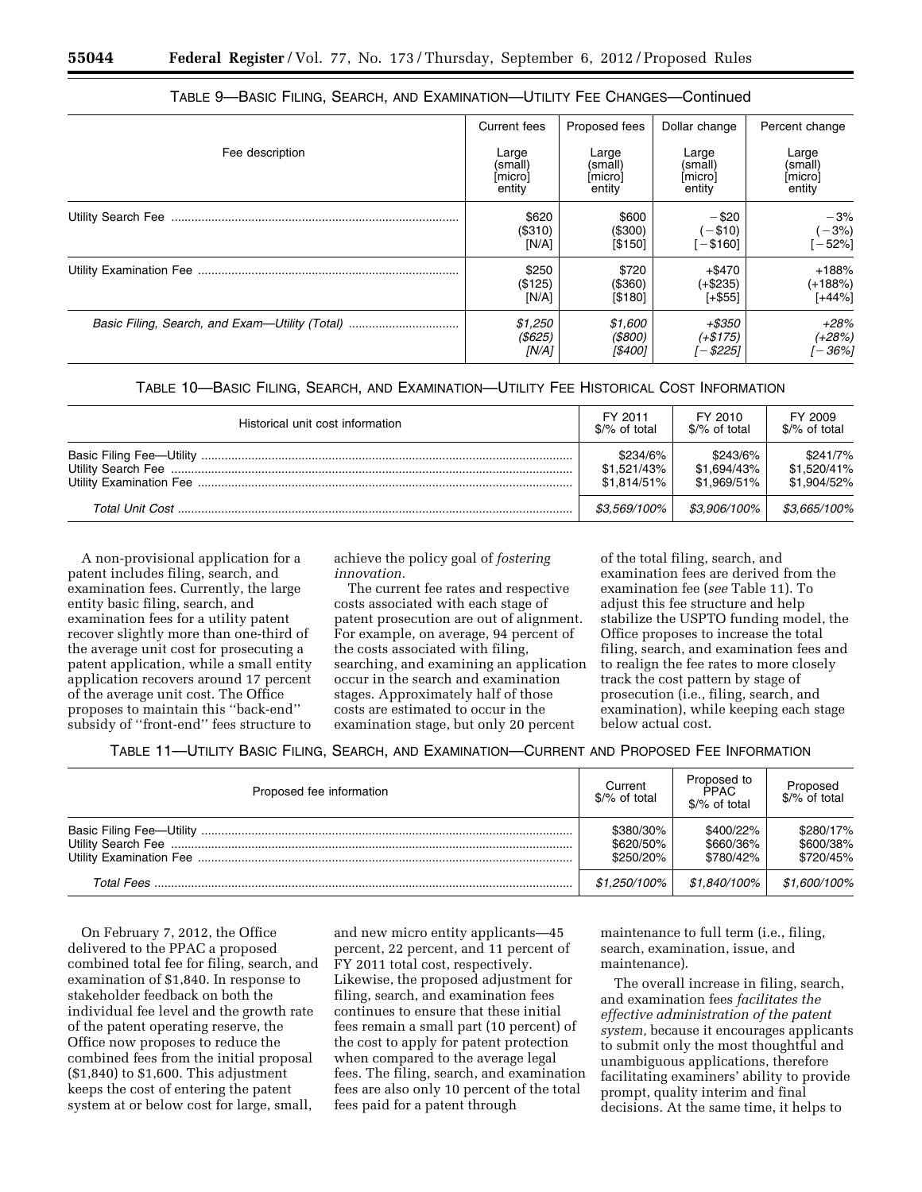TABLE 9—BASIC FILING, SEARCH, AND EXAMINATION—UTILITY FEE CHANGES—Continued

| Fee description | Current fees | Proposed fees | Dollar change | Percent change |
|---|---|---|---|---|
| | Large (small) [micro] entity | Large (small) [micro] entity | Large (small) [micro] entity | Large (small) [micro] entity |
| Utility Search Fee | $620 ($310) [N/A] | $600 ($300) [$150] | −$20 (−$10) [−$160] | −3% (−3%) [−52%] |
| Utility Examination Fee | $250 ($125) [N/A] | $720 ($360) [$180] | +$470 (+$235) [+$55] | +188% (+188%) [+44%] |
| *Basic Filing, Search, and Exam—Utility (Total)* | *$1,250 ($625) [N/A]* | *$1,600 ($800) [$400]* | *+$350 (+$175) [−$225]* | *+28% (+28%) [−36%]* |

TABLE 10—BASIC FILING, SEARCH, AND EXAMINATION—UTILITY FEE HISTORICAL COST INFORMATION

| Historical unit cost information | FY 2011 $/% of total | FY 2010 $/% of total | FY 2009 $/% of total |
|---|---|---|---|
| Basic Filing Fee—Utility | $234/6% | $243/6% | $241/7% |
| Utility Search Fee | $1,521/43% | $1,694/43% | $1,520/41% |
| Utility Examination Fee | $1,814/51% | $1,969/51% | $1,904/52% |
| *Total Unit Cost* | *$3,569/100%* | *$3,906/100%* | *$3,665/100%* |

A non-provisional application for a patent includes filing, search, and examination fees. Currently, the large entity basic filing, search, and examination fees for a utility patent recover slightly more than one-third of the average unit cost for prosecuting a patent application, while a small entity application recovers around 17 percent of the average unit cost. The Office proposes to maintain this "back-end" subsidy of "front-end" fees structure to achieve the policy goal of *fostering innovation.*

The current fee rates and respective costs associated with each stage of patent prosecution are out of alignment. For example, on average, 94 percent of the costs associated with filing, searching, and examining an application occur in the search and examination stages. Approximately half of those costs are estimated to occur in the examination stage, but only 20 percent of the total filing, search, and examination fees are derived from the examination fee (*see* Table 11). To adjust this fee structure and help stabilize the USPTO funding model, the Office proposes to increase the total filing, search, and examination fees and to realign the fee rates to more closely track the cost pattern by stage of prosecution (i.e., filing, search, and examination), while keeping each stage below actual cost.

TABLE 11—UTILITY BASIC FILING, SEARCH, AND EXAMINATION—CURRENT AND PROPOSED FEE INFORMATION

| Proposed fee information | Current $/% of total | Proposed to PPAC $/% of total | Proposed $/% of total |
|---|---|---|---|
| Basic Filing Fee—Utility | $380/30% | $400/22% | $280/17% |
| Utility Search Fee | $620/50% | $660/36% | $600/38% |
| Utility Examination Fee | $250/20% | $780/42% | $720/45% |
| *Total Fees* | *$1,250/100%* | *$1,840/100%* | *$1,600/100%* |

On February 7, 2012, the Office delivered to the PPAC a proposed combined total fee for filing, search, and examination of $1,840. In response to stakeholder feedback on both the individual fee level and the growth rate of the patent operating reserve, the Office now proposes to reduce the combined fees from the initial proposal ($1,840) to $1,600. This adjustment keeps the cost of entering the patent system at or below cost for large, small, and new micro entity applicants—45 percent, 22 percent, and 11 percent of FY 2011 total cost, respectively. Likewise, the proposed adjustment for filing, search, and examination fees continues to ensure that these initial fees remain a small part (10 percent) of the cost to apply for patent protection when compared to the average legal fees. The filing, search, and examination fees are also only 10 percent of the total fees paid for a patent through maintenance to full term (i.e., filing, search, examination, issue, and maintenance).

The overall increase in filing, search, and examination fees *facilitates the effective administration of the patent system,* because it encourages applicants to submit only the most thoughtful and unambiguous applications, therefore facilitating examiners' ability to provide prompt, quality interim and final decisions. At the same time, it helps to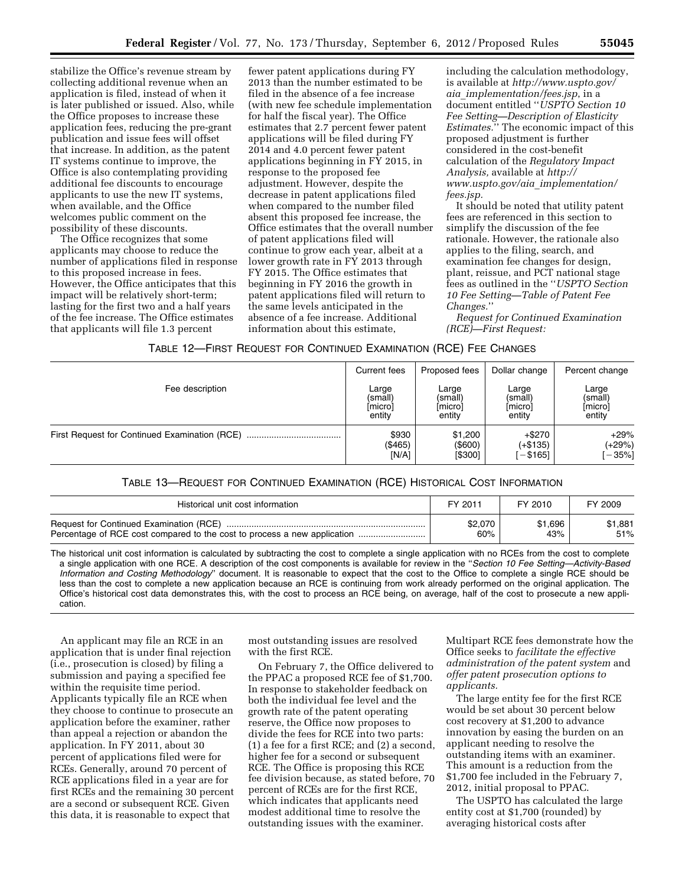stabilize the Office's revenue stream by collecting additional revenue when an application is filed, instead of when it is later published or issued. Also, while the Office proposes to increase these application fees, reducing the pre-grant publication and issue fees will offset that increase. In addition, as the patent IT systems continue to improve, the Office is also contemplating providing additional fee discounts to encourage applicants to use the new IT systems, when available, and the Office welcomes public comment on the possibility of these discounts.

The Office recognizes that some applicants may choose to reduce the number of applications filed in response to this proposed increase in fees. However, the Office anticipates that this impact will be relatively short-term; lasting for the first two and a half years of the fee increase. The Office estimates that applicants will file 1.3 percent fewer patent applications during FY 2013 than the number estimated to be filed in the absence of a fee increase (with new fee schedule implementation for half the fiscal year). The Office estimates that 2.7 percent fewer patent applications will be filed during FY 2014 and 4.0 percent fewer patent applications beginning in FY 2015, in response to the proposed fee adjustment. However, despite the decrease in patent applications filed when compared to the number filed absent this proposed fee increase, the Office estimates that the overall number of patent applications filed will continue to grow each year, albeit at a lower growth rate in FY 2013 through FY 2015. The Office estimates that beginning in FY 2016 the growth in patent applications filed will return to the same levels anticipated in the absence of a fee increase. Additional information about this estimate, including the calculation methodology, is available at *http://www.uspto.gov/aia_implementation/fees.jsp,* in a document entitled "*USPTO Section 10 Fee Setting—Description of Elasticity Estimates.*" The economic impact of this proposed adjustment is further considered in the cost-benefit calculation of the *Regulatory Impact Analysis,* available at *http://www.uspto.gov/aia_implementation/fees.jsp.*

It should be noted that utility patent fees are referenced in this section to simplify the discussion of the fee rationale. However, the rationale also applies to the filing, search, and examination fee changes for design, plant, reissue, and PCT national stage fees as outlined in the "*USPTO Section 10 Fee Setting—Table of Patent Fee Changes.*"

*Request for Continued Examination (RCE)—First Request:*

TABLE 12—FIRST REQUEST FOR CONTINUED EXAMINATION (RCE) FEE CHANGES

| Fee description | Current fees<br>Large (small) [micro] entity | Proposed fees<br>Large (small) [micro] entity | Dollar change<br>Large (small) [micro] entity | Percent change<br>Large (small) [micro] entity |
|---|---|---|---|---|
| First Request for Continued Examination (RCE) | $930<br>($465)<br>[N/A] | $1,200<br>($600)<br>[$300] | +$270<br>(+$135)<br>[−$165] | +29%<br>(+29%)<br>[−35%] |

TABLE 13—REQUEST FOR CONTINUED EXAMINATION (RCE) HISTORICAL COST INFORMATION

| Historical unit cost information | FY 2011 | FY 2010 | FY 2009 |
|---|---|---|---|
| Request for Continued Examination (RCE) | $2,070 | $1,696 | $1,881 |
| Percentage of RCE cost compared to the cost to process a new application | 60% | 43% | 51% |

The historical unit cost information is calculated by subtracting the cost to complete a single application with no RCEs from the cost to complete a single application with one RCE. A description of the cost components is available for review in the "*Section 10 Fee Setting—Activity-Based Information and Costing Methodology*" document. It is reasonable to expect that the cost to the Office to complete a single RCE should be less than the cost to complete a new application because an RCE is continuing from work already performed on the original application. The Office's historical cost data demonstrates this, with the cost to process an RCE being, on average, half of the cost to prosecute a new application.

An applicant may file an RCE in an application that is under final rejection (i.e., prosecution is closed) by filing a submission and paying a specified fee within the requisite time period. Applicants typically file an RCE when they choose to continue to prosecute an application before the examiner, rather than appeal a rejection or abandon the application. In FY 2011, about 30 percent of applications filed were for RCEs. Generally, around 70 percent of RCE applications filed in a year are for first RCEs and the remaining 30 percent are a second or subsequent RCE. Given this data, it is reasonable to expect that most outstanding issues are resolved with the first RCE.

On February 7, the Office delivered to the PPAC a proposed RCE fee of $1,700. In response to stakeholder feedback on both the individual fee level and the growth rate of the patent operating reserve, the Office now proposes to divide the fees for RCE into two parts: (1) a fee for a first RCE; and (2) a second, higher fee for a second or subsequent RCE. The Office is proposing this RCE fee division because, as stated before, 70 percent of RCEs are for the first RCE, which indicates that applicants need modest additional time to resolve the outstanding issues with the examiner. Multipart RCE fees demonstrate how the Office seeks to *facilitate the effective administration of the patent system* and *offer patent prosecution options to applicants.*

The large entity fee for the first RCE would be set about 30 percent below cost recovery at $1,200 to advance innovation by easing the burden on an applicant needing to resolve the outstanding items with an examiner. This amount is a reduction from the $1,700 fee included in the February 7, 2012, initial proposal to PPAC.

The USPTO has calculated the large entity cost at $1,700 (rounded) by averaging historical costs after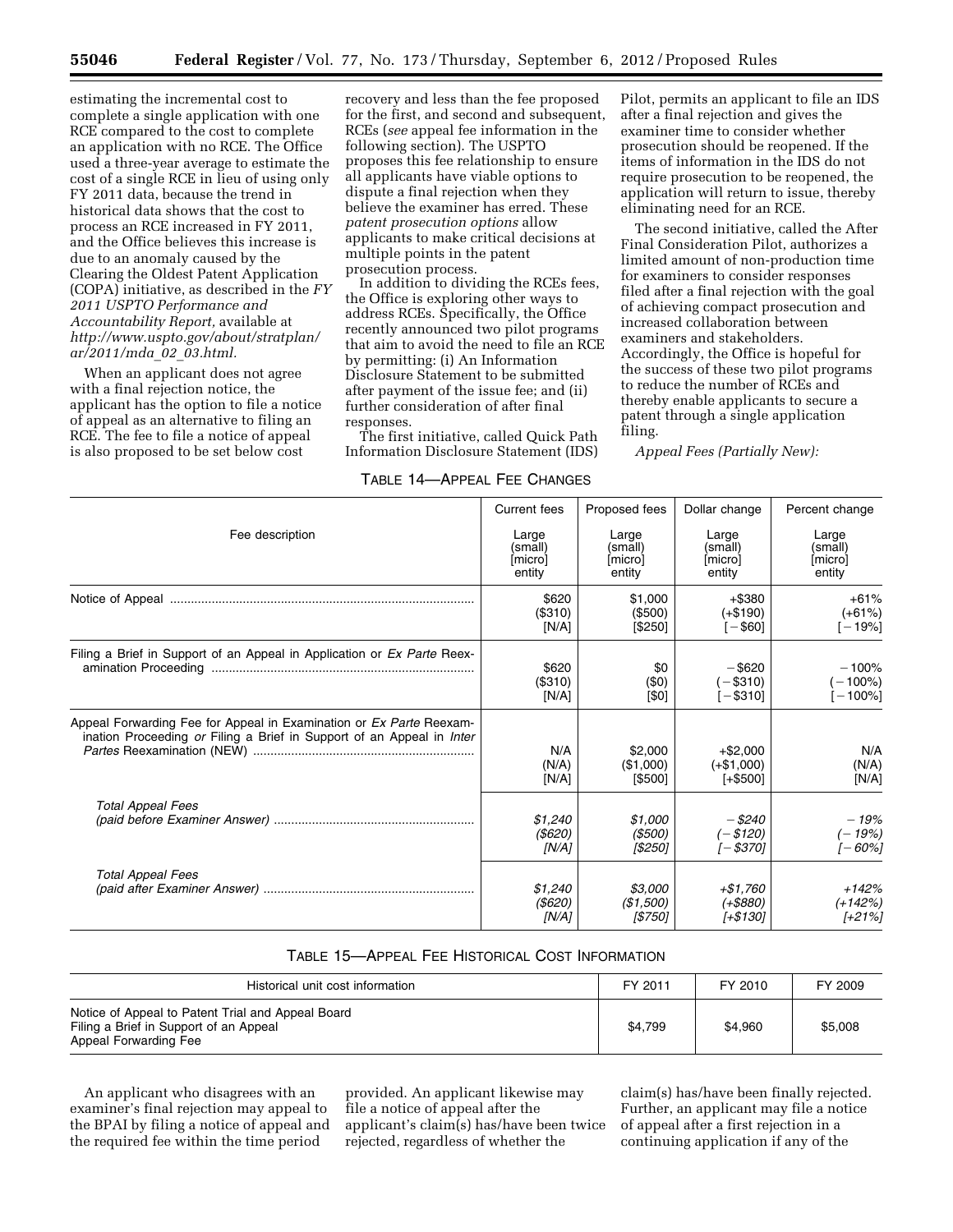estimating the incremental cost to complete a single application with one RCE compared to the cost to complete an application with no RCE. The Office used a three-year average to estimate the cost of a single RCE in lieu of using only FY 2011 data, because the trend in historical data shows that the cost to process an RCE increased in FY 2011, and the Office believes this increase is due to an anomaly caused by the Clearing the Oldest Patent Application (COPA) initiative, as described in the *FY 2011 USPTO Performance and Accountability Report,* available at *http://www.uspto.gov/about/stratplan/ar/2011/mda_02_03.html.*

When an applicant does not agree with a final rejection notice, the applicant has the option to file a notice of appeal as an alternative to filing an RCE. The fee to file a notice of appeal is also proposed to be set below cost recovery and less than the fee proposed for the first, and second and subsequent, RCEs (*see* appeal fee information in the following section). The USPTO proposes this fee relationship to ensure all applicants have viable options to dispute a final rejection when they believe the examiner has erred. These *patent prosecution options* allow applicants to make critical decisions at multiple points in the patent prosecution process.

In addition to dividing the RCEs fees, the Office is exploring other ways to address RCEs. Specifically, the Office recently announced two pilot programs that aim to avoid the need to file an RCE by permitting: (i) An Information Disclosure Statement to be submitted after payment of the issue fee; and (ii) further consideration of after final responses.

The first initiative, called Quick Path Information Disclosure Statement (IDS) Pilot, permits an applicant to file an IDS after a final rejection and gives the examiner time to consider whether prosecution should be reopened. If the items of information in the IDS do not require prosecution to be reopened, the application will return to issue, thereby eliminating need for an RCE.

The second initiative, called the After Final Consideration Pilot, authorizes a limited amount of non-production time for examiners to consider responses filed after a final rejection with the goal of achieving compact prosecution and increased collaboration between examiners and stakeholders. Accordingly, the Office is hopeful for the success of these two pilot programs to reduce the number of RCEs and thereby enable applicants to secure a patent through a single application filing.

*Appeal Fees (Partially New):*

TABLE 14—APPEAL FEE CHANGES

| Fee description | Current fees<br>Large (small) [micro] entity | Proposed fees<br>Large (small) [micro] entity | Dollar change<br>Large (small) [micro] entity | Percent change<br>Large (small) [micro] entity |
|---|---|---|---|---|
| Notice of Appeal | $620<br>($310)<br>[N/A] | $1,000<br>($500)<br>[$250] | +$380<br>(+$190)<br>[−$60] | +61%<br>(+61%)<br>[−19%] |
| Filing a Brief in Support of an Appeal in Application or *Ex Parte* Reexamination Proceeding | $620<br>($310)<br>[N/A] | $0<br>($0)<br>[$0] | −$620<br>(−$310)<br>[−$310] | −100%<br>(−100%)<br>[−100%] |
| Appeal Forwarding Fee for Appeal in Examination or *Ex Parte* Reexamination Proceeding *or* Filing a Brief in Support of an Appeal in *Inter Partes* Reexamination (NEW) | N/A<br>(N/A)<br>[N/A] | $2,000<br>($1,000)<br>[$500] | +$2,000<br>(+$1,000)<br>[+$500] | N/A<br>(N/A)<br>[N/A] |
| *Total Appeal Fees (paid before Examiner Answer)* | *$1,240*<br>*($620)*<br>*[N/A]* | *$1,000*<br>*($500)*<br>*[$250]* | *−$240*<br>*(−$120)*<br>*[−$370]* | *−19%*<br>*(−19%)*<br>*[−60%]* |
| *Total Appeal Fees (paid after Examiner Answer)* | *$1,240*<br>*($620)*<br>*[N/A]* | *$3,000*<br>*($1,500)*<br>*[$750]* | *+$1,760*<br>*(+$880)*<br>*[+$130]* | *+142%*<br>*(+142%)*<br>*[+21%]* |

TABLE 15—APPEAL FEE HISTORICAL COST INFORMATION

| Historical unit cost information | FY 2011 | FY 2010 | FY 2009 |
|---|---|---|---|
| Notice of Appeal to Patent Trial and Appeal Board<br>Filing a Brief in Support of an Appeal<br>Appeal Forwarding Fee | $4,799 | $4,960 | $5,008 |

An applicant who disagrees with an examiner's final rejection may appeal to the BPAI by filing a notice of appeal and the required fee within the time period provided. An applicant likewise may file a notice of appeal after the applicant's claim(s) has/have been twice rejected, regardless of whether the claim(s) has/have been finally rejected. Further, an applicant may file a notice of appeal after a first rejection in a continuing application if any of the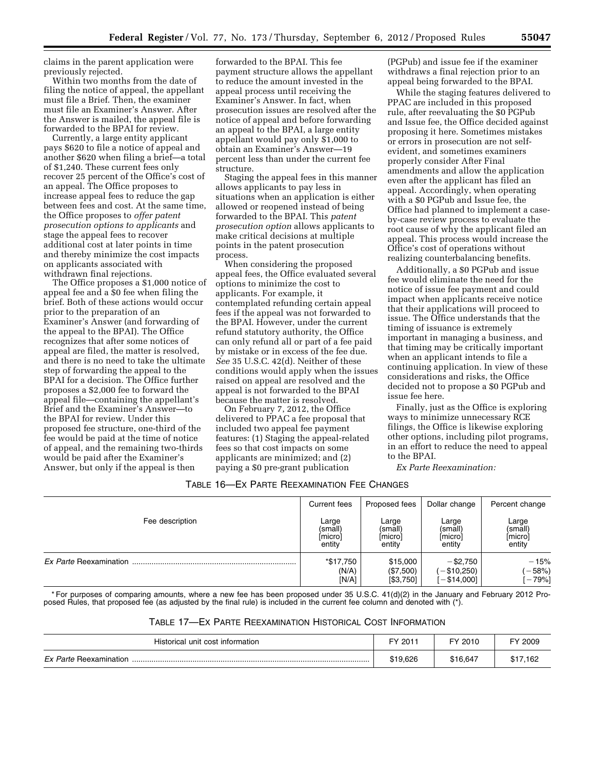claims in the parent application were previously rejected.

Within two months from the date of filing the notice of appeal, the appellant must file a Brief. Then, the examiner must file an Examiner's Answer. After the Answer is mailed, the appeal file is forwarded to the BPAI for review.

Currently, a large entity applicant pays $620 to file a notice of appeal and another $620 when filing a brief—a total of $1,240. These current fees only recover 25 percent of the Office's cost of an appeal. The Office proposes to increase appeal fees to reduce the gap between fees and cost. At the same time, the Office proposes to *offer patent prosecution options to applicants* and stage the appeal fees to recover additional cost at later points in time and thereby minimize the cost impacts on applicants associated with withdrawn final rejections.

The Office proposes a $1,000 notice of appeal fee and a $0 fee when filing the brief. Both of these actions would occur prior to the preparation of an Examiner's Answer (and forwarding of the appeal to the BPAI). The Office recognizes that after some notices of appeal are filed, the matter is resolved, and there is no need to take the ultimate step of forwarding the appeal to the BPAI for a decision. The Office further proposes a $2,000 fee to forward the appeal file—containing the appellant's Brief and the Examiner's Answer—to the BPAI for review. Under this proposed fee structure, one-third of the fee would be paid at the time of notice of appeal, and the remaining two-thirds would be paid after the Examiner's Answer, but only if the appeal is then forwarded to the BPAI. This fee payment structure allows the appellant to reduce the amount invested in the appeal process until receiving the Examiner's Answer. In fact, when prosecution issues are resolved after the notice of appeal and before forwarding an appeal to the BPAI, a large entity appellant would pay only $1,000 to obtain an Examiner's Answer—19 percent less than under the current fee structure.

Staging the appeal fees in this manner allows applicants to pay less in situations when an application is either allowed or reopened instead of being forwarded to the BPAI. This *patent prosecution option* allows applicants to make critical decisions at multiple points in the patent prosecution process.

When considering the proposed appeal fees, the Office evaluated several options to minimize the cost to applicants. For example, it contemplated refunding certain appeal fees if the appeal was not forwarded to the BPAI. However, under the current refund statutory authority, the Office can only refund all or part of a fee paid by mistake or in excess of the fee due. *See* 35 U.S.C. 42(d). Neither of these conditions would apply when the issues raised on appeal are resolved and the appeal is not forwarded to the BPAI because the matter is resolved.

On February 7, 2012, the Office delivered to PPAC a fee proposal that included two appeal fee payment features: (1) Staging the appeal-related fees so that cost impacts on some applicants are minimized; and (2) paying a $0 pre-grant publication (PGPub) and issue fee if the examiner withdraws a final rejection prior to an appeal being forwarded to the BPAI.

While the staging features delivered to PPAC are included in this proposed rule, after reevaluating the $0 PGPub and Issue fee, the Office decided against proposing it here. Sometimes mistakes or errors in prosecution are not self-evident, and sometimes examiners properly consider After Final amendments and allow the application even after the applicant has filed an appeal. Accordingly, when operating with a $0 PGPub and Issue fee, the Office had planned to implement a case-by-case review process to evaluate the root cause of why the applicant filed an appeal. This process would increase the Office's cost of operations without realizing counterbalancing benefits.

Additionally, a $0 PGPub and issue fee would eliminate the need for the notice of issue fee payment and could impact when applicants receive notice that their applications will proceed to issue. The Office understands that the timing of issuance is extremely important in managing a business, and that timing may be critically important when an applicant intends to file a continuing application. In view of these considerations and risks, the Office decided not to propose a $0 PGPub and issue fee here.

Finally, just as the Office is exploring ways to minimize unnecessary RCE filings, the Office is likewise exploring other options, including pilot programs, in an effort to reduce the need to appeal to the BPAI.

*Ex Parte Reexamination:*

TABLE 16—EX PARTE REEXAMINATION FEE CHANGES

| Fee description | Current fees<br>Large (small) [micro] entity | Proposed fees<br>Large (small) [micro] entity | Dollar change<br>Large (small) [micro] entity | Percent change<br>Large (small) [micro] entity |
|---|---|---|---|---|
| *Ex Parte* Reexamination | *$17,750<br>(N/A)<br>[N/A] | $15,000<br>($7,500)<br>[$3,750] | −$2,750<br>(−$10,250)<br>[−$14,000] | −15%<br>(−58%)<br>[−79%] |

* For purposes of comparing amounts, where a new fee has been proposed under 35 U.S.C. 41(d)(2) in the January and February 2012 Proposed Rules, that proposed fee (as adjusted by the final rule) is included in the current fee column and denoted with (*).

TABLE 17—EX PARTE REEXAMINATION HISTORICAL COST INFORMATION

| Historical unit cost information | FY 2011 | FY 2010 | FY 2009 |
|---|---|---|---|
| *Ex Parte* Reexamination | $19,626 | $16,647 | $17,162 |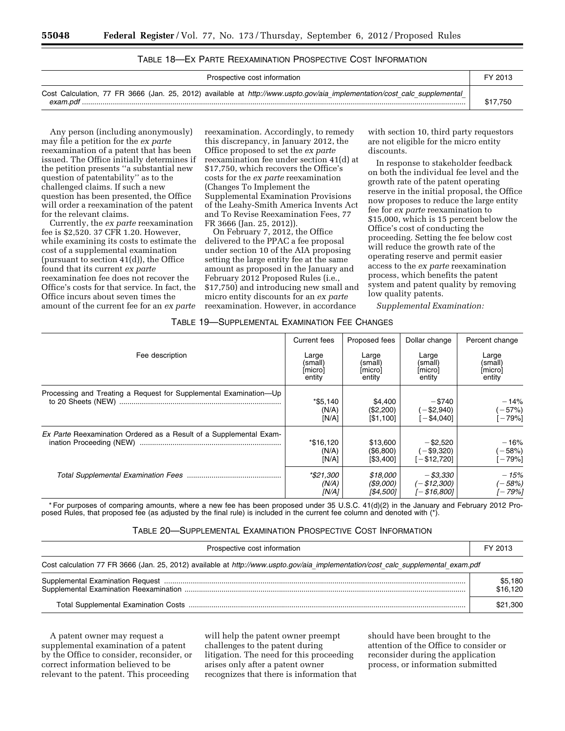TABLE 18—EX PARTE REEXAMINATION PROSPECTIVE COST INFORMATION

| Prospective cost information | FY 2013 |
| --- | --- |
| Cost Calculation, 77 FR 3666 (Jan. 25, 2012) available at *http://www.uspto.gov/aia_implementation/cost_calc_supplemental_exam.pdf* | $17,750 |

Any person (including anonymously) may file a petition for the *ex parte* reexamination of a patent that has been issued. The Office initially determines if the petition presents ''a substantial new question of patentability'' as to the challenged claims. If such a new question has been presented, the Office will order a reexamination of the patent for the relevant claims.

Currently, the *ex parte* reexamination fee is $2,520. 37 CFR 1.20. However, while examining its costs to estimate the cost of a supplemental examination (pursuant to section 41(d)), the Office found that its current *ex parte* reexamination fee does not recover the Office's costs for that service. In fact, the Office incurs about seven times the amount of the current fee for an *ex parte* reexamination. Accordingly, to remedy this discrepancy, in January 2012, the Office proposed to set the *ex parte* reexamination fee under section 41(d) at $17,750, which recovers the Office's costs for the *ex parte* reexamination (Changes To Implement the Supplemental Examination Provisions of the Leahy-Smith America Invents Act and To Revise Reexamination Fees, 77 FR 3666 (Jan. 25, 2012)).

On February 7, 2012, the Office delivered to the PPAC a fee proposal under section 10 of the AIA proposing setting the large entity fee at the same amount as proposed in the January and February 2012 Proposed Rules (i.e., $17,750) and introducing new small and micro entity discounts for an *ex parte* reexamination. However, in accordance with section 10, third party requestors are not eligible for the micro entity discounts.

In response to stakeholder feedback on both the individual fee level and the growth rate of the patent operating reserve in the initial proposal, the Office now proposes to reduce the large entity fee for *ex parte* reexamination to $15,000, which is 15 percent below the Office's cost of conducting the proceeding. Setting the fee below cost will reduce the growth rate of the operating reserve and permit easier access to the *ex parte* reexamination process, which benefits the patent system and patent quality by removing low quality patents.

*Supplemental Examination:*

TABLE 19—SUPPLEMENTAL EXAMINATION FEE CHANGES

| Fee description | Current fees | Proposed fees | Dollar change | Percent change |
| --- | --- | --- | --- | --- |
| | Large (small) [micro] entity | Large (small) [micro] entity | Large (small) [micro] entity | Large (small) [micro] entity |
| Processing and Treating a Request for Supplemental Examination—Up to 20 Sheets (NEW) | *$5,140 (N/A) [N/A] | $4,400 ($2,200) [$1,100] | −$740 (−$2,940) [−$4,040] | −14% (−57%) [−79%] |
| *Ex Parte* Reexamination Ordered as a Result of a Supplemental Examination Proceeding (NEW) | *$16,120 (N/A) [N/A] | $13,600 ($6,800) [$3,400] | −$2,520 (−$9,320) [−$12,720] | −16% (−58%) [−79%] |
| *Total Supplemental Examination Fees* | **$21,300 (N/A) [N/A]* | *$18,000 ($9,000) [$4,500]* | *−$3,330 (−$12,300) [−$16,800]* | *−15% (−58%) [−79%]* |

* For purposes of comparing amounts, where a new fee has been proposed under 35 U.S.C. 41(d)(2) in the January and February 2012 Proposed Rules, that proposed fee (as adjusted by the final rule) is included in the current fee column and denoted with (*).

TABLE 20—SUPPLEMENTAL EXAMINATION PROSPECTIVE COST INFORMATION

| Prospective cost information | FY 2013 |
| --- | --- |
| Cost calculation 77 FR 3666 (Jan. 25, 2012) available at *http://www.uspto.gov/aia_implementation/cost_calc_supplemental_exam.pdf* | |
| Supplemental Examination Request | $5,180 |
| Supplemental Examination Reexamination | $16,120 |
| Total Supplemental Examination Costs | $21,300 |

A patent owner may request a supplemental examination of a patent by the Office to consider, reconsider, or correct information believed to be relevant to the patent. This proceeding will help the patent owner preempt challenges to the patent during litigation. The need for this proceeding arises only after a patent owner recognizes that there is information that should have been brought to the attention of the Office to consider or reconsider during the application process, or information submitted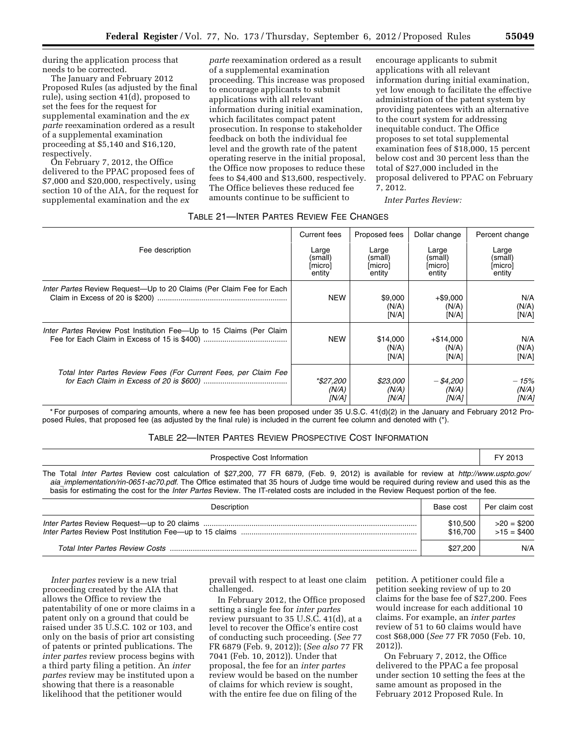during the application process that needs to be corrected.

The January and February 2012 Proposed Rules (as adjusted by the final rule), using section 41(d), proposed to set the fees for the request for supplemental examination and the *ex parte* reexamination ordered as a result of a supplemental examination proceeding at $5,140 and $16,120, respectively.

On February 7, 2012, the Office delivered to the PPAC proposed fees of $7,000 and $20,000, respectively, using section 10 of the AIA, for the request for supplemental examination and the *ex parte* reexamination ordered as a result of a supplemental examination proceeding. This increase was proposed to encourage applicants to submit applications with all relevant information during initial examination, which facilitates compact patent prosecution. In response to stakeholder feedback on both the individual fee level and the growth rate of the patent operating reserve in the initial proposal, the Office now proposes to reduce these fees to $4,400 and $13,600, respectively. The Office believes these reduced fee amounts continue to be sufficient to encourage applicants to submit applications with all relevant information during initial examination, yet low enough to facilitate the effective administration of the patent system by providing patentees with an alternative to the court system for addressing inequitable conduct. The Office proposes to set total supplemental examination fees of $18,000, 15 percent below cost and 30 percent less than the total of $27,000 included in the proposal delivered to PPAC on February 7, 2012.

*Inter Partes Review:*

TABLE 21—INTER PARTES REVIEW FEE CHANGES

| Fee description | Current fees | Proposed fees | Dollar change | Percent change |
|---|---|---|---|---|
| | Large (small) [micro] entity | Large (small) [micro] entity | Large (small) [micro] entity | Large (small) [micro] entity |
| *Inter Partes* Review Request—Up to 20 Claims (Per Claim Fee for Each Claim in Excess of 20 is $200) | NEW | $9,000 (N/A) [N/A] | +$9,000 (N/A) [N/A] | N/A (N/A) [N/A] |
| *Inter Partes* Review Post Institution Fee—Up to 15 Claims (Per Claim Fee for Each Claim in Excess of 15 is $400) | NEW | $14,000 (N/A) [N/A] | +$14,000 (N/A) [N/A] | N/A (N/A) [N/A] |
| *Total Inter Partes Review Fees (For Current Fees, per Claim Fee for Each Claim in Excess of 20 is $600)* | *\*$27,200 (N/A) [N/A]* | *$23,000 (N/A) [N/A]* | *−$4,200 (N/A) [N/A]* | *−15% (N/A) [N/A]* |

\* For purposes of comparing amounts, where a new fee has been proposed under 35 U.S.C. 41(d)(2) in the January and February 2012 Proposed Rules, that proposed fee (as adjusted by the final rule) is included in the current fee column and denoted with (\*).

TABLE 22—INTER PARTES REVIEW PROSPECTIVE COST INFORMATION

| Prospective Cost Information | | FY 2013 |
|---|---|---|
| The Total *Inter Partes* Review cost calculation of $27,200, 77 FR 6879, (Feb. 9, 2012) is available for review at *http://www.uspto.gov/aia_implementation/rin-0651-ac70.pdf*. The Office estimated that 35 hours of Judge time would be required during review and used this as the basis for estimating the cost for the *Inter Partes* Review. The IT-related costs are included in the Review Request portion of the fee. | | |
| Description | Base cost | Per claim cost |
| *Inter Partes* Review Request—up to 20 claims | $10,500 | >20 = $200 |
| *Inter Partes* Review Post Institution Fee—up to 15 claims | $16,700 | >15 = $400 |
| *Total Inter Partes Review Costs* | $27,200 | N/A |

*Inter partes* review is a new trial proceeding created by the AIA that allows the Office to review the patentability of one or more claims in a patent only on a ground that could be raised under 35 U.S.C. 102 or 103, and only on the basis of prior art consisting of patents or printed publications. The *inter partes* review process begins with a third party filing a petition. An *inter partes* review may be instituted upon a showing that there is a reasonable likelihood that the petitioner would prevail with respect to at least one claim challenged.

In February 2012, the Office proposed setting a single fee for *inter partes* review pursuant to 35 U.S.C. 41(d), at a level to recover the Office's entire cost of conducting such proceeding. (*See* 77 FR 6879 (Feb. 9, 2012)); (*See also* 77 FR 7041 (Feb. 10, 2012)). Under that proposal, the fee for an *inter partes* review would be based on the number of claims for which review is sought, with the entire fee due on filing of the petition. A petitioner could file a petition seeking review of up to 20 claims for the base fee of $27,200. Fees would increase for each additional 10 claims. For example, an *inter partes* review of 51 to 60 claims would have cost $68,000 (*See* 77 FR 7050 (Feb. 10, 2012)).

On February 7, 2012, the Office delivered to the PPAC a fee proposal under section 10 setting the fees at the same amount as proposed in the February 2012 Proposed Rule. In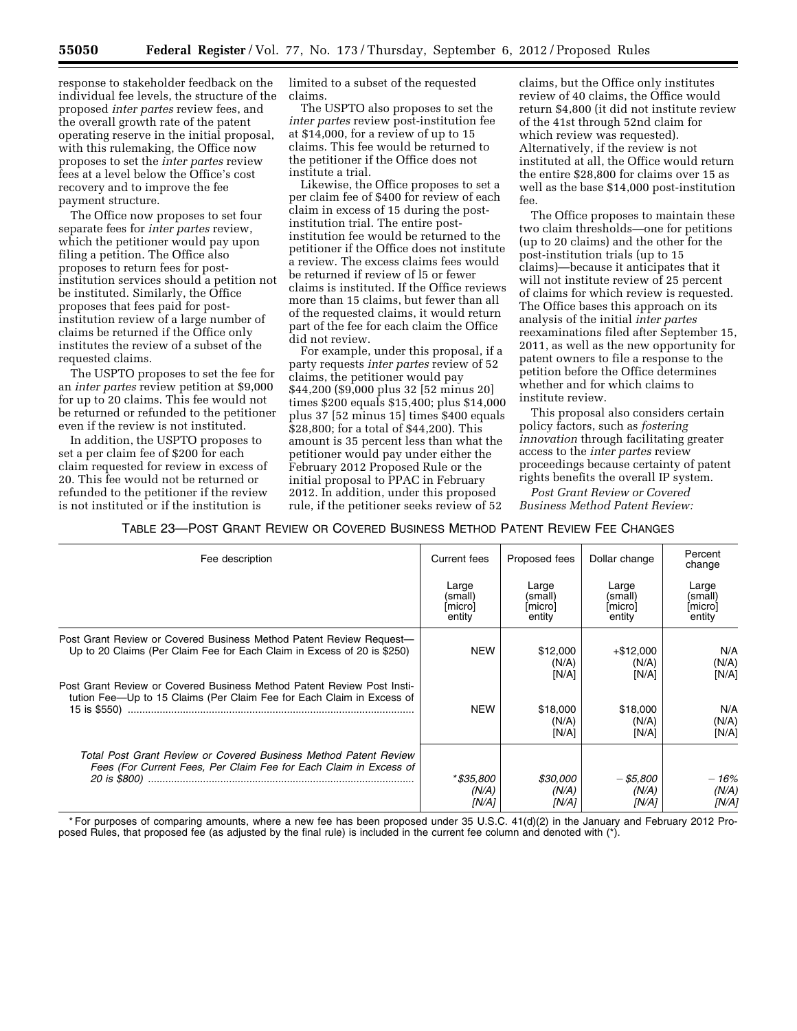response to stakeholder feedback on the individual fee levels, the structure of the proposed *inter partes* review fees, and the overall growth rate of the patent operating reserve in the initial proposal, with this rulemaking, the Office now proposes to set the *inter partes* review fees at a level below the Office's cost recovery and to improve the fee payment structure.

The Office now proposes to set four separate fees for *inter partes* review, which the petitioner would pay upon filing a petition. The Office also proposes to return fees for post-institution services should a petition not be instituted. Similarly, the Office proposes that fees paid for post-institution review of a large number of claims be returned if the Office only institutes the review of a subset of the requested claims.

The USPTO proposes to set the fee for an *inter partes* review petition at $9,000 for up to 20 claims. This fee would not be returned or refunded to the petitioner even if the review is not instituted.

In addition, the USPTO proposes to set a per claim fee of $200 for each claim requested for review in excess of 20. This fee would not be returned or refunded to the petitioner if the review is not instituted or if the institution is limited to a subset of the requested claims.

The USPTO also proposes to set the *inter partes* review post-institution fee at $14,000, for a review of up to 15 claims. This fee would be returned to the petitioner if the Office does not institute a trial.

Likewise, the Office proposes to set a per claim fee of $400 for review of each claim in excess of 15 during the post-institution trial. The entire post-institution fee would be returned to the petitioner if the Office does not institute a review. The excess claims fees would be returned if review of l5 or fewer claims is instituted. If the Office reviews more than 15 claims, but fewer than all of the requested claims, it would return part of the fee for each claim the Office did not review.

For example, under this proposal, if a party requests *inter partes* review of 52 claims, the petitioner would pay $44,200 ($9,000 plus 32 [52 minus 20] times $200 equals $15,400; plus $14,000 plus 37 [52 minus 15] times $400 equals $28,800; for a total of $44,200). This amount is 35 percent less than what the petitioner would pay under either the February 2012 Proposed Rule or the initial proposal to PPAC in February 2012. In addition, under this proposed rule, if the petitioner seeks review of 52 claims, but the Office only institutes review of 40 claims, the Office would return $4,800 (it did not institute review of the 41st through 52nd claim for which review was requested). Alternatively, if the review is not instituted at all, the Office would return the entire $28,800 for claims over 15 as well as the base $14,000 post-institution fee.

The Office proposes to maintain these two claim thresholds—one for petitions (up to 20 claims) and the other for the post-institution trials (up to 15 claims)—because it anticipates that it will not institute review of 25 percent of claims for which review is requested. The Office bases this approach on its analysis of the initial *inter partes* reexaminations filed after September 15, 2011, as well as the new opportunity for patent owners to file a response to the petition before the Office determines whether and for which claims to institute review.

This proposal also considers certain policy factors, such as *fostering innovation* through facilitating greater access to the *inter partes* review proceedings because certainty of patent rights benefits the overall IP system.

*Post Grant Review or Covered Business Method Patent Review:*

TABLE 23—POST GRANT REVIEW OR COVERED BUSINESS METHOD PATENT REVIEW FEE CHANGES

| Fee description | Current fees | Proposed fees | Dollar change | Percent change |
|---|---|---|---|---|
| | Large (small) [micro] entity | Large (small) [micro] entity | Large (small) [micro] entity | Large (small) [micro] entity |
| Post Grant Review or Covered Business Method Patent Review Request—Up to 20 Claims (Per Claim Fee for Each Claim in Excess of 20 is $250) | NEW | $12,000 (N/A) [N/A] | +$12,000 (N/A) [N/A] | N/A (N/A) [N/A] |
| Post Grant Review or Covered Business Method Patent Review Post Institution Fee—Up to 15 Claims (Per Claim Fee for Each Claim in Excess of 15 is $550) | NEW | $18,000 (N/A) [N/A] | $18,000 (N/A) [N/A] | N/A (N/A) [N/A] |
| *Total Post Grant Review or Covered Business Method Patent Review Fees (For Current Fees, Per Claim Fee for Each Claim in Excess of 20 is $800)* | *\*$35,800 (N/A) [N/A]* | *$30,000 (N/A) [N/A]* | *−$5,800 (N/A) [N/A]* | *−16% (N/A) [N/A]* |

\* For purposes of comparing amounts, where a new fee has been proposed under 35 U.S.C. 41(d)(2) in the January and February 2012 Proposed Rules, that proposed fee (as adjusted by the final rule) is included in the current fee column and denoted with (\*).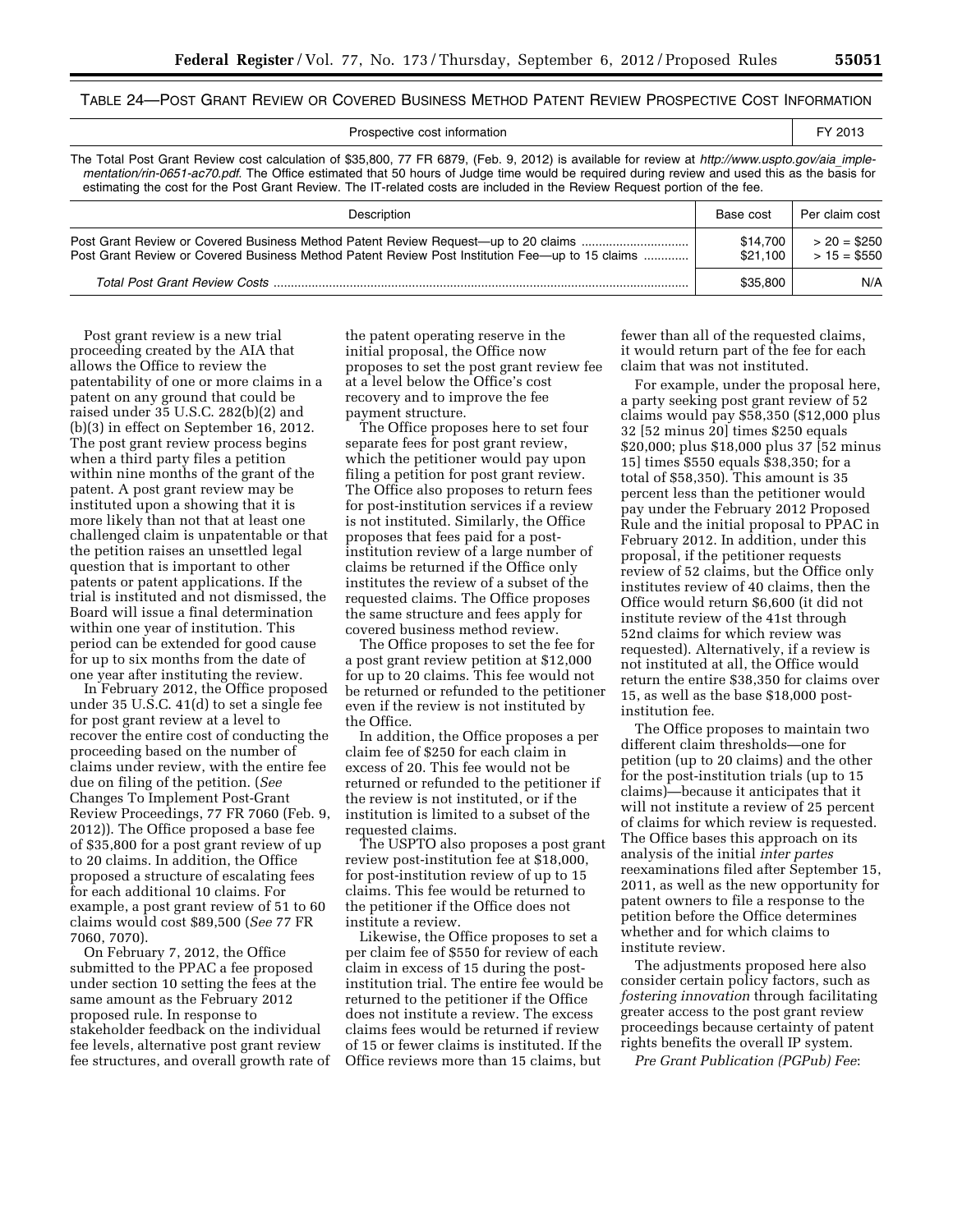TABLE 24—POST GRANT REVIEW OR COVERED BUSINESS METHOD PATENT REVIEW PROSPECTIVE COST INFORMATION

| Prospective cost information | | FY 2013 |
|---|---|---|
| The Total Post Grant Review cost calculation of $35,800, 77 FR 6879, (Feb. 9, 2012) is available for review at *http://www.uspto.gov/aia_implementation/rin-0651-ac70.pdf.* The Office estimated that 50 hours of Judge time would be required during review and used this as the basis for estimating the cost for the Post Grant Review. The IT-related costs are included in the Review Request portion of the fee. | | |
| Description | Base cost | Per claim cost |
| Post Grant Review or Covered Business Method Patent Review Request—up to 20 claims | $14,700 | > 20 = $250 |
| Post Grant Review or Covered Business Method Patent Review Post Institution Fee—up to 15 claims | $21,100 | > 15 = $550 |
| *Total Post Grant Review Costs* | $35,800 | N/A |

Post grant review is a new trial proceeding created by the AIA that allows the Office to review the patentability of one or more claims in a patent on any ground that could be raised under 35 U.S.C. 282(b)(2) and (b)(3) in effect on September 16, 2012. The post grant review process begins when a third party files a petition within nine months of the grant of the patent. A post grant review may be instituted upon a showing that it is more likely than not that at least one challenged claim is unpatentable or that the petition raises an unsettled legal question that is important to other patents or patent applications. If the trial is instituted and not dismissed, the Board will issue a final determination within one year of institution. This period can be extended for good cause for up to six months from the date of one year after instituting the review.

In February 2012, the Office proposed under 35 U.S.C. 41(d) to set a single fee for post grant review at a level to recover the entire cost of conducting the proceeding based on the number of claims under review, with the entire fee due on filing of the petition. (*See* Changes To Implement Post-Grant Review Proceedings, 77 FR 7060 (Feb. 9, 2012)). The Office proposed a base fee of $35,800 for a post grant review of up to 20 claims. In addition, the Office proposed a structure of escalating fees for each additional 10 claims. For example, a post grant review of 51 to 60 claims would cost $89,500 (*See* 77 FR 7060, 7070).

On February 7, 2012, the Office submitted to the PPAC a fee proposed under section 10 setting the fees at the same amount as the February 2012 proposed rule. In response to stakeholder feedback on the individual fee levels, alternative post grant review fee structures, and overall growth rate of the patent operating reserve in the initial proposal, the Office now proposes to set the post grant review fee at a level below the Office's cost recovery and to improve the fee payment structure.

The Office proposes here to set four separate fees for post grant review, which the petitioner would pay upon filing a petition for post grant review. The Office also proposes to return fees for post-institution services if a review is not instituted. Similarly, the Office proposes that fees paid for a post-institution review of a large number of claims be returned if the Office only institutes the review of a subset of the requested claims. The Office proposes the same structure and fees apply for covered business method review.

The Office proposes to set the fee for a post grant review petition at $12,000 for up to 20 claims. This fee would not be returned or refunded to the petitioner even if the review is not instituted by the Office.

In addition, the Office proposes a per claim fee of $250 for each claim in excess of 20. This fee would not be returned or refunded to the petitioner if the review is not instituted, or if the institution is limited to a subset of the requested claims.

The USPTO also proposes a post grant review post-institution fee at $18,000, for post-institution review of up to 15 claims. This fee would be returned to the petitioner if the Office does not institute a review.

Likewise, the Office proposes to set a per claim fee of $550 for review of each claim in excess of 15 during the post-institution trial. The entire fee would be returned to the petitioner if the Office does not institute a review. The excess claims fees would be returned if review of 15 or fewer claims is instituted. If the Office reviews more than 15 claims, but fewer than all of the requested claims, it would return part of the fee for each claim that was not instituted.

For example, under the proposal here, a party seeking post grant review of 52 claims would pay $58,350 ($12,000 plus 32 [52 minus 20] times $250 equals $20,000; plus $18,000 plus 37 [52 minus 15] times $550 equals $38,350; for a total of $58,350). This amount is 35 percent less than the petitioner would pay under the February 2012 Proposed Rule and the initial proposal to PPAC in February 2012. In addition, under this proposal, if the petitioner requests review of 52 claims, but the Office only institutes review of 40 claims, then the Office would return $6,600 (it did not institute review of the 41st through 52nd claims for which review was requested). Alternatively, if a review is not instituted at all, the Office would return the entire $38,350 for claims over 15, as well as the base $18,000 post-institution fee.

The Office proposes to maintain two different claim thresholds—one for petition (up to 20 claims) and the other for the post-institution trials (up to 15 claims)—because it anticipates that it will not institute a review of 25 percent of claims for which review is requested. The Office bases this approach on its analysis of the initial *inter partes* reexaminations filed after September 15, 2011, as well as the new opportunity for patent owners to file a response to the petition before the Office determines whether and for which claims to institute review.

The adjustments proposed here also consider certain policy factors, such as *fostering innovation* through facilitating greater access to the post grant review proceedings because certainty of patent rights benefits the overall IP system.

*Pre Grant Publication (PGPub) Fee*: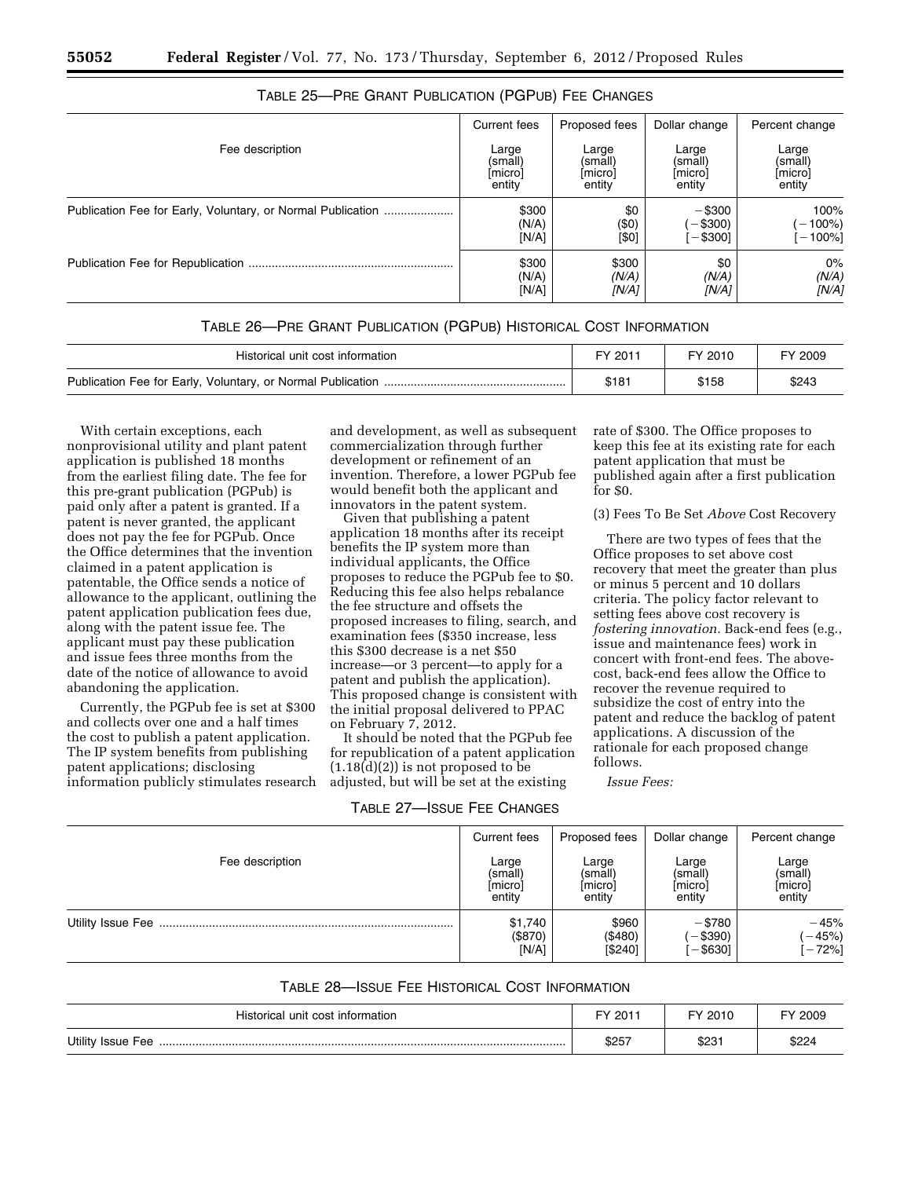TABLE 25—PRE GRANT PUBLICATION (PGPUB) FEE CHANGES

| Fee description | Current fees | Proposed fees | Dollar change | Percent change |
|---|---|---|---|---|
| | Large (small) [micro] entity | Large (small) [micro] entity | Large (small) [micro] entity | Large (small) [micro] entity |
| Publication Fee for Early, Voluntary, or Normal Publication | $300 (N/A) [N/A] | $0 ($0) [$0] | −$300 (−$300) [−$300] | 100% (−100%) [−100%] |
| Publication Fee for Republication | $300 (N/A) [N/A] | $300 *(N/A)* *[N/A]* | $0 *(N/A)* *[N/A]* | 0% *(N/A)* *[N/A]* |

TABLE 26—PRE GRANT PUBLICATION (PGPUB) HISTORICAL COST INFORMATION

| Historical unit cost information | FY 2011 | FY 2010 | FY 2009 |
|---|---|---|---|
| Publication Fee for Early, Voluntary, or Normal Publication | $181 | $158 | $243 |

With certain exceptions, each nonprovisional utility and plant patent application is published 18 months from the earliest filing date. The fee for this pre-grant publication (PGPub) is paid only after a patent is granted. If a patent is never granted, the applicant does not pay the fee for PGPub. Once the Office determines that the invention claimed in a patent application is patentable, the Office sends a notice of allowance to the applicant, outlining the patent application publication fees due, along with the patent issue fee. The applicant must pay these publication and issue fees three months from the date of the notice of allowance to avoid abandoning the application.

Currently, the PGPub fee is set at $300 and collects over one and a half times the cost to publish a patent application. The IP system benefits from publishing patent applications; disclosing information publicly stimulates research and development, as well as subsequent commercialization through further development or refinement of an invention. Therefore, a lower PGPub fee would benefit both the applicant and innovators in the patent system.

Given that publishing a patent application 18 months after its receipt benefits the IP system more than individual applicants, the Office proposes to reduce the PGPub fee to $0. Reducing this fee also helps rebalance the fee structure and offsets the proposed increases to filing, search, and examination fees ($350 increase, less this $300 decrease is a net $50 increase—or 3 percent—to apply for a patent and publish the application). This proposed change is consistent with the initial proposal delivered to PPAC on February 7, 2012.

It should be noted that the PGPub fee for republication of a patent application (1.18(d)(2)) is not proposed to be adjusted, but will be set at the existing rate of $300. The Office proposes to keep this fee at its existing rate for each patent application that must be published again after a first publication for $0.

(3) Fees To Be Set *Above* Cost Recovery

There are two types of fees that the Office proposes to set above cost recovery that meet the greater than plus or minus 5 percent and 10 dollars criteria. The policy factor relevant to setting fees above cost recovery is *fostering innovation.* Back-end fees (e.g., issue and maintenance fees) work in concert with front-end fees. The above-cost, back-end fees allow the Office to recover the revenue required to subsidize the cost of entry into the patent and reduce the backlog of patent applications. A discussion of the rationale for each proposed change follows.

*Issue Fees:*

TABLE 27—ISSUE FEE CHANGES

| Fee description | Current fees | Proposed fees | Dollar change | Percent change |
|---|---|---|---|---|
| | Large (small) [micro] entity | Large (small) [micro] entity | Large (small) [micro] entity | Large (small) [micro] entity |
| Utility Issue Fee | $1,740 ($870) [N/A] | $960 ($480) [$240] | −$780 (−$390) [−$630] | −45% (−45%) [−72%] |

TABLE 28—ISSUE FEE HISTORICAL COST INFORMATION

| Historical unit cost information | FY 2011 | FY 2010 | FY 2009 |
|---|---|---|---|
| Utility Issue Fee | $257 | $231 | $224 |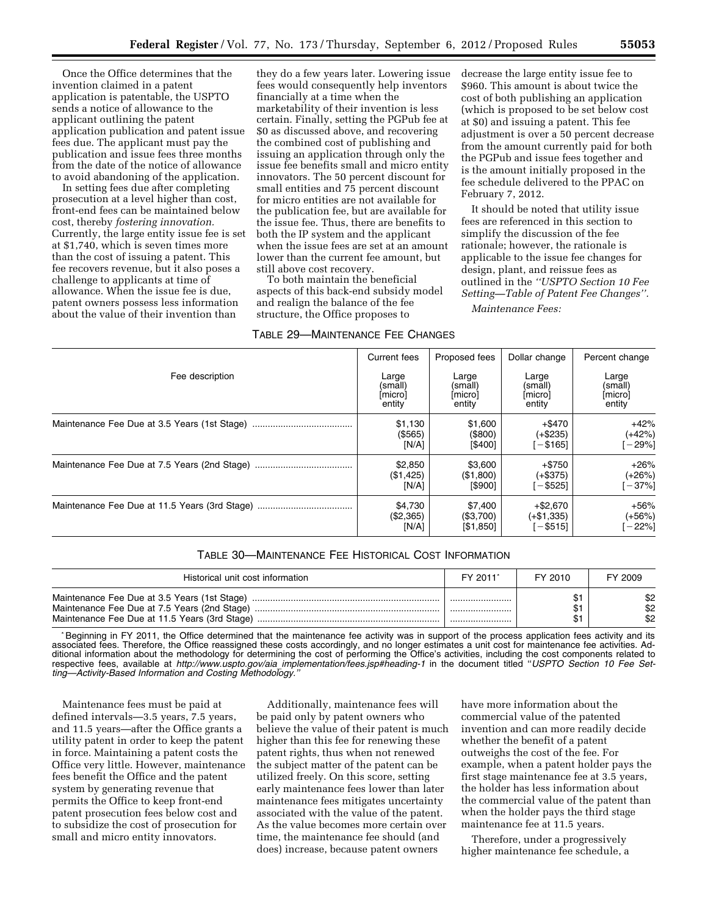Once the Office determines that the invention claimed in a patent application is patentable, the USPTO sends a notice of allowance to the applicant outlining the patent application publication and patent issue fees due. The applicant must pay the publication and issue fees three months from the date of the notice of allowance to avoid abandoning of the application.

In setting fees due after completing prosecution at a level higher than cost, front-end fees can be maintained below cost, thereby *fostering innovation.* Currently, the large entity issue fee is set at $1,740, which is seven times more than the cost of issuing a patent. This fee recovers revenue, but it also poses a challenge to applicants at time of allowance. When the issue fee is due, patent owners possess less information about the value of their invention than they do a few years later. Lowering issue fees would consequently help inventors financially at a time when the marketability of their invention is less certain. Finally, setting the PGPub fee at $0 as discussed above, and recovering the combined cost of publishing and issuing an application through only the issue fee benefits small and micro entity innovators. The 50 percent discount for small entities and 75 percent discount for micro entities are not available for the publication fee, but are available for the issue fee. Thus, there are benefits to both the IP system and the applicant when the issue fees are set at an amount lower than the current fee amount, but still above cost recovery.

To both maintain the beneficial aspects of this back-end subsidy model and realign the balance of the fee structure, the Office proposes to decrease the large entity issue fee to $960. This amount is about twice the cost of both publishing an application (which is proposed to be set below cost at $0) and issuing a patent. This fee adjustment is over a 50 percent decrease from the amount currently paid for both the PGPub and issue fees together and is the amount initially proposed in the fee schedule delivered to the PPAC on February 7, 2012.

It should be noted that utility issue fees are referenced in this section to simplify the discussion of the fee rationale; however, the rationale is applicable to the issue fee changes for design, plant, and reissue fees as outlined in the *"USPTO Section 10 Fee Setting—Table of Patent Fee Changes"*.

*Maintenance Fees:*

TABLE 29—MAINTENANCE FEE CHANGES

| Fee description | Current fees | Proposed fees | Dollar change | Percent change |
|---|---|---|---|---|
| | Large (small) [micro] entity | Large (small) [micro] entity | Large (small) [micro] entity | Large (small) [micro] entity |
| Maintenance Fee Due at 3.5 Years (1st Stage) | $1,130 ($565) [N/A] | $1,600 ($800) [$400] | +$470 (+$235) [−$165] | +42% (+42%) [−29%] |
| Maintenance Fee Due at 7.5 Years (2nd Stage) | $2,850 ($1,425) [N/A] | $3,600 ($1,800) [$900] | +$750 (+$375) [−$525] | +26% (+26%) [−37%] |
| Maintenance Fee Due at 11.5 Years (3rd Stage) | $4,730 ($2,365) [N/A] | $7,400 ($3,700) [$1,850] | +$2,670 (+$1,335) [−$515] | +56% (+56%) [−22%] |

TABLE 30—MAINTENANCE FEE HISTORICAL COST INFORMATION

| Historical unit cost information | FY 2011* | FY 2010 | FY 2009 |
|---|---|---|---|
| Maintenance Fee Due at 3.5 Years (1st Stage) | | $1 | $2 |
| Maintenance Fee Due at 7.5 Years (2nd Stage) | | $1 | $2 |
| Maintenance Fee Due at 11.5 Years (3rd Stage) | | $1 | $2 |

\* Beginning in FY 2011, the Office determined that the maintenance fee activity was in support of the process application fees activity and its associated fees. Therefore, the Office reassigned these costs accordingly, and no longer estimates a unit cost for maintenance fee activities. Additional information about the methodology for determining the cost of performing the Office's activities, including the cost components related to respective fees, available at *http://www.uspto.gov/aia_implementation/fees.jsp#heading-1* in the document titled "*USPTO Section 10 Fee Setting—Activity-Based Information and Costing Methodology.*"

Maintenance fees must be paid at defined intervals—3.5 years, 7.5 years, and 11.5 years—after the Office grants a utility patent in order to keep the patent in force. Maintaining a patent costs the Office very little. However, maintenance fees benefit the Office and the patent system by generating revenue that permits the Office to keep front-end patent prosecution fees below cost and to subsidize the cost of prosecution for small and micro entity innovators.

Additionally, maintenance fees will be paid only by patent owners who believe the value of their patent is much higher than this fee for renewing these patent rights, thus when not renewed the subject matter of the patent can be utilized freely. On this score, setting early maintenance fees lower than later maintenance fees mitigates uncertainty associated with the value of the patent. As the value becomes more certain over time, the maintenance fee should (and does) increase, because patent owners have more information about the commercial value of the patented invention and can more readily decide whether the benefit of a patent outweighs the cost of the fee. For example, when a patent holder pays the first stage maintenance fee at 3.5 years, the holder has less information about the commercial value of the patent than when the holder pays the third stage maintenance fee at 11.5 years.

Therefore, under a progressively higher maintenance fee schedule, a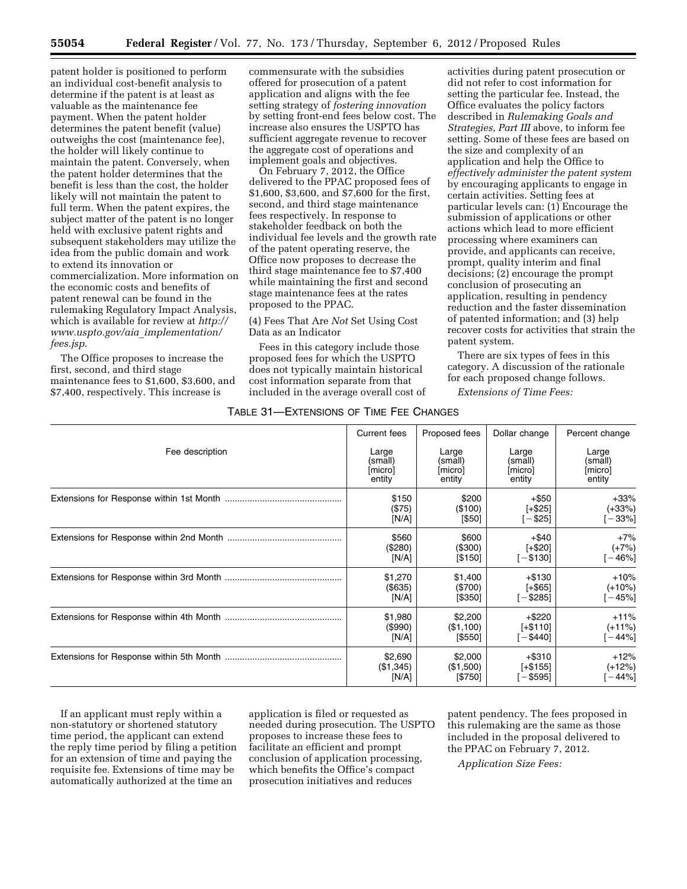patent holder is positioned to perform an individual cost-benefit analysis to determine if the patent is at least as valuable as the maintenance fee payment. When the patent holder determines the patent benefit (value) outweighs the cost (maintenance fee), the holder will likely continue to maintain the patent. Conversely, when the patent holder determines that the benefit is less than the cost, the holder likely will not maintain the patent to full term. When the patent expires, the subject matter of the patent is no longer held with exclusive patent rights and subsequent stakeholders may utilize the idea from the public domain and work to extend its innovation or commercialization. More information on the economic costs and benefits of patent renewal can be found in the rulemaking Regulatory Impact Analysis, which is available for review at *http://www.uspto.gov/aia_implementation/fees.jsp*.

The Office proposes to increase the first, second, and third stage maintenance fees to $1,600, $3,600, and $7,400, respectively. This increase is commensurate with the subsidies offered for prosecution of a patent application and aligns with the fee setting strategy of *fostering innovation* by setting front-end fees below cost. The increase also ensures the USPTO has sufficient aggregate revenue to recover the aggregate cost of operations and implement goals and objectives.

On February 7, 2012, the Office delivered to the PPAC proposed fees of $1,600, $3,600, and $7,600 for the first, second, and third stage maintenance fees respectively. In response to stakeholder feedback on both the individual fee levels and the growth rate of the patent operating reserve, the Office now proposes to decrease the third stage maintenance fee to $7,400 while maintaining the first and second stage maintenance fees at the rates proposed to the PPAC.

(4) Fees That Are *Not* Set Using Cost Data as an Indicator

Fees in this category include those proposed fees for which the USPTO does not typically maintain historical cost information separate from that included in the average overall cost of activities during patent prosecution or did not refer to cost information for setting the particular fee. Instead, the Office evaluates the policy factors described in *Rulemaking Goals and Strategies, Part III* above, to inform fee setting. Some of these fees are based on the size and complexity of an application and help the Office to *effectively administer the patent system* by encouraging applicants to engage in certain activities. Setting fees at particular levels can: (1) Encourage the submission of applications or other actions which lead to more efficient processing where examiners can provide, and applicants can receive, prompt, quality interim and final decisions; (2) encourage the prompt conclusion of prosecuting an application, resulting in pendency reduction and the faster dissemination of patented information; and (3) help recover costs for activities that strain the patent system.

There are six types of fees in this category. A discussion of the rationale for each proposed change follows.

*Extensions of Time Fees:*

TABLE 31—EXTENSIONS OF TIME FEE CHANGES

| Fee description | Current fees | Proposed fees | Dollar change | Percent change |
|---|---|---|---|---|
| | Large (small) [micro] entity | Large (small) [micro] entity | Large (small) [micro] entity | Large (small) [micro] entity |
| Extensions for Response within 1st Month | $150 ($75) [N/A] | $200 ($100) [$50] | +$50 [+$25] [−$25] | +33% (+33%) [−33%] |
| Extensions for Response within 2nd Month | $560 ($280) [N/A] | $600 ($300) [$150] | +$40 [+$20] [−$130] | +7% (+7%) [−46%] |
| Extensions for Response within 3rd Month | $1,270 ($635) [N/A] | $1,400 ($700) [$350] | +$130 [+$65] [−$285] | +10% (+10%) [−45%] |
| Extensions for Response within 4th Month | $1,980 ($990) [N/A] | $2,200 ($1,100) [$550] | +$220 [+$110] [−$440] | +11% (+11%) [−44%] |
| Extensions for Response within 5th Month | $2,690 ($1,345) [N/A] | $2,000 ($1,500) [$750] | +$310 [+$155] [−$595] | +12% (+12%) [−44%] |

If an applicant must reply within a non-statutory or shortened statutory time period, the applicant can extend the reply time period by filing a petition for an extension of time and paying the requisite fee. Extensions of time may be automatically authorized at the time an application is filed or requested as needed during prosecution. The USPTO proposes to increase these fees to facilitate an efficient and prompt conclusion of application processing, which benefits the Office's compact prosecution initiatives and reduces patent pendency. The fees proposed in this rulemaking are the same as those included in the proposal delivered to the PPAC on February 7, 2012.

*Application Size Fees:*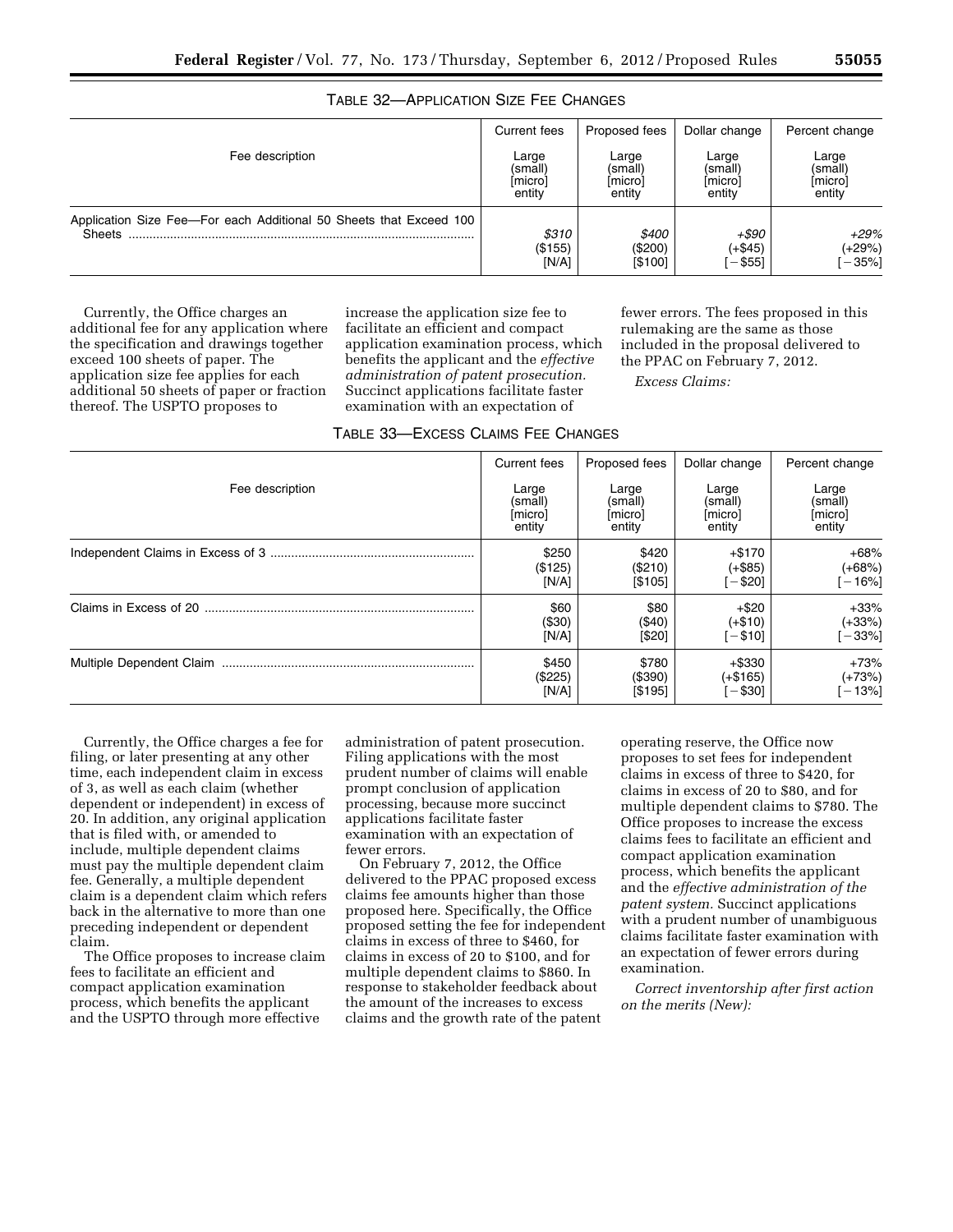TABLE 32—APPLICATION SIZE FEE CHANGES

| Fee description | Current fees | Proposed fees | Dollar change | Percent change |
| --- | --- | --- | --- | --- |
| | Large (small) [micro] entity | Large (small) [micro] entity | Large (small) [micro] entity | Large (small) [micro] entity |
| Application Size Fee—For each Additional 50 Sheets that Exceed 100 Sheets | *$310* ($155) [N/A] | *$400* ($200) [$100] | *+$90* (+$45) [−$55] | *+29%* (+29%) [−35%] |

Currently, the Office charges an additional fee for any application where the specification and drawings together exceed 100 sheets of paper. The application size fee applies for each additional 50 sheets of paper or fraction thereof. The USPTO proposes to increase the application size fee to facilitate an efficient and compact application examination process, which benefits the applicant and the *effective administration of patent prosecution.* Succinct applications facilitate faster examination with an expectation of fewer errors. The fees proposed in this rulemaking are the same as those included in the proposal delivered to the PPAC on February 7, 2012.

*Excess Claims:*

TABLE 33—EXCESS CLAIMS FEE CHANGES

| Fee description | Current fees | Proposed fees | Dollar change | Percent change |
| --- | --- | --- | --- | --- |
| | Large (small) [micro] entity | Large (small) [micro] entity | Large (small) [micro] entity | Large (small) [micro] entity |
| Independent Claims in Excess of 3 | $250 ($125) [N/A] | $420 ($210) [$105] | +$170 (+$85) [−$20] | +68% (+68%) [−16%] |
| Claims in Excess of 20 | $60 ($30) [N/A] | $80 ($40) [$20] | +$20 (+$10) [−$10] | +33% (+33%) [−33%] |
| Multiple Dependent Claim | $450 ($225) [N/A] | $780 ($390) [$195] | +$330 (+$165) [−$30] | +73% (+73%) [−13%] |

Currently, the Office charges a fee for filing, or later presenting at any other time, each independent claim in excess of 3, as well as each claim (whether dependent or independent) in excess of 20. In addition, any original application that is filed with, or amended to include, multiple dependent claims must pay the multiple dependent claim fee. Generally, a multiple dependent claim is a dependent claim which refers back in the alternative to more than one preceding independent or dependent claim.

The Office proposes to increase claim fees to facilitate an efficient and compact application examination process, which benefits the applicant and the USPTO through more effective administration of patent prosecution. Filing applications with the most prudent number of claims will enable prompt conclusion of application processing, because more succinct applications facilitate faster examination with an expectation of fewer errors.

On February 7, 2012, the Office delivered to the PPAC proposed excess claims fee amounts higher than those proposed here. Specifically, the Office proposed setting the fee for independent claims in excess of three to $460, for claims in excess of 20 to $100, and for multiple dependent claims to $860. In response to stakeholder feedback about the amount of the increases to excess claims and the growth rate of the patent operating reserve, the Office now proposes to set fees for independent claims in excess of three to $420, for claims in excess of 20 to $80, and for multiple dependent claims to $780. The Office proposes to increase the excess claims fees to facilitate an efficient and compact application examination process, which benefits the applicant and the *effective administration of the patent system.* Succinct applications with a prudent number of unambiguous claims facilitate faster examination with an expectation of fewer errors during examination.

*Correct inventorship after first action on the merits (New):*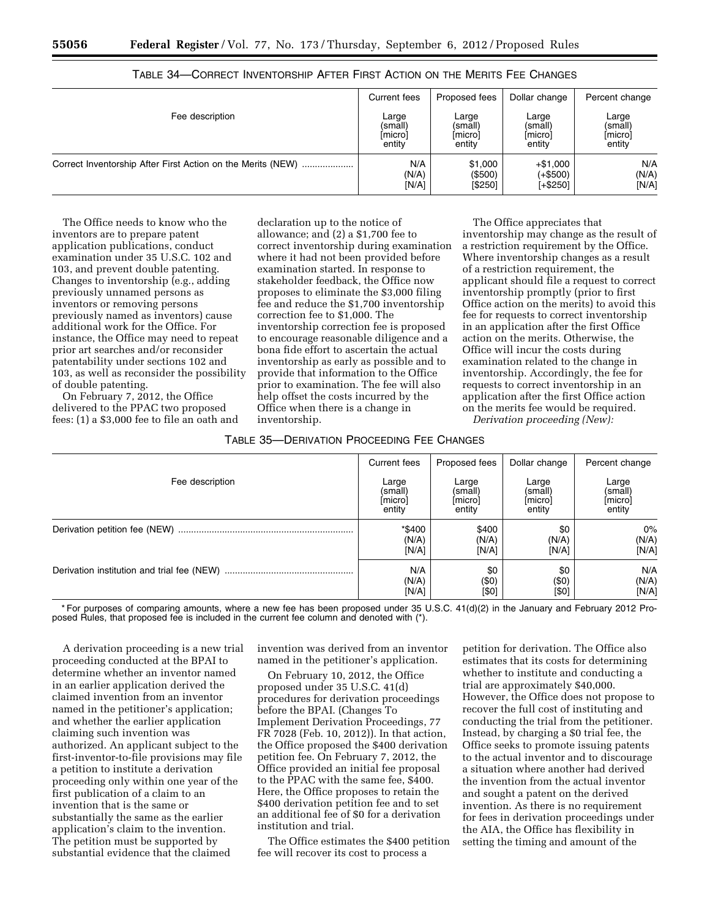TABLE 34—CORRECT INVENTORSHIP AFTER FIRST ACTION ON THE MERITS FEE CHANGES

| Fee description | Current fees | Proposed fees | Dollar change | Percent change |
|---|---|---|---|---|
| | Large (small) [micro] entity | Large (small) [micro] entity | Large (small) [micro] entity | Large (small) [micro] entity |
| Correct Inventorship After First Action on the Merits (NEW) | N/A (N/A) [N/A] | $1,000 ($500) [$250] | +$1,000 (+$500) [+$250] | N/A (N/A) [N/A] |

The Office needs to know who the inventors are to prepare patent application publications, conduct examination under 35 U.S.C. 102 and 103, and prevent double patenting. Changes to inventorship (e.g., adding previously unnamed persons as inventors or removing persons previously named as inventors) cause additional work for the Office. For instance, the Office may need to repeat prior art searches and/or reconsider patentability under sections 102 and 103, as well as reconsider the possibility of double patenting.

On February 7, 2012, the Office delivered to the PPAC two proposed fees: (1) a $3,000 fee to file an oath and declaration up to the notice of allowance; and (2) a $1,700 fee to correct inventorship during examination where it had not been provided before examination started. In response to stakeholder feedback, the Office now proposes to eliminate the $3,000 filing fee and reduce the $1,700 inventorship correction fee to $1,000. The inventorship correction fee is proposed to encourage reasonable diligence and a bona fide effort to ascertain the actual inventorship as early as possible and to provide that information to the Office prior to examination. The fee will also help offset the costs incurred by the Office when there is a change in inventorship.

The Office appreciates that inventorship may change as the result of a restriction requirement by the Office. Where inventorship changes as a result of a restriction requirement, the applicant should file a request to correct inventorship promptly (prior to first Office action on the merits) to avoid this fee for requests to correct inventorship in an application after the first Office action on the merits. Otherwise, the Office will incur the costs during examination related to the change in inventorship. Accordingly, the fee for requests to correct inventorship in an application after the first Office action on the merits fee would be required.

*Derivation proceeding (New):*

TABLE 35—DERIVATION PROCEEDING FEE CHANGES

| Fee description | Current fees | Proposed fees | Dollar change | Percent change |
|---|---|---|---|---|
| | Large (small) [micro] entity | Large (small) [micro] entity | Large (small) [micro] entity | Large (small) [micro] entity |
| Derivation petition fee (NEW) | *$400 (N/A) [N/A] | $400 (N/A) [N/A] | $0 (N/A) [N/A] | 0% (N/A) [N/A] |
| Derivation institution and trial fee (NEW) | N/A (N/A) [N/A] | $0 ($0) [$0] | $0 ($0) [$0] | N/A (N/A) [N/A] |

* For purposes of comparing amounts, where a new fee has been proposed under 35 U.S.C. 41(d)(2) in the January and February 2012 Proposed Rules, that proposed fee is included in the current fee column and denoted with (*).

A derivation proceeding is a new trial proceeding conducted at the BPAI to determine whether an inventor named in an earlier application derived the claimed invention from an inventor named in the petitioner's application; and whether the earlier application claiming such invention was authorized. An applicant subject to the first-inventor-to-file provisions may file a petition to institute a derivation proceeding only within one year of the first publication of a claim to an invention that is the same or substantially the same as the earlier application's claim to the invention. The petition must be supported by substantial evidence that the claimed invention was derived from an inventor named in the petitioner's application.

On February 10, 2012, the Office proposed under 35 U.S.C. 41(d) procedures for derivation proceedings before the BPAI. (Changes To Implement Derivation Proceedings, 77 FR 7028 (Feb. 10, 2012)). In that action, the Office proposed the $400 derivation petition fee. On February 7, 2012, the Office provided an initial fee proposal to the PPAC with the same fee, $400. Here, the Office proposes to retain the $400 derivation petition fee and to set an additional fee of $0 for a derivation institution and trial.

The Office estimates the $400 petition fee will recover its cost to process a petition for derivation. The Office also estimates that its costs for determining whether to institute and conducting a trial are approximately $40,000. However, the Office does not propose to recover the full cost of instituting and conducting the trial from the petitioner. Instead, by charging a $0 trial fee, the Office seeks to promote issuing patents to the actual inventor and to discourage a situation where another had derived the invention from the actual inventor and sought a patent on the derived invention. As there is no requirement for fees in derivation proceedings under the AIA, the Office has flexibility in setting the timing and amount of the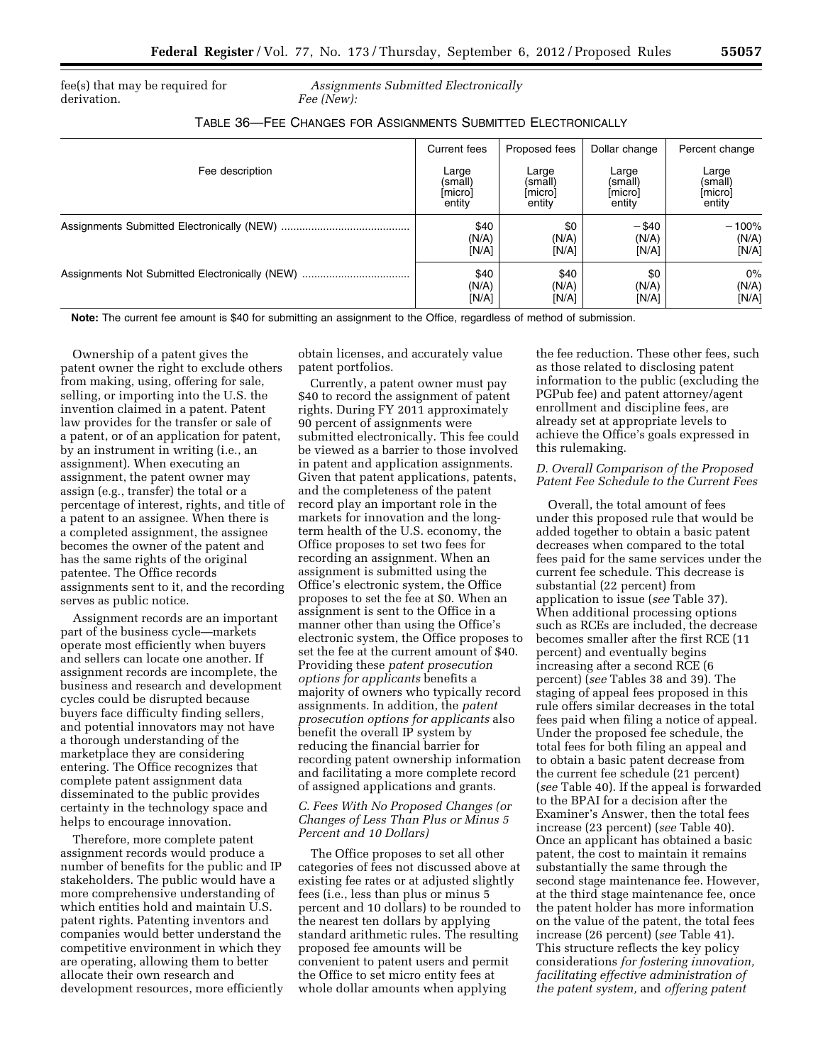fee(s) that may be required for derivation.

*Assignments Submitted Electronically Fee (New):*

TABLE 36—FEE CHANGES FOR ASSIGNMENTS SUBMITTED ELECTRONICALLY

| Fee description | Current fees<br>Large (small) [micro] entity | Proposed fees<br>Large (small) [micro] entity | Dollar change<br>Large (small) [micro] entity | Percent change<br>Large (small) [micro] entity |
|---|---|---|---|---|
| Assignments Submitted Electronically (NEW) | $40 (N/A) [N/A] | $0 (N/A) [N/A] | −$40 (N/A) [N/A] | −100% (N/A) [N/A] |
| Assignments Not Submitted Electronically (NEW) | $40 (N/A) [N/A] | $40 (N/A) [N/A] | $0 (N/A) [N/A] | 0% (N/A) [N/A] |

**Note:** The current fee amount is $40 for submitting an assignment to the Office, regardless of method of submission.

Ownership of a patent gives the patent owner the right to exclude others from making, using, offering for sale, selling, or importing into the U.S. the invention claimed in a patent. Patent law provides for the transfer or sale of a patent, or of an application for patent, by an instrument in writing (i.e., an assignment). When executing an assignment, the patent owner may assign (e.g., transfer) the total or a percentage of interest, rights, and title of a patent to an assignee. When there is a completed assignment, the assignee becomes the owner of the patent and has the same rights of the original patentee. The Office records assignments sent to it, and the recording serves as public notice.

Assignment records are an important part of the business cycle—markets operate most efficiently when buyers and sellers can locate one another. If assignment records are incomplete, the business and research and development cycles could be disrupted because buyers face difficulty finding sellers, and potential innovators may not have a thorough understanding of the marketplace they are considering entering. The Office recognizes that complete patent assignment data disseminated to the public provides certainty in the technology space and helps to encourage innovation.

Therefore, more complete patent assignment records would produce a number of benefits for the public and IP stakeholders. The public would have a more comprehensive understanding of which entities hold and maintain U.S. patent rights. Patenting inventors and companies would better understand the competitive environment in which they are operating, allowing them to better allocate their own research and development resources, more efficiently obtain licenses, and accurately value patent portfolios.

Currently, a patent owner must pay $40 to record the assignment of patent rights. During FY 2011 approximately 90 percent of assignments were submitted electronically. This fee could be viewed as a barrier to those involved in patent and application assignments. Given that patent applications, patents, and the completeness of the patent record play an important role in the markets for innovation and the long-term health of the U.S. economy, the Office proposes to set two fees for recording an assignment. When an assignment is submitted using the Office's electronic system, the Office proposes to set the fee at $0. When an assignment is sent to the Office in a manner other than using the Office's electronic system, the Office proposes to set the fee at the current amount of $40. Providing these *patent prosecution options for applicants* benefits a majority of owners who typically record assignments. In addition, the *patent prosecution options for applicants* also benefit the overall IP system by reducing the financial barrier for recording patent ownership information and facilitating a more complete record of assigned applications and grants.

*C. Fees With No Proposed Changes (or Changes of Less Than Plus or Minus 5 Percent and 10 Dollars)*

The Office proposes to set all other categories of fees not discussed above at existing fee rates or at adjusted slightly fees (i.e., less than plus or minus 5 percent and 10 dollars) to be rounded to the nearest ten dollars by applying standard arithmetic rules. The resulting proposed fee amounts will be convenient to patent users and permit the Office to set micro entity fees at whole dollar amounts when applying the fee reduction. These other fees, such as those related to disclosing patent information to the public (excluding the PGPub fee) and patent attorney/agent enrollment and discipline fees, are already set at appropriate levels to achieve the Office's goals expressed in this rulemaking.

*D. Overall Comparison of the Proposed Patent Fee Schedule to the Current Fees*

Overall, the total amount of fees under this proposed rule that would be added together to obtain a basic patent decreases when compared to the total fees paid for the same services under the current fee schedule. This decrease is substantial (22 percent) from application to issue (*see* Table 37). When additional processing options such as RCEs are included, the decrease becomes smaller after the first RCE (11 percent) and eventually begins increasing after a second RCE (6 percent) (*see* Tables 38 and 39). The staging of appeal fees proposed in this rule offers similar decreases in the total fees paid when filing a notice of appeal. Under the proposed fee schedule, the total fees for both filing an appeal and to obtain a basic patent decrease from the current fee schedule (21 percent) (*see* Table 40). If the appeal is forwarded to the BPAI for a decision after the Examiner's Answer, then the total fees increase (23 percent) (*see* Table 40). Once an applicant has obtained a basic patent, the cost to maintain it remains substantially the same through the second stage maintenance fee. However, at the third stage maintenance fee, once the patent holder has more information on the value of the patent, the total fees increase (26 percent) (*see* Table 41). This structure reflects the key policy considerations *for fostering innovation, facilitating effective administration of the patent system,* and *offering patent*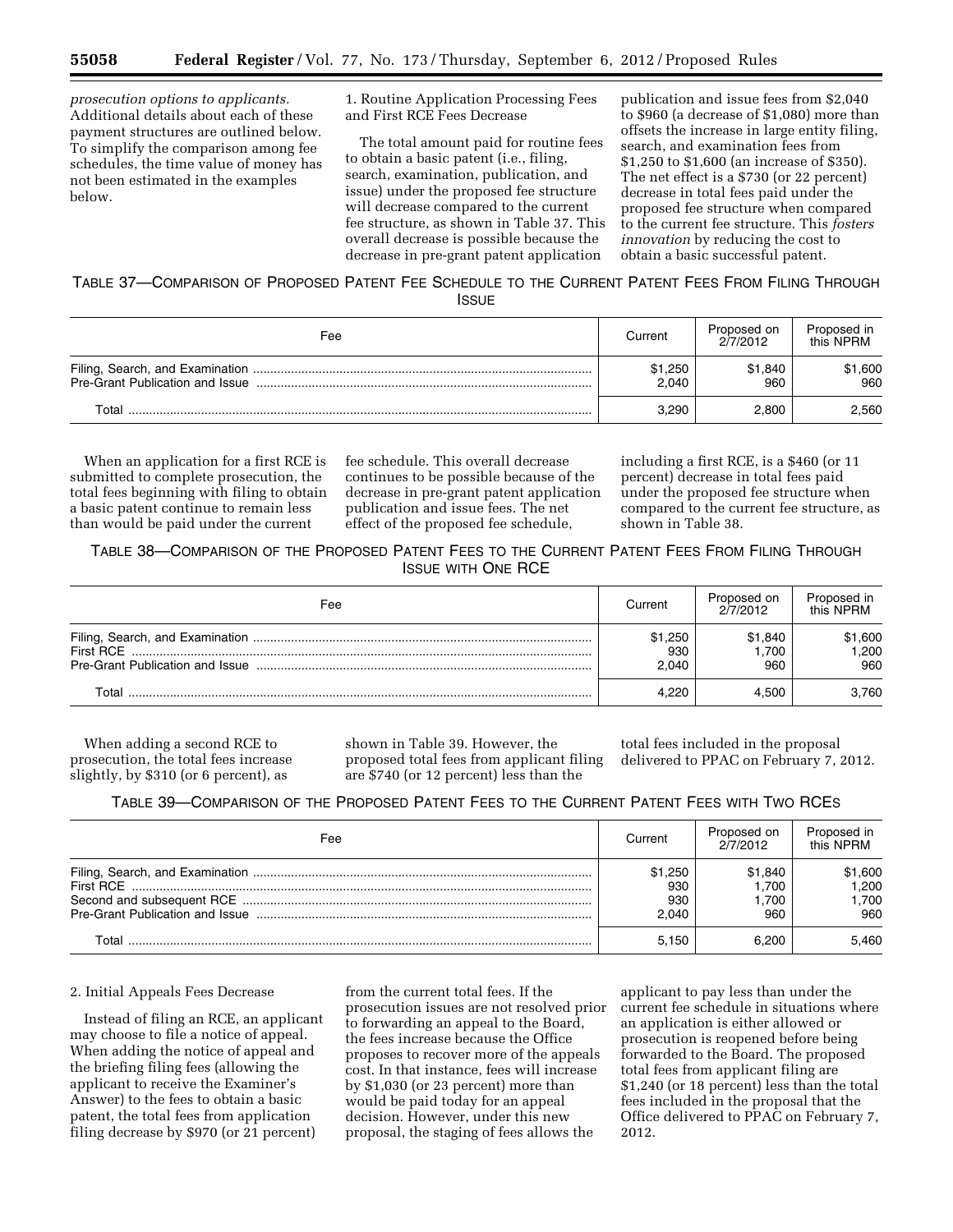*prosecution options to applicants.* Additional details about each of these payment structures are outlined below. To simplify the comparison among fee schedules, the time value of money has not been estimated in the examples below.

1. Routine Application Processing Fees and First RCE Fees Decrease

The total amount paid for routine fees to obtain a basic patent (i.e., filing, search, examination, publication, and issue) under the proposed fee structure will decrease compared to the current fee structure, as shown in Table 37. This overall decrease is possible because the decrease in pre-grant patent application publication and issue fees from $2,040 to $960 (a decrease of $1,080) more than offsets the increase in large entity filing, search, and examination fees from $1,250 to $1,600 (an increase of $350). The net effect is a $730 (or 22 percent) decrease in total fees paid under the proposed fee structure when compared to the current fee structure. This *fosters innovation* by reducing the cost to obtain a basic successful patent.

TABLE 37—COMPARISON OF PROPOSED PATENT FEE SCHEDULE TO THE CURRENT PATENT FEES FROM FILING THROUGH ISSUE

| Fee | Current | Proposed on 2/7/2012 | Proposed in this NPRM |
|---|---|---|---|
| Filing, Search, and Examination | $1,250 | $1,840 | $1,600 |
| Pre-Grant Publication and Issue | 2,040 | 960 | 960 |
| Total | 3,290 | 2,800 | 2,560 |

When an application for a first RCE is submitted to complete prosecution, the total fees beginning with filing to obtain a basic patent continue to remain less than would be paid under the current fee schedule. This overall decrease continues to be possible because of the decrease in pre-grant patent application publication and issue fees. The net effect of the proposed fee schedule, including a first RCE, is a $460 (or 11 percent) decrease in total fees paid under the proposed fee structure when compared to the current fee structure, as shown in Table 38.

TABLE 38—COMPARISON OF THE PROPOSED PATENT FEES TO THE CURRENT PATENT FEES FROM FILING THROUGH ISSUE WITH ONE RCE

| Fee | Current | Proposed on 2/7/2012 | Proposed in this NPRM |
|---|---|---|---|
| Filing, Search, and Examination | $1,250 | $1,840 | $1,600 |
| First RCE | 930 | 1,700 | 1,200 |
| Pre-Grant Publication and Issue | 2,040 | 960 | 960 |
| Total | 4,220 | 4,500 | 3,760 |

When adding a second RCE to prosecution, the total fees increase slightly, by $310 (or 6 percent), as shown in Table 39. However, the proposed total fees from applicant filing are $740 (or 12 percent) less than the total fees included in the proposal delivered to PPAC on February 7, 2012.

TABLE 39—COMPARISON OF THE PROPOSED PATENT FEES TO THE CURRENT PATENT FEES WITH TWO RCES

| Fee | Current | Proposed on 2/7/2012 | Proposed in this NPRM |
|---|---|---|---|
| Filing, Search, and Examination | $1,250 | $1,840 | $1,600 |
| First RCE | 930 | 1,700 | 1,200 |
| Second and subsequent RCE | 930 | 1,700 | 1,700 |
| Pre-Grant Publication and Issue | 2,040 | 960 | 960 |
| Total | 5,150 | 6,200 | 5,460 |

2. Initial Appeals Fees Decrease

Instead of filing an RCE, an applicant may choose to file a notice of appeal. When adding the notice of appeal and the briefing filing fees (allowing the applicant to receive the Examiner's Answer) to the fees to obtain a basic patent, the total fees from application filing decrease by $970 (or 21 percent) from the current total fees. If the prosecution issues are not resolved prior to forwarding an appeal to the Board, the fees increase because the Office proposes to recover more of the appeals cost. In that instance, fees will increase by $1,030 (or 23 percent) more than would be paid today for an appeal decision. However, under this new proposal, the staging of fees allows the applicant to pay less than under the current fee schedule in situations where an application is either allowed or prosecution is reopened before being forwarded to the Board. The proposed total fees from applicant filing are $1,240 (or 18 percent) less than the total fees included in the proposal that the Office delivered to PPAC on February 7, 2012.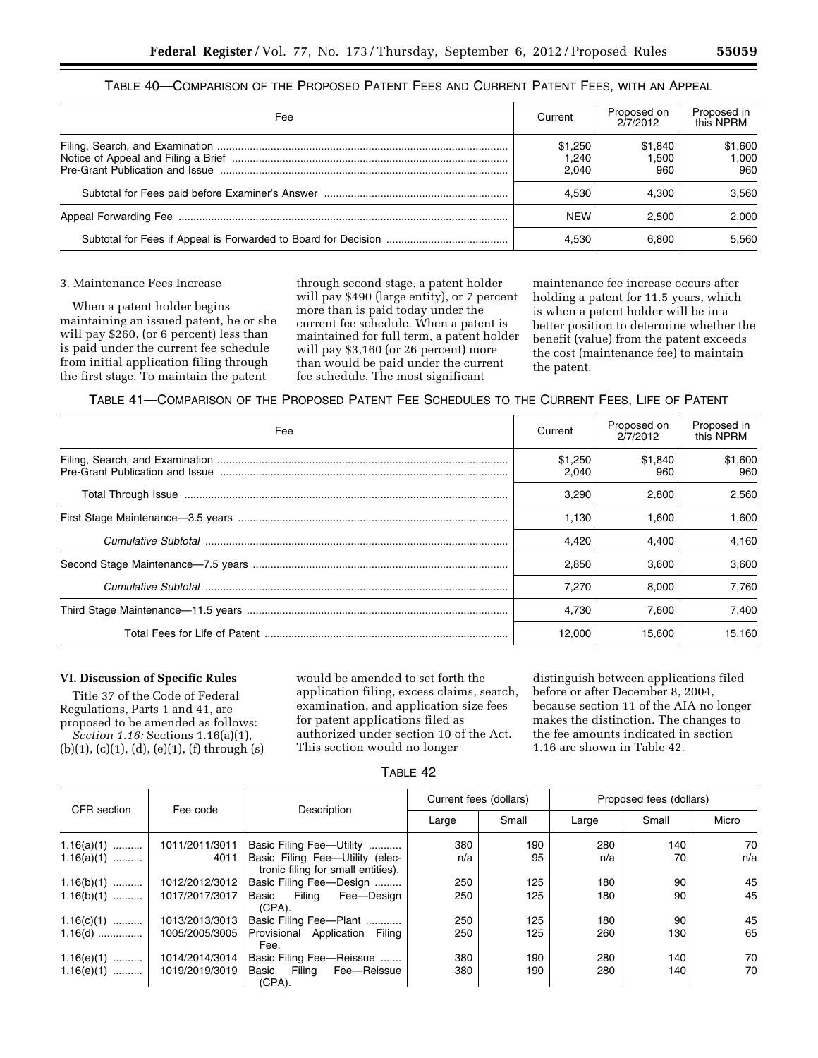TABLE 40—COMPARISON OF THE PROPOSED PATENT FEES AND CURRENT PATENT FEES, WITH AN APPEAL

| Fee | Current | Proposed on 2/7/2012 | Proposed in this NPRM |
|---|---|---|---|
| Filing, Search, and Examination | $1,250 | $1,840 | $1,600 |
| Notice of Appeal and Filing a Brief | 1,240 | 1,500 | 1,000 |
| Pre-Grant Publication and Issue | 2,040 | 960 | 960 |
| Subtotal for Fees paid before Examiner's Answer | 4,530 | 4,300 | 3,560 |
| Appeal Forwarding Fee | NEW | 2,500 | 2,000 |
| Subtotal for Fees if Appeal is Forwarded to Board for Decision | 4,530 | 6,800 | 5,560 |

3. Maintenance Fees Increase

When a patent holder begins maintaining an issued patent, he or she will pay $260, (or 6 percent) less than is paid under the current fee schedule from initial application filing through the first stage. To maintain the patent through second stage, a patent holder will pay $490 (large entity), or 7 percent more than is paid today under the current fee schedule. When a patent is maintained for full term, a patent holder will pay $3,160 (or 26 percent) more than would be paid under the current fee schedule. The most significant maintenance fee increase occurs after holding a patent for 11.5 years, which is when a patent holder will be in a better position to determine whether the benefit (value) from the patent exceeds the cost (maintenance fee) to maintain the patent.

TABLE 41—COMPARISON OF THE PROPOSED PATENT FEE SCHEDULES TO THE CURRENT FEES, LIFE OF PATENT

| Fee | Current | Proposed on 2/7/2012 | Proposed in this NPRM |
|---|---|---|---|
| Filing, Search, and Examination | $1,250 | $1,840 | $1,600 |
| Pre-Grant Publication and Issue | 2,040 | 960 | 960 |
| Total Through Issue | 3,290 | 2,800 | 2,560 |
| First Stage Maintenance—3.5 years | 1,130 | 1,600 | 1,600 |
| *Cumulative Subtotal* | 4,420 | 4,400 | 4,160 |
| Second Stage Maintenance—7.5 years | 2,850 | 3,600 | 3,600 |
| *Cumulative Subtotal* | 7,270 | 8,000 | 7,760 |
| Third Stage Maintenance—11.5 years | 4,730 | 7,600 | 7,400 |
| Total Fees for Life of Patent | 12,000 | 15,600 | 15,160 |

**VI. Discussion of Specific Rules**

Title 37 of the Code of Federal Regulations, Parts 1 and 41, are proposed to be amended as follows:

*Section 1.16:* Sections 1.16(a)(1), (b)(1), (c)(1), (d), (e)(1), (f) through (s) would be amended to set forth the application filing, excess claims, search, examination, and application size fees for patent applications filed as authorized under section 10 of the Act. This section would no longer distinguish between applications filed before or after December 8, 2004, because section 11 of the AIA no longer makes the distinction. The changes to the fee amounts indicated in section 1.16 are shown in Table 42.

TABLE 42

| CFR section | Fee code | Description | Current fees (dollars) | | Proposed fees (dollars) | | |
|---|---|---|---|---|---|---|---|
| | | | Large | Small | Large | Small | Micro |
| 1.16(a)(1) | 1011/2011/3011 | Basic Filing Fee—Utility | 380 | 190 | 280 | 140 | 70 |
| 1.16(a)(1) | 4011 | Basic Filing Fee—Utility (electronic filing for small entities). | n/a | 95 | n/a | 70 | n/a |
| 1.16(b)(1) | 1012/2012/3012 | Basic Filing Fee—Design | 250 | 125 | 180 | 90 | 45 |
| 1.16(b)(1) | 1017/2017/3017 | Basic Filing Fee—Design (CPA). | 250 | 125 | 180 | 90 | 45 |
| 1.16(c)(1) | 1013/2013/3013 | Basic Filing Fee—Plant | 250 | 125 | 180 | 90 | 45 |
| 1.16(d) | 1005/2005/3005 | Provisional Application Filing Fee. | 250 | 125 | 260 | 130 | 65 |
| 1.16(e)(1) | 1014/2014/3014 | Basic Filing Fee—Reissue | 380 | 190 | 280 | 140 | 70 |
| 1.16(e)(1) | 1019/2019/3019 | Basic Filing Fee—Reissue (CPA). | 380 | 190 | 280 | 140 | 70 |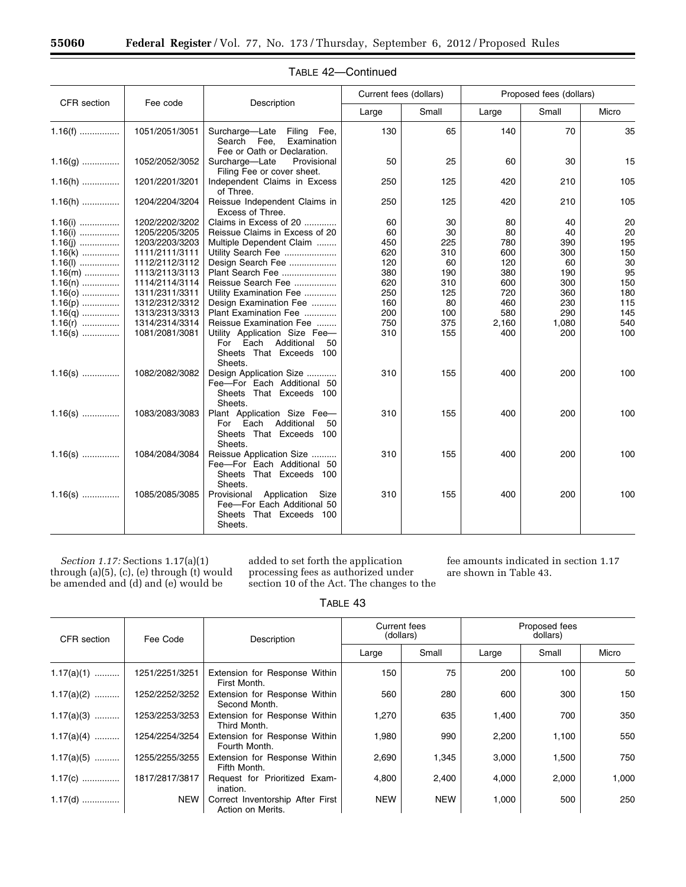TABLE 42—Continued

| CFR section | Fee code | Description | Current fees (dollars) | | Proposed fees (dollars) | | |
|---|---|---|---|---|---|---|---|
| | | | Large | Small | Large | Small | Micro |
| 1.16(f) | 1051/2051/3051 | Surcharge—Late Filing Fee, Search Fee, Examination Fee or Oath or Declaration. | 130 | 65 | 140 | 70 | 35 |
| 1.16(g) | 1052/2052/3052 | Surcharge—Late Provisional Filing Fee or cover sheet. | 50 | 25 | 60 | 30 | 15 |
| 1.16(h) | 1201/2201/3201 | Independent Claims in Excess of Three. | 250 | 125 | 420 | 210 | 105 |
| 1.16(h) | 1204/2204/3204 | Reissue Independent Claims in Excess of Three. | 250 | 125 | 420 | 210 | 105 |
| 1.16(i) | 1202/2202/3202 | Claims in Excess of 20 | 60 | 30 | 80 | 40 | 20 |
| 1.16(i) | 1205/2205/3205 | Reissue Claims in Excess of 20 | 60 | 30 | 80 | 40 | 20 |
| 1.16(j) | 1203/2203/3203 | Multiple Dependent Claim | 450 | 225 | 780 | 390 | 195 |
| 1.16(k) | 1111/2111/3111 | Utility Search Fee | 620 | 310 | 600 | 300 | 150 |
| 1.16(l) | 1112/2112/3112 | Design Search Fee | 120 | 60 | 120 | 60 | 30 |
| 1.16(m) | 1113/2113/3113 | Plant Search Fee | 380 | 190 | 380 | 190 | 95 |
| 1.16(n) | 1114/2114/3114 | Reissue Search Fee | 620 | 310 | 600 | 300 | 150 |
| 1.16(o) | 1311/2311/3311 | Utility Examination Fee | 250 | 125 | 720 | 360 | 180 |
| 1.16(p) | 1312/2312/3312 | Design Examination Fee | 160 | 80 | 460 | 230 | 115 |
| 1.16(q) | 1313/2313/3313 | Plant Examination Fee | 200 | 100 | 580 | 290 | 145 |
| 1.16(r) | 1314/2314/3314 | Reissue Examination Fee | 750 | 375 | 2,160 | 1,080 | 540 |
| 1.16(s) | 1081/2081/3081 | Utility Application Size Fee—For Each Additional 50 Sheets That Exceeds 100 Sheets. | 310 | 155 | 400 | 200 | 100 |
| 1.16(s) | 1082/2082/3082 | Design Application Size Fee—For Each Additional 50 Sheets That Exceeds 100 Sheets. | 310 | 155 | 400 | 200 | 100 |
| 1.16(s) | 1083/2083/3083 | Plant Application Size Fee—For Each Additional 50 Sheets That Exceeds 100 Sheets. | 310 | 155 | 400 | 200 | 100 |
| 1.16(s) | 1084/2084/3084 | Reissue Application Size Fee—For Each Additional 50 Sheets That Exceeds 100 Sheets. | 310 | 155 | 400 | 200 | 100 |
| 1.16(s) | 1085/2085/3085 | Provisional Application Size Fee—For Each Additional 50 Sheets That Exceeds 100 Sheets. | 310 | 155 | 400 | 200 | 100 |

*Section 1.17:* Sections 1.17(a)(1) through (a)(5), (c), (e) through (t) would be amended and (d) and (e) would be added to set forth the application processing fees as authorized under section 10 of the Act. The changes to the fee amounts indicated in section 1.17 are shown in Table 43.

TABLE 43

| CFR section | Fee Code | Description | Current fees (dollars) | | Proposed fees dollars) | | |
|---|---|---|---|---|---|---|---|
| | | | Large | Small | Large | Small | Micro |
| 1.17(a)(1) | 1251/2251/3251 | Extension for Response Within First Month. | 150 | 75 | 200 | 100 | 50 |
| 1.17(a)(2) | 1252/2252/3252 | Extension for Response Within Second Month. | 560 | 280 | 600 | 300 | 150 |
| 1.17(a)(3) | 1253/2253/3253 | Extension for Response Within Third Month. | 1,270 | 635 | 1,400 | 700 | 350 |
| 1.17(a)(4) | 1254/2254/3254 | Extension for Response Within Fourth Month. | 1,980 | 990 | 2,200 | 1,100 | 550 |
| 1.17(a)(5) | 1255/2255/3255 | Extension for Response Within Fifth Month. | 2,690 | 1,345 | 3,000 | 1,500 | 750 |
| 1.17(c) | 1817/2817/3817 | Request for Prioritized Examination. | 4,800 | 2,400 | 4,000 | 2,000 | 1,000 |
| 1.17(d) | NEW | Correct Inventorship After First Action on Merits. | NEW | NEW | 1,000 | 500 | 250 |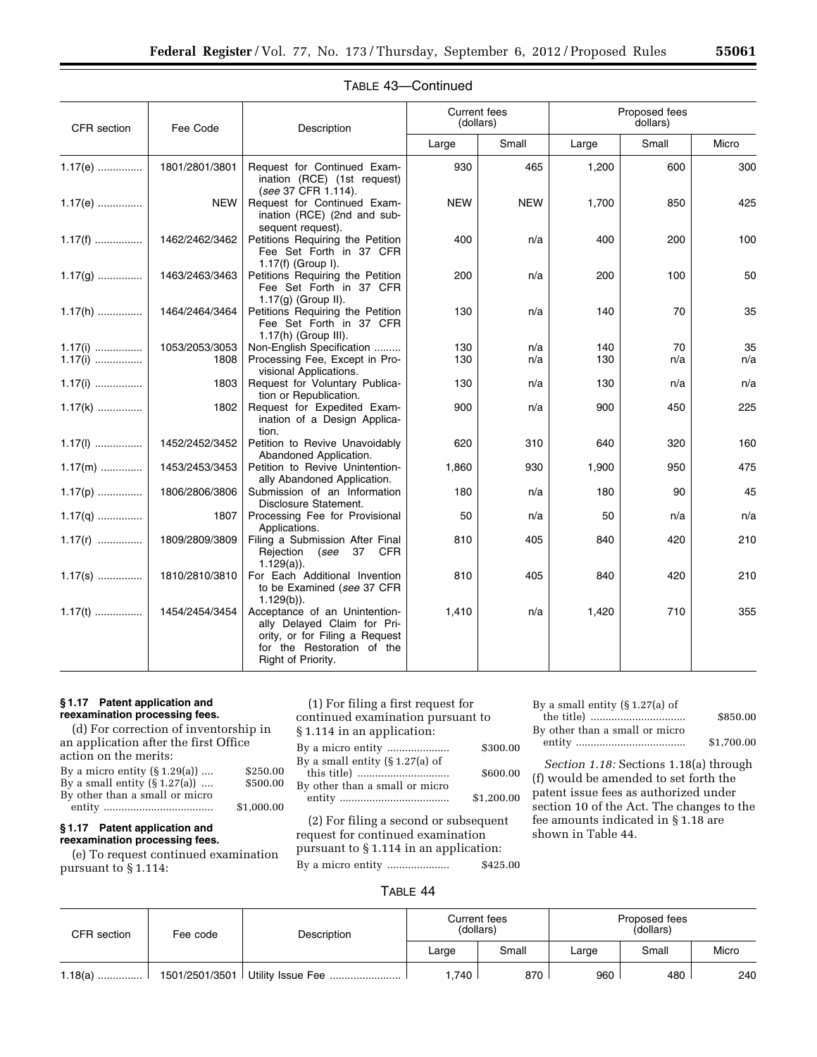TABLE 43—Continued

| CFR section | Fee Code | Description | Current fees (dollars) | | Proposed fees (dollars) | | |
|---|---|---|---|---|---|---|---|
| | | | Large | Small | Large | Small | Micro |
| 1.17(e) | 1801/2801/3801 | Request for Continued Examination (RCE) (1st request) (*see* 37 CFR 1.114). | 930 | 465 | 1,200 | 600 | 300 |
| 1.17(e) | NEW | Request for Continued Examination (RCE) (2nd and subsequent request). | NEW | NEW | 1,700 | 850 | 425 |
| 1.17(f) | 1462/2462/3462 | Petitions Requiring the Petition Fee Set Forth in 37 CFR 1.17(f) (Group I). | 400 | n/a | 400 | 200 | 100 |
| 1.17(g) | 1463/2463/3463 | Petitions Requiring the Petition Fee Set Forth in 37 CFR 1.17(g) (Group II). | 200 | n/a | 200 | 100 | 50 |
| 1.17(h) | 1464/2464/3464 | Petitions Requiring the Petition Fee Set Forth in 37 CFR 1.17(h) (Group III). | 130 | n/a | 140 | 70 | 35 |
| 1.17(i) | 1053/2053/3053 | Non-English Specification | 130 | n/a | 140 | 70 | 35 |
| 1.17(i) | 1808 | Processing Fee, Except in Provisional Applications. | 130 | n/a | 130 | n/a | n/a |
| 1.17(i) | 1803 | Request for Voluntary Publication or Republication. | 130 | n/a | 130 | n/a | n/a |
| 1.17(k) | 1802 | Request for Expedited Examination of a Design Application. | 900 | n/a | 900 | 450 | 225 |
| 1.17(l) | 1452/2452/3452 | Petition to Revive Unavoidably Abandoned Application. | 620 | 310 | 640 | 320 | 160 |
| 1.17(m) | 1453/2453/3453 | Petition to Revive Unintentionally Abandoned Application. | 1,860 | 930 | 1,900 | 950 | 475 |
| 1.17(p) | 1806/2806/3806 | Submission of an Information Disclosure Statement. | 180 | n/a | 180 | 90 | 45 |
| 1.17(q) | 1807 | Processing Fee for Provisional Applications. | 50 | n/a | 50 | n/a | n/a |
| 1.17(r) | 1809/2809/3809 | Filing a Submission After Final Rejection (*see* 37 CFR 1.129(a)). | 810 | 405 | 840 | 420 | 210 |
| 1.17(s) | 1810/2810/3810 | For Each Additional Invention to be Examined (*see* 37 CFR 1.129(b)). | 810 | 405 | 840 | 420 | 210 |
| 1.17(t) | 1454/2454/3454 | Acceptance of an Unintentionally Delayed Claim for Priority, or for Filing a Request for the Restoration of the Right of Priority. | 1,410 | n/a | 1,420 | 710 | 355 |

**§ 1.17 Patent application and reexamination processing fees.**

(d) For correction of inventorship in an application after the first Office action on the merits:

| | |
|---|---|
| By a micro entity (§ 1.29(a)) | $250.00 |
| By a small entity (§ 1.27(a)) | $500.00 |
| By other than a small or micro entity | $1,000.00 |

**§ 1.17 Patent application and reexamination processing fees.**

(e) To request continued examination pursuant to § 1.114:

(1) For filing a first request for continued examination pursuant to § 1.114 in an application:

| | |
|---|---|
| By a micro entity | $300.00 |
| By a small entity (§ 1.27(a) of this title) | $600.00 |
| By other than a small or micro entity | $1,200.00 |

(2) For filing a second or subsequent request for continued examination pursuant to § 1.114 in an application:

| | |
|---|---|
| By a micro entity | $425.00 |
| By a small entity (§ 1.27(a) of the title) | $850.00 |
| By other than a small or micro entity | $1,700.00 |

*Section 1.18:* Sections 1.18(a) through (f) would be amended to set forth the patent issue fees as authorized under section 10 of the Act. The changes to the fee amounts indicated in § 1.18 are shown in Table 44.

TABLE 44

| CFR section | Fee code | Description | Current fees (dollars) | | Proposed fees (dollars) | | |
|---|---|---|---|---|---|---|---|
| | | | Large | Small | Large | Small | Micro |
| 1.18(a) | 1501/2501/3501 | Utility Issue Fee | 1,740 | 870 | 960 | 480 | 240 |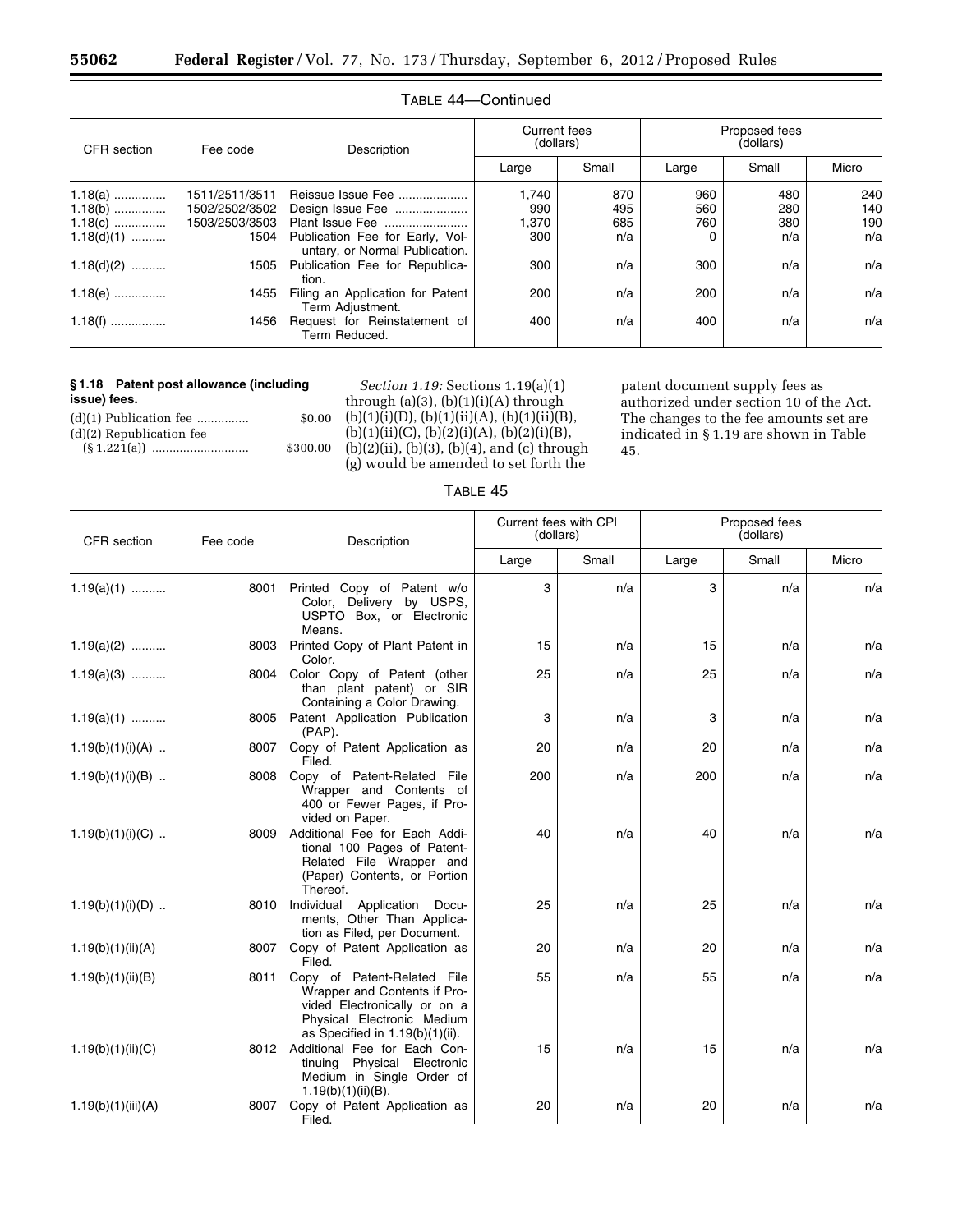TABLE 44—Continued

| CFR section | Fee code | Description | Current fees (dollars) | | Proposed fees (dollars) | | |
|---|---|---|---|---|---|---|---|
| | | | Large | Small | Large | Small | Micro |
| 1.18(a) ............... | 1511/2511/3511 | Reissue Issue Fee .................... | 1,740 | 870 | 960 | 480 | 240 |
| 1.18(b) ............... | 1502/2502/3502 | Design Issue Fee ..................... | 990 | 495 | 560 | 280 | 140 |
| 1.18(c) ............... | 1503/2503/3503 | Plant Issue Fee ........................ | 1,370 | 685 | 760 | 380 | 190 |
| 1.18(d)(1) .......... | 1504 | Publication Fee for Early, Voluntary, or Normal Publication. | 300 | n/a | 0 | n/a | n/a |
| 1.18(d)(2) .......... | 1505 | Publication Fee for Republication. | 300 | n/a | 300 | n/a | n/a |
| 1.18(e) ............... | 1455 | Filing an Application for Patent Term Adjustment. | 200 | n/a | 200 | n/a | n/a |
| 1.18(f) ................ | 1456 | Request for Reinstatement of Term Reduced. | 400 | n/a | 400 | n/a | n/a |

**§ 1.18 Patent post allowance (including issue) fees.**

(d)(1) Publication fee ............... $0.00

(d)(2) Republication fee (§ 1.221(a)) ........................... $300.00

*Section 1.19:* Sections 1.19(a)(1) through (a)(3), (b)(1)(i)(A) through (b)(1)(i)(D), (b)(1)(ii)(A), (b)(1)(ii)(B), (b)(1)(ii)(C), (b)(2)(i)(A), (b)(2)(i)(B), (b)(2)(ii), (b)(3), (b)(4), and (c) through (g) would be amended to set forth the patent document supply fees as authorized under section 10 of the Act. The changes to the fee amounts set are indicated in § 1.19 are shown in Table 45.

TABLE 45

| CFR section | Fee code | Description | Current fees with CPI (dollars) | | Proposed fees (dollars) | | |
|---|---|---|---|---|---|---|---|
| | | | Large | Small | Large | Small | Micro |
| 1.19(a)(1) .......... | 8001 | Printed Copy of Patent w/o Color, Delivery by USPS, USPTO Box, or Electronic Means. | 3 | n/a | 3 | n/a | n/a |
| 1.19(a)(2) .......... | 8003 | Printed Copy of Plant Patent in Color. | 15 | n/a | 15 | n/a | n/a |
| 1.19(a)(3) .......... | 8004 | Color Copy of Patent (other than plant patent) or SIR Containing a Color Drawing. | 25 | n/a | 25 | n/a | n/a |
| 1.19(a)(1) .......... | 8005 | Patent Application Publication (PAP). | 3 | n/a | 3 | n/a | n/a |
| 1.19(b)(1)(i)(A) .. | 8007 | Copy of Patent Application as Filed. | 20 | n/a | 20 | n/a | n/a |
| 1.19(b)(1)(i)(B) .. | 8008 | Copy of Patent-Related File Wrapper and Contents of 400 or Fewer Pages, if Provided on Paper. | 200 | n/a | 200 | n/a | n/a |
| 1.19(b)(1)(i)(C) .. | 8009 | Additional Fee for Each Additional 100 Pages of Patent-Related File Wrapper and (Paper) Contents, or Portion Thereof. | 40 | n/a | 40 | n/a | n/a |
| 1.19(b)(1)(i)(D) .. | 8010 | Individual Application Documents, Other Than Application as Filed, per Document. | 25 | n/a | 25 | n/a | n/a |
| 1.19(b)(1)(ii)(A) | 8007 | Copy of Patent Application as Filed. | 20 | n/a | 20 | n/a | n/a |
| 1.19(b)(1)(ii)(B) | 8011 | Copy of Patent-Related File Wrapper and Contents if Provided Electronically or on a Physical Electronic Medium as Specified in 1.19(b)(1)(ii). | 55 | n/a | 55 | n/a | n/a |
| 1.19(b)(1)(ii)(C) | 8012 | Additional Fee for Each Continuing Physical Electronic Medium in Single Order of 1.19(b)(1)(ii)(B). | 15 | n/a | 15 | n/a | n/a |
| 1.19(b)(1)(iii)(A) | 8007 | Copy of Patent Application as Filed. | 20 | n/a | 20 | n/a | n/a |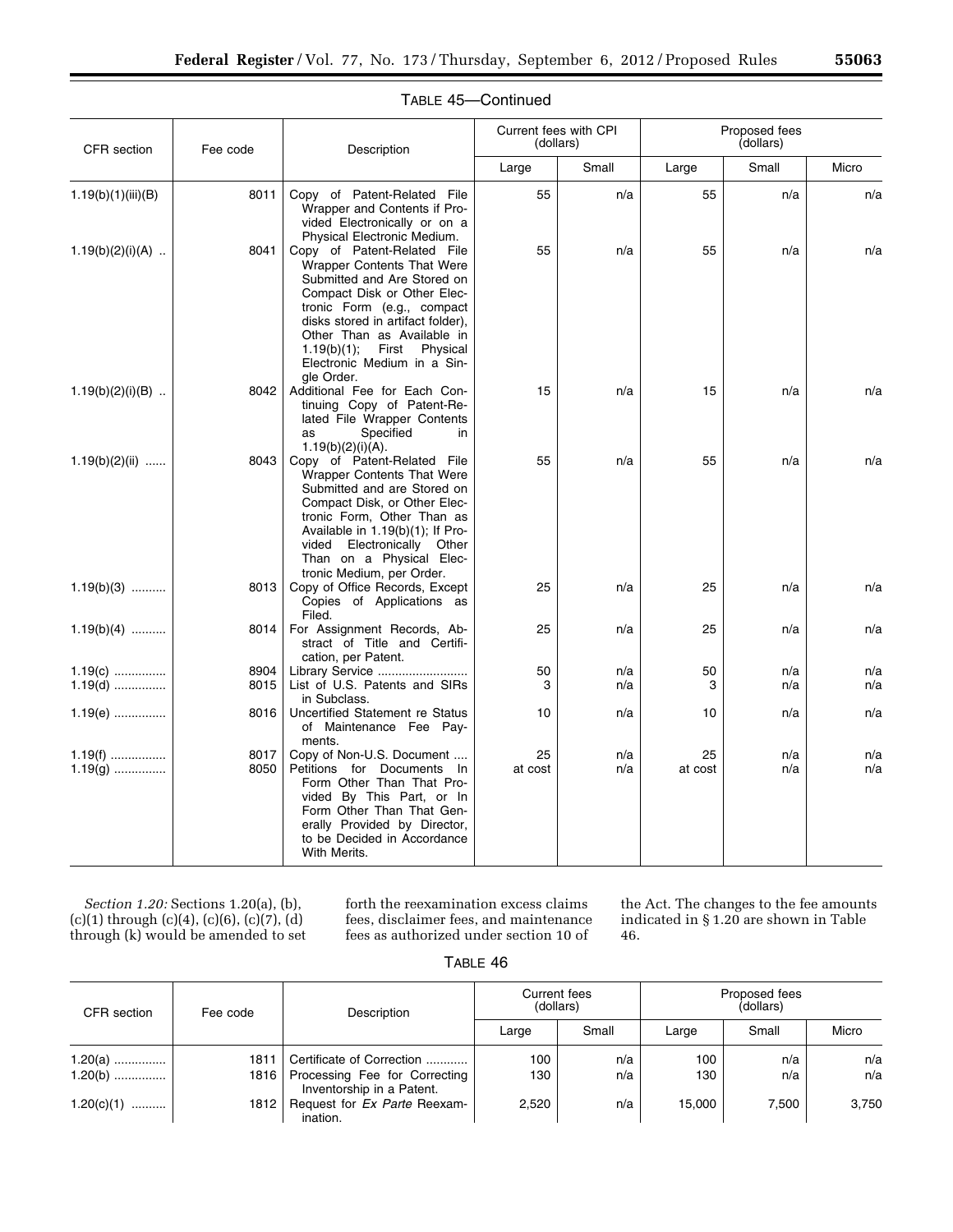TABLE 45—Continued

| CFR section | Fee code | Description | Current fees with CPI (dollars) | | Proposed fees (dollars) | | |
|---|---|---|---|---|---|---|---|
| | | | Large | Small | Large | Small | Micro |
| 1.19(b)(1)(iii)(B) | 8011 | Copy of Patent-Related File Wrapper and Contents if Provided Electronically or on a Physical Electronic Medium. | 55 | n/a | 55 | n/a | n/a |
| 1.19(b)(2)(i)(A) .. | 8041 | Copy of Patent-Related File Wrapper Contents That Were Submitted and Are Stored on Compact Disk or Other Electronic Form (e.g., compact disks stored in artifact folder), Other Than as Available in 1.19(b)(1); First Physical Electronic Medium in a Single Order. | 55 | n/a | 55 | n/a | n/a |
| 1.19(b)(2)(i)(B) .. | 8042 | Additional Fee for Each Continuing Copy of Patent-Related File Wrapper Contents as Specified in 1.19(b)(2)(i)(A). | 15 | n/a | 15 | n/a | n/a |
| 1.19(b)(2)(ii) ...... | 8043 | Copy of Patent-Related File Wrapper Contents That Were Submitted and are Stored on Compact Disk, or Other Electronic Form, Other Than as Available in 1.19(b)(1); If Provided Electronically Other Than on a Physical Electronic Medium, per Order. | 55 | n/a | 55 | n/a | n/a |
| 1.19(b)(3) .......... | 8013 | Copy of Office Records, Except Copies of Applications as Filed. | 25 | n/a | 25 | n/a | n/a |
| 1.19(b)(4) .......... | 8014 | For Assignment Records, Abstract of Title and Certification, per Patent. | 25 | n/a | 25 | n/a | n/a |
| 1.19(c) ............... | 8904 | Library Service .......................... | 50 | n/a | 50 | n/a | n/a |
| 1.19(d) ............... | 8015 | List of U.S. Patents and SIRs in Subclass. | 3 | n/a | 3 | n/a | n/a |
| 1.19(e) ............... | 8016 | Uncertified Statement re Status of Maintenance Fee Payments. | 10 | n/a | 10 | n/a | n/a |
| 1.19(f) ................ | 8017 | Copy of Non-U.S. Document .... | 25 | n/a | 25 | n/a | n/a |
| 1.19(g) ............... | 8050 | Petitions for Documents In Form Other Than That Provided By This Part, or In Form Other Than That Generally Provided by Director, to be Decided in Accordance With Merits. | at cost | n/a | at cost | n/a | n/a |

*Section 1.20:* Sections 1.20(a), (b), (c)(1) through (c)(4), (c)(6), (c)(7), (d) through (k) would be amended to set forth the reexamination excess claims fees, disclaimer fees, and maintenance fees as authorized under section 10 of the Act. The changes to the fee amounts indicated in § 1.20 are shown in Table 46.

TABLE 46

| CFR section | Fee code | Description | Current fees (dollars) | | Proposed fees (dollars) | | |
|---|---|---|---|---|---|---|---|
| | | | Large | Small | Large | Small | Micro |
| 1.20(a) ............... | 1811 | Certificate of Correction ............ | 100 | n/a | 100 | n/a | n/a |
| 1.20(b) ............... | 1816 | Processing Fee for Correcting Inventorship in a Patent. | 130 | n/a | 130 | n/a | n/a |
| 1.20(c)(1) .......... | 1812 | Request for *Ex Parte* Reexamination. | 2,520 | n/a | 15,000 | 7,500 | 3,750 |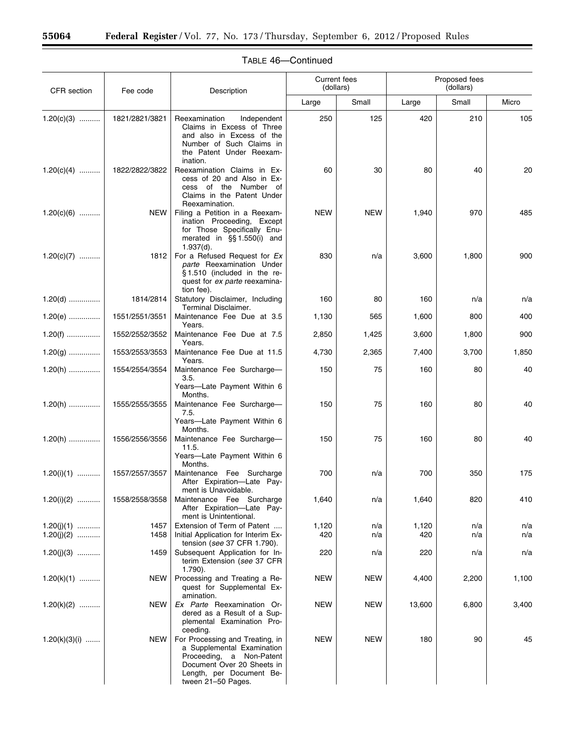TABLE 46—Continued

| CFR section | Fee code | Description | Current fees (dollars) | | Proposed fees (dollars) | | |
|---|---|---|---|---|---|---|---|
| | | | Large | Small | Large | Small | Micro |
| 1.20(c)(3) | 1821/2821/3821 | Reexamination Independent Claims in Excess of Three and also in Excess of the Number of Such Claims in the Patent Under Reexamination. | 250 | 125 | 420 | 210 | 105 |
| 1.20(c)(4) | 1822/2822/3822 | Reexamination Claims in Excess of 20 and Also in Excess of the Number of Claims in the Patent Under Reexamination. | 60 | 30 | 80 | 40 | 20 |
| 1.20(c)(6) | NEW | Filing a Petition in a Reexamination Proceeding, Except for Those Specifically Enumerated in §§ 1.550(i) and 1.937(d). | NEW | NEW | 1,940 | 970 | 485 |
| 1.20(c)(7) | 1812 | For a Refused Request for *Ex parte* Reexamination Under § 1.510 (included in the request for *ex parte* reexamination fee). | 830 | n/a | 3,600 | 1,800 | 900 |
| 1.20(d) | 1814/2814 | Statutory Disclaimer, Including Terminal Disclaimer. | 160 | 80 | 160 | n/a | n/a |
| 1.20(e) | 1551/2551/3551 | Maintenance Fee Due at 3.5 Years. | 1,130 | 565 | 1,600 | 800 | 400 |
| 1.20(f) | 1552/2552/3552 | Maintenance Fee Due at 7.5 Years. | 2,850 | 1,425 | 3,600 | 1,800 | 900 |
| 1.20(g) | 1553/2553/3553 | Maintenance Fee Due at 11.5 Years. | 4,730 | 2,365 | 7,400 | 3,700 | 1,850 |
| 1.20(h) | 1554/2554/3554 | Maintenance Fee Surcharge—3.5. Years—Late Payment Within 6 Months. | 150 | 75 | 160 | 80 | 40 |
| 1.20(h) | 1555/2555/3555 | Maintenance Fee Surcharge—7.5. Years—Late Payment Within 6 Months. | 150 | 75 | 160 | 80 | 40 |
| 1.20(h) | 1556/2556/3556 | Maintenance Fee Surcharge—11.5. Years—Late Payment Within 6 Months. | 150 | 75 | 160 | 80 | 40 |
| 1.20(i)(1) | 1557/2557/3557 | Maintenance Fee Surcharge After Expiration—Late Payment is Unavoidable. | 700 | n/a | 700 | 350 | 175 |
| 1.20(i)(2) | 1558/2558/3558 | Maintenance Fee Surcharge After Expiration—Late Payment is Unintentional. | 1,640 | n/a | 1,640 | 820 | 410 |
| 1.20(j)(1) | 1457 | Extension of Term of Patent | 1,120 | n/a | 1,120 | n/a | n/a |
| 1.20(j)(2) | 1458 | Initial Application for Interim Extension (*see* 37 CFR 1.790). | 420 | n/a | 420 | n/a | n/a |
| 1.20(j)(3) | 1459 | Subsequent Application for Interim Extension (*see* 37 CFR 1.790). | 220 | n/a | 220 | n/a | n/a |
| 1.20(k)(1) | NEW | Processing and Treating a Request for Supplemental Examination. | NEW | NEW | 4,400 | 2,200 | 1,100 |
| 1.20(k)(2) | NEW | *Ex Parte* Reexamination Ordered as a Result of a Supplemental Examination Proceeding. | NEW | NEW | 13,600 | 6,800 | 3,400 |
| 1.20(k)(3)(i) | NEW | For Processing and Treating, in a Supplemental Examination Proceeding, a Non-Patent Document Over 20 Sheets in Length, per Document Between 21–50 Pages. | NEW | NEW | 180 | 90 | 45 |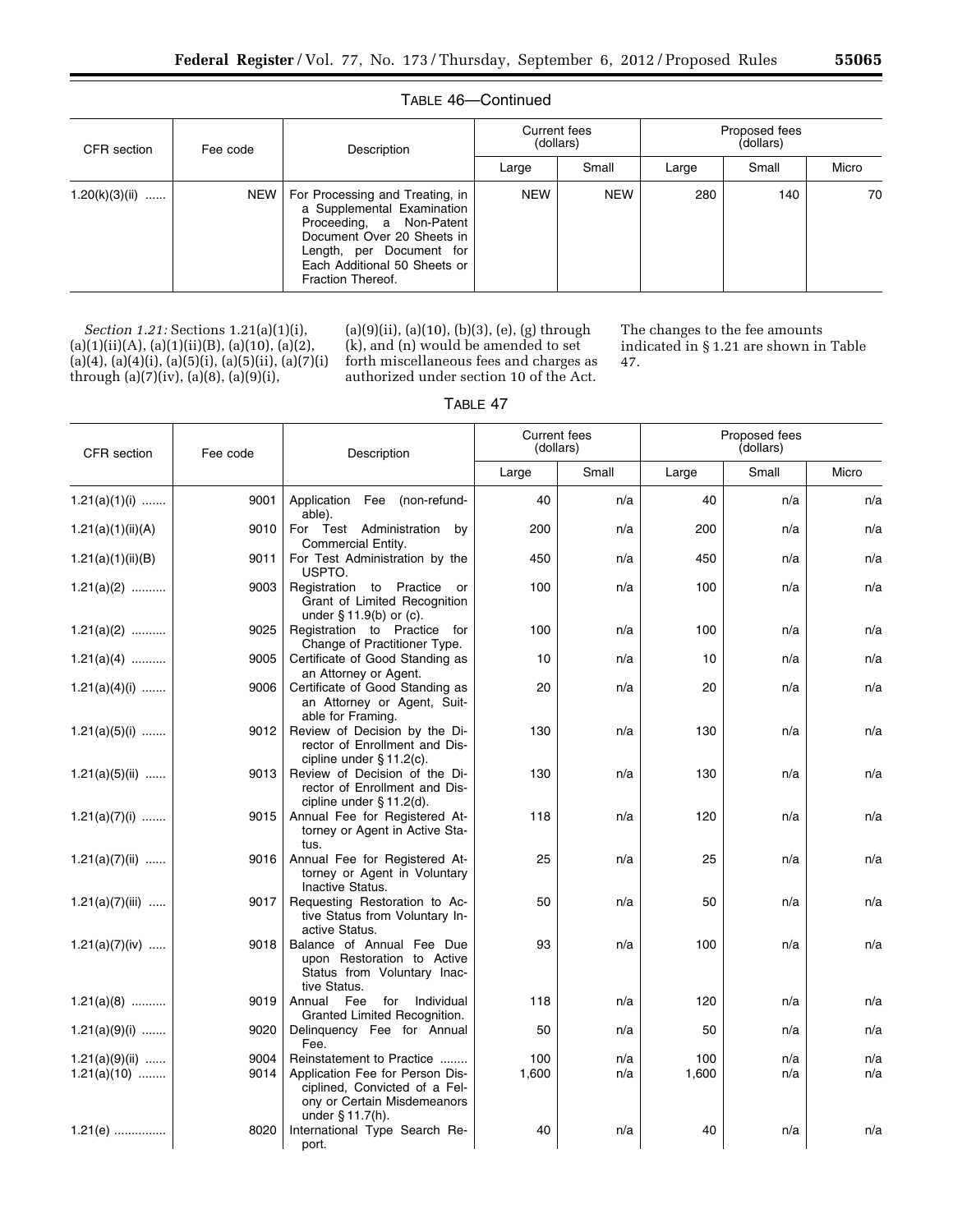TABLE 46—Continued

| CFR section | Fee code | Description | Current fees (dollars) | | Proposed fees (dollars) | | |
|---|---|---|---|---|---|---|---|
| | | | Large | Small | Large | Small | Micro |
| 1.20(k)(3)(ii) ...... | NEW | For Processing and Treating, in a Supplemental Examination Proceeding, a Non-Patent Document Over 20 Sheets in Length, per Document for Each Additional 50 Sheets or Fraction Thereof. | NEW | NEW | 280 | 140 | 70 |

*Section 1.21:* Sections 1.21(a)(1)(i), (a)(1)(ii)(A), (a)(1)(ii)(B), (a)(10), (a)(2), (a)(4), (a)(4)(i), (a)(5)(i), (a)(5)(ii), (a)(7)(i) through (a)(7)(iv), (a)(8), (a)(9)(i), (a)(9)(ii), (a)(10), (b)(3), (e), (g) through (k), and (n) would be amended to set forth miscellaneous fees and charges as authorized under section 10 of the Act. The changes to the fee amounts indicated in § 1.21 are shown in Table 47.

TABLE 47

| CFR section | Fee code | Description | Current fees (dollars) | | Proposed fees (dollars) | | |
|---|---|---|---|---|---|---|---|
| | | | Large | Small | Large | Small | Micro |
| 1.21(a)(1)(i) ....... | 9001 | Application Fee (non-refundable). | 40 | n/a | 40 | n/a | n/a |
| 1.21(a)(1)(ii)(A) | 9010 | For Test Administration by Commercial Entity. | 200 | n/a | 200 | n/a | n/a |
| 1.21(a)(1)(ii)(B) | 9011 | For Test Administration by the USPTO. | 450 | n/a | 450 | n/a | n/a |
| 1.21(a)(2) .......... | 9003 | Registration to Practice or Grant of Limited Recognition under § 11.9(b) or (c). | 100 | n/a | 100 | n/a | n/a |
| 1.21(a)(2) .......... | 9025 | Registration to Practice for Change of Practitioner Type. | 100 | n/a | 100 | n/a | n/a |
| 1.21(a)(4) .......... | 9005 | Certificate of Good Standing as an Attorney or Agent. | 10 | n/a | 10 | n/a | n/a |
| 1.21(a)(4)(i) ....... | 9006 | Certificate of Good Standing as an Attorney or Agent, Suitable for Framing. | 20 | n/a | 20 | n/a | n/a |
| 1.21(a)(5)(i) ....... | 9012 | Review of Decision by the Director of Enrollment and Discipline under § 11.2(c). | 130 | n/a | 130 | n/a | n/a |
| 1.21(a)(5)(ii) ...... | 9013 | Review of Decision of the Director of Enrollment and Discipline under § 11.2(d). | 130 | n/a | 130 | n/a | n/a |
| 1.21(a)(7)(i) ....... | 9015 | Annual Fee for Registered Attorney or Agent in Active Status. | 118 | n/a | 120 | n/a | n/a |
| 1.21(a)(7)(ii) ...... | 9016 | Annual Fee for Registered Attorney or Agent in Voluntary Inactive Status. | 25 | n/a | 25 | n/a | n/a |
| 1.21(a)(7)(iii) ..... | 9017 | Requesting Restoration to Active Status from Voluntary Inactive Status. | 50 | n/a | 50 | n/a | n/a |
| 1.21(a)(7)(iv) ..... | 9018 | Balance of Annual Fee Due upon Restoration to Active Status from Voluntary Inactive Status. | 93 | n/a | 100 | n/a | n/a |
| 1.21(a)(8) .......... | 9019 | Annual Fee for Individual Granted Limited Recognition. | 118 | n/a | 120 | n/a | n/a |
| 1.21(a)(9)(i) ....... | 9020 | Delinquency Fee for Annual Fee. | 50 | n/a | 50 | n/a | n/a |
| 1.21(a)(9)(ii) ...... | 9004 | Reinstatement to Practice ........ | 100 | n/a | 100 | n/a | n/a |
| 1.21(a)(10) ........ | 9014 | Application Fee for Person Disciplined, Convicted of a Felony or Certain Misdemeanors under § 11.7(h). | 1,600 | n/a | 1,600 | n/a | n/a |
| 1.21(e) .............. | 8020 | International Type Search Report. | 40 | n/a | 40 | n/a | n/a |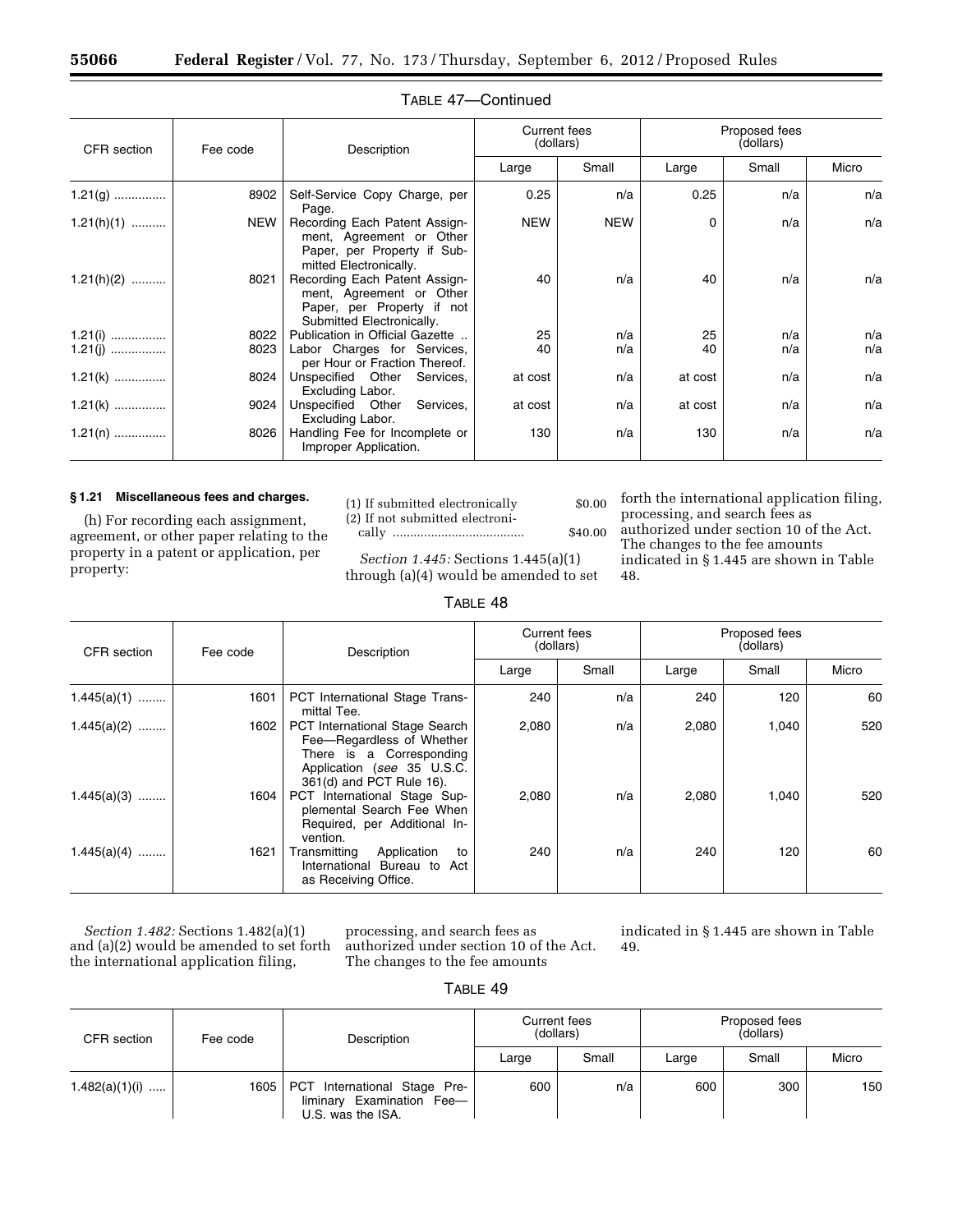TABLE 47—Continued

| CFR section | Fee code | Description | Current fees (dollars) | | Proposed fees (dollars) | | |
|---|---|---|---|---|---|---|---|
| | | | Large | Small | Large | Small | Micro |
| 1.21(g) | 8902 | Self-Service Copy Charge, per Page. | 0.25 | n/a | 0.25 | n/a | n/a |
| 1.21(h)(1) | NEW | Recording Each Patent Assignment, Agreement or Other Paper, per Property if Submitted Electronically. | NEW | NEW | 0 | n/a | n/a |
| 1.21(h)(2) | 8021 | Recording Each Patent Assignment, Agreement or Other Paper, per Property if not Submitted Electronically. | 40 | n/a | 40 | n/a | n/a |
| 1.21(i) | 8022 | Publication in Official Gazette | 25 | n/a | 25 | n/a | n/a |
| 1.21(j) | 8023 | Labor Charges for Services, per Hour or Fraction Thereof. | 40 | n/a | 40 | n/a | n/a |
| 1.21(k) | 8024 | Unspecified Other Services, Excluding Labor. | at cost | n/a | at cost | n/a | n/a |
| 1.21(k) | 9024 | Unspecified Other Services, Excluding Labor. | at cost | n/a | at cost | n/a | n/a |
| 1.21(n) | 8026 | Handling Fee for Incomplete or Improper Application. | 130 | n/a | 130 | n/a | n/a |

**§ 1.21 Miscellaneous fees and charges.**

(h) For recording each assignment, agreement, or other paper relating to the property in a patent or application, per property:

(1) If submitted electronically $0.00
(2) If not submitted electronically $40.00

*Section 1.445:* Sections 1.445(a)(1) through (a)(4) would be amended to set forth the international application filing, processing, and search fees as authorized under section 10 of the Act. The changes to the fee amounts indicated in § 1.445 are shown in Table 48.

TABLE 48

| CFR section | Fee code | Description | Current fees (dollars) | | Proposed fees (dollars) | | |
|---|---|---|---|---|---|---|---|
| | | | Large | Small | Large | Small | Micro |
| 1.445(a)(1) | 1601 | PCT International Stage Transmittal Tee. | 240 | n/a | 240 | 120 | 60 |
| 1.445(a)(2) | 1602 | PCT International Stage Search Fee—Regardless of Whether There is a Corresponding Application (*see* 35 U.S.C. 361(d) and PCT Rule 16). | 2,080 | n/a | 2,080 | 1,040 | 520 |
| 1.445(a)(3) | 1604 | PCT International Stage Supplemental Search Fee When Required, per Additional Invention. | 2,080 | n/a | 2,080 | 1,040 | 520 |
| 1.445(a)(4) | 1621 | Transmitting Application to International Bureau to Act as Receiving Office. | 240 | n/a | 240 | 120 | 60 |

*Section 1.482:* Sections 1.482(a)(1) and (a)(2) would be amended to set forth the international application filing, processing, and search fees as authorized under section 10 of the Act. The changes to the fee amounts indicated in § 1.445 are shown in Table 49.

TABLE 49

| CFR section | Fee code | Description | Current fees (dollars) | | Proposed fees (dollars) | | |
|---|---|---|---|---|---|---|---|
| | | | Large | Small | Large | Small | Micro |
| 1.482(a)(1)(i) | 1605 | PCT International Stage Preliminary Examination Fee—U.S. was the ISA. | 600 | n/a | 600 | 300 | 150 |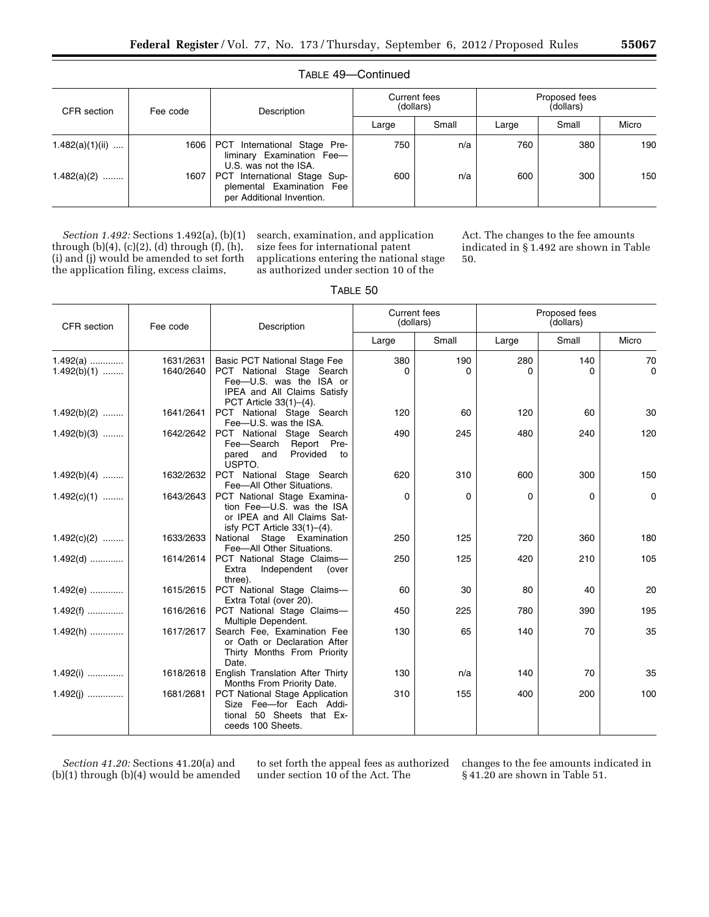TABLE 49—Continued

| CFR section | Fee code | Description | Current fees (dollars) | | Proposed fees (dollars) | | |
|---|---|---|---|---|---|---|---|
| | | | Large | Small | Large | Small | Micro |
| 1.482(a)(1)(ii) .... | 1606 | PCT International Stage Preliminary Examination Fee—U.S. was not the ISA. | 750 | n/a | 760 | 380 | 190 |
| 1.482(a)(2) ........ | 1607 | PCT International Stage Supplemental Examination Fee per Additional Invention. | 600 | n/a | 600 | 300 | 150 |

*Section 1.492:* Sections 1.492(a), (b)(1) through (b)(4), (c)(2), (d) through (f), (h), (i) and (j) would be amended to set forth the application filing, excess claims, search, examination, and application size fees for international patent applications entering the national stage as authorized under section 10 of the Act. The changes to the fee amounts indicated in § 1.492 are shown in Table 50.

TABLE 50

| CFR section | Fee code | Description | Current fees (dollars) | | Proposed fees (dollars) | | |
|---|---|---|---|---|---|---|---|
| | | | Large | Small | Large | Small | Micro |
| 1.492(a) ............. | 1631/2631 | Basic PCT National Stage Fee | 380 | 190 | 280 | 140 | 70 |
| 1.492(b)(1) ........ | 1640/2640 | PCT National Stage Search Fee—U.S. was the ISA or IPEA and All Claims Satisfy PCT Article 33(1)–(4). | 0 | 0 | 0 | 0 | 0 |
| 1.492(b)(2) ........ | 1641/2641 | PCT National Stage Search Fee—U.S. was the ISA. | 120 | 60 | 120 | 60 | 30 |
| 1.492(b)(3) ........ | 1642/2642 | PCT National Stage Search Fee—Search Report Prepared and Provided to USPTO. | 490 | 245 | 480 | 240 | 120 |
| 1.492(b)(4) ........ | 1632/2632 | PCT National Stage Search Fee—All Other Situations. | 620 | 310 | 600 | 300 | 150 |
| 1.492(c)(1) ........ | 1643/2643 | PCT National Stage Examination Fee—U.S. was the ISA or IPEA and All Claims Satisfy PCT Article 33(1)–(4). | 0 | 0 | 0 | 0 | 0 |
| 1.492(c)(2) ........ | 1633/2633 | National Stage Examination Fee—All Other Situations. | 250 | 125 | 720 | 360 | 180 |
| 1.492(d) ............. | 1614/2614 | PCT National Stage Claims—Extra Independent (over three). | 250 | 125 | 420 | 210 | 105 |
| 1.492(e) ............. | 1615/2615 | PCT National Stage Claims—Extra Total (over 20). | 60 | 30 | 80 | 40 | 20 |
| 1.492(f) .............. | 1616/2616 | PCT National Stage Claims—Multiple Dependent. | 450 | 225 | 780 | 390 | 195 |
| 1.492(h) ............. | 1617/2617 | Search Fee, Examination Fee or Oath or Declaration After Thirty Months From Priority Date. | 130 | 65 | 140 | 70 | 35 |
| 1.492(i) .............. | 1618/2618 | English Translation After Thirty Months From Priority Date. | 130 | n/a | 140 | 70 | 35 |
| 1.492(j) .............. | 1681/2681 | PCT National Stage Application Size Fee—for Each Additional 50 Sheets that Exceeds 100 Sheets. | 310 | 155 | 400 | 200 | 100 |

*Section 41.20:* Sections 41.20(a) and (b)(1) through (b)(4) would be amended to set forth the appeal fees as authorized under section 10 of the Act. The changes to the fee amounts indicated in § 41.20 are shown in Table 51.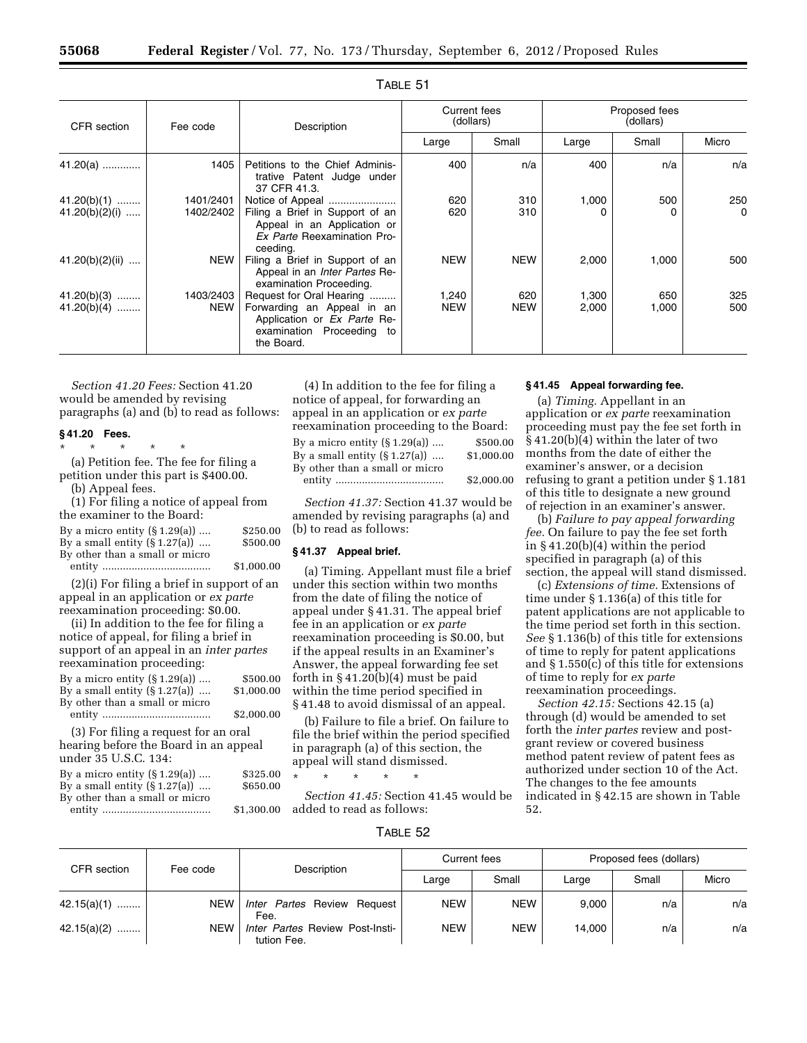TABLE 51

| CFR section | Fee code | Description | Current fees (dollars) | | Proposed fees (dollars) | | |
|---|---|---|---|---|---|---|---|
| | | | Large | Small | Large | Small | Micro |
| 41.20(a) | 1405 | Petitions to the Chief Administrative Patent Judge under 37 CFR 41.3. | 400 | n/a | 400 | n/a | n/a |
| 41.20(b)(1) | 1401/2401 | Notice of Appeal | 620 | 310 | 1,000 | 500 | 250 |
| 41.20(b)(2)(i) | 1402/2402 | Filing a Brief in Support of an Appeal in an Application or *Ex Parte* Reexamination Proceeding. | 620 | 310 | 0 | 0 | 0 |
| 41.20(b)(2)(ii) | NEW | Filing a Brief in Support of an Appeal in an *Inter Partes* Reexamination Proceeding. | NEW | NEW | 2,000 | 1,000 | 500 |
| 41.20(b)(3) | 1403/2403 | Request for Oral Hearing | 1,240 | 620 | 1,300 | 650 | 325 |
| 41.20(b)(4) | NEW | Forwarding an Appeal in an Application or *Ex Parte* Reexamination Proceeding to the Board. | NEW | NEW | 2,000 | 1,000 | 500 |

*Section 41.20 Fees:* Section 41.20 would be amended by revising paragraphs (a) and (b) to read as follows:

**§ 41.20 Fees.**

\* \* \* \* \*

(a) Petition fee. The fee for filing a petition under this part is $400.00.

(b) Appeal fees.

(1) For filing a notice of appeal from the examiner to the Board:

| | |
|---|---|
| By a micro entity (§ 1.29(a)) | $250.00 |
| By a small entity (§ 1.27(a)) | $500.00 |
| By other than a small or micro entity | $1,000.00 |

(2)(i) For filing a brief in support of an appeal in an application or *ex parte* reexamination proceeding: $0.00.

(ii) In addition to the fee for filing a notice of appeal, for filing a brief in support of an appeal in an *inter partes* reexamination proceeding:

| | |
|---|---|
| By a micro entity (§ 1.29(a)) | $500.00 |
| By a small entity (§ 1.27(a)) | $1,000.00 |
| By other than a small or micro entity | $2,000.00 |

(3) For filing a request for an oral hearing before the Board in an appeal under 35 U.S.C. 134:

| | |
|---|---|
| By a micro entity (§ 1.29(a)) | $325.00 |
| By a small entity (§ 1.27(a)) | $650.00 |
| By other than a small or micro entity | $1,300.00 |

(4) In addition to the fee for filing a notice of appeal, for forwarding an appeal in an application or *ex parte* reexamination proceeding to the Board:

| | |
|---|---|
| By a micro entity (§ 1.29(a)) | $500.00 |
| By a small entity (§ 1.27(a)) | $1,000.00 |
| By other than a small or micro entity | $2,000.00 |

*Section 41.37:* Section 41.37 would be amended by revising paragraphs (a) and (b) to read as follows:

**§ 41.37 Appeal brief.**

(a) Timing. Appellant must file a brief under this section within two months from the date of filing the notice of appeal under § 41.31. The appeal brief fee in an application or *ex parte* reexamination proceeding is $0.00, but if the appeal results in an Examiner's Answer, the appeal forwarding fee set forth in § 41.20(b)(4) must be paid within the time period specified in § 41.48 to avoid dismissal of an appeal.

(b) Failure to file a brief. On failure to file the brief within the period specified in paragraph (a) of this section, the appeal will stand dismissed.

\* \* \* \* \*

*Section 41.45:* Section 41.45 would be added to read as follows:

**§ 41.45 Appeal forwarding fee.**

(a) *Timing.* Appellant in an application or *ex parte* reexamination proceeding must pay the fee set forth in § 41.20(b)(4) within the later of two months from the date of either the examiner's answer, or a decision refusing to grant a petition under § 1.181 of this title to designate a new ground of rejection in an examiner's answer.

(b) *Failure to pay appeal forwarding fee.* On failure to pay the fee set forth in § 41.20(b)(4) within the period specified in paragraph (a) of this section, the appeal will stand dismissed.

(c) *Extensions of time.* Extensions of time under § 1.136(a) of this title for patent applications are not applicable to the time period set forth in this section. *See* § 1.136(b) of this title for extensions of time to reply for patent applications and § 1.550(c) of this title for extensions of time to reply for *ex parte* reexamination proceedings.

*Section 42.15:* Sections 42.15 (a) through (d) would be amended to set forth the *inter partes* review and post-grant review or covered business method patent review of patent fees as authorized under section 10 of the Act. The changes to the fee amounts indicated in § 42.15 are shown in Table 52.

TABLE 52

| CFR section | Fee code | Description | Current fees | | Proposed fees (dollars) | | |
|---|---|---|---|---|---|---|---|
| | | | Large | Small | Large | Small | Micro |
| 42.15(a)(1) | NEW | *Inter Partes* Review Request Fee. | NEW | NEW | 9,000 | n/a | n/a |
| 42.15(a)(2) | NEW | *Inter Partes* Review Post-Institution Fee. | NEW | NEW | 14,000 | n/a | n/a |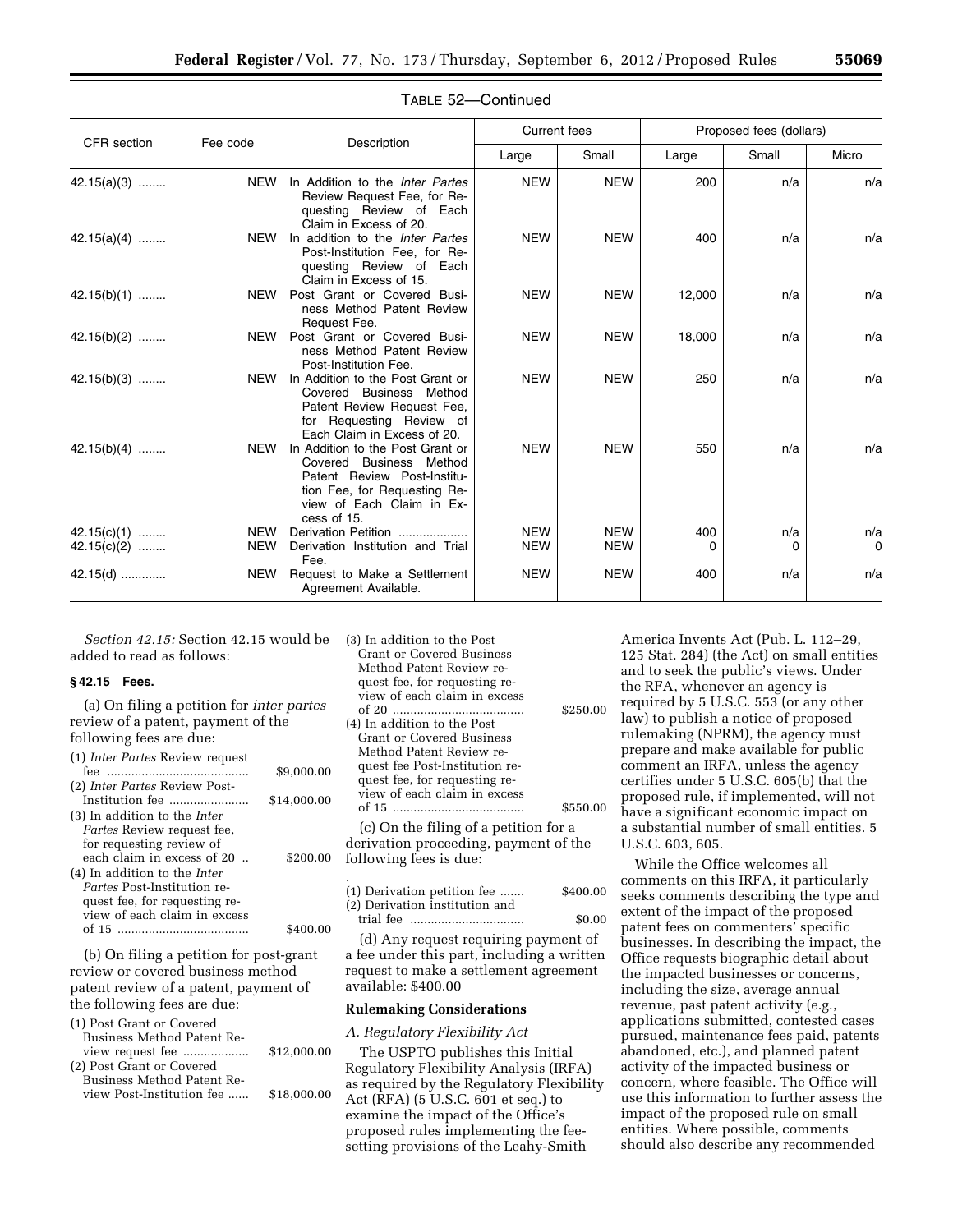TABLE 52—Continued

| CFR section | Fee code | Description | Current fees | | Proposed fees (dollars) | | |
|---|---|---|---|---|---|---|---|
| | | | Large | Small | Large | Small | Micro |
| 42.15(a)(3) | NEW | In Addition to the *Inter Partes* Review Request Fee, for Requesting Review of Each Claim in Excess of 20. | NEW | NEW | 200 | n/a | n/a |
| 42.15(a)(4) | NEW | In addition to the *Inter Partes* Post-Institution Fee, for Requesting Review of Each Claim in Excess of 15. | NEW | NEW | 400 | n/a | n/a |
| 42.15(b)(1) | NEW | Post Grant or Covered Business Method Patent Review Request Fee. | NEW | NEW | 12,000 | n/a | n/a |
| 42.15(b)(2) | NEW | Post Grant or Covered Business Method Patent Review Post-Institution Fee. | NEW | NEW | 18,000 | n/a | n/a |
| 42.15(b)(3) | NEW | In Addition to the Post Grant or Covered Business Method Patent Review Request Fee, for Requesting Review of Each Claim in Excess of 20. | NEW | NEW | 250 | n/a | n/a |
| 42.15(b)(4) | NEW | In Addition to the Post Grant or Covered Business Method Patent Review Post-Institution Fee, for Requesting Review of Each Claim in Excess of 15. | NEW | NEW | 550 | n/a | n/a |
| 42.15(c)(1) | NEW | Derivation Petition | NEW | NEW | 400 | n/a | n/a |
| 42.15(c)(2) | NEW | Derivation Institution and Trial Fee. | NEW | NEW | 0 | 0 | 0 |
| 42.15(d) | NEW | Request to Make a Settlement Agreement Available. | NEW | NEW | 400 | n/a | n/a |

*Section 42.15:* Section 42.15 would be added to read as follows:

### § 42.15 Fees.

(a) On filing a petition for *inter partes* review of a patent, payment of the following fees are due:

| | |
|---|---|
| (1) *Inter Partes* Review request fee | $9,000.00 |
| (2) *Inter Partes* Review Post-Institution fee | $14,000.00 |
| (3) In addition to the *Inter Partes* Review request fee, for requesting review of each claim in excess of 20 | $200.00 |
| (4) In addition to the *Inter Partes* Post-Institution request fee, for requesting review of each claim in excess of 15 | $400.00 |

(b) On filing a petition for post-grant review or covered business method patent review of a patent, payment of the following fees are due:

| | |
|---|---|
| (1) Post Grant or Covered Business Method Patent Review request fee | $12,000.00 |
| (2) Post Grant or Covered Business Method Patent Review Post-Institution fee | $18,000.00 |
| (3) In addition to the Post Grant or Covered Business Method Patent Review request fee, for requesting review of each claim in excess of 20 | $250.00 |
| (4) In addition to the Post Grant or Covered Business Method Patent Review request fee Post-Institution request fee, for requesting review of each claim in excess of 15 | $550.00 |

(c) On the filing of a petition for a derivation proceeding, payment of the following fees is due:

| | |
|---|---|
| (1) Derivation petition fee | $400.00 |
| (2) Derivation institution and trial fee | $0.00 |

(d) Any request requiring payment of a fee under this part, including a written request to make a settlement agreement available: $400.00

## Rulemaking Considerations

### *A. Regulatory Flexibility Act*

The USPTO publishes this Initial Regulatory Flexibility Analysis (IRFA) as required by the Regulatory Flexibility Act (RFA) (5 U.S.C. 601 et seq.) to examine the impact of the Office's proposed rules implementing the fee-setting provisions of the Leahy-Smith America Invents Act (Pub. L. 112–29, 125 Stat. 284) (the Act) on small entities and to seek the public's views. Under the RFA, whenever an agency is required by 5 U.S.C. 553 (or any other law) to publish a notice of proposed rulemaking (NPRM), the agency must prepare and make available for public comment an IRFA, unless the agency certifies under 5 U.S.C. 605(b) that the proposed rule, if implemented, will not have a significant economic impact on a substantial number of small entities. 5 U.S.C. 603, 605.

While the Office welcomes all comments on this IRFA, it particularly seeks comments describing the type and extent of the impact of the proposed patent fees on commenters' specific businesses. In describing the impact, the Office requests biographic detail about the impacted businesses or concerns, including the size, average annual revenue, past patent activity (e.g., applications submitted, contested cases pursued, maintenance fees paid, patents abandoned, etc.), and planned patent activity of the impacted business or concern, where feasible. The Office will use this information to further assess the impact of the proposed rule on small entities. Where possible, comments should also describe any recommended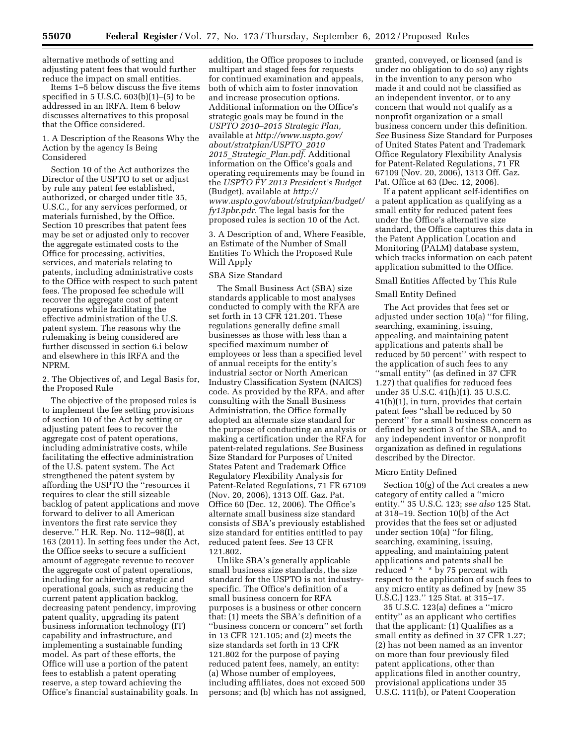alternative methods of setting and adjusting patent fees that would further reduce the impact on small entities.

Items 1–5 below discuss the five items specified in 5 U.S.C. 603(b)(1)–(5) to be addressed in an IRFA. Item 6 below discusses alternatives to this proposal that the Office considered.

1. A Description of the Reasons Why the Action by the agency Is Being Considered

Section 10 of the Act authorizes the Director of the USPTO to set or adjust by rule any patent fee established, authorized, or charged under title 35, U.S.C., for any services performed, or materials furnished, by the Office. Section 10 prescribes that patent fees may be set or adjusted only to recover the aggregate estimated costs to the Office for processing, activities, services, and materials relating to patents, including administrative costs to the Office with respect to such patent fees. The proposed fee schedule will recover the aggregate cost of patent operations while facilitating the effective administration of the U.S. patent system. The reasons why the rulemaking is being considered are further discussed in section 6.i below and elsewhere in this IRFA and the NPRM.

2. The Objectives of, and Legal Basis for, the Proposed Rule

The objective of the proposed rules is to implement the fee setting provisions of section 10 of the Act by setting or adjusting patent fees to recover the aggregate cost of patent operations, including administrative costs, while facilitating the effective administration of the U.S. patent system. The Act strengthened the patent system by affording the USPTO the ''resources it requires to clear the still sizeable backlog of patent applications and move forward to deliver to all American inventors the first rate service they deserve.'' H.R. Rep. No. 112–98(I), at 163 (2011). In setting fees under the Act, the Office seeks to secure a sufficient amount of aggregate revenue to recover the aggregate cost of patent operations, including for achieving strategic and operational goals, such as reducing the current patent application backlog, decreasing patent pendency, improving patent quality, upgrading its patent business information technology (IT) capability and infrastructure, and implementing a sustainable funding model. As part of these efforts, the Office will use a portion of the patent fees to establish a patent operating reserve, a step toward achieving the Office's financial sustainability goals. In addition, the Office proposes to include multipart and staged fees for requests for continued examination and appeals, both of which aim to foster innovation and increase prosecution options. Additional information on the Office's strategic goals may be found in the *USPTO 2010–2015 Strategic Plan,* available at *http://www.uspto.gov/about/stratplan/USPTO_2010 2015_Strategic_Plan.pdf.* Additional information on the Office's goals and operating requirements may be found in the *USPTO FY 2013 President's Budget* (Budget), available at *http://www.uspto.gov/about/stratplan/budget/fy13pbr.pdr.* The legal basis for the proposed rules is section 10 of the Act.

3. A Description of and, Where Feasible, an Estimate of the Number of Small Entities To Which the Proposed Rule Will Apply

SBA Size Standard

The Small Business Act (SBA) size standards applicable to most analyses conducted to comply with the RFA are set forth in 13 CFR 121.201. These regulations generally define small businesses as those with less than a specified maximum number of employees or less than a specified level of annual receipts for the entity's industrial sector or North American Industry Classification System (NAICS) code. As provided by the RFA, and after consulting with the Small Business Administration, the Office formally adopted an alternate size standard for the purpose of conducting an analysis or making a certification under the RFA for patent-related regulations. *See* Business Size Standard for Purposes of United States Patent and Trademark Office Regulatory Flexibility Analysis for Patent-Related Regulations, 71 FR 67109 (Nov. 20, 2006), 1313 Off. Gaz. Pat. Office 60 (Dec. 12, 2006). The Office's alternate small business size standard consists of SBA's previously established size standard for entities entitled to pay reduced patent fees. *See* 13 CFR 121.802.

Unlike SBA's generally applicable small business size standards, the size standard for the USPTO is not industry-specific. The Office's definition of a small business concern for RFA purposes is a business or other concern that: (1) meets the SBA's definition of a ''business concern or concern'' set forth in 13 CFR 121.105; and (2) meets the size standards set forth in 13 CFR 121.802 for the purpose of paying reduced patent fees, namely, an entity: (a) Whose number of employees, including affiliates, does not exceed 500 persons; and (b) which has not assigned, granted, conveyed, or licensed (and is under no obligation to do so) any rights in the invention to any person who made it and could not be classified as an independent inventor, or to any concern that would not qualify as a nonprofit organization or a small business concern under this definition. *See* Business Size Standard for Purposes of United States Patent and Trademark Office Regulatory Flexibility Analysis for Patent-Related Regulations, 71 FR 67109 (Nov. 20, 2006), 1313 Off. Gaz. Pat. Office at 63 (Dec. 12, 2006).

If a patent applicant self-identifies on a patent application as qualifying as a small entity for reduced patent fees under the Office's alternative size standard, the Office captures this data in the Patent Application Location and Monitoring (PALM) database system, which tracks information on each patent application submitted to the Office.

Small Entities Affected by This Rule

Small Entity Defined

The Act provides that fees set or adjusted under section 10(a) ''for filing, searching, examining, issuing, appealing, and maintaining patent applications and patents shall be reduced by 50 percent'' with respect to the application of such fees to any ''small entity'' (as defined in 37 CFR 1.27) that qualifies for reduced fees under 35 U.S.C. 41(h)(1). 35 U.S.C. 41(h)(1), in turn, provides that certain patent fees ''shall be reduced by 50 percent'' for a small business concern as defined by section 3 of the SBA, and to any independent inventor or nonprofit organization as defined in regulations described by the Director.

Micro Entity Defined

Section 10(g) of the Act creates a new category of entity called a ''micro entity.'' 35 U.S.C. 123; *see also* 125 Stat. at 318–19. Section 10(b) of the Act provides that the fees set or adjusted under section 10(a) ''for filing, searching, examining, issuing, appealing, and maintaining patent applications and patents shall be reduced * * * by 75 percent with respect to the application of such fees to any micro entity as defined by [new 35 U.S.C.] 123.'' 125 Stat. at 315–17.

35 U.S.C. 123(a) defines a ''micro entity'' as an applicant who certifies that the applicant: (1) Qualifies as a small entity as defined in 37 CFR 1.27; (2) has not been named as an inventor on more than four previously filed patent applications, other than applications filed in another country, provisional applications under 35 U.S.C. 111(b), or Patent Cooperation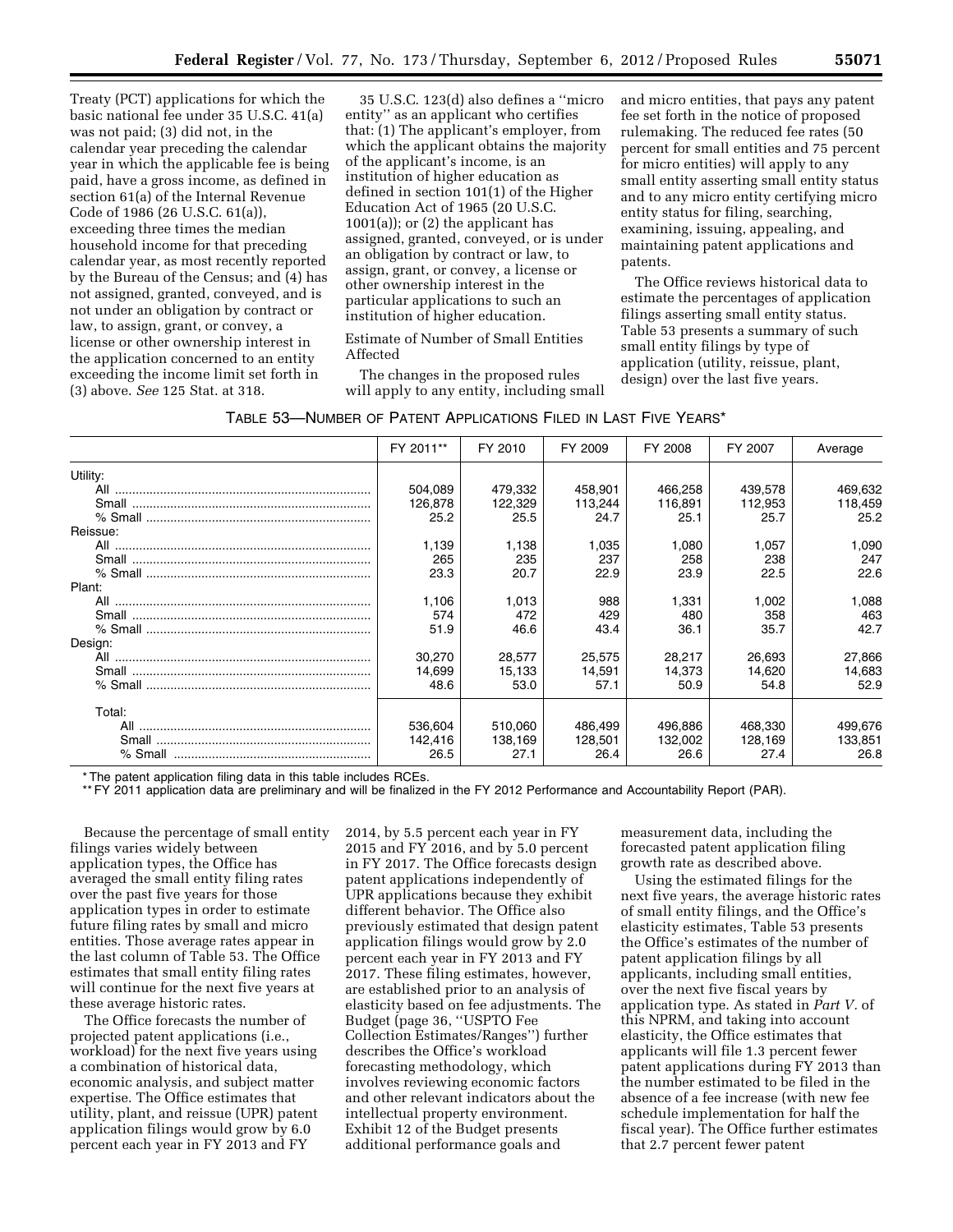Treaty (PCT) applications for which the basic national fee under 35 U.S.C. 41(a) was not paid; (3) did not, in the calendar year preceding the calendar year in which the applicable fee is being paid, have a gross income, as defined in section 61(a) of the Internal Revenue Code of 1986 (26 U.S.C. 61(a)), exceeding three times the median household income for that preceding calendar year, as most recently reported by the Bureau of the Census; and (4) has not assigned, granted, conveyed, and is not under an obligation by contract or law, to assign, grant, or convey, a license or other ownership interest in the application concerned to an entity exceeding the income limit set forth in (3) above. *See* 125 Stat. at 318.

35 U.S.C. 123(d) also defines a ''micro entity'' as an applicant who certifies that: (1) The applicant's employer, from which the applicant obtains the majority of the applicant's income, is an institution of higher education as defined in section 101(1) of the Higher Education Act of 1965 (20 U.S.C. 1001(a)); or (2) the applicant has assigned, granted, conveyed, or is under an obligation by contract or law, to assign, grant, or convey, a license or other ownership interest in the particular applications to such an institution of higher education.

Estimate of Number of Small Entities Affected

The changes in the proposed rules will apply to any entity, including small and micro entities, that pays any patent fee set forth in the notice of proposed rulemaking. The reduced fee rates (50 percent for small entities and 75 percent for micro entities) will apply to any small entity asserting small entity status and to any micro entity certifying micro entity status for filing, searching, examining, issuing, appealing, and maintaining patent applications and patents.

The Office reviews historical data to estimate the percentages of application filings asserting small entity status. Table 53 presents a summary of such small entity filings by type of application (utility, reissue, plant, design) over the last five years.

TABLE 53—NUMBER OF PATENT APPLICATIONS FILED IN LAST FIVE YEARS*

| | FY 2011** | FY 2010 | FY 2009 | FY 2008 | FY 2007 | Average |
|---|---|---|---|---|---|---|
| Utility: | | | | | | |
| All | 504,089 | 479,332 | 458,901 | 466,258 | 439,578 | 469,632 |
| Small | 126,878 | 122,329 | 113,244 | 116,891 | 112,953 | 118,459 |
| % Small | 25.2 | 25.5 | 24.7 | 25.1 | 25.7 | 25.2 |
| Reissue: | | | | | | |
| All | 1,139 | 1,138 | 1,035 | 1,080 | 1,057 | 1,090 |
| Small | 265 | 235 | 237 | 258 | 238 | 247 |
| % Small | 23.3 | 20.7 | 22.9 | 23.9 | 22.5 | 22.6 |
| Plant: | | | | | | |
| All | 1,106 | 1,013 | 988 | 1,331 | 1,002 | 1,088 |
| Small | 574 | 472 | 429 | 480 | 358 | 463 |
| % Small | 51.9 | 46.6 | 43.4 | 36.1 | 35.7 | 42.7 |
| Design: | | | | | | |
| All | 30,270 | 28,577 | 25,575 | 28,217 | 26,693 | 27,866 |
| Small | 14,699 | 15,133 | 14,591 | 14,373 | 14,620 | 14,683 |
| % Small | 48.6 | 53.0 | 57.1 | 50.9 | 54.8 | 52.9 |
| Total: | | | | | | |
| All | 536,604 | 510,060 | 486,499 | 496,886 | 468,330 | 499,676 |
| Small | 142,416 | 138,169 | 128,501 | 132,002 | 128,169 | 133,851 |
| % Small | 26.5 | 27.1 | 26.4 | 26.6 | 27.4 | 26.8 |

* The patent application filing data in this table includes RCEs.

** FY 2011 application data are preliminary and will be finalized in the FY 2012 Performance and Accountability Report (PAR).

Because the percentage of small entity filings varies widely between application types, the Office has averaged the small entity filing rates over the past five years for those application types in order to estimate future filing rates by small and micro entities. Those average rates appear in the last column of Table 53. The Office estimates that small entity filing rates will continue for the next five years at these average historic rates.

The Office forecasts the number of projected patent applications (i.e., workload) for the next five years using a combination of historical data, economic analysis, and subject matter expertise. The Office estimates that utility, plant, and reissue (UPR) patent application filings would grow by 6.0 percent each year in FY 2013 and FY 2014, by 5.5 percent each year in FY 2015 and FY 2016, and by 5.0 percent in FY 2017. The Office forecasts design patent applications independently of UPR applications because they exhibit different behavior. The Office also previously estimated that design patent application filings would grow by 2.0 percent each year in FY 2013 and FY 2017. These filing estimates, however, are established prior to an analysis of elasticity based on fee adjustments. The Budget (page 36, ''USPTO Fee Collection Estimates/Ranges'') further describes the Office's workload forecasting methodology, which involves reviewing economic factors and other relevant indicators about the intellectual property environment. Exhibit 12 of the Budget presents additional performance goals and measurement data, including the forecasted patent application filing growth rate as described above.

Using the estimated filings for the next five years, the average historic rates of small entity filings, and the Office's elasticity estimates, Table 53 presents the Office's estimates of the number of patent application filings by all applicants, including small entities, over the next five fiscal years by application type. As stated in *Part V.* of this NPRM, and taking into account elasticity, the Office estimates that applicants will file 1.3 percent fewer patent applications during FY 2013 than the number estimated to be filed in the absence of a fee increase (with new fee schedule implementation for half the fiscal year). The Office further estimates that 2.7 percent fewer patent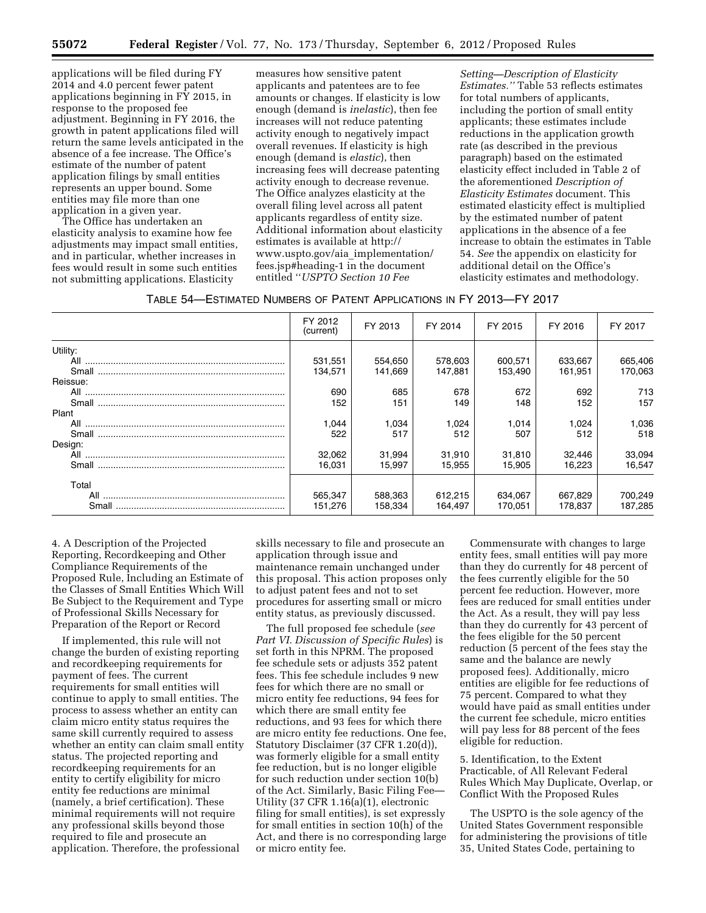applications will be filed during FY 2014 and 4.0 percent fewer patent applications beginning in FY 2015, in response to the proposed fee adjustment. Beginning in FY 2016, the growth in patent applications filed will return the same levels anticipated in the absence of a fee increase. The Office's estimate of the number of patent application filings by small entities represents an upper bound. Some entities may file more than one application in a given year.

The Office has undertaken an elasticity analysis to examine how fee adjustments may impact small entities, and in particular, whether increases in fees would result in some such entities not submitting applications. Elasticity measures how sensitive patent applicants and patentees are to fee amounts or changes. If elasticity is low enough (demand is *inelastic*), then fee increases will not reduce patenting activity enough to negatively impact overall revenues. If elasticity is high enough (demand is *elastic*), then increasing fees will decrease patenting activity enough to decrease revenue. The Office analyzes elasticity at the overall filing level across all patent applicants regardless of entity size. Additional information about elasticity estimates is available at http://www.uspto.gov/aia_implementation/fees.jsp#heading-1 in the document entitled "*USPTO Section 10 Fee Setting—Description of Elasticity Estimates.*" Table 53 reflects estimates for total numbers of applicants, including the portion of small entity applicants; these estimates include reductions in the application growth rate (as described in the previous paragraph) based on the estimated elasticity effect included in Table 2 of the aforementioned *Description of Elasticity Estimates* document. This estimated elasticity effect is multiplied by the estimated number of patent applications in the absence of a fee increase to obtain the estimates in Table 54. *See* the appendix on elasticity for additional detail on the Office's elasticity estimates and methodology.

TABLE 54—ESTIMATED NUMBERS OF PATENT APPLICATIONS IN FY 2013—FY 2017

| | FY 2012 (current) | FY 2013 | FY 2014 | FY 2015 | FY 2016 | FY 2017 |
|---|---|---|---|---|---|---|
| Utility: | | | | | | |
| All | 531,551 | 554,650 | 578,603 | 600,571 | 633,667 | 665,406 |
| Small | 134,571 | 141,669 | 147,881 | 153,490 | 161,951 | 170,063 |
| Reissue: | | | | | | |
| All | 690 | 685 | 678 | 672 | 692 | 713 |
| Small | 152 | 151 | 149 | 148 | 152 | 157 |
| Plant | | | | | | |
| All | 1,044 | 1,034 | 1,024 | 1,014 | 1,024 | 1,036 |
| Small | 522 | 517 | 512 | 507 | 512 | 518 |
| Design: | | | | | | |
| All | 32,062 | 31,994 | 31,910 | 31,810 | 32,446 | 33,094 |
| Small | 16,031 | 15,997 | 15,955 | 15,905 | 16,223 | 16,547 |
| Total | | | | | | |
| All | 565,347 | 588,363 | 612,215 | 634,067 | 667,829 | 700,249 |
| Small | 151,276 | 158,334 | 164,497 | 170,051 | 178,837 | 187,285 |

4. A Description of the Projected Reporting, Recordkeeping and Other Compliance Requirements of the Proposed Rule, Including an Estimate of the Classes of Small Entities Which Will Be Subject to the Requirement and Type of Professional Skills Necessary for Preparation of the Report or Record

If implemented, this rule will not change the burden of existing reporting and recordkeeping requirements for payment of fees. The current requirements for small entities will continue to apply to small entities. The process to assess whether an entity can claim micro entity status requires the same skill currently required to assess whether an entity can claim small entity status. The projected reporting and recordkeeping requirements for an entity to certify eligibility for micro entity fee reductions are minimal (namely, a brief certification). These minimal requirements will not require any professional skills beyond those required to file and prosecute an application. Therefore, the professional skills necessary to file and prosecute an application through issue and maintenance remain unchanged under this proposal. This action proposes only to adjust patent fees and not to set procedures for asserting small or micro entity status, as previously discussed.

The full proposed fee schedule (*see Part VI. Discussion of Specific Rules*) is set forth in this NPRM. The proposed fee schedule sets or adjusts 352 patent fees. This fee schedule includes 9 new fees for which there are no small or micro entity fee reductions, 94 fees for which there are small entity fee reductions, and 93 fees for which there are micro entity fee reductions. One fee, Statutory Disclaimer (37 CFR 1.20(d)), was formerly eligible for a small entity fee reduction, but is no longer eligible for such reduction under section 10(b) of the Act. Similarly, Basic Filing Fee—Utility (37 CFR 1.16(a)(1), electronic filing for small entities), is set expressly for small entities in section 10(h) of the Act, and there is no corresponding large or micro entity fee.

Commensurate with changes to large entity fees, small entities will pay more than they do currently for 48 percent of the fees currently eligible for the 50 percent fee reduction. However, more fees are reduced for small entities under the Act. As a result, they will pay less than they do currently for 43 percent of the fees eligible for the 50 percent reduction (5 percent of the fees stay the same and the balance are newly proposed fees). Additionally, micro entities are eligible for fee reductions of 75 percent. Compared to what they would have paid as small entities under the current fee schedule, micro entities will pay less for 88 percent of the fees eligible for reduction.

5. Identification, to the Extent Practicable, of All Relevant Federal Rules Which May Duplicate, Overlap, or Conflict With the Proposed Rules

The USPTO is the sole agency of the United States Government responsible for administering the provisions of title 35, United States Code, pertaining to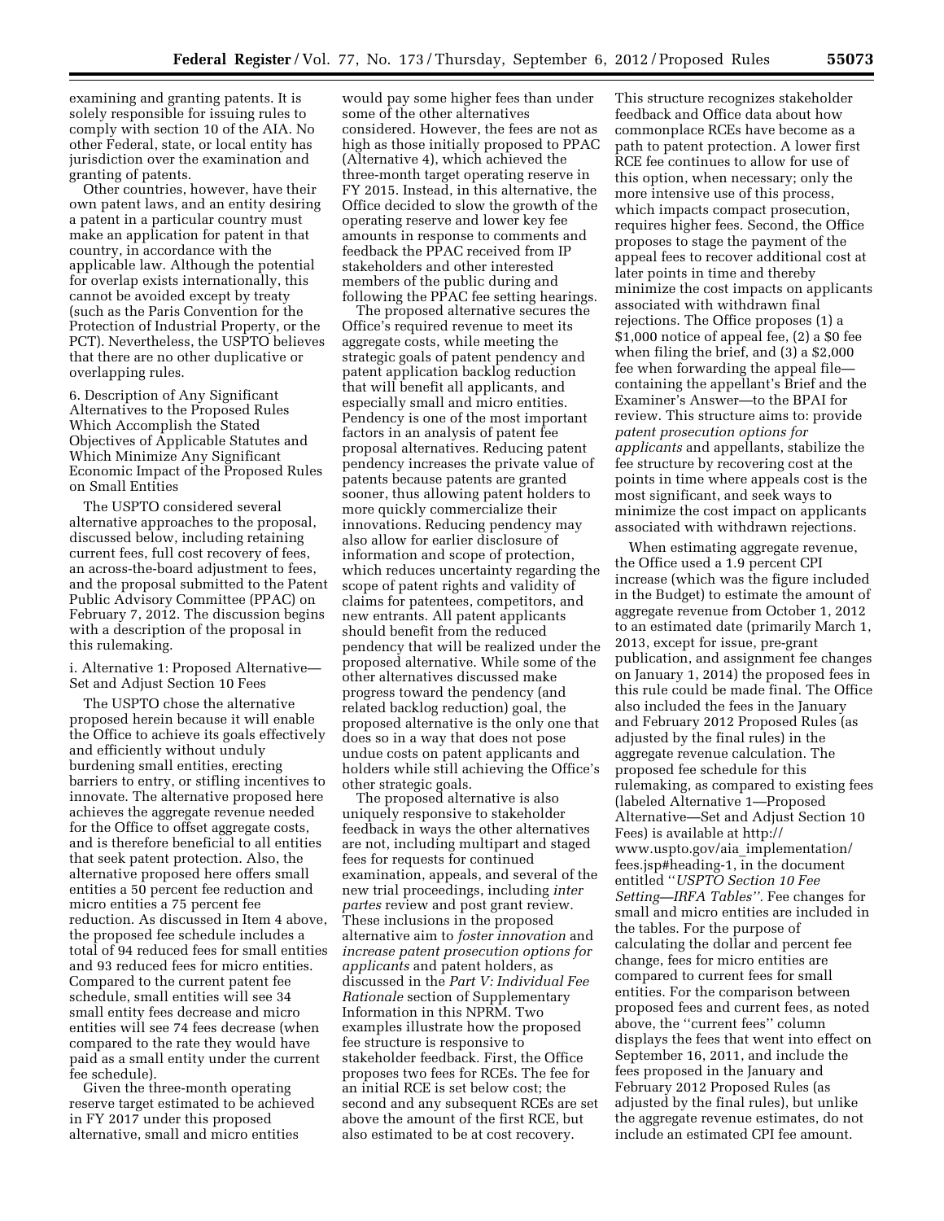examining and granting patents. It is solely responsible for issuing rules to comply with section 10 of the AIA. No other Federal, state, or local entity has jurisdiction over the examination and granting of patents.

Other countries, however, have their own patent laws, and an entity desiring a patent in a particular country must make an application for patent in that country, in accordance with the applicable law. Although the potential for overlap exists internationally, this cannot be avoided except by treaty (such as the Paris Convention for the Protection of Industrial Property, or the PCT). Nevertheless, the USPTO believes that there are no other duplicative or overlapping rules.

6. Description of Any Significant Alternatives to the Proposed Rules Which Accomplish the Stated Objectives of Applicable Statutes and Which Minimize Any Significant Economic Impact of the Proposed Rules on Small Entities

The USPTO considered several alternative approaches to the proposal, discussed below, including retaining current fees, full cost recovery of fees, an across-the-board adjustment to fees, and the proposal submitted to the Patent Public Advisory Committee (PPAC) on February 7, 2012. The discussion begins with a description of the proposal in this rulemaking.

i. Alternative 1: Proposed Alternative—Set and Adjust Section 10 Fees

The USPTO chose the alternative proposed herein because it will enable the Office to achieve its goals effectively and efficiently without unduly burdening small entities, erecting barriers to entry, or stifling incentives to innovate. The alternative proposed here achieves the aggregate revenue needed for the Office to offset aggregate costs, and is therefore beneficial to all entities that seek patent protection. Also, the alternative proposed here offers small entities a 50 percent fee reduction and micro entities a 75 percent fee reduction. As discussed in Item 4 above, the proposed fee schedule includes a total of 94 reduced fees for small entities and 93 reduced fees for micro entities. Compared to the current patent fee schedule, small entities will see 34 small entity fees decrease and micro entities will see 74 fees decrease (when compared to the rate they would have paid as a small entity under the current fee schedule).

Given the three-month operating reserve target estimated to be achieved in FY 2017 under this proposed alternative, small and micro entities would pay some higher fees than under some of the other alternatives considered. However, the fees are not as high as those initially proposed to PPAC (Alternative 4), which achieved the three-month target operating reserve in FY 2015. Instead, in this alternative, the Office decided to slow the growth of the operating reserve and lower key fee amounts in response to comments and feedback the PPAC received from IP stakeholders and other interested members of the public during and following the PPAC fee setting hearings.

The proposed alternative secures the Office's required revenue to meet its aggregate costs, while meeting the strategic goals of patent pendency and patent application backlog reduction that will benefit all applicants, and especially small and micro entities. Pendency is one of the most important factors in an analysis of patent fee proposal alternatives. Reducing patent pendency increases the private value of patents because patents are granted sooner, thus allowing patent holders to more quickly commercialize their innovations. Reducing pendency may also allow for earlier disclosure of information and scope of protection, which reduces uncertainty regarding the scope of patent rights and validity of claims for patentees, competitors, and new entrants. All patent applicants should benefit from the reduced pendency that will be realized under the proposed alternative. While some of the other alternatives discussed make progress toward the pendency (and related backlog reduction) goal, the proposed alternative is the only one that does so in a way that does not pose undue costs on patent applicants and holders while still achieving the Office's other strategic goals.

The proposed alternative is also uniquely responsive to stakeholder feedback in ways the other alternatives are not, including multipart and staged fees for requests for continued examination, appeals, and several of the new trial proceedings, including *inter partes* review and post grant review. These inclusions in the proposed alternative aim to *foster innovation* and *increase patent prosecution options for applicants* and patent holders, as discussed in the *Part V: Individual Fee Rationale* section of Supplementary Information in this NPRM. Two examples illustrate how the proposed fee structure is responsive to stakeholder feedback. First, the Office proposes two fees for RCEs. The fee for an initial RCE is set below cost; the second and any subsequent RCEs are set above the amount of the first RCE, but also estimated to be at cost recovery. This structure recognizes stakeholder feedback and Office data about how commonplace RCEs have become as a path to patent protection. A lower first RCE fee continues to allow for use of this option, when necessary; only the more intensive use of this process, which impacts compact prosecution, requires higher fees. Second, the Office proposes to stage the payment of the appeal fees to recover additional cost at later points in time and thereby minimize the cost impacts on applicants associated with withdrawn final rejections. The Office proposes (1) a \$1,000 notice of appeal fee, (2) a \$0 fee when filing the brief, and (3) a \$2,000 fee when forwarding the appeal file—containing the appellant's Brief and the Examiner's Answer—to the BPAI for review. This structure aims to: provide *patent prosecution options for applicants* and appellants, stabilize the fee structure by recovering cost at the points in time where appeals cost is the most significant, and seek ways to minimize the cost impact on applicants associated with withdrawn rejections.

When estimating aggregate revenue, the Office used a 1.9 percent CPI increase (which was the figure included in the Budget) to estimate the amount of aggregate revenue from October 1, 2012 to an estimated date (primarily March 1, 2013, except for issue, pre-grant publication, and assignment fee changes on January 1, 2014) the proposed fees in this rule could be made final. The Office also included the fees in the January and February 2012 Proposed Rules (as adjusted by the final rules) in the aggregate revenue calculation. The proposed fee schedule for this rulemaking, as compared to existing fees (labeled Alternative 1—Proposed Alternative—Set and Adjust Section 10 Fees) is available at http://www.uspto.gov/aia_implementation/fees.jsp#heading-1, in the document entitled "*USPTO Section 10 Fee Setting—IRFA Tables*". Fee changes for small and micro entities are included in the tables. For the purpose of calculating the dollar and percent fee change, fees for micro entities are compared to current fees for small entities. For the comparison between proposed fees and current fees, as noted above, the "current fees" column displays the fees that went into effect on September 16, 2011, and include the fees proposed in the January and February 2012 Proposed Rules (as adjusted by the final rules), but unlike the aggregate revenue estimates, do not include an estimated CPI fee amount.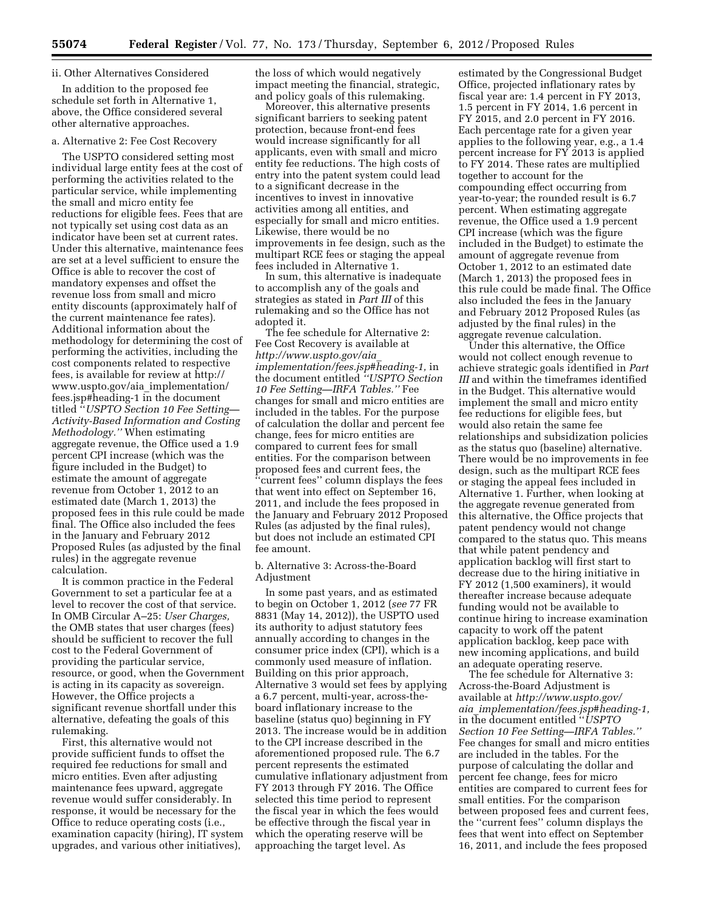ii. Other Alternatives Considered

In addition to the proposed fee schedule set forth in Alternative 1, above, the Office considered several other alternative approaches.

a. Alternative 2: Fee Cost Recovery

The USPTO considered setting most individual large entity fees at the cost of performing the activities related to the particular service, while implementing the small and micro entity fee reductions for eligible fees. Fees that are not typically set using cost data as an indicator have been set at current rates. Under this alternative, maintenance fees are set at a level sufficient to ensure the Office is able to recover the cost of mandatory expenses and offset the revenue loss from small and micro entity discounts (approximately half of the current maintenance fee rates). Additional information about the methodology for determining the cost of performing the activities, including the cost components related to respective fees, is available for review at http://www.uspto.gov/aia_implementation/fees.jsp#heading-1 in the document titled "*USPTO Section 10 Fee Setting—Activity-Based Information and Costing Methodology.*" When estimating aggregate revenue, the Office used a 1.9 percent CPI increase (which was the figure included in the Budget) to estimate the amount of aggregate revenue from October 1, 2012 to an estimated date (March 1, 2013) the proposed fees in this rule could be made final. The Office also included the fees in the January and February 2012 Proposed Rules (as adjusted by the final rules) in the aggregate revenue calculation.

It is common practice in the Federal Government to set a particular fee at a level to recover the cost of that service. In OMB Circular A–25: *User Charges,* the OMB states that user charges (fees) should be sufficient to recover the full cost to the Federal Government of providing the particular service, resource, or good, when the Government is acting in its capacity as sovereign. However, the Office projects a significant revenue shortfall under this alternative, defeating the goals of this rulemaking.

First, this alternative would not provide sufficient funds to offset the required fee reductions for small and micro entities. Even after adjusting maintenance fees upward, aggregate revenue would suffer considerably. In response, it would be necessary for the Office to reduce operating costs (i.e., examination capacity (hiring), IT system upgrades, and various other initiatives), the loss of which would negatively impact meeting the financial, strategic, and policy goals of this rulemaking.

Moreover, this alternative presents significant barriers to seeking patent protection, because front-end fees would increase significantly for all applicants, even with small and micro entity fee reductions. The high costs of entry into the patent system could lead to a significant decrease in the incentives to invest in innovative activities among all entities, and especially for small and micro entities. Likewise, there would be no improvements in fee design, such as the multipart RCE fees or staging the appeal fees included in Alternative 1.

In sum, this alternative is inadequate to accomplish any of the goals and strategies as stated in *Part III* of this rulemaking and so the Office has not adopted it.

The fee schedule for Alternative 2: Fee Cost Recovery is available at *http://www.uspto.gov/aia_implementation/fees.jsp#heading-1,* in the document entitled *"USPTO Section 10 Fee Setting—IRFA Tables."* Fee changes for small and micro entities are included in the tables. For the purpose of calculation the dollar and percent fee change, fees for micro entities are compared to current fees for small entities. For the comparison between proposed fees and current fees, the "current fees" column displays the fees that went into effect on September 16, 2011, and include the fees proposed in the January and February 2012 Proposed Rules (as adjusted by the final rules), but does not include an estimated CPI fee amount.

b. Alternative 3: Across-the-Board Adjustment

In some past years, and as estimated to begin on October 1, 2012 (*see* 77 FR 8831 (May 14, 2012)), the USPTO used its authority to adjust statutory fees annually according to changes in the consumer price index (CPI), which is a commonly used measure of inflation. Building on this prior approach, Alternative 3 would set fees by applying a 6.7 percent, multi-year, across-the-board inflationary increase to the baseline (status quo) beginning in FY 2013. The increase would be in addition to the CPI increase described in the aforementioned proposed rule. The 6.7 percent represents the estimated cumulative inflationary adjustment from FY 2013 through FY 2016. The Office selected this time period to represent the fiscal year in which the fees would be effective through the fiscal year in which the operating reserve will be approaching the target level. As estimated by the Congressional Budget Office, projected inflationary rates by fiscal year are: 1.4 percent in FY 2013, 1.5 percent in FY 2014, 1.6 percent in FY 2015, and 2.0 percent in FY 2016. Each percentage rate for a given year applies to the following year, e.g., a 1.4 percent increase for FY 2013 is applied to FY 2014. These rates are multiplied together to account for the compounding effect occurring from year-to-year; the rounded result is 6.7 percent. When estimating aggregate revenue, the Office used a 1.9 percent CPI increase (which was the figure included in the Budget) to estimate the amount of aggregate revenue from October 1, 2012 to an estimated date (March 1, 2013) the proposed fees in this rule could be made final. The Office also included the fees in the January and February 2012 Proposed Rules (as adjusted by the final rules) in the aggregate revenue calculation.

Under this alternative, the Office would not collect enough revenue to achieve strategic goals identified in *Part III* and within the timeframes identified in the Budget. This alternative would implement the small and micro entity fee reductions for eligible fees, but would also retain the same fee relationships and subsidization policies as the status quo (baseline) alternative. There would be no improvements in fee design, such as the multipart RCE fees or staging the appeal fees included in Alternative 1. Further, when looking at the aggregate revenue generated from this alternative, the Office projects that patent pendency would not change compared to the status quo. This means that while patent pendency and application backlog will first start to decrease due to the hiring initiative in FY 2012 (1,500 examiners), it would thereafter increase because adequate funding would not be available to continue hiring to increase examination capacity to work off the patent application backlog, keep pace with new incoming applications, and build an adequate operating reserve.

The fee schedule for Alternative 3: Across-the-Board Adjustment is available at *http://www.uspto.gov/aia_implementation/fees.jsp#heading-1,* in the document entitled "*USPTO Section 10 Fee Setting—IRFA Tables.*" Fee changes for small and micro entities are included in the tables. For the purpose of calculating the dollar and percent fee change, fees for micro entities are compared to current fees for small entities. For the comparison between proposed fees and current fees, the "current fees" column displays the fees that went into effect on September 16, 2011, and include the fees proposed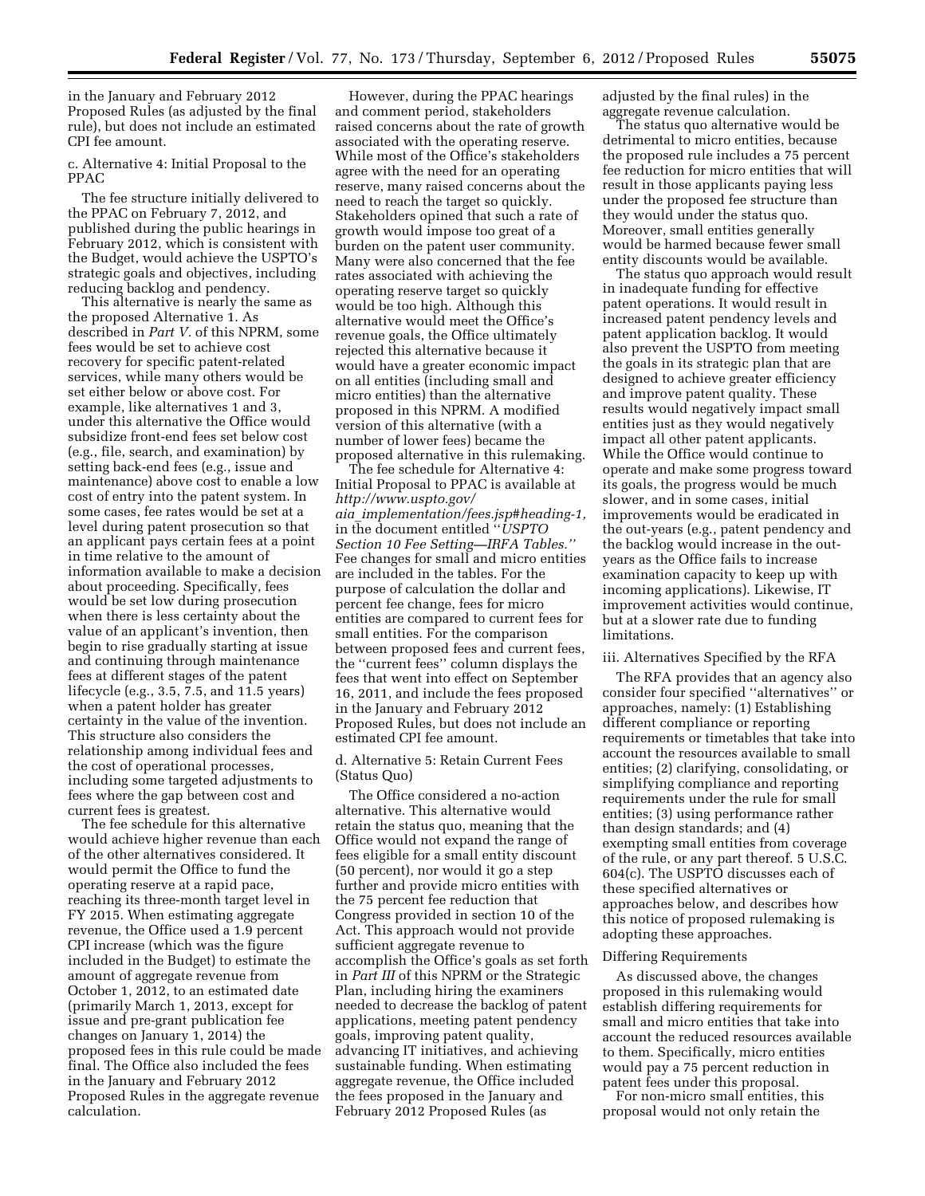in the January and February 2012 Proposed Rules (as adjusted by the final rule), but does not include an estimated CPI fee amount.

c. Alternative 4: Initial Proposal to the PPAC

The fee structure initially delivered to the PPAC on February 7, 2012, and published during the public hearings in February 2012, which is consistent with the Budget, would achieve the USPTO's strategic goals and objectives, including reducing backlog and pendency.

This alternative is nearly the same as the proposed Alternative 1. As described in *Part V.* of this NPRM, some fees would be set to achieve cost recovery for specific patent-related services, while many others would be set either below or above cost. For example, like alternatives 1 and 3, under this alternative the Office would subsidize front-end fees set below cost (e.g., file, search, and examination) by setting back-end fees (e.g., issue and maintenance) above cost to enable a low cost of entry into the patent system. In some cases, fee rates would be set at a level during patent prosecution so that an applicant pays certain fees at a point in time relative to the amount of information available to make a decision about proceeding. Specifically, fees would be set low during prosecution when there is less certainty about the value of an applicant's invention, then begin to rise gradually starting at issue and continuing through maintenance fees at different stages of the patent lifecycle (e.g., 3.5, 7.5, and 11.5 years) when a patent holder has greater certainty in the value of the invention. This structure also considers the relationship among individual fees and the cost of operational processes, including some targeted adjustments to fees where the gap between cost and current fees is greatest.

The fee schedule for this alternative would achieve higher revenue than each of the other alternatives considered. It would permit the Office to fund the operating reserve at a rapid pace, reaching its three-month target level in FY 2015. When estimating aggregate revenue, the Office used a 1.9 percent CPI increase (which was the figure included in the Budget) to estimate the amount of aggregate revenue from October 1, 2012, to an estimated date (primarily March 1, 2013, except for issue and pre-grant publication fee changes on January 1, 2014) the proposed fees in this rule could be made final. The Office also included the fees in the January and February 2012 Proposed Rules in the aggregate revenue calculation.

However, during the PPAC hearings and comment period, stakeholders raised concerns about the rate of growth associated with the operating reserve. While most of the Office's stakeholders agree with the need for an operating reserve, many raised concerns about the need to reach the target so quickly. Stakeholders opined that such a rate of growth would impose too great of a burden on the patent user community. Many were also concerned that the fee rates associated with achieving the operating reserve target so quickly would be too high. Although this alternative would meet the Office's revenue goals, the Office ultimately rejected this alternative because it would have a greater economic impact on all entities (including small and micro entities) than the alternative proposed in this NPRM. A modified version of this alternative (with a number of lower fees) became the proposed alternative in this rulemaking.

The fee schedule for Alternative 4: Initial Proposal to PPAC is available at *http://www.uspto.gov/aia_implementation/fees.jsp#heading-1,* in the document entitled "*USPTO Section 10 Fee Setting—IRFA Tables.*" Fee changes for small and micro entities are included in the tables. For the purpose of calculation the dollar and percent fee change, fees for micro entities are compared to current fees for small entities. For the comparison between proposed fees and current fees, the "current fees" column displays the fees that went into effect on September 16, 2011, and include the fees proposed in the January and February 2012 Proposed Rules, but does not include an estimated CPI fee amount.

d. Alternative 5: Retain Current Fees (Status Quo)

The Office considered a no-action alternative. This alternative would retain the status quo, meaning that the Office would not expand the range of fees eligible for a small entity discount (50 percent), nor would it go a step further and provide micro entities with the 75 percent fee reduction that Congress provided in section 10 of the Act. This approach would not provide sufficient aggregate revenue to accomplish the Office's goals as set forth in *Part III* of this NPRM or the Strategic Plan, including hiring the examiners needed to decrease the backlog of patent applications, meeting patent pendency goals, improving patent quality, advancing IT initiatives, and achieving sustainable funding. When estimating aggregate revenue, the Office included the fees proposed in the January and February 2012 Proposed Rules (as adjusted by the final rules) in the aggregate revenue calculation.

The status quo alternative would be detrimental to micro entities, because the proposed rule includes a 75 percent fee reduction for micro entities that will result in those applicants paying less under the proposed fee structure than they would under the status quo. Moreover, small entities generally would be harmed because fewer small entity discounts would be available.

The status quo approach would result in inadequate funding for effective patent operations. It would result in increased patent pendency levels and patent application backlog. It would also prevent the USPTO from meeting the goals in its strategic plan that are designed to achieve greater efficiency and improve patent quality. These results would negatively impact small entities just as they would negatively impact all other patent applicants. While the Office would continue to operate and make some progress toward its goals, the progress would be much slower, and in some cases, initial improvements would be eradicated in the out-years (e.g., patent pendency and the backlog would increase in the out-years as the Office fails to increase examination capacity to keep up with incoming applications). Likewise, IT improvement activities would continue, but at a slower rate due to funding limitations.

iii. Alternatives Specified by the RFA

The RFA provides that an agency also consider four specified "alternatives" or approaches, namely: (1) Establishing different compliance or reporting requirements or timetables that take into account the resources available to small entities; (2) clarifying, consolidating, or simplifying compliance and reporting requirements under the rule for small entities; (3) using performance rather than design standards; and (4) exempting small entities from coverage of the rule, or any part thereof. 5 U.S.C. 604(c). The USPTO discusses each of these specified alternatives or approaches below, and describes how this notice of proposed rulemaking is adopting these approaches.

Differing Requirements

As discussed above, the changes proposed in this rulemaking would establish differing requirements for small and micro entities that take into account the reduced resources available to them. Specifically, micro entities would pay a 75 percent reduction in patent fees under this proposal.

For non-micro small entities, this proposal would not only retain the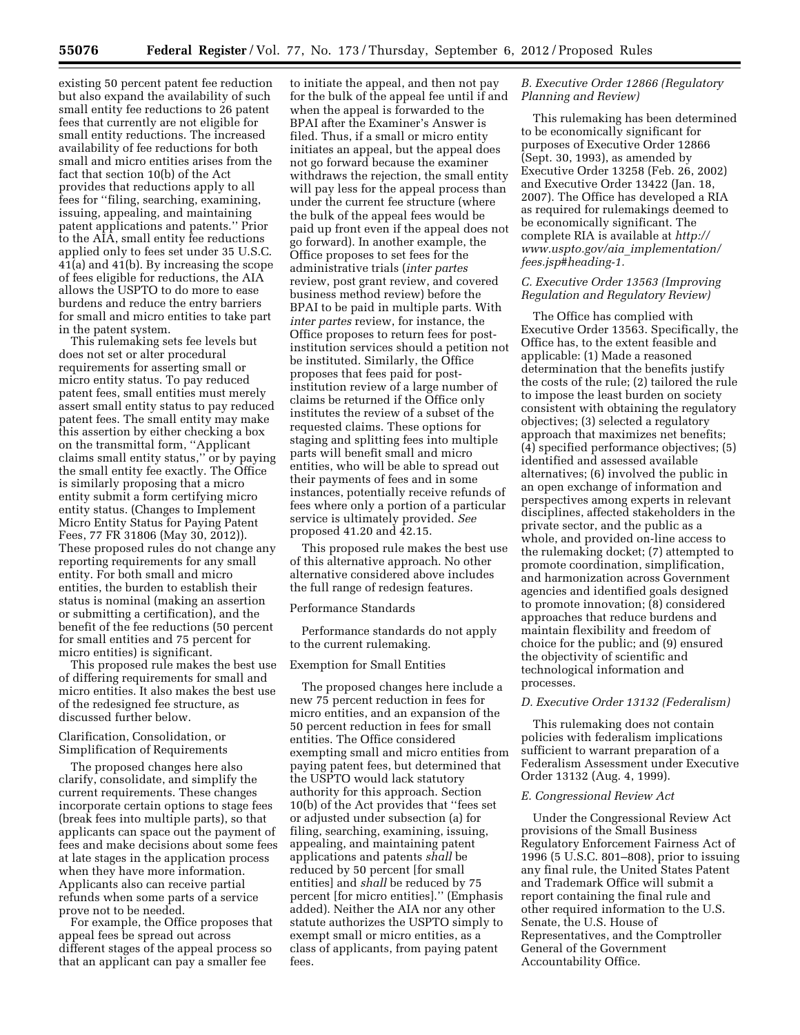existing 50 percent patent fee reduction but also expand the availability of such small entity fee reductions to 26 patent fees that currently are not eligible for small entity reductions. The increased availability of fee reductions for both small and micro entities arises from the fact that section 10(b) of the Act provides that reductions apply to all fees for ''filing, searching, examining, issuing, appealing, and maintaining patent applications and patents.'' Prior to the AIA, small entity fee reductions applied only to fees set under 35 U.S.C. 41(a) and 41(b). By increasing the scope of fees eligible for reductions, the AIA allows the USPTO to do more to ease burdens and reduce the entry barriers for small and micro entities to take part in the patent system.

This rulemaking sets fee levels but does not set or alter procedural requirements for asserting small or micro entity status. To pay reduced patent fees, small entities must merely assert small entity status to pay reduced patent fees. The small entity may make this assertion by either checking a box on the transmittal form, ''Applicant claims small entity status,'' or by paying the small entity fee exactly. The Office is similarly proposing that a micro entity submit a form certifying micro entity status. (Changes to Implement Micro Entity Status for Paying Patent Fees, 77 FR 31806 (May 30, 2012)). These proposed rules do not change any reporting requirements for any small entity. For both small and micro entities, the burden to establish their status is nominal (making an assertion or submitting a certification), and the benefit of the fee reductions (50 percent for small entities and 75 percent for micro entities) is significant.

This proposed rule makes the best use of differing requirements for small and micro entities. It also makes the best use of the redesigned fee structure, as discussed further below.

Clarification, Consolidation, or Simplification of Requirements

The proposed changes here also clarify, consolidate, and simplify the current requirements. These changes incorporate certain options to stage fees (break fees into multiple parts), so that applicants can space out the payment of fees and make decisions about some fees at late stages in the application process when they have more information. Applicants also can receive partial refunds when some parts of a service prove not to be needed.

For example, the Office proposes that appeal fees be spread out across different stages of the appeal process so that an applicant can pay a smaller fee to initiate the appeal, and then not pay for the bulk of the appeal fee until if and when the appeal is forwarded to the BPAI after the Examiner's Answer is filed. Thus, if a small or micro entity initiates an appeal, but the appeal does not go forward because the examiner withdraws the rejection, the small entity will pay less for the appeal process than under the current fee structure (where the bulk of the appeal fees would be paid up front even if the appeal does not go forward). In another example, the Office proposes to set fees for the administrative trials (*inter partes* review, post grant review, and covered business method review) before the BPAI to be paid in multiple parts. With *inter partes* review, for instance, the Office proposes to return fees for post-institution services should a petition not be instituted. Similarly, the Office proposes that fees paid for post-institution review of a large number of claims be returned if the Office only institutes the review of a subset of the requested claims. These options for staging and splitting fees into multiple parts will benefit small and micro entities, who will be able to spread out their payments of fees and in some instances, potentially receive refunds of fees where only a portion of a particular service is ultimately provided. *See* proposed 41.20 and 42.15.

This proposed rule makes the best use of this alternative approach. No other alternative considered above includes the full range of redesign features.

Performance Standards

Performance standards do not apply to the current rulemaking.

Exemption for Small Entities

The proposed changes here include a new 75 percent reduction in fees for micro entities, and an expansion of the 50 percent reduction in fees for small entities. The Office considered exempting small and micro entities from paying patent fees, but determined that the USPTO would lack statutory authority for this approach. Section 10(b) of the Act provides that ''fees set or adjusted under subsection (a) for filing, searching, examining, issuing, appealing, and maintaining patent applications and patents *shall* be reduced by 50 percent [for small entities] and *shall* be reduced by 75 percent [for micro entities].'' (Emphasis added). Neither the AIA nor any other statute authorizes the USPTO simply to exempt small or micro entities, as a class of applicants, from paying patent fees.

### *B. Executive Order 12866 (Regulatory Planning and Review)*

This rulemaking has been determined to be economically significant for purposes of Executive Order 12866 (Sept. 30, 1993), as amended by Executive Order 13258 (Feb. 26, 2002) and Executive Order 13422 (Jan. 18, 2007). The Office has developed a RIA as required for rulemakings deemed to be economically significant. The complete RIA is available at *http://www.uspto.gov/aia_implementation/fees.jsp#heading-1.*

### *C. Executive Order 13563 (Improving Regulation and Regulatory Review)*

The Office has complied with Executive Order 13563. Specifically, the Office has, to the extent feasible and applicable: (1) Made a reasoned determination that the benefits justify the costs of the rule; (2) tailored the rule to impose the least burden on society consistent with obtaining the regulatory objectives; (3) selected a regulatory approach that maximizes net benefits; (4) specified performance objectives; (5) identified and assessed available alternatives; (6) involved the public in an open exchange of information and perspectives among experts in relevant disciplines, affected stakeholders in the private sector, and the public as a whole, and provided on-line access to the rulemaking docket; (7) attempted to promote coordination, simplification, and harmonization across Government agencies and identified goals designed to promote innovation; (8) considered approaches that reduce burdens and maintain flexibility and freedom of choice for the public; and (9) ensured the objectivity of scientific and technological information and processes.

### *D. Executive Order 13132 (Federalism)*

This rulemaking does not contain policies with federalism implications sufficient to warrant preparation of a Federalism Assessment under Executive Order 13132 (Aug. 4, 1999).

### *E. Congressional Review Act*

Under the Congressional Review Act provisions of the Small Business Regulatory Enforcement Fairness Act of 1996 (5 U.S.C. 801–808), prior to issuing any final rule, the United States Patent and Trademark Office will submit a report containing the final rule and other required information to the U.S. Senate, the U.S. House of Representatives, and the Comptroller General of the Government Accountability Office.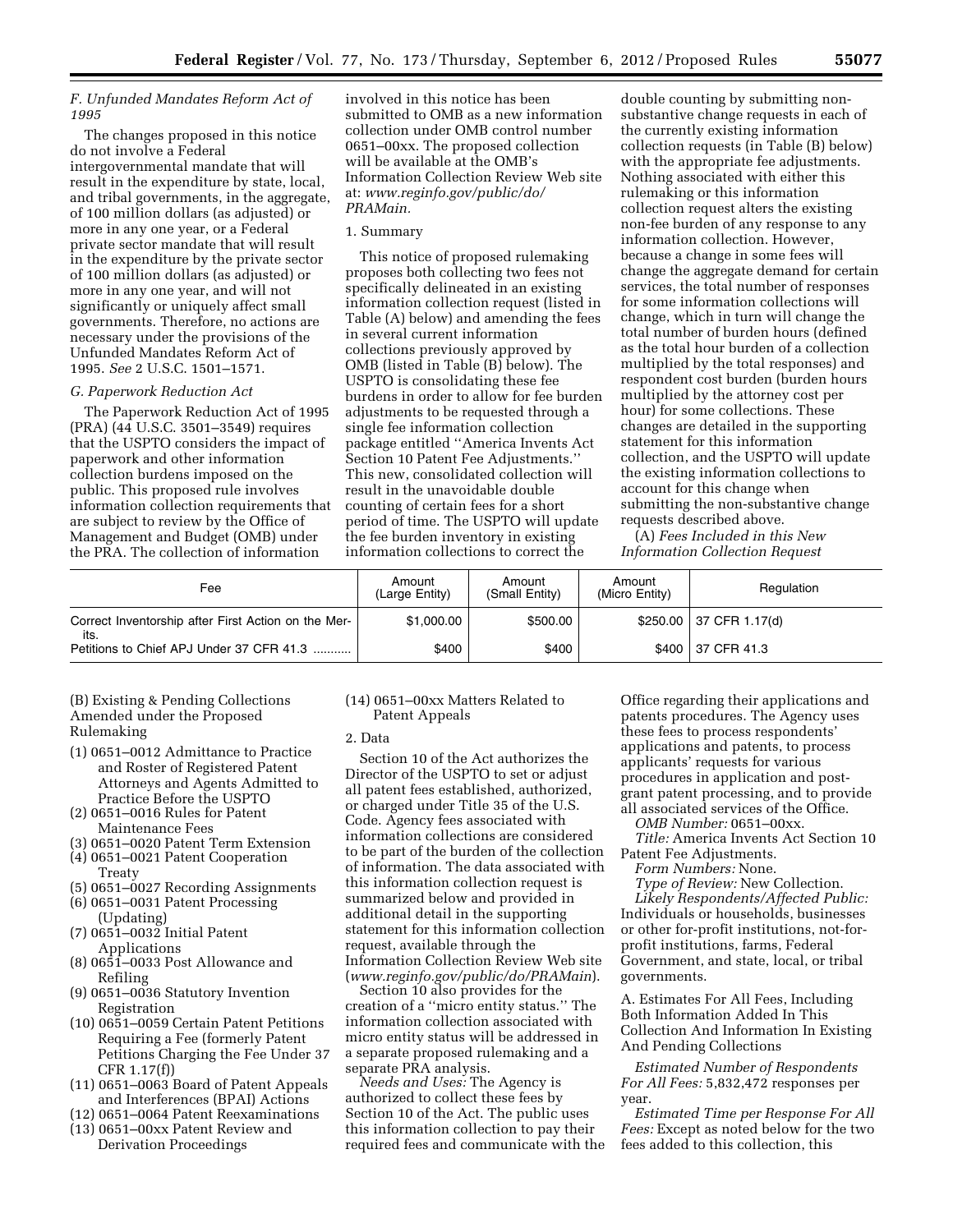### F. Unfunded Mandates Reform Act of 1995

The changes proposed in this notice do not involve a Federal intergovernmental mandate that will result in the expenditure by state, local, and tribal governments, in the aggregate, of 100 million dollars (as adjusted) or more in any one year, or a Federal private sector mandate that will result in the expenditure by the private sector of 100 million dollars (as adjusted) or more in any one year, and will not significantly or uniquely affect small governments. Therefore, no actions are necessary under the provisions of the Unfunded Mandates Reform Act of 1995. *See* 2 U.S.C. 1501–1571.

### G. Paperwork Reduction Act

The Paperwork Reduction Act of 1995 (PRA) (44 U.S.C. 3501–3549) requires that the USPTO considers the impact of paperwork and other information collection burdens imposed on the public. This proposed rule involves information collection requirements that are subject to review by the Office of Management and Budget (OMB) under the PRA. The collection of information involved in this notice has been submitted to OMB as a new information collection under OMB control number 0651–00xx. The proposed collection will be available at the OMB's Information Collection Review Web site at: *www.reginfo.gov/public/do/PRAMain*.

1. Summary

This notice of proposed rulemaking proposes both collecting two fees not specifically delineated in an existing information collection request (listed in Table (A) below) and amending the fees in several current information collections previously approved by OMB (listed in Table (B) below). The USPTO is consolidating these fee burdens in order to allow for fee burden adjustments to be requested through a single fee information collection package entitled ''America Invents Act Section 10 Patent Fee Adjustments.'' This new, consolidated collection will result in the unavoidable double counting of certain fees for a short period of time. The USPTO will update the fee burden inventory in existing information collections to correct the double counting by submitting non-substantive change requests in each of the currently existing information collection requests (in Table (B) below) with the appropriate fee adjustments. Nothing associated with either this rulemaking or this information collection request alters the existing non-fee burden of any response to any information collection. However, because a change in some fees will change the aggregate demand for certain services, the total number of responses for some information collections will change, which in turn will change the total number of burden hours (defined as the total hour burden of a collection multiplied by the total responses) and respondent cost burden (burden hours multiplied by the attorney cost per hour) for some collections. These changes are detailed in the supporting statement for this information collection, and the USPTO will update the existing information collections to account for this change when submitting the non-substantive change requests described above.

(A) *Fees Included in this New Information Collection Request*

| Fee | Amount (Large Entity) | Amount (Small Entity) | Amount (Micro Entity) | Regulation |
|---|---|---|---|---|
| Correct Inventorship after First Action on the Merits. | $1,000.00 | $500.00 | $250.00 | 37 CFR 1.17(d) |
| Petitions to Chief APJ Under 37 CFR 41.3 ........... | $400 | $400 | $400 | 37 CFR 41.3 |

(B) Existing & Pending Collections Amended under the Proposed Rulemaking

- (1) 0651–0012 Admittance to Practice and Roster of Registered Patent Attorneys and Agents Admitted to Practice Before the USPTO
- (2) 0651–0016 Rules for Patent Maintenance Fees
- (3) 0651–0020 Patent Term Extension
- (4) 0651–0021 Patent Cooperation Treaty
- (5) 0651–0027 Recording Assignments
- (6) 0651–0031 Patent Processing (Updating)
- (7) 0651–0032 Initial Patent Applications
- (8) 0651–0033 Post Allowance and Refiling
- (9) 0651–0036 Statutory Invention Registration
- (10) 0651–0059 Certain Patent Petitions Requiring a Fee (formerly Patent Petitions Charging the Fee Under 37 CFR 1.17(f))
- (11) 0651–0063 Board of Patent Appeals and Interferences (BPAI) Actions
- (12) 0651–0064 Patent Reexaminations
- (13) 0651–00xx Patent Review and Derivation Proceedings
- (14) 0651–00xx Matters Related to Patent Appeals

2. Data

Section 10 of the Act authorizes the Director of the USPTO to set or adjust all patent fees established, authorized, or charged under Title 35 of the U.S. Code. Agency fees associated with information collections are considered to be part of the burden of the collection of information. The data associated with this information collection request is summarized below and provided in additional detail in the supporting statement for this information collection request, available through the Information Collection Review Web site (*www.reginfo.gov/public/do/PRAMain*).

Section 10 also provides for the creation of a ''micro entity status.'' The information collection associated with micro entity status will be addressed in a separate proposed rulemaking and a separate PRA analysis.

*Needs and Uses:* The Agency is authorized to collect these fees by Section 10 of the Act. The public uses this information collection to pay their required fees and communicate with the Office regarding their applications and patents procedures. The Agency uses these fees to process respondents' applications and patents, to process applicants' requests for various procedures in application and post-grant patent processing, and to provide all associated services of the Office.

*OMB Number:* 0651–00xx.

*Title:* America Invents Act Section 10 Patent Fee Adjustments.

*Form Numbers:* None.

*Type of Review:* New Collection.

*Likely Respondents/Affected Public:* Individuals or households, businesses or other for-profit institutions, not-for-profit institutions, farms, Federal Government, and state, local, or tribal governments.

A. Estimates For All Fees, Including Both Information Added In This Collection And Information In Existing And Pending Collections

*Estimated Number of Respondents For All Fees:* 5,832,472 responses per year.

*Estimated Time per Response For All Fees:* Except as noted below for the two fees added to this collection, this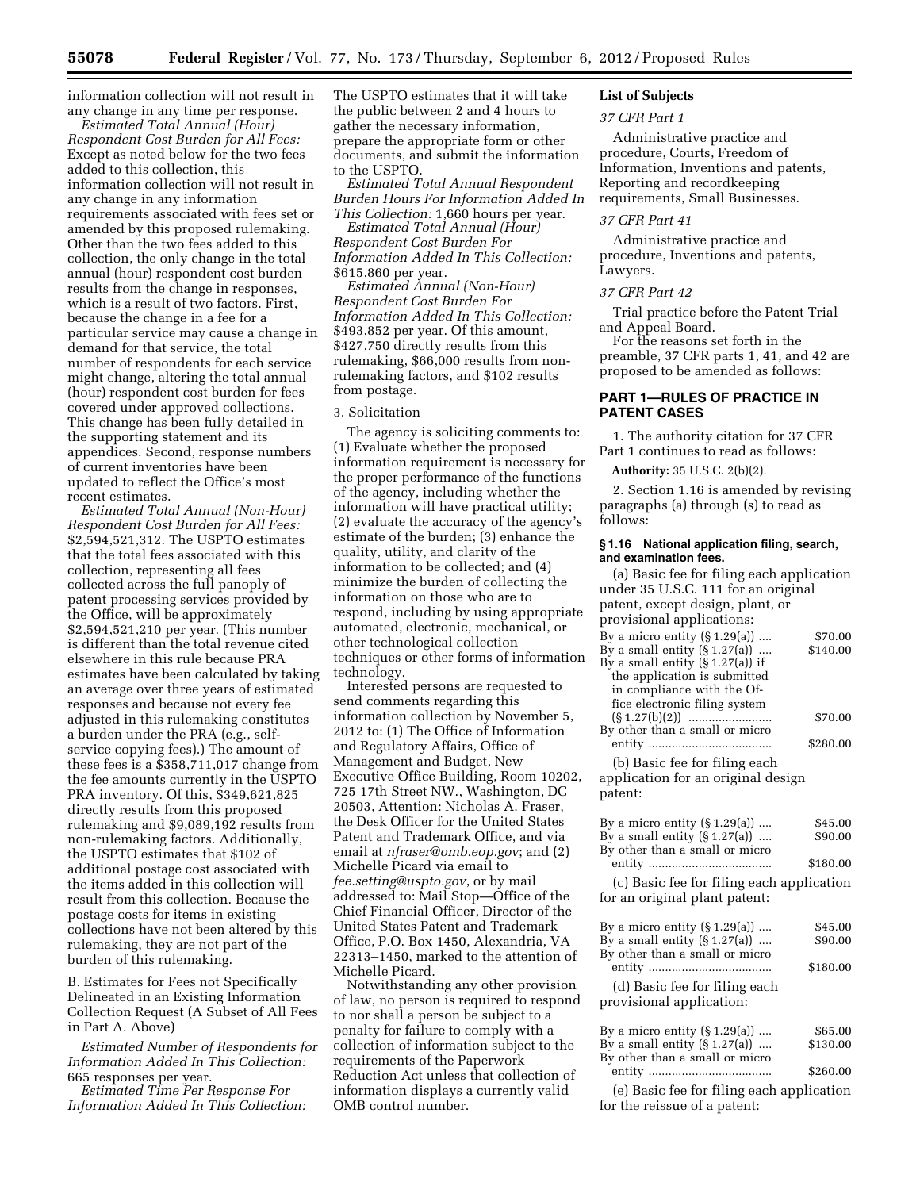information collection will not result in any change in any time per response.

*Estimated Total Annual (Hour) Respondent Cost Burden for All Fees:* Except as noted below for the two fees added to this collection, this information collection will not result in any change in any information requirements associated with fees set or amended by this proposed rulemaking. Other than the two fees added to this collection, the only change in the total annual (hour) respondent cost burden results from the change in responses, which is a result of two factors. First, because the change in a fee for a particular service may cause a change in demand for that service, the total number of respondents for each service might change, altering the total annual (hour) respondent cost burden for fees covered under approved collections. This change has been fully detailed in the supporting statement and its appendices. Second, response numbers of current inventories have been updated to reflect the Office's most recent estimates.

*Estimated Total Annual (Non-Hour) Respondent Cost Burden for All Fees:* $2,594,521,312. The USPTO estimates that the total fees associated with this collection, representing all fees collected across the full panoply of patent processing services provided by the Office, will be approximately $2,594,521,210 per year. (This number is different than the total revenue cited elsewhere in this rule because PRA estimates have been calculated by taking an average over three years of estimated responses and because not every fee adjusted in this rulemaking constitutes a burden under the PRA (e.g., self-service copying fees).) The amount of these fees is a $358,711,017 change from the fee amounts currently in the USPTO PRA inventory. Of this, $349,621,825 directly results from this proposed rulemaking and $9,089,192 results from non-rulemaking factors. Additionally, the USPTO estimates that $102 of additional postage cost associated with the items added in this collection will result from this collection. Because the postage costs for items in existing collections have not been altered by this rulemaking, they are not part of the burden of this rulemaking.

B. Estimates for Fees not Specifically Delineated in an Existing Information Collection Request (A Subset of All Fees in Part A. Above)

*Estimated Number of Respondents for Information Added In This Collection:* 665 responses per year.

*Estimated Time Per Response For Information Added In This Collection:* The USPTO estimates that it will take the public between 2 and 4 hours to gather the necessary information, prepare the appropriate form or other documents, and submit the information to the USPTO.

*Estimated Total Annual Respondent Burden Hours For Information Added In This Collection:* 1,660 hours per year.

*Estimated Total Annual (Hour) Respondent Cost Burden For Information Added In This Collection:* $615,860 per year.

*Estimated Annual (Non-Hour) Respondent Cost Burden For Information Added In This Collection:* $493,852 per year. Of this amount, $427,750 directly results from this rulemaking, $66,000 results from non-rulemaking factors, and $102 results from postage.

3. Solicitation

The agency is soliciting comments to: (1) Evaluate whether the proposed information requirement is necessary for the proper performance of the functions of the agency, including whether the information will have practical utility; (2) evaluate the accuracy of the agency's estimate of the burden; (3) enhance the quality, utility, and clarity of the information to be collected; and (4) minimize the burden of collecting the information on those who are to respond, including by using appropriate automated, electronic, mechanical, or other technological collection techniques or other forms of information technology.

Interested persons are requested to send comments regarding this information collection by November 5, 2012 to: (1) The Office of Information and Regulatory Affairs, Office of Management and Budget, New Executive Office Building, Room 10202, 725 17th Street NW., Washington, DC 20503, Attention: Nicholas A. Fraser, the Desk Officer for the United States Patent and Trademark Office, and via email at *nfraser@omb.eop.gov*; and (2) Michelle Picard via email to *fee.setting@uspto.gov*, or by mail addressed to: Mail Stop—Office of the Chief Financial Officer, Director of the United States Patent and Trademark Office, P.O. Box 1450, Alexandria, VA 22313–1450, marked to the attention of Michelle Picard.

Notwithstanding any other provision of law, no person is required to respond to nor shall a person be subject to a penalty for failure to comply with a collection of information subject to the requirements of the Paperwork Reduction Act unless that collection of information displays a currently valid OMB control number.

**List of Subjects**

*37 CFR Part 1*

Administrative practice and procedure, Courts, Freedom of Information, Inventions and patents, Reporting and recordkeeping requirements, Small Businesses.

*37 CFR Part 41*

Administrative practice and procedure, Inventions and patents, Lawyers.

*37 CFR Part 42*

Trial practice before the Patent Trial and Appeal Board.

For the reasons set forth in the preamble, 37 CFR parts 1, 41, and 42 are proposed to be amended as follows:

## PART 1—RULES OF PRACTICE IN PATENT CASES

1. The authority citation for 37 CFR Part 1 continues to read as follows:

**Authority:** 35 U.S.C. 2(b)(2).

2. Section 1.16 is amended by revising paragraphs (a) through (s) to read as follows:

### § 1.16 National application filing, search, and examination fees.

(a) Basic fee for filing each application under 35 U.S.C. 111 for an original patent, except design, plant, or provisional applications:

| | |
|---|---|
| By a micro entity (§ 1.29(a)) .... | $70.00 |
| By a small entity (§ 1.27(a)) .... | $140.00 |
| By a small entity (§ 1.27(a)) if the application is submitted in compliance with the Office electronic filing system (§ 1.27(b)(2)) .......................... | $70.00 |
| By other than a small or micro entity ..................................... | $280.00 |

(b) Basic fee for filing each application for an original design patent:

| | |
|---|---|
| By a micro entity (§ 1.29(a)) .... | $45.00 |
| By a small entity (§ 1.27(a)) .... | $90.00 |
| By other than a small or micro entity ..................................... | $180.00 |

(c) Basic fee for filing each application for an original plant patent:

| | |
|---|---|
| By a micro entity (§ 1.29(a)) .... | $45.00 |
| By a small entity (§ 1.27(a)) .... | $90.00 |
| By other than a small or micro entity ..................................... | $180.00 |

(d) Basic fee for filing each provisional application:

| | |
|---|---|
| By a micro entity (§ 1.29(a)) .... | $65.00 |
| By a small entity (§ 1.27(a)) .... | $130.00 |
| By other than a small or micro entity ..................................... | $260.00 |

(e) Basic fee for filing each application for the reissue of a patent: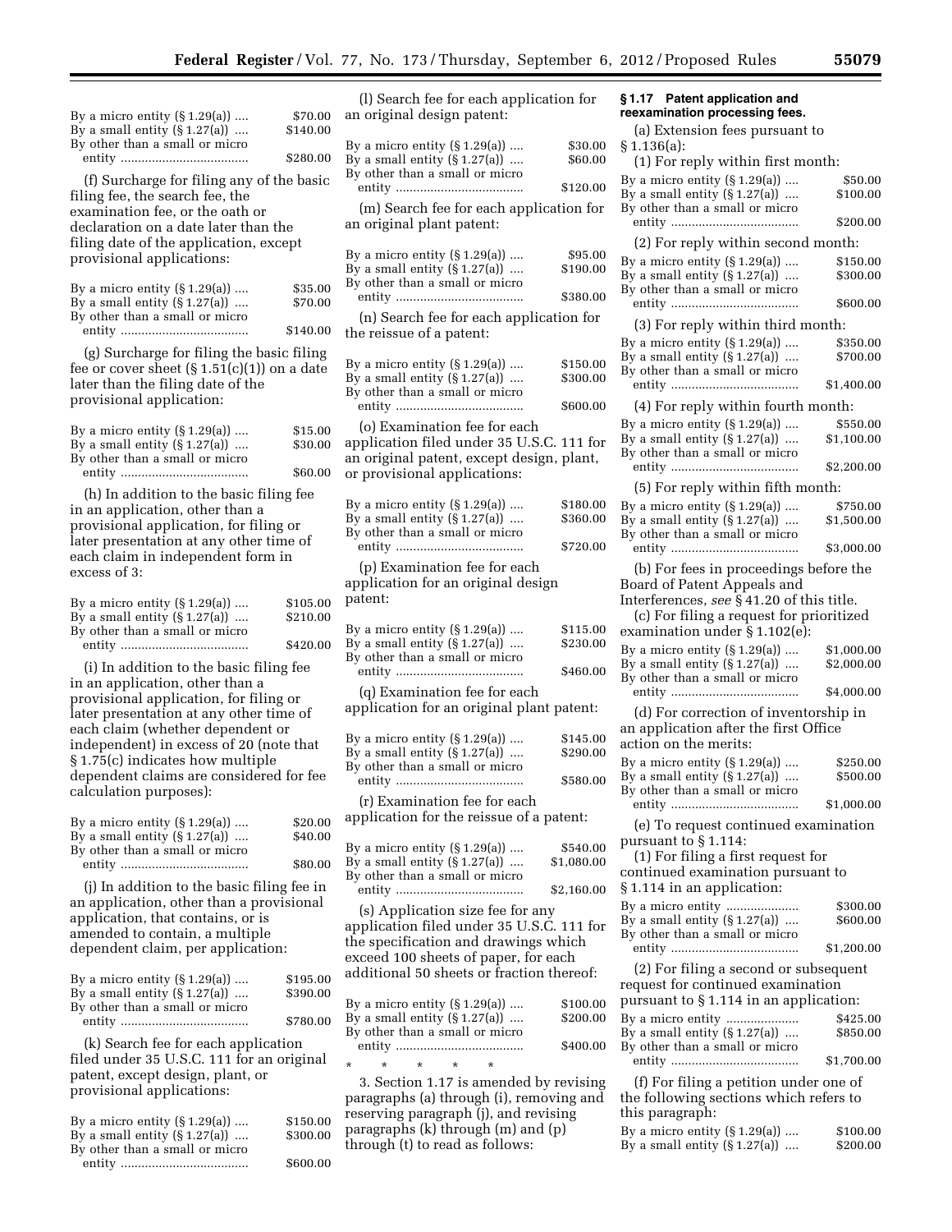| | |
|---|---|
| By a micro entity (§ 1.29(a)) .... | $70.00 |
| By a small entity (§ 1.27(a)) .... | $140.00 |
| By other than a small or micro entity .................................... | $280.00 |

(f) Surcharge for filing any of the basic filing fee, the search fee, the examination fee, or the oath or declaration on a date later than the filing date of the application, except provisional applications:

| | |
|---|---|
| By a micro entity (§ 1.29(a)) .... | $35.00 |
| By a small entity (§ 1.27(a)) .... | $70.00 |
| By other than a small or micro entity .................................... | $140.00 |

(g) Surcharge for filing the basic filing fee or cover sheet (§ 1.51(c)(1)) on a date later than the filing date of the provisional application:

| | |
|---|---|
| By a micro entity (§ 1.29(a)) .... | $15.00 |
| By a small entity (§ 1.27(a)) .... | $30.00 |
| By other than a small or micro entity .................................... | $60.00 |

(h) In addition to the basic filing fee in an application, other than a provisional application, for filing or later presentation at any other time of each claim in independent form in excess of 3:

| | |
|---|---|
| By a micro entity (§ 1.29(a)) .... | $105.00 |
| By a small entity (§ 1.27(a)) .... | $210.00 |
| By other than a small or micro entity .................................... | $420.00 |

(i) In addition to the basic filing fee in an application, other than a provisional application, for filing or later presentation at any other time of each claim (whether dependent or independent) in excess of 20 (note that § 1.75(c) indicates how multiple dependent claims are considered for fee calculation purposes):

| | |
|---|---|
| By a micro entity (§ 1.29(a)) .... | $20.00 |
| By a small entity (§ 1.27(a)) .... | $40.00 |
| By other than a small or micro entity .................................... | $80.00 |

(j) In addition to the basic filing fee in an application, other than a provisional application, that contains, or is amended to contain, a multiple dependent claim, per application:

| | |
|---|---|
| By a micro entity (§ 1.29(a)) .... | $195.00 |
| By a small entity (§ 1.27(a)) .... | $390.00 |
| By other than a small or micro entity .................................... | $780.00 |

(k) Search fee for each application filed under 35 U.S.C. 111 for an original patent, except design, plant, or provisional applications:

| | |
|---|---|
| By a micro entity (§ 1.29(a)) .... | $150.00 |
| By a small entity (§ 1.27(a)) .... | $300.00 |
| By other than a small or micro entity .................................... | $600.00 |

(l) Search fee for each application for an original design patent:

| | |
|---|---|
| By a micro entity (§ 1.29(a)) .... | $30.00 |
| By a small entity (§ 1.27(a)) .... | $60.00 |
| By other than a small or micro entity .................................... | $120.00 |

(m) Search fee for each application for an original plant patent:

| | |
|---|---|
| By a micro entity (§ 1.29(a)) .... | $95.00 |
| By a small entity (§ 1.27(a)) .... | $190.00 |
| By other than a small or micro entity .................................... | $380.00 |

(n) Search fee for each application for the reissue of a patent:

| | |
|---|---|
| By a micro entity (§ 1.29(a)) .... | $150.00 |
| By a small entity (§ 1.27(a)) .... | $300.00 |
| By other than a small or micro entity .................................... | $600.00 |

(o) Examination fee for each application filed under 35 U.S.C. 111 for an original patent, except design, plant, or provisional applications:

| | |
|---|---|
| By a micro entity (§ 1.29(a)) .... | $180.00 |
| By a small entity (§ 1.27(a)) .... | $360.00 |
| By other than a small or micro entity .................................... | $720.00 |

(p) Examination fee for each application for an original design patent:

| | |
|---|---|
| By a micro entity (§ 1.29(a)) .... | $115.00 |
| By a small entity (§ 1.27(a)) .... | $230.00 |
| By other than a small or micro entity .................................... | $460.00 |

(q) Examination fee for each application for an original plant patent:

| | |
|---|---|
| By a micro entity (§ 1.29(a)) .... | $145.00 |
| By a small entity (§ 1.27(a)) .... | $290.00 |
| By other than a small or micro entity .................................... | $580.00 |

(r) Examination fee for each application for the reissue of a patent:

| | |
|---|---|
| By a micro entity (§ 1.29(a)) .... | $540.00 |
| By a small entity (§ 1.27(a)) .... | $1,080.00 |
| By other than a small or micro entity .................................... | $2,160.00 |

(s) Application size fee for any application filed under 35 U.S.C. 111 for the specification and drawings which exceed 100 sheets of paper, for each additional 50 sheets or fraction thereof:

| | |
|---|---|
| By a micro entity (§ 1.29(a)) .... | $100.00 |
| By a small entity (§ 1.27(a)) .... | $200.00 |
| By other than a small or micro entity .................................... | $400.00 |

\* \* \* \* \*

3. Section 1.17 is amended by revising paragraphs (a) through (i), removing and reserving paragraph (j), and revising paragraphs (k) through (m) and (p) through (t) to read as follows:

**§ 1.17 Patent application and reexamination processing fees.**

(a) Extension fees pursuant to § 1.136(a):

(1) For reply within first month:

| | |
|---|---|
| By a micro entity (§ 1.29(a)) .... | $50.00 |
| By a small entity (§ 1.27(a)) .... | $100.00 |
| By other than a small or micro entity .................................... | $200.00 |

(2) For reply within second month:

| | |
|---|---|
| By a micro entity (§ 1.29(a)) .... | $150.00 |
| By a small entity (§ 1.27(a)) .... | $300.00 |
| By other than a small or micro entity .................................... | $600.00 |

(3) For reply within third month:

| | |
|---|---|
| By a micro entity (§ 1.29(a)) .... | $350.00 |
| By a small entity (§ 1.27(a)) .... | $700.00 |
| By other than a small or micro entity .................................... | $1,400.00 |

(4) For reply within fourth month:

| | |
|---|---|
| By a micro entity (§ 1.29(a)) .... | $550.00 |
| By a small entity (§ 1.27(a)) .... | $1,100.00 |
| By other than a small or micro entity .................................... | $2,200.00 |

(5) For reply within fifth month:

| | |
|---|---|
| By a micro entity (§ 1.29(a)) .... | $750.00 |
| By a small entity (§ 1.27(a)) .... | $1,500.00 |
| By other than a small or micro entity .................................... | $3,000.00 |

(b) For fees in proceedings before the Board of Patent Appeals and Interferences, *see* § 41.20 of this title.

(c) For filing a request for prioritized examination under § 1.102(e):

| | |
|---|---|
| By a micro entity (§ 1.29(a)) .... | $1,000.00 |
| By a small entity (§ 1.27(a)) .... | $2,000.00 |
| By other than a small or micro entity .................................... | $4,000.00 |

(d) For correction of inventorship in an application after the first Office action on the merits:

| | |
|---|---|
| By a micro entity (§ 1.29(a)) .... | $250.00 |
| By a small entity (§ 1.27(a)) .... | $500.00 |
| By other than a small or micro entity .................................... | $1,000.00 |

(e) To request continued examination pursuant to § 1.114:

(1) For filing a first request for continued examination pursuant to § 1.114 in an application:

| | |
|---|---|
| By a micro entity .................... | $300.00 |
| By a small entity (§ 1.27(a)) .... | $600.00 |
| By other than a small or micro entity .................................... | $1,200.00 |

(2) For filing a second or subsequent request for continued examination pursuant to § 1.114 in an application:

| | |
|---|---|
| By a micro entity .................... | $425.00 |
| By a small entity (§ 1.27(a)) .... | $850.00 |
| By other than a small or micro entity .................................... | $1,700.00 |

(f) For filing a petition under one of the following sections which refers to this paragraph:

| | |
|---|---|
| By a micro entity (§ 1.29(a)) .... | $100.00 |
| By a small entity (§ 1.27(a)) .... | $200.00 |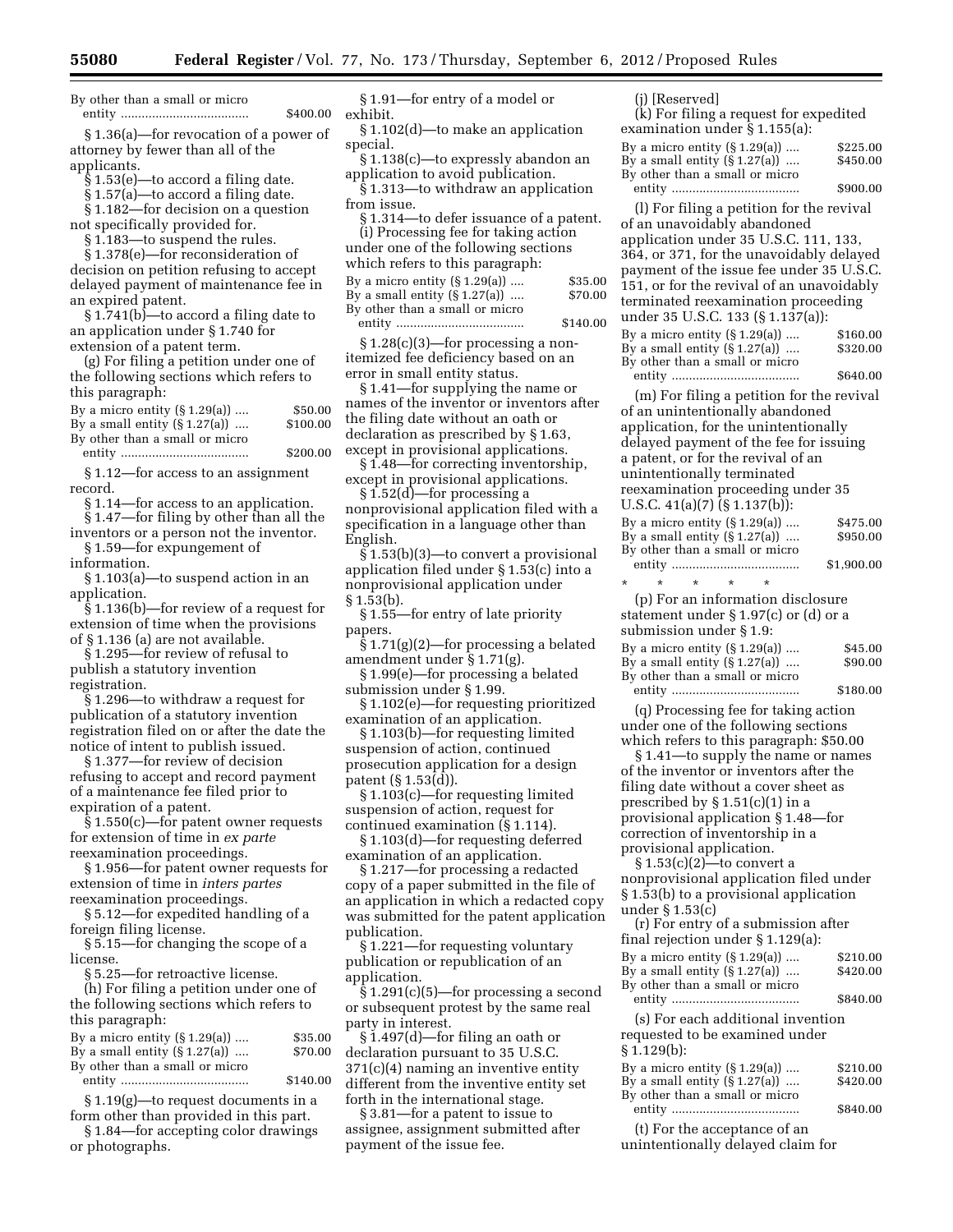| | |
|---|---|
| By other than a small or micro entity | $400.00 |

§ 1.36(a)—for revocation of a power of attorney by fewer than all of the applicants.

§ 1.53(e)—to accord a filing date.

§ 1.57(a)—to accord a filing date.

§ 1.182—for decision on a question not specifically provided for.

§ 1.183—to suspend the rules.

§ 1.378(e)—for reconsideration of decision on petition refusing to accept delayed payment of maintenance fee in an expired patent.

§ 1.741(b)—to accord a filing date to an application under § 1.740 for extension of a patent term.

(g) For filing a petition under one of the following sections which refers to this paragraph:

| | |
|---|---|
| By a micro entity (§ 1.29(a)) | $50.00 |
| By a small entity (§ 1.27(a)) | $100.00 |
| By other than a small or micro entity | $200.00 |

§ 1.12—for access to an assignment record.

§ 1.14—for access to an application.

§ 1.47—for filing by other than all the inventors or a person not the inventor.

§ 1.59—for expungement of information.

§ 1.103(a)—to suspend action in an application.

§ 1.136(b)—for review of a request for extension of time when the provisions of § 1.136 (a) are not available.

§ 1.295—for review of refusal to publish a statutory invention registration.

§ 1.296—to withdraw a request for publication of a statutory invention registration filed on or after the date the notice of intent to publish issued.

§ 1.377—for review of decision refusing to accept and record payment of a maintenance fee filed prior to expiration of a patent.

§ 1.550(c)—for patent owner requests for extension of time in *ex parte* reexamination proceedings.

§ 1.956—for patent owner requests for extension of time in *inters partes* reexamination proceedings.

§ 5.12—for expedited handling of a foreign filing license.

§ 5.15—for changing the scope of a license.

§ 5.25—for retroactive license.

(h) For filing a petition under one of the following sections which refers to this paragraph:

| | |
|---|---|
| By a micro entity (§ 1.29(a)) | $35.00 |
| By a small entity (§ 1.27(a)) | $70.00 |
| By other than a small or micro entity | $140.00 |

§ 1.19(g)—to request documents in a form other than provided in this part.

§ 1.84—for accepting color drawings or photographs.

§ 1.91—for entry of a model or exhibit.

§ 1.102(d)—to make an application special.

§ 1.138(c)—to expressly abandon an application to avoid publication.

§ 1.313—to withdraw an application from issue.

§ 1.314—to defer issuance of a patent.

(i) Processing fee for taking action under one of the following sections which refers to this paragraph:

| | |
|---|---|
| By a micro entity (§ 1.29(a)) | $35.00 |
| By a small entity (§ 1.27(a)) | $70.00 |
| By other than a small or micro entity | $140.00 |

§ 1.28(c)(3)—for processing a non-itemized fee deficiency based on an error in small entity status.

§ 1.41—for supplying the name or names of the inventor or inventors after the filing date without an oath or declaration as prescribed by § 1.63, except in provisional applications.

§ 1.48—for correcting inventorship, except in provisional applications.

§ 1.52(d)—for processing a nonprovisional application filed with a specification in a language other than English.

§ 1.53(b)(3)—to convert a provisional application filed under § 1.53(c) into a nonprovisional application under § 1.53(b).

§ 1.55—for entry of late priority papers.

§ 1.71(g)(2)—for processing a belated amendment under § 1.71(g).

§ 1.99(e)—for processing a belated submission under § 1.99.

§ 1.102(e)—for requesting prioritized examination of an application.

§ 1.103(b)—for requesting limited suspension of action, continued prosecution application for a design patent (§ 1.53(d)).

§ 1.103(c)—for requesting limited suspension of action, request for continued examination (§ 1.114).

§ 1.103(d)—for requesting deferred examination of an application.

§ 1.217—for processing a redacted copy of a paper submitted in the file of an application in which a redacted copy was submitted for the patent application publication.

§ 1.221—for requesting voluntary publication or republication of an application.

§ 1.291(c)(5)—for processing a second or subsequent protest by the same real party in interest.

§ 1.497(d)—for filing an oath or declaration pursuant to 35 U.S.C. 371(c)(4) naming an inventive entity different from the inventive entity set forth in the international stage.

§ 3.81—for a patent to issue to assignee, assignment submitted after payment of the issue fee.

(j) [Reserved]

(k) For filing a request for expedited examination under § 1.155(a):

| | |
|---|---|
| By a micro entity (§ 1.29(a)) | $225.00 |
| By a small entity (§ 1.27(a)) | $450.00 |
| By other than a small or micro entity | $900.00 |

(l) For filing a petition for the revival of an unavoidably abandoned application under 35 U.S.C. 111, 133, 364, or 371, for the unavoidably delayed payment of the issue fee under 35 U.S.C. 151, or for the revival of an unavoidably terminated reexamination proceeding under 35 U.S.C. 133 (§ 1.137(a)):

| | |
|---|---|
| By a micro entity (§ 1.29(a)) | $160.00 |
| By a small entity (§ 1.27(a)) | $320.00 |
| By other than a small or micro entity | $640.00 |

(m) For filing a petition for the revival of an unintentionally abandoned application, for the unintentionally delayed payment of the fee for issuing a patent, or for the revival of an unintentionally terminated reexamination proceeding under 35 U.S.C. 41(a)(7) (§ 1.137(b)):

| | |
|---|---|
| By a micro entity (§ 1.29(a)) | $475.00 |
| By a small entity (§ 1.27(a)) | $950.00 |
| By other than a small or micro entity | $1,900.00 |

\* \* \* \* \*

(p) For an information disclosure statement under § 1.97(c) or (d) or a submission under § 1.9:

| | |
|---|---|
| By a micro entity (§ 1.29(a)) | $45.00 |
| By a small entity (§ 1.27(a)) | $90.00 |
| By other than a small or micro entity | $180.00 |

(q) Processing fee for taking action under one of the following sections which refers to this paragraph: $50.00

§ 1.41—to supply the name or names of the inventor or inventors after the filing date without a cover sheet as prescribed by § 1.51(c)(1) in a provisional application § 1.48—for correction of inventorship in a provisional application.

§ 1.53(c)(2)—to convert a nonprovisional application filed under § 1.53(b) to a provisional application under § 1.53(c)

(r) For entry of a submission after final rejection under § 1.129(a):

| | |
|---|---|
| By a micro entity (§ 1.29(a)) | $210.00 |
| By a small entity (§ 1.27(a)) | $420.00 |
| By other than a small or micro entity | $840.00 |

(s) For each additional invention requested to be examined under § 1.129(b):

| | |
|---|---|
| By a micro entity (§ 1.29(a)) | $210.00 |
| By a small entity (§ 1.27(a)) | $420.00 |
| By other than a small or micro entity | $840.00 |

(t) For the acceptance of an unintentionally delayed claim for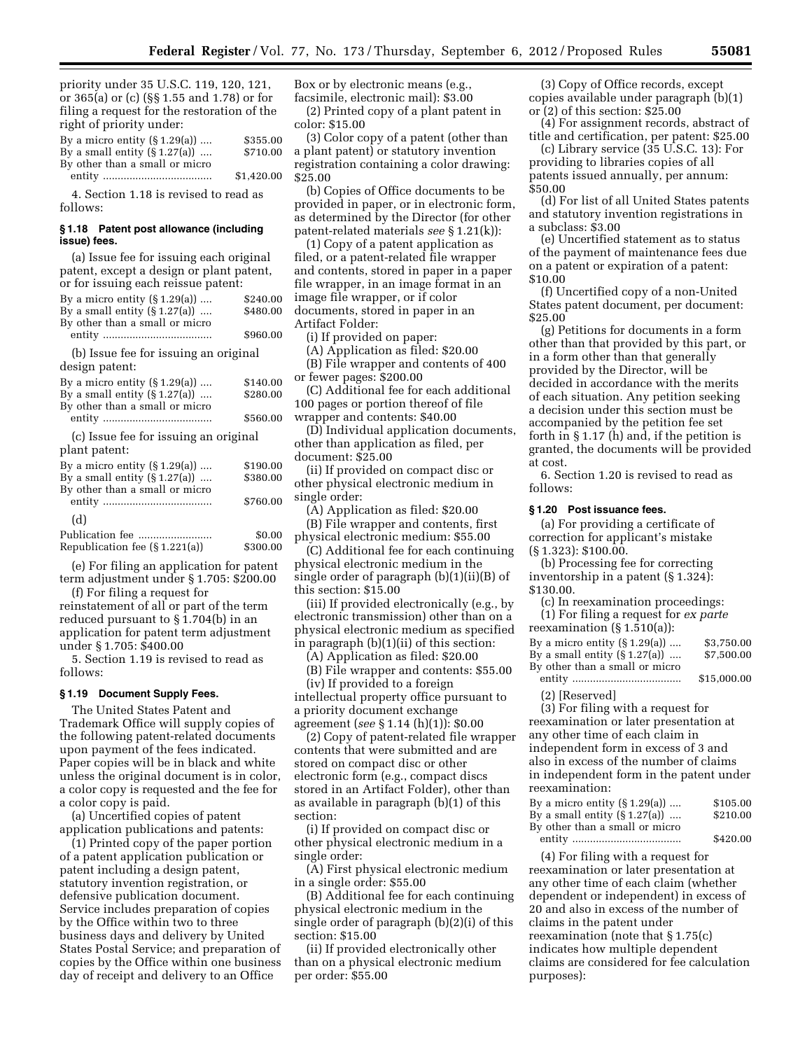priority under 35 U.S.C. 119, 120, 121, or 365(a) or (c) (§§ 1.55 and 1.78) or for filing a request for the restoration of the right of priority under:

| | |
|---|---|
| By a micro entity (§ 1.29(a)) .... | $355.00 |
| By a small entity (§ 1.27(a)) .... | $710.00 |
| By other than a small or micro entity .................................... | $1,420.00 |

4. Section 1.18 is revised to read as follows:

#### § 1.18 Patent post allowance (including issue) fees.

(a) Issue fee for issuing each original patent, except a design or plant patent, or for issuing each reissue patent:

| | |
|---|---|
| By a micro entity (§ 1.29(a)) .... | $240.00 |
| By a small entity (§ 1.27(a)) .... | $480.00 |
| By other than a small or micro entity .................................... | $960.00 |

(b) Issue fee for issuing an original design patent:

| | |
|---|---|
| By a micro entity (§ 1.29(a)) .... | $140.00 |
| By a small entity (§ 1.27(a)) .... | $280.00 |
| By other than a small or micro entity .................................... | $560.00 |

(c) Issue fee for issuing an original plant patent:

| | |
|---|---|
| By a micro entity (§ 1.29(a)) .... | $190.00 |
| By a small entity (§ 1.27(a)) .... | $380.00 |
| By other than a small or micro entity .................................... | $760.00 |

(d)

| | |
|---|---|
| Publication fee ......................... | $0.00 |
| Republication fee (§ 1.221(a)) | $300.00 |

(e) For filing an application for patent term adjustment under § 1.705: $200.00

(f) For filing a request for reinstatement of all or part of the term reduced pursuant to § 1.704(b) in an application for patent term adjustment under § 1.705: $400.00

5. Section 1.19 is revised to read as follows:

#### § 1.19 Document Supply Fees.

The United States Patent and Trademark Office will supply copies of the following patent-related documents upon payment of the fees indicated. Paper copies will be in black and white unless the original document is in color, a color copy is requested and the fee for a color copy is paid.

(a) Uncertified copies of patent application publications and patents:

(1) Printed copy of the paper portion of a patent application publication or patent including a design patent, statutory invention registration, or defensive publication document. Service includes preparation of copies by the Office within two to three business days and delivery by United States Postal Service; and preparation of copies by the Office within one business day of receipt and delivery to an Office Box or by electronic means (e.g., facsimile, electronic mail): $3.00

(2) Printed copy of a plant patent in color: $15.00

(3) Color copy of a patent (other than a plant patent) or statutory invention registration containing a color drawing: $25.00

(b) Copies of Office documents to be provided in paper, or in electronic form, as determined by the Director (for other patent-related materials *see* § 1.21(k)):

(1) Copy of a patent application as filed, or a patent-related file wrapper and contents, stored in paper in a paper file wrapper, in an image format in an image file wrapper, or if color documents, stored in paper in an Artifact Folder:

(i) If provided on paper:

(A) Application as filed: $20.00

(B) File wrapper and contents of 400 or fewer pages: $200.00

(C) Additional fee for each additional 100 pages or portion thereof of file wrapper and contents: $40.00

(D) Individual application documents, other than application as filed, per document: $25.00

(ii) If provided on compact disc or other physical electronic medium in single order:

(A) Application as filed: $20.00

(B) File wrapper and contents, first physical electronic medium: $55.00

(C) Additional fee for each continuing physical electronic medium in the single order of paragraph (b)(1)(ii)(B) of this section: $15.00

(iii) If provided electronically (e.g., by electronic transmission) other than on a physical electronic medium as specified in paragraph (b)(1)(ii) of this section:

(A) Application as filed: $20.00

(B) File wrapper and contents: $55.00

(iv) If provided to a foreign intellectual property office pursuant to a priority document exchange agreement (*see* § 1.14 (h)(1)): $0.00

(2) Copy of patent-related file wrapper contents that were submitted and are stored on compact disc or other electronic form (e.g., compact discs stored in an Artifact Folder), other than as available in paragraph (b)(1) of this section:

(i) If provided on compact disc or other physical electronic medium in a single order:

(A) First physical electronic medium in a single order: $55.00

(B) Additional fee for each continuing physical electronic medium in the single order of paragraph (b)(2)(i) of this section: $15.00

(ii) If provided electronically other than on a physical electronic medium per order: $55.00

(3) Copy of Office records, except copies available under paragraph (b)(1) or (2) of this section: $25.00

(4) For assignment records, abstract of title and certification, per patent: $25.00

(c) Library service (35 U.S.C. 13): For providing to libraries copies of all patents issued annually, per annum: $50.00

(d) For list of all United States patents and statutory invention registrations in a subclass: $3.00

(e) Uncertified statement as to status of the payment of maintenance fees due on a patent or expiration of a patent: $10.00

(f) Uncertified copy of a non-United States patent document, per document: $25.00

(g) Petitions for documents in a form other than that provided by this part, or in a form other than that generally provided by the Director, will be decided in accordance with the merits of each situation. Any petition seeking a decision under this section must be accompanied by the petition fee set forth in § 1.17 (h) and, if the petition is granted, the documents will be provided at cost.

6. Section 1.20 is revised to read as follows:

#### § 1.20 Post issuance fees.

(a) For providing a certificate of correction for applicant's mistake (§ 1.323): $100.00.

(b) Processing fee for correcting inventorship in a patent (§ 1.324): $130.00.

(c) In reexamination proceedings:

(1) For filing a request for *ex parte* reexamination (§ 1.510(a)):

| | |
|---|---|
| By a micro entity (§ 1.29(a)) .... | $3,750.00 |
| By a small entity (§ 1.27(a)) .... | $7,500.00 |
| By other than a small or micro entity .................................... | $15,000.00 |

(2) [Reserved]

(3) For filing with a request for reexamination or later presentation at any other time of each claim in independent form in excess of 3 and also in excess of the number of claims in independent form in the patent under reexamination:

| | |
|---|---|
| By a micro entity (§ 1.29(a)) .... | $105.00 |
| By a small entity (§ 1.27(a)) .... | $210.00 |
| By other than a small or micro entity .................................... | $420.00 |

(4) For filing with a request for reexamination or later presentation at any other time of each claim (whether dependent or independent) in excess of 20 and also in excess of the number of claims in the patent under reexamination (note that § 1.75(c) indicates how multiple dependent claims are considered for fee calculation purposes):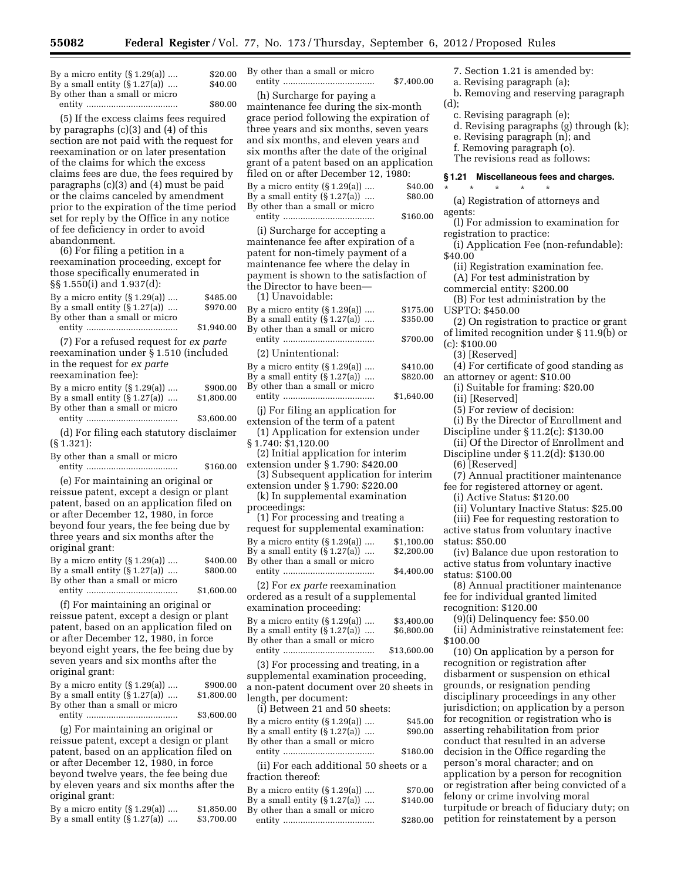| | |
|---|---|
| By a micro entity (§ 1.29(a)) .... | $20.00 |
| By a small entity (§ 1.27(a)) .... | $40.00 |
| By other than a small or micro entity .................................... | $80.00 |

(5) If the excess claims fees required by paragraphs (c)(3) and (4) of this section are not paid with the request for reexamination or on later presentation of the claims for which the excess claims fees are due, the fees required by paragraphs (c)(3) and (4) must be paid or the claims canceled by amendment prior to the expiration of the time period set for reply by the Office in any notice of fee deficiency in order to avoid abandonment.

(6) For filing a petition in a reexamination proceeding, except for those specifically enumerated in §§ 1.550(i) and 1.937(d):

| | |
|---|---|
| By a micro entity (§ 1.29(a)) .... | $485.00 |
| By a small entity (§ 1.27(a)) .... | $970.00 |
| By other than a small or micro entity .................................... | $1,940.00 |

(7) For a refused request for *ex parte* reexamination under § 1.510 (included in the request for *ex parte* reexamination fee):

| | |
|---|---|
| By a micro entity (§ 1.29(a)) .... | $900.00 |
| By a small entity (§ 1.27(a)) .... | $1,800.00 |
| By other than a small or micro entity .................................... | $3,600.00 |

(d) For filing each statutory disclaimer (§ 1.321):

| | |
|---|---|
| By other than a small or micro entity .................................... | $160.00 |

(e) For maintaining an original or reissue patent, except a design or plant patent, based on an application filed on or after December 12, 1980, in force beyond four years, the fee being due by three years and six months after the original grant:

| | |
|---|---|
| By a micro entity (§ 1.29(a)) .... | $400.00 |
| By a small entity (§ 1.27(a)) .... | $800.00 |
| By other than a small or micro entity .................................... | $1,600.00 |

(f) For maintaining an original or reissue patent, except a design or plant patent, based on an application filed on or after December 12, 1980, in force beyond eight years, the fee being due by seven years and six months after the original grant:

| | |
|---|---|
| By a micro entity (§ 1.29(a)) .... | $900.00 |
| By a small entity (§ 1.27(a)) .... | $1,800.00 |
| By other than a small or micro entity .................................... | $3,600.00 |

(g) For maintaining an original or reissue patent, except a design or plant patent, based on an application filed on or after December 12, 1980, in force beyond twelve years, the fee being due by eleven years and six months after the original grant:

| | |
|---|---|
| By a micro entity (§ 1.29(a)) .... | $1,850.00 |
| By a small entity (§ 1.27(a)) .... | $3,700.00 |
| By other than a small or micro entity .................................... | $7,400.00 |

(h) Surcharge for paying a maintenance fee during the six-month grace period following the expiration of three years and six months, seven years and six months, and eleven years and six months after the date of the original grant of a patent based on an application filed on or after December 12, 1980:

| | |
|---|---|
| By a micro entity (§ 1.29(a)) .... | $40.00 |
| By a small entity (§ 1.27(a)) .... | $80.00 |
| By other than a small or micro entity .................................... | $160.00 |

(i) Surcharge for accepting a maintenance fee after expiration of a patent for non-timely payment of a maintenance fee where the delay in payment is shown to the satisfaction of the Director to have been—

(1) Unavoidable:

| | |
|---|---|
| By a micro entity (§ 1.29(a)) .... | $175.00 |
| By a small entity (§ 1.27(a)) .... | $350.00 |
| By other than a small or micro entity .................................... | $700.00 |

(2) Unintentional:

| | |
|---|---|
| By a micro entity (§ 1.29(a)) .... | $410.00 |
| By a small entity (§ 1.27(a)) .... | $820.00 |
| By other than a small or micro entity .................................... | $1,640.00 |

(j) For filing an application for extension of the term of a patent

(1) Application for extension under § 1.740: $1,120.00

(2) Initial application for interim extension under § 1.790: $420.00

(3) Subsequent application for interim extension under § 1.790: $220.00

(k) In supplemental examination proceedings:

(1) For processing and treating a request for supplemental examination:

| | |
|---|---|
| By a micro entity (§ 1.29(a)) .... | $1,100.00 |
| By a small entity (§ 1.27(a)) .... | $2,200.00 |
| By other than a small or micro entity .................................... | $4,400.00 |

(2) For *ex parte* reexamination ordered as a result of a supplemental examination proceeding:

| | |
|---|---|
| By a micro entity (§ 1.29(a)) .... | $3,400.00 |
| By a small entity (§ 1.27(a)) .... | $6,800.00 |
| By other than a small or micro entity .................................... | $13,600.00 |

(3) For processing and treating, in a supplemental examination proceeding, a non-patent document over 20 sheets in length, per document:

(i) Between 21 and 50 sheets:

| | |
|---|---|
| By a micro entity (§ 1.29(a)) .... | $45.00 |
| By a small entity (§ 1.27(a)) .... | $90.00 |
| By other than a small or micro entity .................................... | $180.00 |

(ii) For each additional 50 sheets or a fraction thereof:

| | |
|---|---|
| By a micro entity (§ 1.29(a)) .... | $70.00 |
| By a small entity (§ 1.27(a)) .... | $140.00 |
| By other than a small or micro entity .................................... | $280.00 |

7. Section 1.21 is amended by:

a. Revising paragraph (a);

b. Removing and reserving paragraph (d);

c. Revising paragraph (e);

d. Revising paragraphs (g) through (k);

e. Revising paragraph (n); and

f. Removing paragraph (o).

The revisions read as follows:

### § 1.21 Miscellaneous fees and charges.

\* \* \* \* \*

(a) Registration of attorneys and agents:

(1) For admission to examination for registration to practice:

(i) Application Fee (non-refundable): $40.00

(ii) Registration examination fee.

(A) For test administration by commercial entity: $200.00

(B) For test administration by the USPTO: $450.00

(2) On registration to practice or grant of limited recognition under § 11.9(b) or (c): $100.00

(3) [Reserved]

(4) For certificate of good standing as an attorney or agent: $10.00

(i) Suitable for framing: $20.00

(ii) [Reserved]

(5) For review of decision:

(i) By the Director of Enrollment and Discipline under § 11.2(c): $130.00

(ii) Of the Director of Enrollment and Discipline under § 11.2(d): $130.00

(6) [Reserved]

(7) Annual practitioner maintenance fee for registered attorney or agent.

(i) Active Status: $120.00

(ii) Voluntary Inactive Status: $25.00

(iii) Fee for requesting restoration to active status from voluntary inactive status: $50.00

(iv) Balance due upon restoration to active status from voluntary inactive status: $100.00

(8) Annual practitioner maintenance fee for individual granted limited recognition: $120.00

(9)(i) Delinquency fee: $50.00

(ii) Administrative reinstatement fee: $100.00

(10) On application by a person for recognition or registration after disbarment or suspension on ethical grounds, or resignation pending disciplinary proceedings in any other jurisdiction; on application by a person for recognition or registration who is asserting rehabilitation from prior conduct that resulted in an adverse decision in the Office regarding the person's moral character; and on application by a person for recognition or registration after being convicted of a felony or crime involving moral turpitude or breach of fiduciary duty; on petition for reinstatement by a person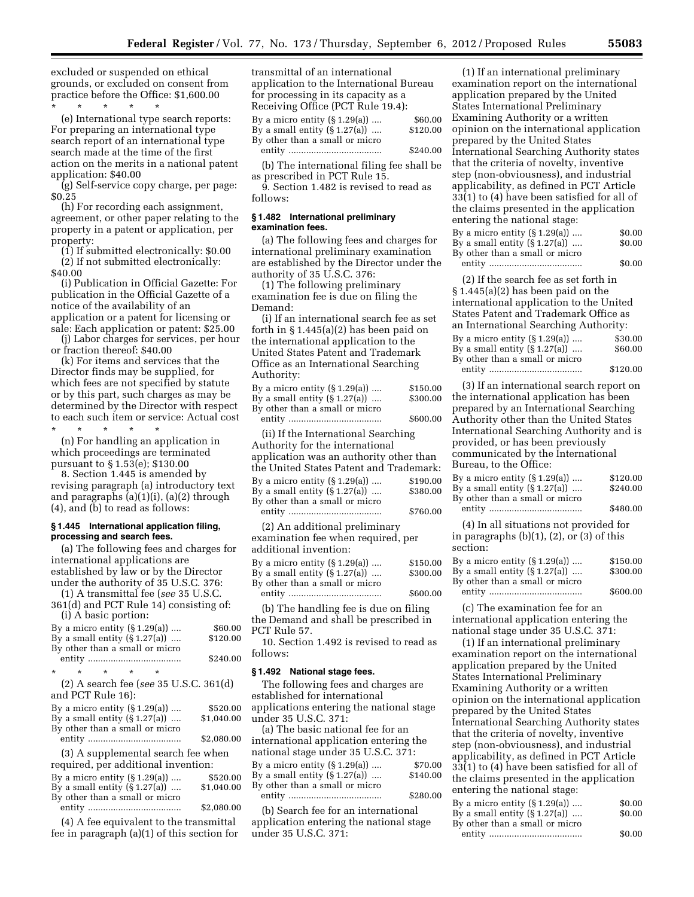excluded or suspended on ethical grounds, or excluded on consent from practice before the Office: $1,600.00

* * * * *

(e) International type search reports: For preparing an international type search report of an international type search made at the time of the first action on the merits in a national patent application: $40.00

(g) Self-service copy charge, per page: $0.25

(h) For recording each assignment, agreement, or other paper relating to the property in a patent or application, per property:

(1) If submitted electronically: $0.00

(2) If not submitted electronically: $40.00

(i) Publication in Official Gazette: For publication in the Official Gazette of a notice of the availability of an application or a patent for licensing or sale: Each application or patent: $25.00

(j) Labor charges for services, per hour or fraction thereof: $40.00

(k) For items and services that the Director finds may be supplied, for which fees are not specified by statute or by this part, such charges as may be determined by the Director with respect to each such item or service: Actual cost

* * * * *

(n) For handling an application in which proceedings are terminated pursuant to § 1.53(e); $130.00

8. Section 1.445 is amended by revising paragraph (a) introductory text and paragraphs (a)(1)(i), (a)(2) through (4), and (b) to read as follows:

**§ 1.445 International application filing, processing and search fees.**

(a) The following fees and charges for international applications are established by law or by the Director under the authority of 35 U.S.C. 376:

(1) A transmittal fee (*see* 35 U.S.C. 361(d) and PCT Rule 14) consisting of:

(i) A basic portion:

| | |
|---|---|
| By a micro entity (§ 1.29(a)) .... | $60.00 |
| By a small entity (§ 1.27(a)) .... | $120.00 |
| By other than a small or micro entity .................................... | $240.00 |

* * * * *

(2) A search fee (*see* 35 U.S.C. 361(d) and PCT Rule 16):

| | |
|---|---|
| By a micro entity (§ 1.29(a)) .... | $520.00 |
| By a small entity (§ 1.27(a)) .... | $1,040.00 |
| By other than a small or micro entity .................................... | $2,080.00 |

(3) A supplemental search fee when required, per additional invention:

| | |
|---|---|
| By a micro entity (§ 1.29(a)) .... | $520.00 |
| By a small entity (§ 1.27(a)) .... | $1,040.00 |
| By other than a small or micro entity .................................... | $2,080.00 |

(4) A fee equivalent to the transmittal fee in paragraph (a)(1) of this section for transmittal of an international application to the International Bureau for processing in its capacity as a Receiving Office (PCT Rule 19.4):

| | |
|---|---|
| By a micro entity (§ 1.29(a)) .... | $60.00 |
| By a small entity (§ 1.27(a)) .... | $120.00 |
| By other than a small or micro entity .................................... | $240.00 |

(b) The international filing fee shall be as prescribed in PCT Rule 15.

9. Section 1.482 is revised to read as follows:

**§ 1.482 International preliminary examination fees.**

(a) The following fees and charges for international preliminary examination are established by the Director under the authority of 35 U.S.C. 376:

(1) The following preliminary examination fee is due on filing the Demand:

(i) If an international search fee as set forth in § 1.445(a)(2) has been paid on the international application to the United States Patent and Trademark Office as an International Searching Authority:

| | |
|---|---|
| By a micro entity (§ 1.29(a)) .... | $150.00 |
| By a small entity (§ 1.27(a)) .... | $300.00 |
| By other than a small or micro entity .................................... | $600.00 |

(ii) If the International Searching Authority for the international application was an authority other than the United States Patent and Trademark:

| | |
|---|---|
| By a micro entity (§ 1.29(a)) .... | $190.00 |
| By a small entity (§ 1.27(a)) .... | $380.00 |
| By other than a small or micro entity .................................... | $760.00 |

(2) An additional preliminary examination fee when required, per additional invention:

| | |
|---|---|
| By a micro entity (§ 1.29(a)) .... | $150.00 |
| By a small entity (§ 1.27(a)) .... | $300.00 |
| By other than a small or micro entity .................................... | $600.00 |

(b) The handling fee is due on filing the Demand and shall be prescribed in PCT Rule 57.

10. Section 1.492 is revised to read as follows:

**§ 1.492 National stage fees.**

The following fees and charges are established for international applications entering the national stage under 35 U.S.C. 371:

(a) The basic national fee for an international application entering the national stage under 35 U.S.C. 371:

| | |
|---|---|
| By a micro entity (§ 1.29(a)) .... | $70.00 |
| By a small entity (§ 1.27(a)) .... | $140.00 |
| By other than a small or micro entity .................................... | $280.00 |

(b) Search fee for an international application entering the national stage under 35 U.S.C. 371:

(1) If an international preliminary examination report on the international application prepared by the United States International Preliminary Examining Authority or a written opinion on the international application prepared by the United States International Searching Authority states that the criteria of novelty, inventive step (non-obviousness), and industrial applicability, as defined in PCT Article 33(1) to (4) have been satisfied for all of the claims presented in the application entering the national stage:

| | |
|---|---|
| By a micro entity (§ 1.29(a)) .... | $0.00 |
| By a small entity (§ 1.27(a)) .... | $0.00 |
| By other than a small or micro entity .................................... | $0.00 |

(2) If the search fee as set forth in § 1.445(a)(2) has been paid on the international application to the United States Patent and Trademark Office as an International Searching Authority:

| | |
|---|---|
| By a micro entity (§ 1.29(a)) .... | $30.00 |
| By a small entity (§ 1.27(a)) .... | $60.00 |
| By other than a small or micro entity .................................... | $120.00 |

(3) If an international search report on the international application has been prepared by an International Searching Authority other than the United States International Searching Authority and is provided, or has been previously communicated by the International Bureau, to the Office:

| | |
|---|---|
| By a micro entity (§ 1.29(a)) .... | $120.00 |
| By a small entity (§ 1.27(a)) .... | $240.00 |
| By other than a small or micro entity .................................... | $480.00 |

(4) In all situations not provided for in paragraphs (b)(1), (2), or (3) of this section:

| | |
|---|---|
| By a micro entity (§ 1.29(a)) .... | $150.00 |
| By a small entity (§ 1.27(a)) .... | $300.00 |
| By other than a small or micro entity .................................... | $600.00 |

(c) The examination fee for an international application entering the national stage under 35 U.S.C. 371:

(1) If an international preliminary examination report on the international application prepared by the United States International Preliminary Examining Authority or a written opinion on the international application prepared by the United States International Searching Authority states that the criteria of novelty, inventive step (non-obviousness), and industrial applicability, as defined in PCT Article 33(1) to (4) have been satisfied for all of the claims presented in the application entering the national stage:

| | |
|---|---|
| By a micro entity (§ 1.29(a)) .... | $0.00 |
| By a small entity (§ 1.27(a)) .... | $0.00 |
| By other than a small or micro entity .................................... | $0.00 |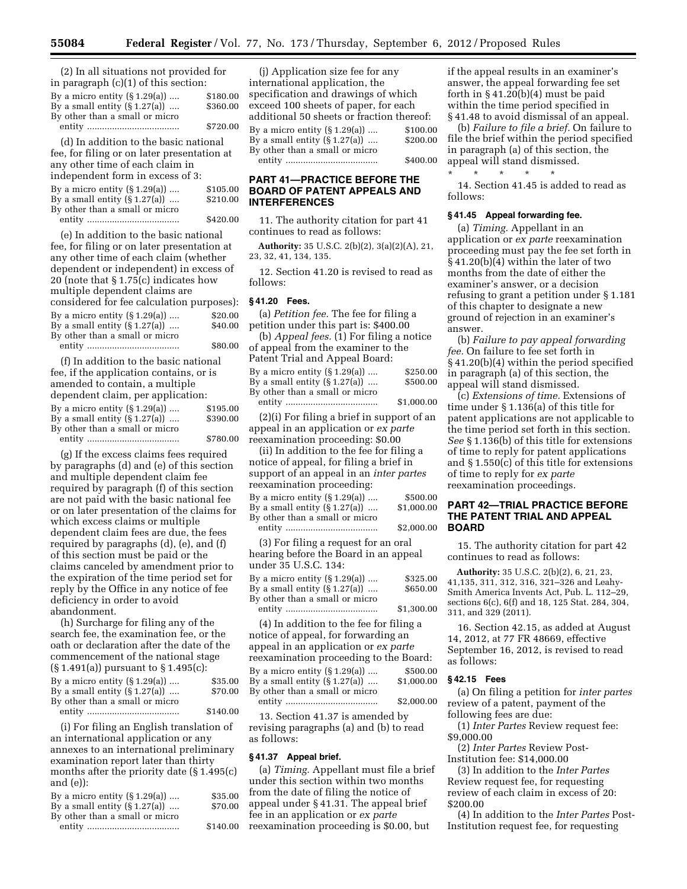(2) In all situations not provided for in paragraph (c)(1) of this section:

| | |
|---|---|
| By a micro entity (§ 1.29(a)) .... | $180.00 |
| By a small entity (§ 1.27(a)) .... | $360.00 |
| By other than a small or micro entity .................................... | $720.00 |

(d) In addition to the basic national fee, for filing or on later presentation at any other time of each claim in independent form in excess of 3:

| | |
|---|---|
| By a micro entity (§ 1.29(a)) .... | $105.00 |
| By a small entity (§ 1.27(a)) .... | $210.00 |
| By other than a small or micro entity .................................... | $420.00 |

(e) In addition to the basic national fee, for filing or on later presentation at any other time of each claim (whether dependent or independent) in excess of 20 (note that § 1.75(c) indicates how multiple dependent claims are considered for fee calculation purposes):

| | |
|---|---|
| By a micro entity (§ 1.29(a)) .... | $20.00 |
| By a small entity (§ 1.27(a)) .... | $40.00 |
| By other than a small or micro entity .................................... | $80.00 |

(f) In addition to the basic national fee, if the application contains, or is amended to contain, a multiple dependent claim, per application:

| | |
|---|---|
| By a micro entity (§ 1.29(a)) .... | $195.00 |
| By a small entity (§ 1.27(a)) .... | $390.00 |
| By other than a small or micro entity .................................... | $780.00 |

(g) If the excess claims fees required by paragraphs (d) and (e) of this section and multiple dependent claim fee required by paragraph (f) of this section are not paid with the basic national fee or on later presentation of the claims for which excess claims or multiple dependent claim fees are due, the fees required by paragraphs (d), (e), and (f) of this section must be paid or the claims canceled by amendment prior to the expiration of the time period set for reply by the Office in any notice of fee deficiency in order to avoid abandonment.

(h) Surcharge for filing any of the search fee, the examination fee, or the oath or declaration after the date of the commencement of the national stage (§ 1.491(a)) pursuant to § 1.495(c):

| | |
|---|---|
| By a micro entity (§ 1.29(a)) .... | $35.00 |
| By a small entity (§ 1.27(a)) .... | $70.00 |
| By other than a small or micro entity .................................... | $140.00 |

(i) For filing an English translation of an international application or any annexes to an international preliminary examination report later than thirty months after the priority date (§ 1.495(c) and (e)):

| | |
|---|---|
| By a micro entity (§ 1.29(a)) .... | $35.00 |
| By a small entity (§ 1.27(a)) .... | $70.00 |
| By other than a small or micro entity .................................... | $140.00 |

(j) Application size fee for any international application, the specification and drawings of which exceed 100 sheets of paper, for each additional 50 sheets or fraction thereof:

| | |
|---|---|
| By a micro entity (§ 1.29(a)) .... | $100.00 |
| By a small entity (§ 1.27(a)) .... | $200.00 |
| By other than a small or micro entity .................................... | $400.00 |

## PART 41—PRACTICE BEFORE THE BOARD OF PATENT APPEALS AND INTERFERENCES

11. The authority citation for part 41 continues to read as follows:

**Authority:** 35 U.S.C. 2(b)(2), 3(a)(2)(A), 21, 23, 32, 41, 134, 135.

12. Section 41.20 is revised to read as follows:

### § 41.20 Fees.

(a) *Petition fee.* The fee for filing a petition under this part is: $400.00

(b) *Appeal fees.* (1) For filing a notice of appeal from the examiner to the Patent Trial and Appeal Board:

| | |
|---|---|
| By a micro entity (§ 1.29(a)) .... | $250.00 |
| By a small entity (§ 1.27(a)) .... | $500.00 |
| By other than a small or micro entity .................................... | $1,000.00 |

(2)(i) For filing a brief in support of an appeal in an application or *ex parte* reexamination proceeding: $0.00

(ii) In addition to the fee for filing a notice of appeal, for filing a brief in support of an appeal in an *inter partes* reexamination proceeding:

| | |
|---|---|
| By a micro entity (§ 1.29(a)) .... | $500.00 |
| By a small entity (§ 1.27(a)) .... | $1,000.00 |
| By other than a small or micro entity .................................... | $2,000.00 |

(3) For filing a request for an oral hearing before the Board in an appeal under 35 U.S.C. 134:

| | |
|---|---|
| By a micro entity (§ 1.29(a)) .... | $325.00 |
| By a small entity (§ 1.27(a)) .... | $650.00 |
| By other than a small or micro entity .................................... | $1,300.00 |

(4) In addition to the fee for filing a notice of appeal, for forwarding an appeal in an application or *ex parte* reexamination proceeding to the Board:

| | |
|---|---|
| By a micro entity (§ 1.29(a)) .... | $500.00 |
| By a small entity (§ 1.27(a)) .... | $1,000.00 |
| By other than a small or micro entity .................................... | $2,000.00 |

13. Section 41.37 is amended by revising paragraphs (a) and (b) to read as follows:

### § 41.37 Appeal brief.

(a) *Timing.* Appellant must file a brief under this section within two months from the date of filing the notice of appeal under § 41.31. The appeal brief fee in an application or *ex parte* reexamination proceeding is $0.00, but if the appeal results in an examiner's answer, the appeal forwarding fee set forth in § 41.20(b)(4) must be paid within the time period specified in § 41.48 to avoid dismissal of an appeal.

(b) *Failure to file a brief.* On failure to file the brief within the period specified in paragraph (a) of this section, the appeal will stand dismissed.

\* \* \* \* \*

14. Section 41.45 is added to read as follows:

### § 41.45 Appeal forwarding fee.

(a) *Timing.* Appellant in an application or *ex parte* reexamination proceeding must pay the fee set forth in § 41.20(b)(4) within the later of two months from the date of either the examiner's answer, or a decision refusing to grant a petition under § 1.181 of this chapter to designate a new ground of rejection in an examiner's answer.

(b) *Failure to pay appeal forwarding fee.* On failure to fee set forth in § 41.20(b)(4) within the period specified in paragraph (a) of this section, the appeal will stand dismissed.

(c) *Extensions of time.* Extensions of time under § 1.136(a) of this title for patent applications are not applicable to the time period set forth in this section. *See* § 1.136(b) of this title for extensions of time to reply for patent applications and § 1.550(c) of this title for extensions of time to reply for *ex parte* reexamination proceedings.

## PART 42—TRIAL PRACTICE BEFORE THE PATENT TRIAL AND APPEAL BOARD

15. The authority citation for part 42 continues to read as follows:

**Authority:** 35 U.S.C. 2(b)(2), 6, 21, 23, 41,135, 311, 312, 316, 321–326 and Leahy-Smith America Invents Act, Pub. L. 112–29, sections 6(c), 6(f) and 18, 125 Stat. 284, 304, 311, and 329 (2011).

16. Section 42.15, as added at August 14, 2012, at 77 FR 48669, effective September 16, 2012, is revised to read as follows:

### § 42.15 Fees

(a) On filing a petition for *inter partes* review of a patent, payment of the following fees are due:

(1) *Inter Partes* Review request fee: $9,000.00

(2) *Inter Partes* Review Post-Institution fee: $14,000.00

(3) In addition to the *Inter Partes* Review request fee, for requesting review of each claim in excess of 20: $200.00

(4) In addition to the *Inter Partes* Post-Institution request fee, for requesting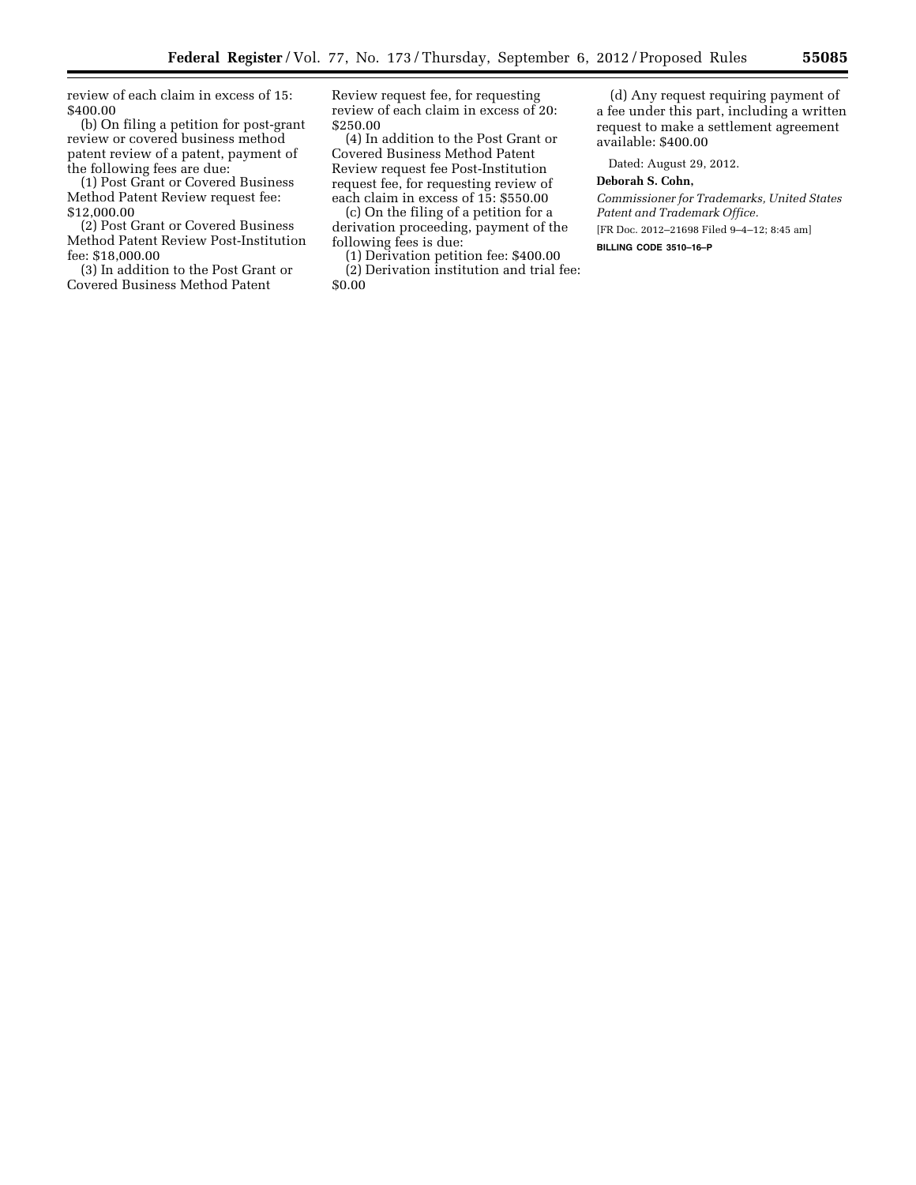review of each claim in excess of 15: $400.00

(b) On filing a petition for post-grant review or covered business method patent review of a patent, payment of the following fees are due:

(1) Post Grant or Covered Business Method Patent Review request fee: $12,000.00

(2) Post Grant or Covered Business Method Patent Review Post-Institution fee: $18,000.00

(3) In addition to the Post Grant or Covered Business Method Patent Review request fee, for requesting review of each claim in excess of 20: $250.00

(4) In addition to the Post Grant or Covered Business Method Patent Review request fee Post-Institution request fee, for requesting review of each claim in excess of 15: $550.00

(c) On the filing of a petition for a derivation proceeding, payment of the following fees is due:

(1) Derivation petition fee: $400.00

(2) Derivation institution and trial fee: $0.00

(d) Any request requiring payment of a fee under this part, including a written request to make a settlement agreement available: $400.00

Dated: August 29, 2012.

**Deborah S. Cohn,**

*Commissioner for Trademarks, United States Patent and Trademark Office.*

[FR Doc. 2012–21698 Filed 9–4–12; 8:45 am]

**BILLING CODE 3510–16–P**